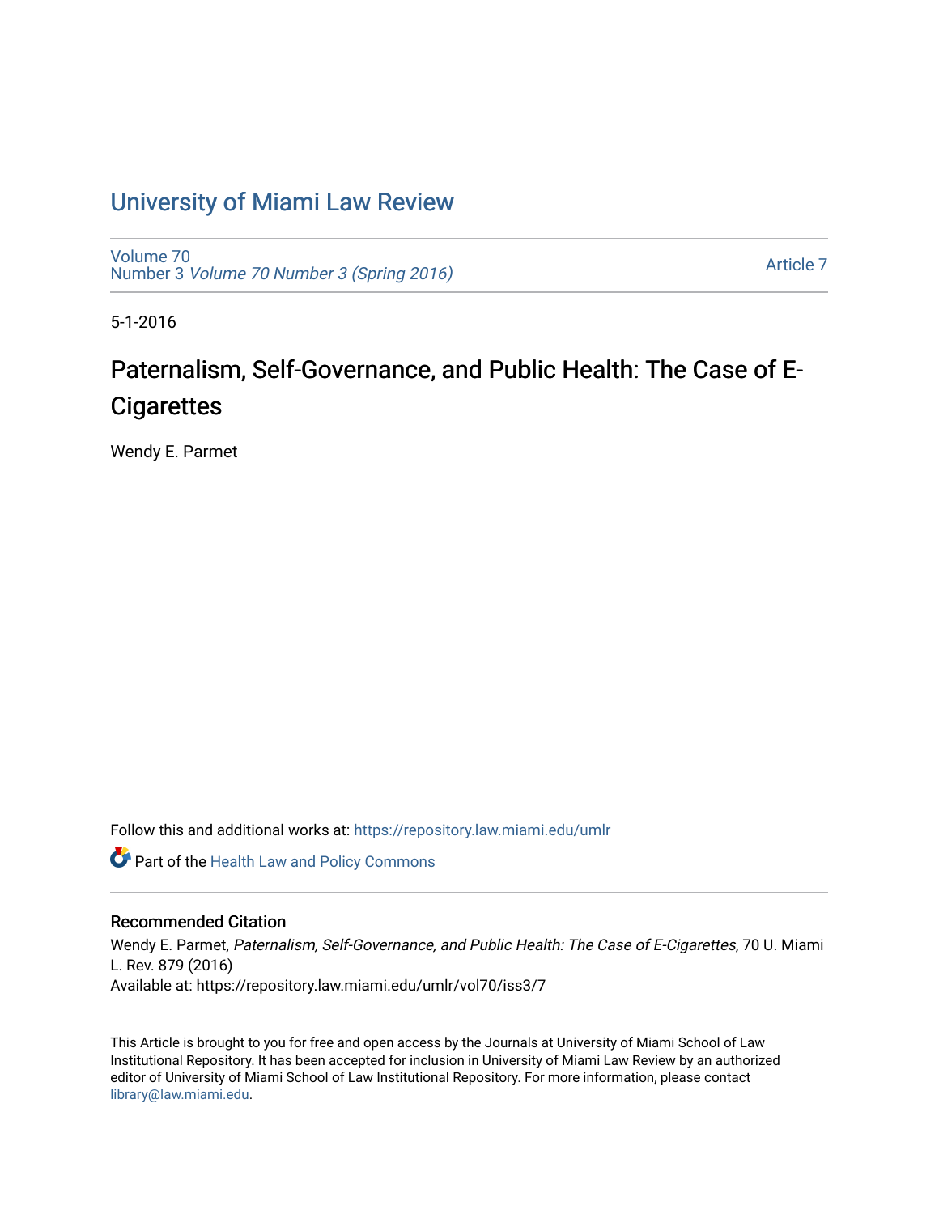# University of Miami Law Review

Volume 70
Number 3 *Volume 70 Number 3 (Spring 2016)*

Article 7

5-1-2016

## Paternalism, Self-Governance, and Public Health: The Case of E-Cigarettes

Wendy E. Parmet

Follow this and additional works at: https://repository.law.miami.edu/umlr

Part of the Health Law and Policy Commons

### Recommended Citation

Wendy E. Parmet, *Paternalism, Self-Governance, and Public Health: The Case of E-Cigarettes*, 70 U. Miami L. Rev. 879 (2016)
Available at: https://repository.law.miami.edu/umlr/vol70/iss3/7

This Article is brought to you for free and open access by the Journals at University of Miami School of Law Institutional Repository. It has been accepted for inclusion in University of Miami Law Review by an authorized editor of University of Miami School of Law Institutional Repository. For more information, please contact library@law.miami.edu.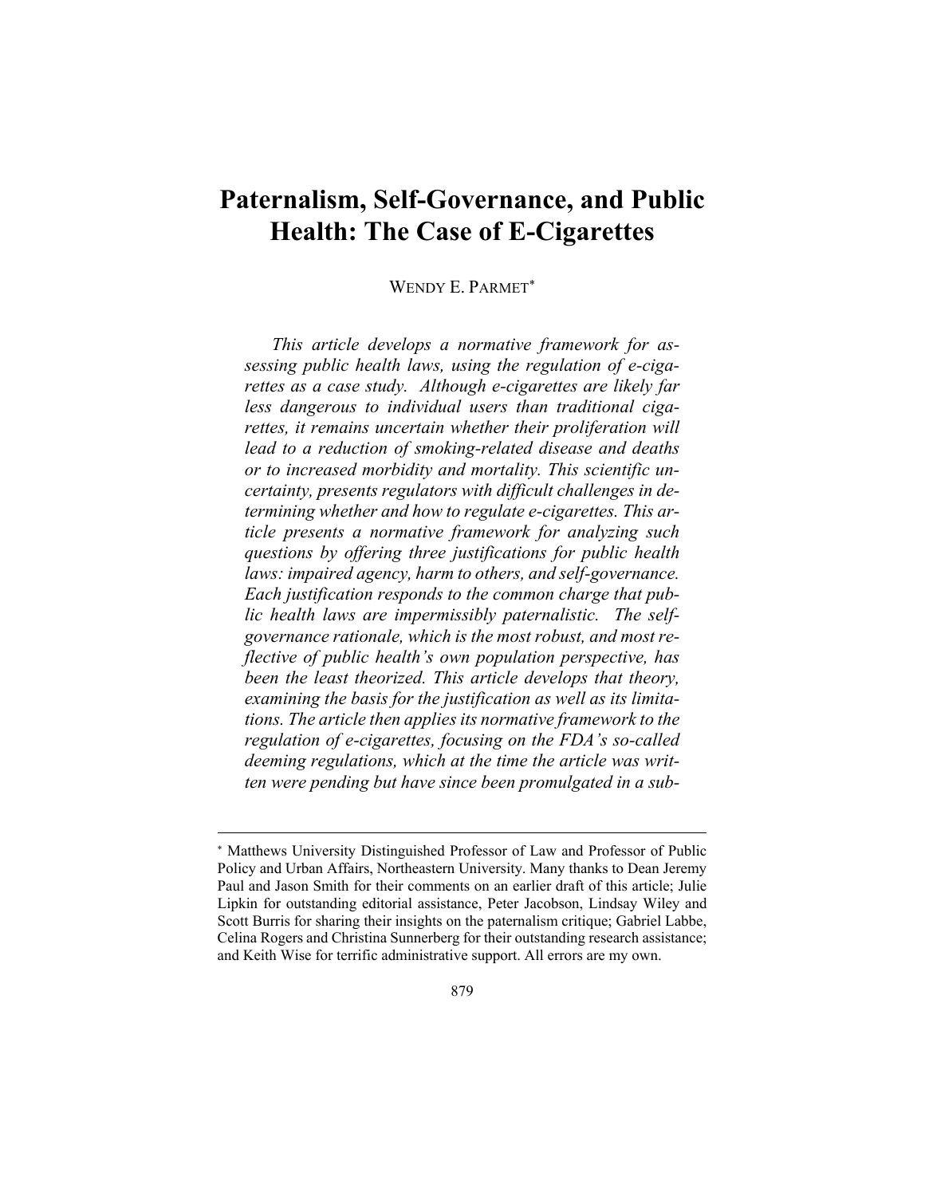# Paternalism, Self-Governance, and Public Health: The Case of E-Cigarettes

WENDY E. PARMET*

*This article develops a normative framework for assessing public health laws, using the regulation of e-cigarettes as a case study. Although e-cigarettes are likely far less dangerous to individual users than traditional cigarettes, it remains uncertain whether their proliferation will lead to a reduction of smoking-related disease and deaths or to increased morbidity and mortality. This scientific uncertainty, presents regulators with difficult challenges in determining whether and how to regulate e-cigarettes. This article presents a normative framework for analyzing such questions by offering three justifications for public health laws: impaired agency, harm to others, and self-governance. Each justification responds to the common charge that public health laws are impermissibly paternalistic. The self-governance rationale, which is the most robust, and most reflective of public health's own population perspective, has been the least theorized. This article develops that theory, examining the basis for the justification as well as its limitations. The article then applies its normative framework to the regulation of e-cigarettes, focusing on the FDA's so-called deeming regulations, which at the time the article was written were pending but have since been promulgated in a sub-*

---

\* Matthews University Distinguished Professor of Law and Professor of Public Policy and Urban Affairs, Northeastern University. Many thanks to Dean Jeremy Paul and Jason Smith for their comments on an earlier draft of this article; Julie Lipkin for outstanding editorial assistance, Peter Jacobson, Lindsay Wiley and Scott Burris for sharing their insights on the paternalism critique; Gabriel Labbe, Celina Rogers and Christina Sunnerberg for their outstanding research assistance; and Keith Wise for terrific administrative support. All errors are my own.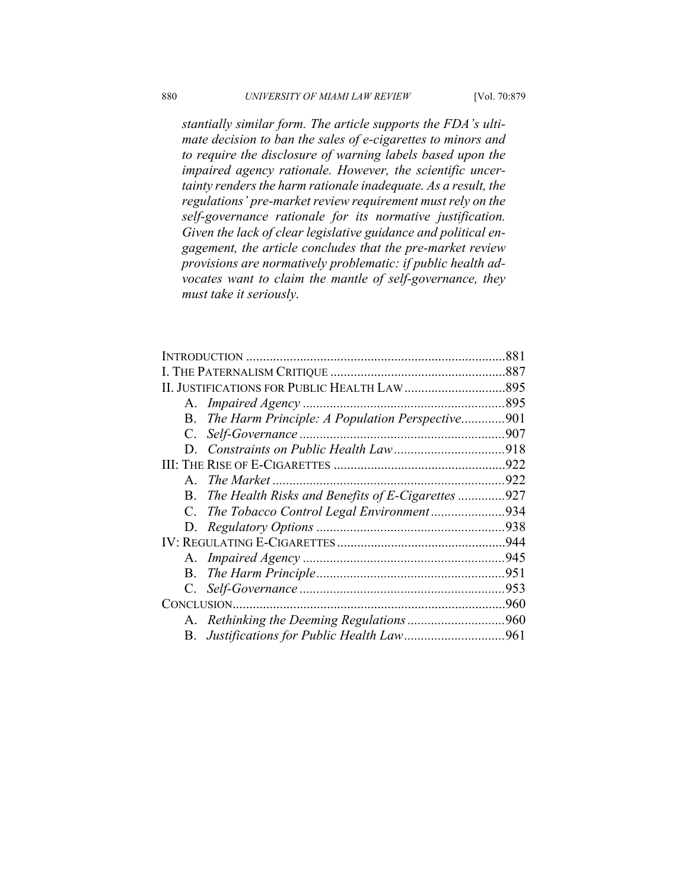*stantially similar form. The article supports the FDA's ultimate decision to ban the sales of e-cigarettes to minors and to require the disclosure of warning labels based upon the impaired agency rationale. However, the scientific uncertainty renders the harm rationale inadequate. As a result, the regulations' pre-market review requirement must rely on the self-governance rationale for its normative justification. Given the lack of clear legislative guidance and political engagement, the article concludes that the pre-market review provisions are normatively problematic: if public health advocates want to claim the mantle of self-governance, they must take it seriously.*

INTRODUCTION .............................................................................881
I. THE PATERNALISM CRITIQUE ....................................................887
II. JUSTIFICATIONS FOR PUBLIC HEALTH LAW ..............................895
&nbsp;&nbsp;&nbsp;&nbsp;A. *Impaired Agency* ............................................................895
&nbsp;&nbsp;&nbsp;&nbsp;B. *The Harm Principle: A Population Perspective*.............901
&nbsp;&nbsp;&nbsp;&nbsp;C. *Self-Governance* .............................................................907
&nbsp;&nbsp;&nbsp;&nbsp;D. *Constraints on Public Health Law* .................................918
III: THE RISE OF E-CIGARETTES ..................................................922
&nbsp;&nbsp;&nbsp;&nbsp;A. *The Market* .....................................................................922
&nbsp;&nbsp;&nbsp;&nbsp;B. *The Health Risks and Benefits of E-Cigarettes* ..............927
&nbsp;&nbsp;&nbsp;&nbsp;C. *The Tobacco Control Legal Environment* ......................934
&nbsp;&nbsp;&nbsp;&nbsp;D. *Regulatory Options* ........................................................938
IV: REGULATING E-CIGARETTES ..................................................944
&nbsp;&nbsp;&nbsp;&nbsp;A. *Impaired Agency* ............................................................945
&nbsp;&nbsp;&nbsp;&nbsp;B. *The Harm Principle*........................................................951
&nbsp;&nbsp;&nbsp;&nbsp;C. *Self-Governance* .............................................................953
CONCLUSION.................................................................................960
&nbsp;&nbsp;&nbsp;&nbsp;A. *Rethinking the Deeming Regulations* .............................960
&nbsp;&nbsp;&nbsp;&nbsp;B. *Justifications for Public Health Law*..............................961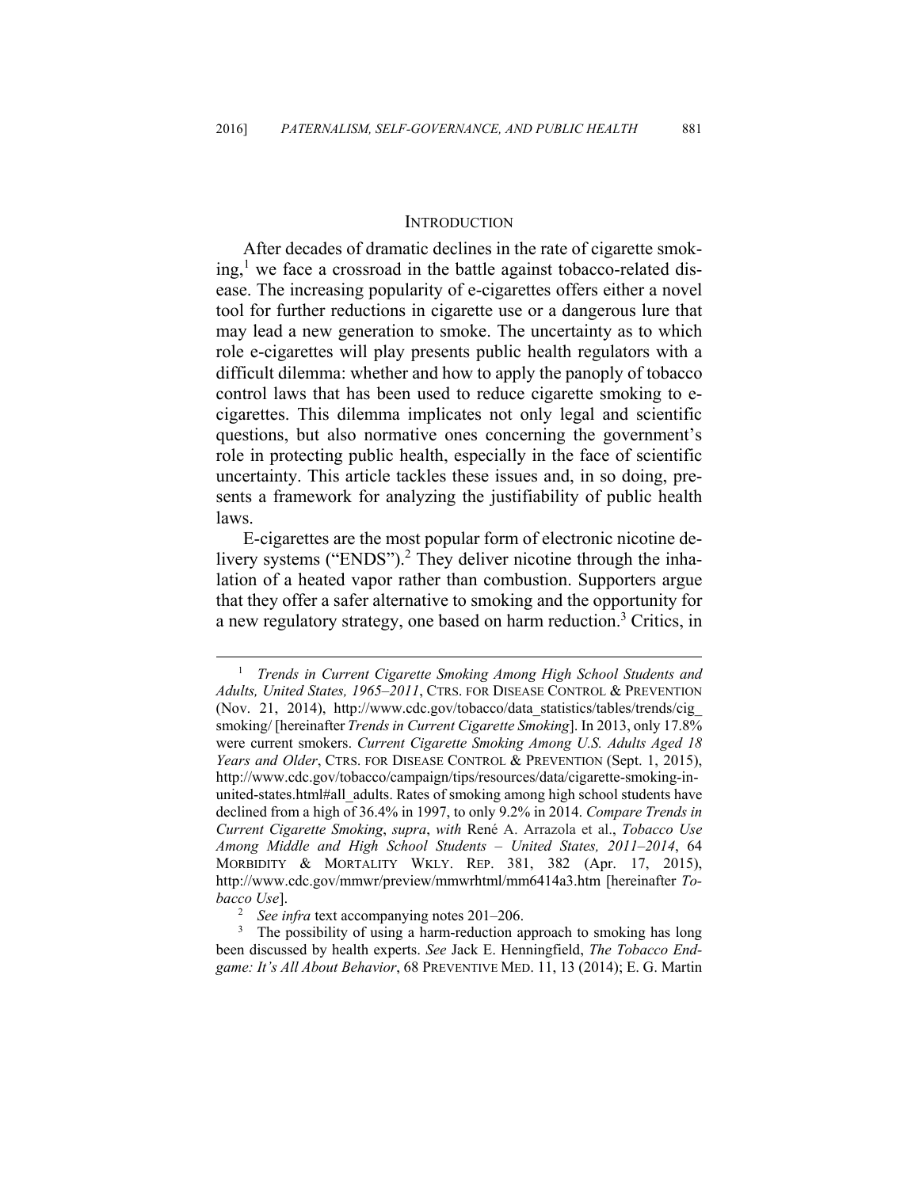## INTRODUCTION

After decades of dramatic declines in the rate of cigarette smoking,[1] we face a crossroad in the battle against tobacco-related disease. The increasing popularity of e-cigarettes offers either a novel tool for further reductions in cigarette use or a dangerous lure that may lead a new generation to smoke. The uncertainty as to which role e-cigarettes will play presents public health regulators with a difficult dilemma: whether and how to apply the panoply of tobacco control laws that has been used to reduce cigarette smoking to e-cigarettes. This dilemma implicates not only legal and scientific questions, but also normative ones concerning the government's role in protecting public health, especially in the face of scientific uncertainty. This article tackles these issues and, in so doing, presents a framework for analyzing the justifiability of public health laws.

E-cigarettes are the most popular form of electronic nicotine delivery systems ("ENDS").[2] They deliver nicotine through the inhalation of a heated vapor rather than combustion. Supporters argue that they offer a safer alternative to smoking and the opportunity for a new regulatory strategy, one based on harm reduction.[3] Critics, in

---

[1] *Trends in Current Cigarette Smoking Among High School Students and Adults, United States, 1965–2011*, CTRS. FOR DISEASE CONTROL & PREVENTION (Nov. 21, 2014), http://www.cdc.gov/tobacco/data_statistics/tables/trends/cig_smoking/ [hereinafter *Trends in Current Cigarette Smoking*]. In 2013, only 17.8% were current smokers. *Current Cigarette Smoking Among U.S. Adults Aged 18 Years and Older*, CTRS. FOR DISEASE CONTROL & PREVENTION (Sept. 1, 2015), http://www.cdc.gov/tobacco/campaign/tips/resources/data/cigarette-smoking-in-united-states.html#all_adults. Rates of smoking among high school students have declined from a high of 36.4% in 1997, to only 9.2% in 2014. *Compare Trends in Current Cigarette Smoking*, *supra*, *with* René A. Arrazola et al., *Tobacco Use Among Middle and High School Students – United States, 2011–2014*, 64 MORBIDITY & MORTALITY WKLY. REP. 381, 382 (Apr. 17, 2015), http://www.cdc.gov/mmwr/preview/mmwrhtml/mm6414a3.htm [hereinafter *Tobacco Use*].

[2] *See infra* text accompanying notes 201–206.

[3] The possibility of using a harm-reduction approach to smoking has long been discussed by health experts. *See* Jack E. Henningfield, *The Tobacco Endgame: It's All About Behavior*, 68 PREVENTIVE MED. 11, 13 (2014); E. G. Martin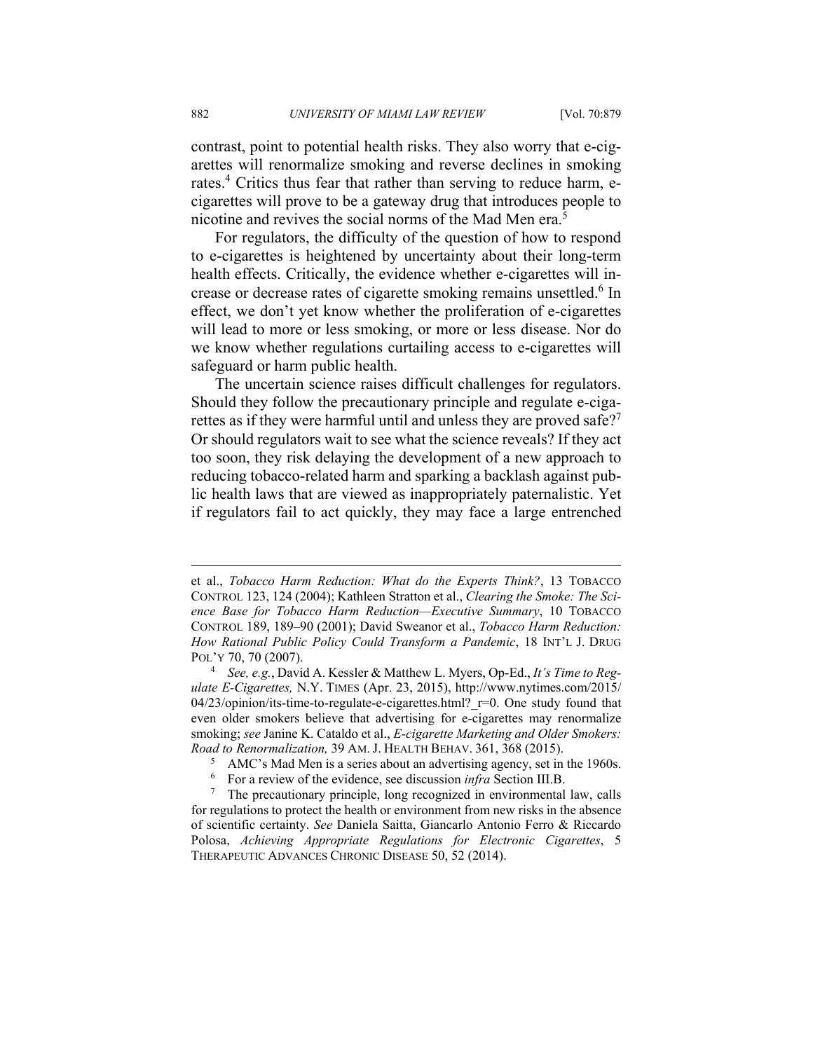contrast, point to potential health risks. They also worry that e-cigarettes will renormalize smoking and reverse declines in smoking rates.[4] Critics thus fear that rather than serving to reduce harm, e-cigarettes will prove to be a gateway drug that introduces people to nicotine and revives the social norms of the Mad Men era.[5]

For regulators, the difficulty of the question of how to respond to e-cigarettes is heightened by uncertainty about their long-term health effects. Critically, the evidence whether e-cigarettes will increase or decrease rates of cigarette smoking remains unsettled.[6] In effect, we don't yet know whether the proliferation of e-cigarettes will lead to more or less smoking, or more or less disease. Nor do we know whether regulations curtailing access to e-cigarettes will safeguard or harm public health.

The uncertain science raises difficult challenges for regulators. Should they follow the precautionary principle and regulate e-cigarettes as if they were harmful until and unless they are proved safe?[7] Or should regulators wait to see what the science reveals? If they act too soon, they risk delaying the development of a new approach to reducing tobacco-related harm and sparking a backlash against public health laws that are viewed as inappropriately paternalistic. Yet if regulators fail to act quickly, they may face a large entrenched

---

et al., *Tobacco Harm Reduction: What do the Experts Think?*, 13 TOBACCO CONTROL 123, 124 (2004); Kathleen Stratton et al., *Clearing the Smoke: The Science Base for Tobacco Harm Reduction—Executive Summary*, 10 TOBACCO CONTROL 189, 189–90 (2001); David Sweanor et al., *Tobacco Harm Reduction: How Rational Public Policy Could Transform a Pandemic*, 18 INT'L J. DRUG POL'Y 70, 70 (2007).

[4] *See, e.g.*, David A. Kessler & Matthew L. Myers, Op-Ed., *It's Time to Regulate E-Cigarettes,* N.Y. TIMES (Apr. 23, 2015), http://www.nytimes.com/2015/04/23/opinion/its-time-to-regulate-e-cigarettes.html?_r=0. One study found that even older smokers believe that advertising for e-cigarettes may renormalize smoking; *see* Janine K. Cataldo et al., *E-cigarette Marketing and Older Smokers: Road to Renormalization,* 39 AM. J. HEALTH BEHAV. 361, 368 (2015).

[5] AMC's Mad Men is a series about an advertising agency, set in the 1960s.

[6] For a review of the evidence, see discussion *infra* Section III.B.

[7] The precautionary principle, long recognized in environmental law, calls for regulations to protect the health or environment from new risks in the absence of scientific certainty. *See* Daniela Saitta, Giancarlo Antonio Ferro & Riccardo Polosa, *Achieving Appropriate Regulations for Electronic Cigarettes*, 5 THERAPEUTIC ADVANCES CHRONIC DISEASE 50, 52 (2014).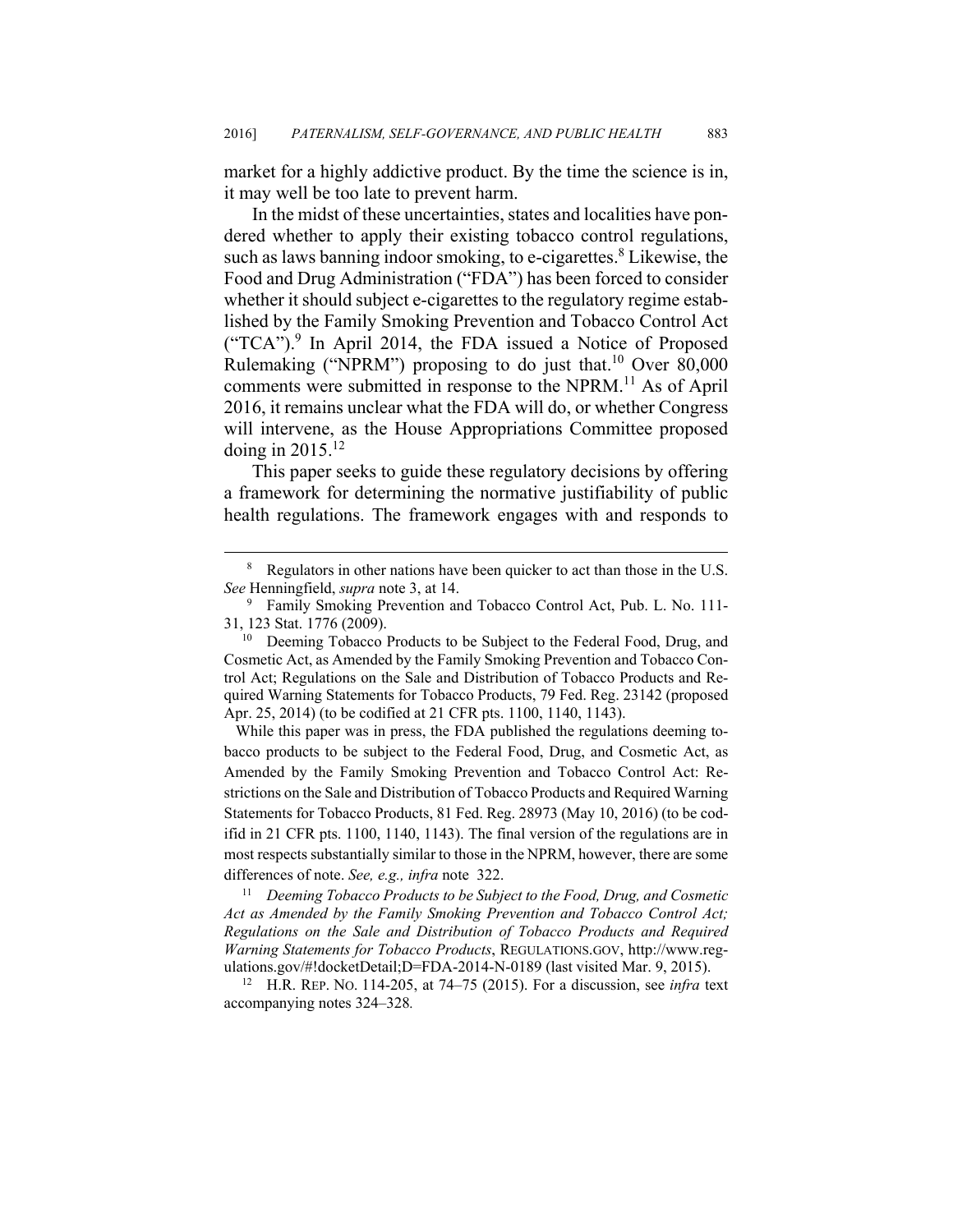market for a highly addictive product. By the time the science is in, it may well be too late to prevent harm.

In the midst of these uncertainties, states and localities have pondered whether to apply their existing tobacco control regulations, such as laws banning indoor smoking, to e-cigarettes.[8] Likewise, the Food and Drug Administration ("FDA") has been forced to consider whether it should subject e-cigarettes to the regulatory regime established by the Family Smoking Prevention and Tobacco Control Act ("TCA").[9] In April 2014, the FDA issued a Notice of Proposed Rulemaking ("NPRM") proposing to do just that.[10] Over 80,000 comments were submitted in response to the NPRM.[11] As of April 2016, it remains unclear what the FDA will do, or whether Congress will intervene, as the House Appropriations Committee proposed doing in 2015.[12]

This paper seeks to guide these regulatory decisions by offering a framework for determining the normative justifiability of public health regulations. The framework engages with and responds to

---

[8] Regulators in other nations have been quicker to act than those in the U.S. *See* Henningfield, *supra* note 3, at 14.

[9] Family Smoking Prevention and Tobacco Control Act, Pub. L. No. 111-31, 123 Stat. 1776 (2009).

[10] Deeming Tobacco Products to be Subject to the Federal Food, Drug, and Cosmetic Act, as Amended by the Family Smoking Prevention and Tobacco Control Act; Regulations on the Sale and Distribution of Tobacco Products and Required Warning Statements for Tobacco Products, 79 Fed. Reg. 23142 (proposed Apr. 25, 2014) (to be codified at 21 CFR pts. 1100, 1140, 1143).

While this paper was in press, the FDA published the regulations deeming tobacco products to be subject to the Federal Food, Drug, and Cosmetic Act, as Amended by the Family Smoking Prevention and Tobacco Control Act: Restrictions on the Sale and Distribution of Tobacco Products and Required Warning Statements for Tobacco Products, 81 Fed. Reg. 28973 (May 10, 2016) (to be codifid in 21 CFR pts. 1100, 1140, 1143). The final version of the regulations are in most respects substantially similar to those in the NPRM, however, there are some differences of note. *See, e.g., infra* note 322.

[11] *Deeming Tobacco Products to be Subject to the Food, Drug, and Cosmetic Act as Amended by the Family Smoking Prevention and Tobacco Control Act; Regulations on the Sale and Distribution of Tobacco Products and Required Warning Statements for Tobacco Products*, REGULATIONS.GOV, http://www.regulations.gov/#!docketDetail;D=FDA-2014-N-0189 (last visited Mar. 9, 2015).

[12] H.R. REP. NO. 114-205, at 74–75 (2015). For a discussion, see *infra* text accompanying notes 324–328.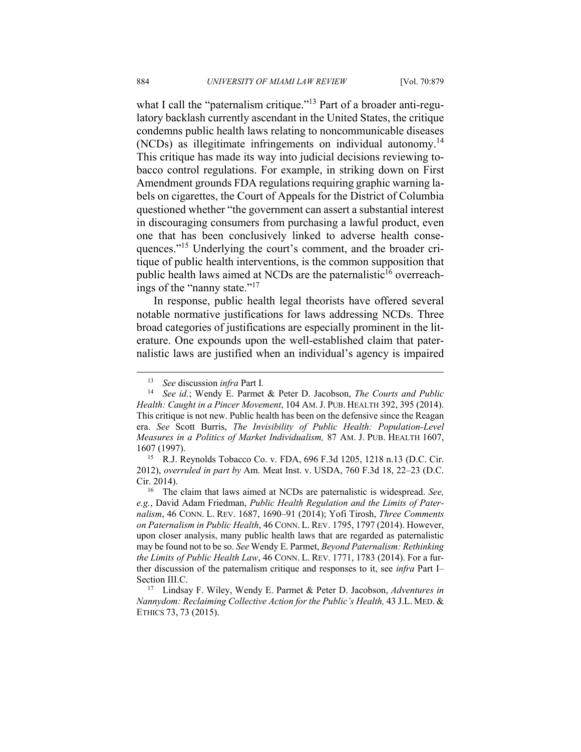what I call the "paternalism critique."[13] Part of a broader anti-regulatory backlash currently ascendant in the United States, the critique condemns public health laws relating to noncommunicable diseases (NCDs) as illegitimate infringements on individual autonomy.[14] This critique has made its way into judicial decisions reviewing tobacco control regulations. For example, in striking down on First Amendment grounds FDA regulations requiring graphic warning labels on cigarettes, the Court of Appeals for the District of Columbia questioned whether "the government can assert a substantial interest in discouraging consumers from purchasing a lawful product, even one that has been conclusively linked to adverse health consequences."[15] Underlying the court's comment, and the broader critique of public health interventions, is the common supposition that public health laws aimed at NCDs are the paternalistic[16] overreachings of the "nanny state."[17]

In response, public health legal theorists have offered several notable normative justifications for laws addressing NCDs. Three broad categories of justifications are especially prominent in the literature. One expounds upon the well-established claim that paternalistic laws are justified when an individual's agency is impaired

---

[13] *See* discussion *infra* Part I.

[14] *See id.*; Wendy E. Parmet & Peter D. Jacobson, *The Courts and Public Health: Caught in a Pincer Movement*, 104 AM. J. PUB. HEALTH 392, 395 (2014). This critique is not new. Public health has been on the defensive since the Reagan era. *See* Scott Burris, *The Invisibility of Public Health: Population-Level Measures in a Politics of Market Individualism,* 87 AM. J. PUB. HEALTH 1607, 1607 (1997).

[15] R.J. Reynolds Tobacco Co. v. FDA, 696 F.3d 1205, 1218 n.13 (D.C. Cir. 2012), *overruled in part by* Am. Meat Inst. v. USDA, 760 F.3d 18, 22–23 (D.C. Cir. 2014).

[16] The claim that laws aimed at NCDs are paternalistic is widespread. *See, e.g.*, David Adam Friedman, *Public Health Regulation and the Limits of Paternalism*, 46 CONN. L. REV. 1687, 1690–91 (2014); Yofi Tirosh, *Three Comments on Paternalism in Public Health*, 46 CONN. L. REV. 1795, 1797 (2014). However, upon closer analysis, many public health laws that are regarded as paternalistic may be found not to be so. *See* Wendy E. Parmet, *Beyond Paternalism: Rethinking the Limits of Public Health Law*, 46 CONN. L. REV. 1771, 1783 (2014). For a further discussion of the paternalism critique and responses to it, see *infra* Part I–Section III.C.

[17] Lindsay F. Wiley, Wendy E. Parmet & Peter D. Jacobson, *Adventures in Nannydom: Reclaiming Collective Action for the Public's Health,* 43 J.L. MED. & ETHICS 73, 73 (2015).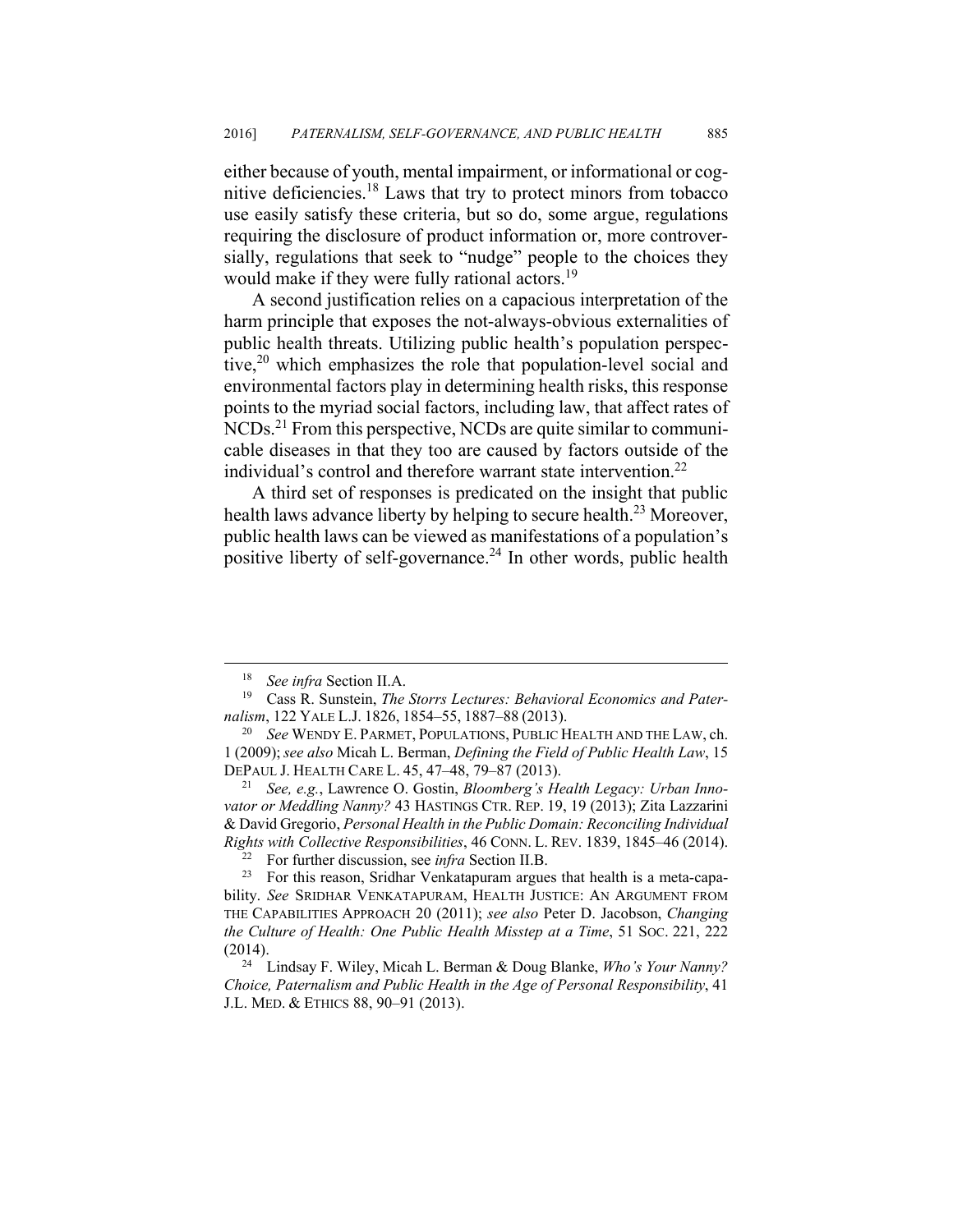either because of youth, mental impairment, or informational or cognitive deficiencies.[18] Laws that try to protect minors from tobacco use easily satisfy these criteria, but so do, some argue, regulations requiring the disclosure of product information or, more controversially, regulations that seek to "nudge" people to the choices they would make if they were fully rational actors.[19]

A second justification relies on a capacious interpretation of the harm principle that exposes the not-always-obvious externalities of public health threats. Utilizing public health's population perspective,[20] which emphasizes the role that population-level social and environmental factors play in determining health risks, this response points to the myriad social factors, including law, that affect rates of NCDs.[21] From this perspective, NCDs are quite similar to communicable diseases in that they too are caused by factors outside of the individual's control and therefore warrant state intervention.[22]

A third set of responses is predicated on the insight that public health laws advance liberty by helping to secure health.[23] Moreover, public health laws can be viewed as manifestations of a population's positive liberty of self-governance.[24] In other words, public health

---

[18] *See infra* Section II.A.

[19] Cass R. Sunstein, *The Storrs Lectures: Behavioral Economics and Paternalism*, 122 YALE L.J. 1826, 1854–55, 1887–88 (2013).

[20] *See* WENDY E. PARMET, POPULATIONS, PUBLIC HEALTH AND THE LAW, ch. 1 (2009); *see also* Micah L. Berman, *Defining the Field of Public Health Law*, 15 DEPAUL J. HEALTH CARE L. 45, 47–48, 79–87 (2013).

[21] *See, e.g.*, Lawrence O. Gostin, *Bloomberg's Health Legacy: Urban Innovator or Meddling Nanny?* 43 HASTINGS CTR. REP. 19, 19 (2013); Zita Lazzarini & David Gregorio, *Personal Health in the Public Domain: Reconciling Individual Rights with Collective Responsibilities*, 46 CONN. L. REV. 1839, 1845–46 (2014).

[22] For further discussion, see *infra* Section II.B.

[23] For this reason, Sridhar Venkatapuram argues that health is a meta-capability. *See* SRIDHAR VENKATAPURAM, HEALTH JUSTICE: AN ARGUMENT FROM THE CAPABILITIES APPROACH 20 (2011); *see also* Peter D. Jacobson, *Changing the Culture of Health: One Public Health Misstep at a Time*, 51 SOC. 221, 222 (2014).

[24] Lindsay F. Wiley, Micah L. Berman & Doug Blanke, *Who's Your Nanny? Choice, Paternalism and Public Health in the Age of Personal Responsibility*, 41 J.L. MED. & ETHICS 88, 90–91 (2013).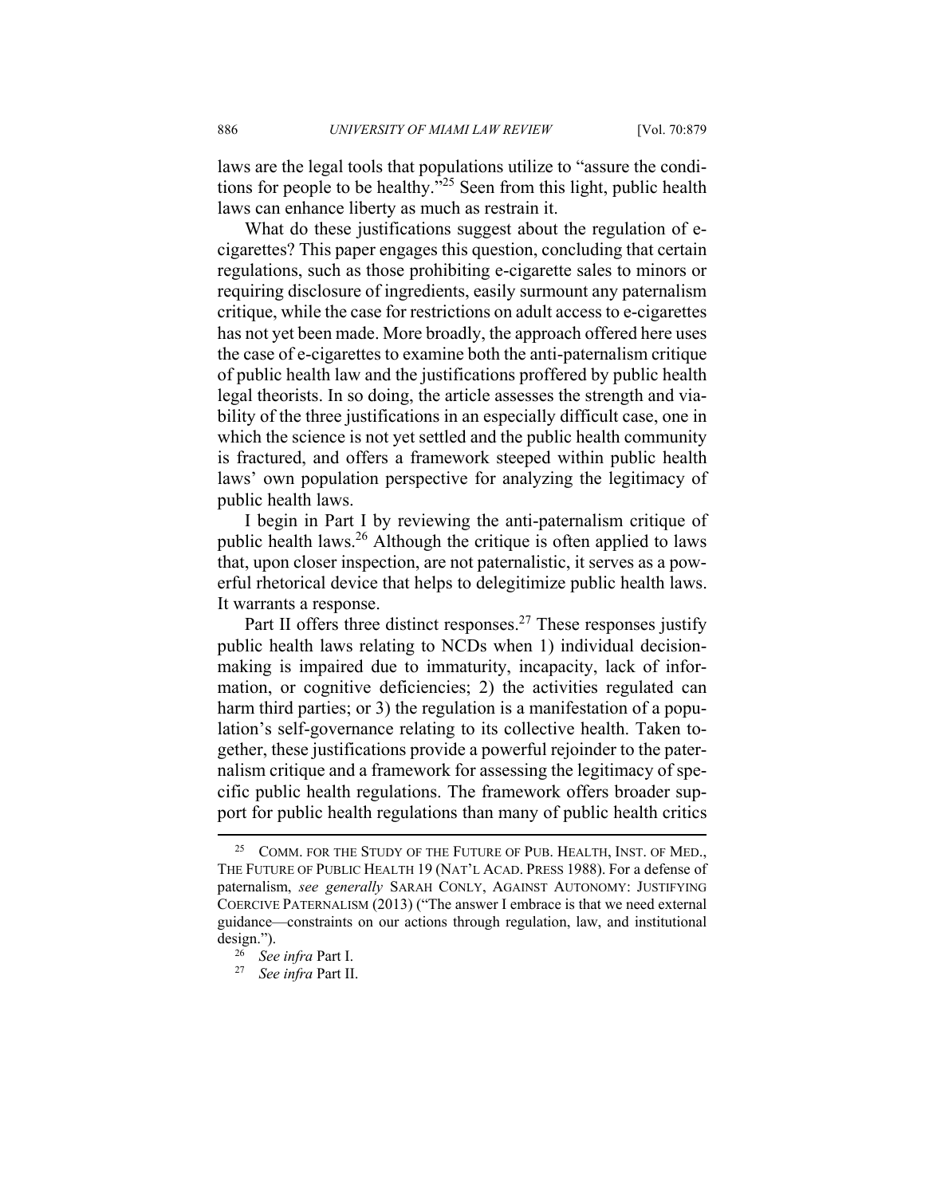laws are the legal tools that populations utilize to "assure the conditions for people to be healthy."[25] Seen from this light, public health laws can enhance liberty as much as restrain it.

What do these justifications suggest about the regulation of e-cigarettes? This paper engages this question, concluding that certain regulations, such as those prohibiting e-cigarette sales to minors or requiring disclosure of ingredients, easily surmount any paternalism critique, while the case for restrictions on adult access to e-cigarettes has not yet been made. More broadly, the approach offered here uses the case of e-cigarettes to examine both the anti-paternalism critique of public health law and the justifications proffered by public health legal theorists. In so doing, the article assesses the strength and viability of the three justifications in an especially difficult case, one in which the science is not yet settled and the public health community is fractured, and offers a framework steeped within public health laws' own population perspective for analyzing the legitimacy of public health laws.

I begin in Part I by reviewing the anti-paternalism critique of public health laws.[26] Although the critique is often applied to laws that, upon closer inspection, are not paternalistic, it serves as a powerful rhetorical device that helps to delegitimize public health laws. It warrants a response.

Part II offers three distinct responses.[27] These responses justify public health laws relating to NCDs when 1) individual decision-making is impaired due to immaturity, incapacity, lack of information, or cognitive deficiencies; 2) the activities regulated can harm third parties; or 3) the regulation is a manifestation of a population's self-governance relating to its collective health. Taken together, these justifications provide a powerful rejoinder to the paternalism critique and a framework for assessing the legitimacy of specific public health regulations. The framework offers broader support for public health regulations than many of public health critics

---

[25] COMM. FOR THE STUDY OF THE FUTURE OF PUB. HEALTH, INST. OF MED., THE FUTURE OF PUBLIC HEALTH 19 (NAT'L ACAD. PRESS 1988). For a defense of paternalism, *see generally* SARAH CONLY, AGAINST AUTONOMY: JUSTIFYING COERCIVE PATERNALISM (2013) ("The answer I embrace is that we need external guidance—constraints on our actions through regulation, law, and institutional design.").

[26] *See infra* Part I.

[27] *See infra* Part II.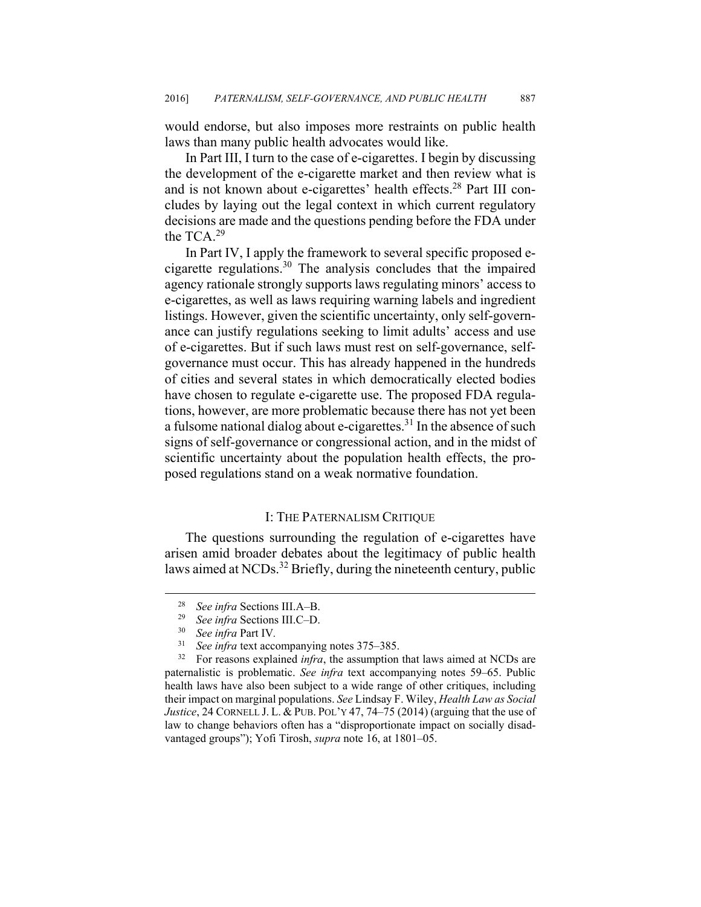would endorse, but also imposes more restraints on public health laws than many public health advocates would like.

In Part III, I turn to the case of e-cigarettes. I begin by discussing the development of the e-cigarette market and then review what is and is not known about e-cigarettes' health effects.[28] Part III concludes by laying out the legal context in which current regulatory decisions are made and the questions pending before the FDA under the TCA.[29]

In Part IV, I apply the framework to several specific proposed e-cigarette regulations.[30] The analysis concludes that the impaired agency rationale strongly supports laws regulating minors' access to e-cigarettes, as well as laws requiring warning labels and ingredient listings. However, given the scientific uncertainty, only self-governance can justify regulations seeking to limit adults' access and use of e-cigarettes. But if such laws must rest on self-governance, self-governance must occur. This has already happened in the hundreds of cities and several states in which democratically elected bodies have chosen to regulate e-cigarette use. The proposed FDA regulations, however, are more problematic because there has not yet been a fulsome national dialog about e-cigarettes.[31] In the absence of such signs of self-governance or congressional action, and in the midst of scientific uncertainty about the population health effects, the proposed regulations stand on a weak normative foundation.

## I: THE PATERNALISM CRITIQUE

The questions surrounding the regulation of e-cigarettes have arisen amid broader debates about the legitimacy of public health laws aimed at NCDs.[32] Briefly, during the nineteenth century, public

---

[28] *See infra* Sections III.A–B.

[29] *See infra* Sections III.C–D.

[30] *See infra* Part IV.

[31] *See infra* text accompanying notes 375–385.

[32] For reasons explained *infra*, the assumption that laws aimed at NCDs are paternalistic is problematic. *See infra* text accompanying notes 59–65. Public health laws have also been subject to a wide range of other critiques, including their impact on marginal populations. *See* Lindsay F. Wiley, *Health Law as Social Justice*, 24 CORNELL J. L. & PUB. POL'Y 47, 74–75 (2014) (arguing that the use of law to change behaviors often has a "disproportionate impact on socially disadvantaged groups"); Yofi Tirosh, *supra* note 16, at 1801–05.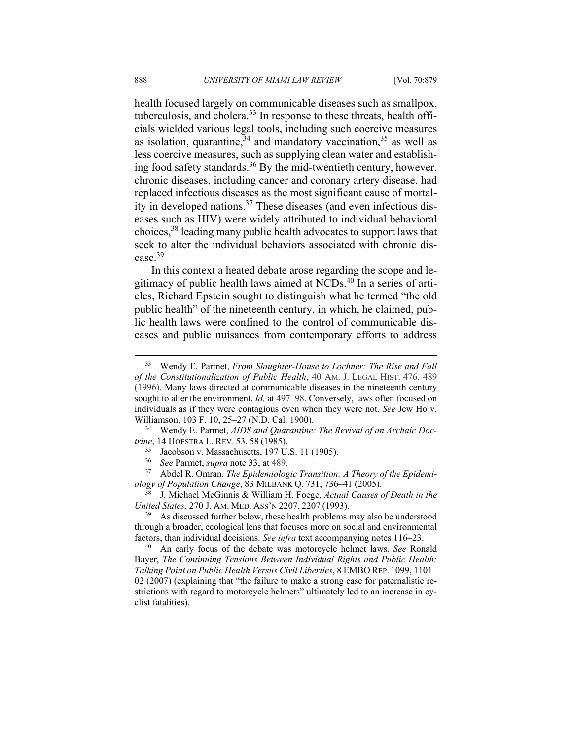health focused largely on communicable diseases such as smallpox, tuberculosis, and cholera.[33] In response to these threats, health officials wielded various legal tools, including such coercive measures as isolation, quarantine,[34] and mandatory vaccination,[35] as well as less coercive measures, such as supplying clean water and establishing food safety standards.[36] By the mid-twentieth century, however, chronic diseases, including cancer and coronary artery disease, had replaced infectious diseases as the most significant cause of mortality in developed nations.[37] These diseases (and even infectious diseases such as HIV) were widely attributed to individual behavioral choices,[38] leading many public health advocates to support laws that seek to alter the individual behaviors associated with chronic disease.[39]

In this context a heated debate arose regarding the scope and legitimacy of public health laws aimed at NCDs.[40] In a series of articles, Richard Epstein sought to distinguish what he termed "the old public health" of the nineteenth century, in which, he claimed, public health laws were confined to the control of communicable diseases and public nuisances from contemporary efforts to address

---

[33] Wendy E. Parmet, *From Slaughter-House to Lochner: The Rise and Fall of the Constitutionalization of Public Health*, 40 AM. J. LEGAL HIST. 476, 489 (1996). Many laws directed at communicable diseases in the nineteenth century sought to alter the environment. *Id.* at 497–98. Conversely, laws often focused on individuals as if they were contagious even when they were not. *See* Jew Ho v. Williamson, 103 F. 10, 25–27 (N.D. Cal. 1900).

[34] Wendy E. Parmet, *AIDS and Quarantine: The Revival of an Archaic Doctrine*, 14 HOFSTRA L. REV. 53, 58 (1985).

[35] Jacobson v. Massachusetts, 197 U.S. 11 (1905).

[36] *See* Parmet, *supra* note 33, at 489.

[37] Abdel R. Omran, *The Epidemiologic Transition: A Theory of the Epidemiology of Population Change*, 83 MILBANK Q. 731, 736–41 (2005).

[38] J. Michael McGinnis & William H. Foege, *Actual Causes of Death in the United States*, 270 J. AM. MED. ASS'N 2207, 2207 (1993).

[39] As discussed further below, these health problems may also be understood through a broader, ecological lens that focuses more on social and environmental factors, than individual decisions. *See infra* text accompanying notes 116–23.

[40] An early focus of the debate was motorcycle helmet laws. *See* Ronald Bayer, *The Continuing Tensions Between Individual Rights and Public Health: Talking Point on Public Health Versus Civil Liberties*, 8 EMBO REP. 1099, 1101–02 (2007) (explaining that "the failure to make a strong case for paternalistic restrictions with regard to motorcycle helmets" ultimately led to an increase in cyclist fatalities).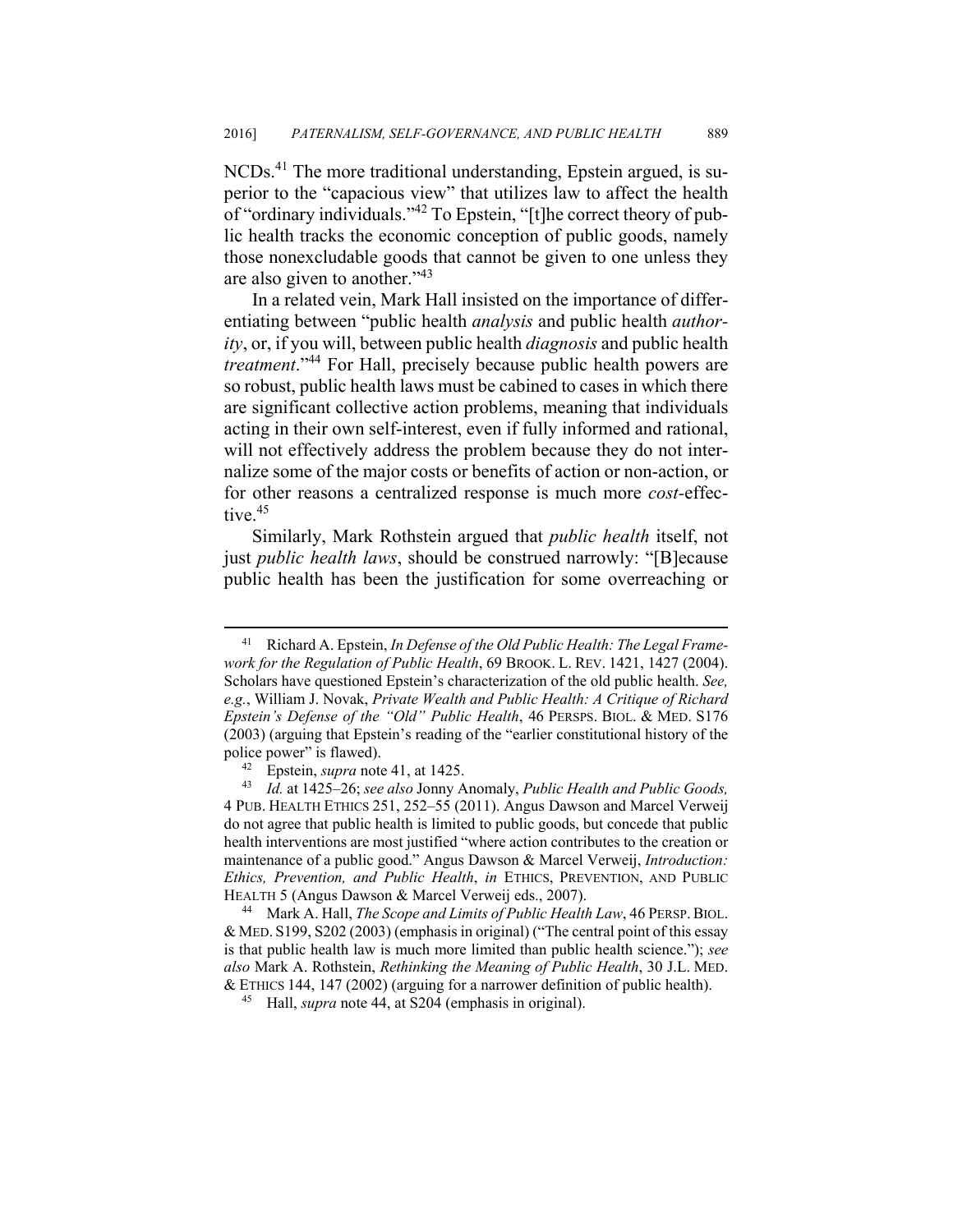NCDs.[41] The more traditional understanding, Epstein argued, is superior to the "capacious view" that utilizes law to affect the health of "ordinary individuals."[42] To Epstein, "[t]he correct theory of public health tracks the economic conception of public goods, namely those nonexcludable goods that cannot be given to one unless they are also given to another."[43]

In a related vein, Mark Hall insisted on the importance of differentiating between "public health *analysis* and public health *authority*, or, if you will, between public health *diagnosis* and public health *treatment*."[44] For Hall, precisely because public health powers are so robust, public health laws must be cabined to cases in which there are significant collective action problems, meaning that individuals acting in their own self-interest, even if fully informed and rational, will not effectively address the problem because they do not internalize some of the major costs or benefits of action or non-action, or for other reasons a centralized response is much more *cost*-effective.[45]

Similarly, Mark Rothstein argued that *public health* itself, not just *public health laws*, should be construed narrowly: "[B]ecause public health has been the justification for some overreaching or

---

[41] Richard A. Epstein, *In Defense of the Old Public Health: The Legal Framework for the Regulation of Public Health*, 69 BROOK. L. REV. 1421, 1427 (2004). Scholars have questioned Epstein's characterization of the old public health. *See, e.g.*, William J. Novak, *Private Wealth and Public Health: A Critique of Richard Epstein's Defense of the "Old" Public Health*, 46 PERSPS. BIOL. & MED. S176 (2003) (arguing that Epstein's reading of the "earlier constitutional history of the police power" is flawed).

[42] Epstein, *supra* note 41, at 1425.

[43] *Id.* at 1425–26; *see also* Jonny Anomaly, *Public Health and Public Goods,* 4 PUB. HEALTH ETHICS 251, 252–55 (2011). Angus Dawson and Marcel Verweij do not agree that public health is limited to public goods, but concede that public health interventions are most justified "where action contributes to the creation or maintenance of a public good." Angus Dawson & Marcel Verweij, *Introduction: Ethics, Prevention, and Public Health*, *in* ETHICS, PREVENTION, AND PUBLIC HEALTH 5 (Angus Dawson & Marcel Verweij eds., 2007).

[44] Mark A. Hall, *The Scope and Limits of Public Health Law*, 46 PERSP. BIOL. & MED. S199, S202 (2003) (emphasis in original) ("The central point of this essay is that public health law is much more limited than public health science."); *see also* Mark A. Rothstein, *Rethinking the Meaning of Public Health*, 30 J.L. MED. & ETHICS 144, 147 (2002) (arguing for a narrower definition of public health).

[45] Hall, *supra* note 44, at S204 (emphasis in original).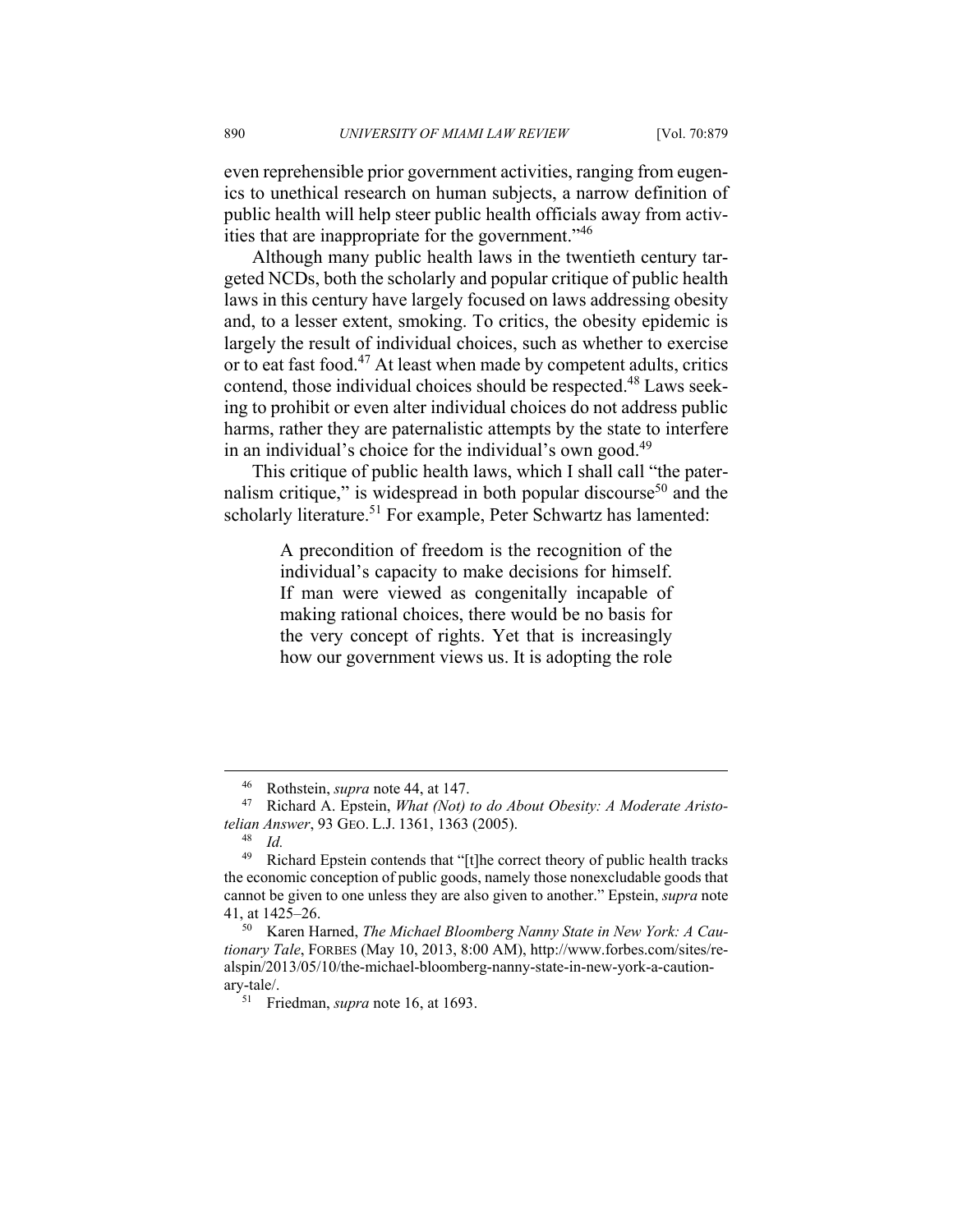even reprehensible prior government activities, ranging from eugenics to unethical research on human subjects, a narrow definition of public health will help steer public health officials away from activities that are inappropriate for the government."[46]

Although many public health laws in the twentieth century targeted NCDs, both the scholarly and popular critique of public health laws in this century have largely focused on laws addressing obesity and, to a lesser extent, smoking. To critics, the obesity epidemic is largely the result of individual choices, such as whether to exercise or to eat fast food.[47] At least when made by competent adults, critics contend, those individual choices should be respected.[48] Laws seeking to prohibit or even alter individual choices do not address public harms, rather they are paternalistic attempts by the state to interfere in an individual's choice for the individual's own good.[49]

This critique of public health laws, which I shall call "the paternalism critique," is widespread in both popular discourse[50] and the scholarly literature.[51] For example, Peter Schwartz has lamented:

> A precondition of freedom is the recognition of the individual's capacity to make decisions for himself. If man were viewed as congenitally incapable of making rational choices, there would be no basis for the very concept of rights. Yet that is increasingly how our government views us. It is adopting the role

---

[46] Rothstein, *supra* note 44, at 147.

[47] Richard A. Epstein, *What (Not) to do About Obesity: A Moderate Aristotelian Answer*, 93 GEO. L.J. 1361, 1363 (2005).

[48] *Id.*

[49] Richard Epstein contends that "[t]he correct theory of public health tracks the economic conception of public goods, namely those nonexcludable goods that cannot be given to one unless they are also given to another." Epstein, *supra* note 41, at 1425–26.

[50] Karen Harned, *The Michael Bloomberg Nanny State in New York: A Cautionary Tale*, FORBES (May 10, 2013, 8:00 AM), http://www.forbes.com/sites/realspin/2013/05/10/the-michael-bloomberg-nanny-state-in-new-york-a-cautionary-tale/.

[51] Friedman, *supra* note 16, at 1693.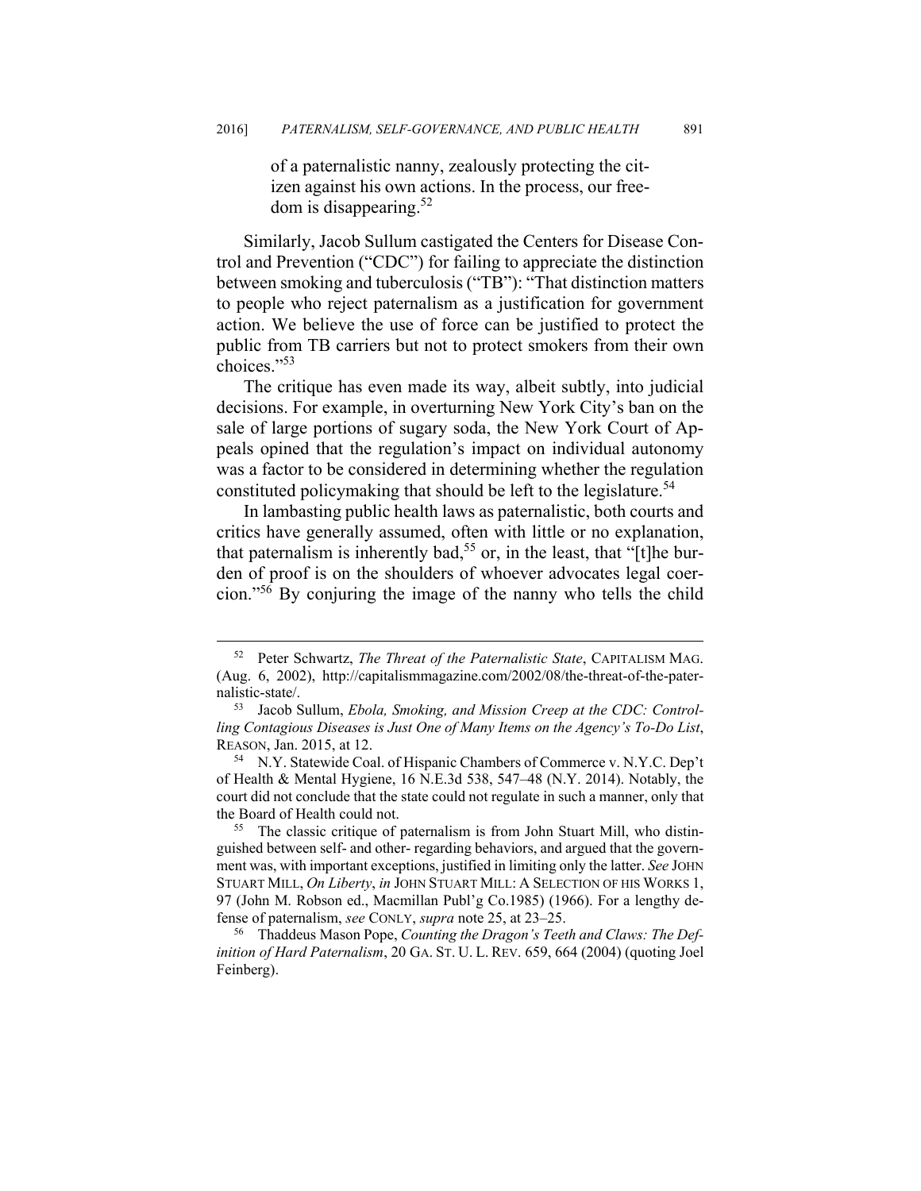> of a paternalistic nanny, zealously protecting the citizen against his own actions. In the process, our freedom is disappearing.[52]

Similarly, Jacob Sullum castigated the Centers for Disease Control and Prevention ("CDC") for failing to appreciate the distinction between smoking and tuberculosis ("TB"): "That distinction matters to people who reject paternalism as a justification for government action. We believe the use of force can be justified to protect the public from TB carriers but not to protect smokers from their own choices."[53]

The critique has even made its way, albeit subtly, into judicial decisions. For example, in overturning New York City's ban on the sale of large portions of sugary soda, the New York Court of Appeals opined that the regulation's impact on individual autonomy was a factor to be considered in determining whether the regulation constituted policymaking that should be left to the legislature.[54]

In lambasting public health laws as paternalistic, both courts and critics have generally assumed, often with little or no explanation, that paternalism is inherently bad,[55] or, in the least, that "[t]he burden of proof is on the shoulders of whoever advocates legal coercion."[56] By conjuring the image of the nanny who tells the child

---

[52] Peter Schwartz, *The Threat of the Paternalistic State*, CAPITALISM MAG. (Aug. 6, 2002), http://capitalismmagazine.com/2002/08/the-threat-of-the-paternalistic-state/.

[53] Jacob Sullum, *Ebola, Smoking, and Mission Creep at the CDC: Controlling Contagious Diseases is Just One of Many Items on the Agency's To-Do List*, REASON, Jan. 2015, at 12.

[54] N.Y. Statewide Coal. of Hispanic Chambers of Commerce v. N.Y.C. Dep't of Health & Mental Hygiene, 16 N.E.3d 538, 547–48 (N.Y. 2014). Notably, the court did not conclude that the state could not regulate in such a manner, only that the Board of Health could not.

[55] The classic critique of paternalism is from John Stuart Mill, who distinguished between self- and other- regarding behaviors, and argued that the government was, with important exceptions, justified in limiting only the latter. *See* JOHN STUART MILL, *On Liberty*, *in* JOHN STUART MILL: A SELECTION OF HIS WORKS 1, 97 (John M. Robson ed., Macmillan Publ'g Co.1985) (1966). For a lengthy defense of paternalism, *see* CONLY, *supra* note 25, at 23–25.

[56] Thaddeus Mason Pope, *Counting the Dragon's Teeth and Claws: The Definition of Hard Paternalism*, 20 GA. ST. U. L. REV. 659, 664 (2004) (quoting Joel Feinberg).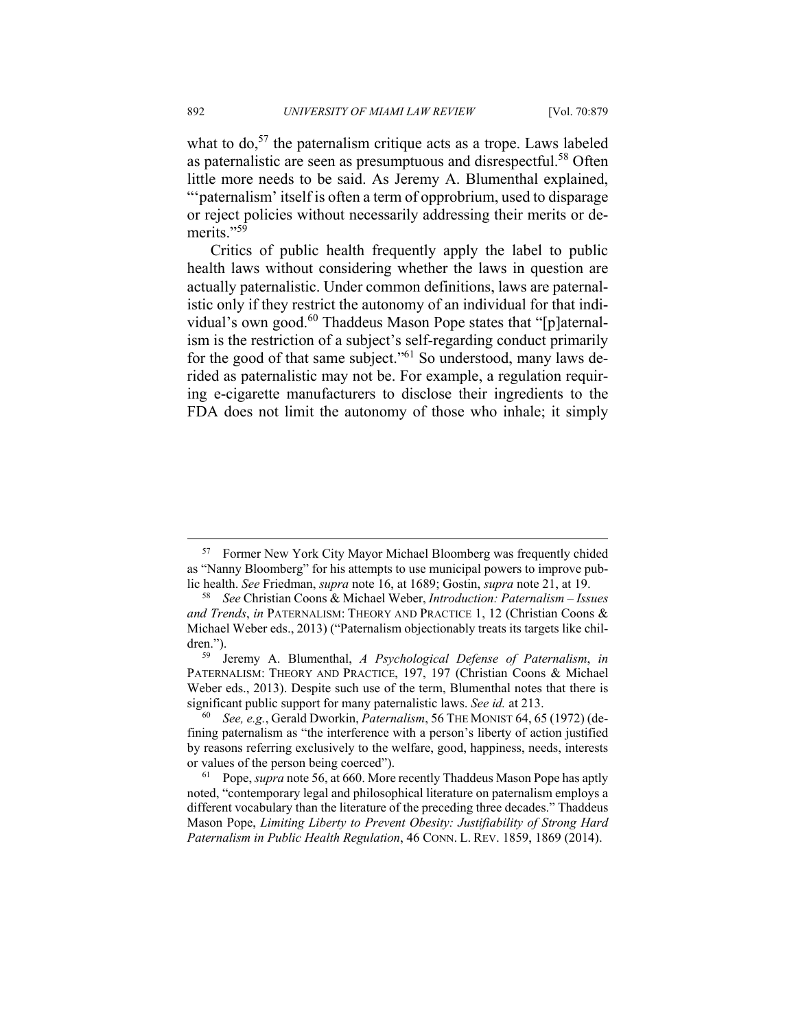what to do,[57] the paternalism critique acts as a trope. Laws labeled as paternalistic are seen as presumptuous and disrespectful.[58] Often little more needs to be said. As Jeremy A. Blumenthal explained, "'paternalism' itself is often a term of opprobrium, used to disparage or reject policies without necessarily addressing their merits or demerits."[59]

Critics of public health frequently apply the label to public health laws without considering whether the laws in question are actually paternalistic. Under common definitions, laws are paternalistic only if they restrict the autonomy of an individual for that individual's own good.[60] Thaddeus Mason Pope states that "[p]aternalism is the restriction of a subject's self-regarding conduct primarily for the good of that same subject."[61] So understood, many laws derided as paternalistic may not be. For example, a regulation requiring e-cigarette manufacturers to disclose their ingredients to the FDA does not limit the autonomy of those who inhale; it simply

---

[57] Former New York City Mayor Michael Bloomberg was frequently chided as "Nanny Bloomberg" for his attempts to use municipal powers to improve public health. *See* Friedman, *supra* note 16, at 1689; Gostin, *supra* note 21, at 19.

[58] *See* Christian Coons & Michael Weber, *Introduction: Paternalism – Issues and Trends*, *in* PATERNALISM: THEORY AND PRACTICE 1, 12 (Christian Coons & Michael Weber eds., 2013) ("Paternalism objectionably treats its targets like children.").

[59] Jeremy A. Blumenthal, *A Psychological Defense of Paternalism*, *in* PATERNALISM: THEORY AND PRACTICE, 197, 197 (Christian Coons & Michael Weber eds., 2013). Despite such use of the term, Blumenthal notes that there is significant public support for many paternalistic laws. *See id.* at 213.

[60] *See, e.g.*, Gerald Dworkin, *Paternalism*, 56 THE MONIST 64, 65 (1972) (defining paternalism as "the interference with a person's liberty of action justified by reasons referring exclusively to the welfare, good, happiness, needs, interests or values of the person being coerced").

[61] Pope, *supra* note 56, at 660. More recently Thaddeus Mason Pope has aptly noted, "contemporary legal and philosophical literature on paternalism employs a different vocabulary than the literature of the preceding three decades." Thaddeus Mason Pope, *Limiting Liberty to Prevent Obesity: Justifiability of Strong Hard Paternalism in Public Health Regulation*, 46 CONN. L. REV. 1859, 1869 (2014).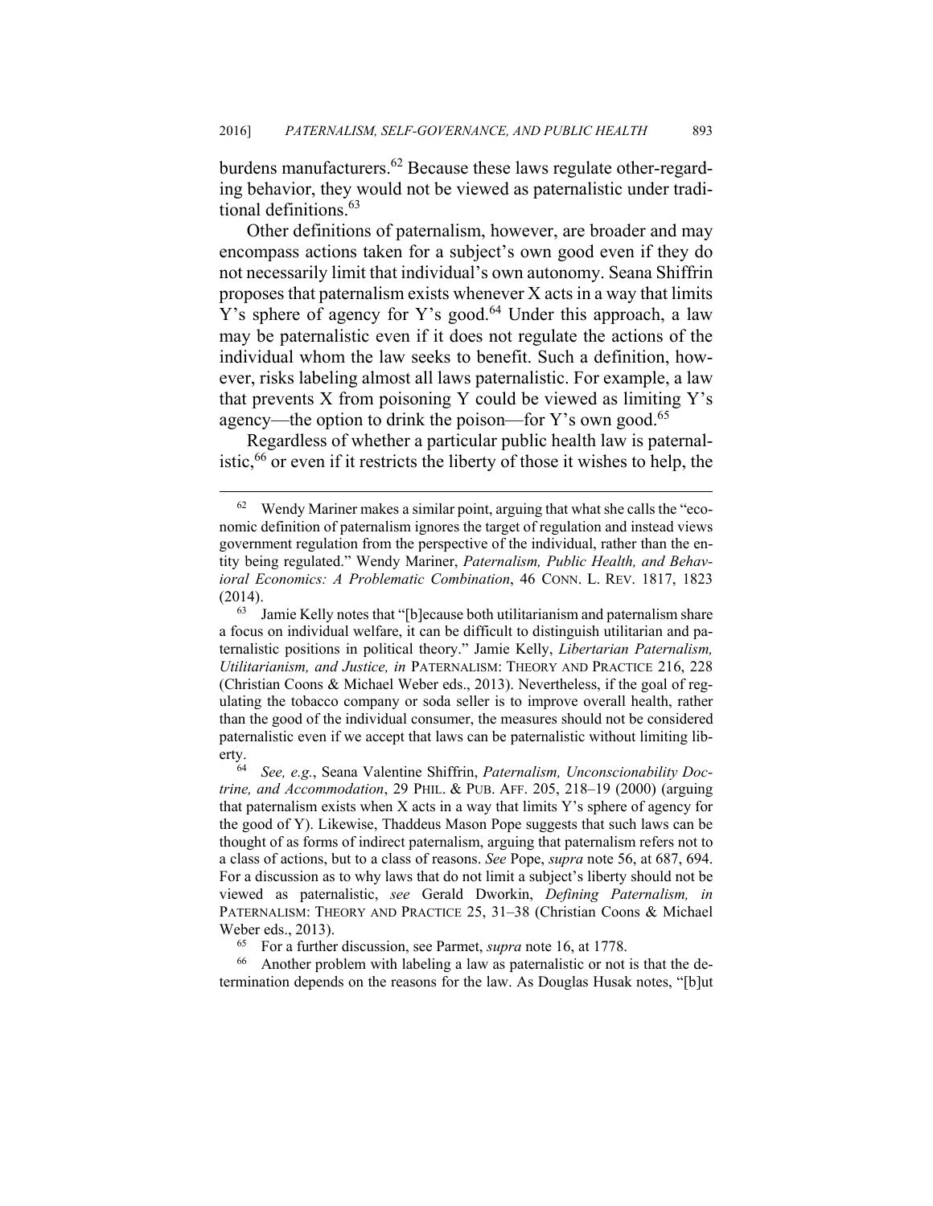burdens manufacturers.[62] Because these laws regulate other-regarding behavior, they would not be viewed as paternalistic under traditional definitions.[63]

Other definitions of paternalism, however, are broader and may encompass actions taken for a subject's own good even if they do not necessarily limit that individual's own autonomy. Seana Shiffrin proposes that paternalism exists whenever X acts in a way that limits Y's sphere of agency for Y's good.[64] Under this approach, a law may be paternalistic even if it does not regulate the actions of the individual whom the law seeks to benefit. Such a definition, however, risks labeling almost all laws paternalistic. For example, a law that prevents X from poisoning Y could be viewed as limiting Y's agency—the option to drink the poison—for Y's own good.[65]

Regardless of whether a particular public health law is paternalistic,[66] or even if it restricts the liberty of those it wishes to help, the

---

[62] Wendy Mariner makes a similar point, arguing that what she calls the "economic definition of paternalism ignores the target of regulation and instead views government regulation from the perspective of the individual, rather than the entity being regulated." Wendy Mariner, *Paternalism, Public Health, and Behavioral Economics: A Problematic Combination*, 46 CONN. L. REV. 1817, 1823 (2014).

[63] Jamie Kelly notes that "[b]ecause both utilitarianism and paternalism share a focus on individual welfare, it can be difficult to distinguish utilitarian and paternalistic positions in political theory." Jamie Kelly, *Libertarian Paternalism, Utilitarianism, and Justice, in* PATERNALISM: THEORY AND PRACTICE 216, 228 (Christian Coons & Michael Weber eds., 2013). Nevertheless, if the goal of regulating the tobacco company or soda seller is to improve overall health, rather than the good of the individual consumer, the measures should not be considered paternalistic even if we accept that laws can be paternalistic without limiting liberty.

[64] *See, e.g.*, Seana Valentine Shiffrin, *Paternalism, Unconscionability Doctrine, and Accommodation*, 29 PHIL. & PUB. AFF. 205, 218–19 (2000) (arguing that paternalism exists when X acts in a way that limits Y's sphere of agency for the good of Y). Likewise, Thaddeus Mason Pope suggests that such laws can be thought of as forms of indirect paternalism, arguing that paternalism refers not to a class of actions, but to a class of reasons. *See* Pope, *supra* note 56, at 687, 694. For a discussion as to why laws that do not limit a subject's liberty should not be viewed as paternalistic, *see* Gerald Dworkin, *Defining Paternalism, in* PATERNALISM: THEORY AND PRACTICE 25, 31–38 (Christian Coons & Michael Weber eds., 2013).

[65] For a further discussion, see Parmet, *supra* note 16, at 1778.

[66] Another problem with labeling a law as paternalistic or not is that the determination depends on the reasons for the law. As Douglas Husak notes, "[b]ut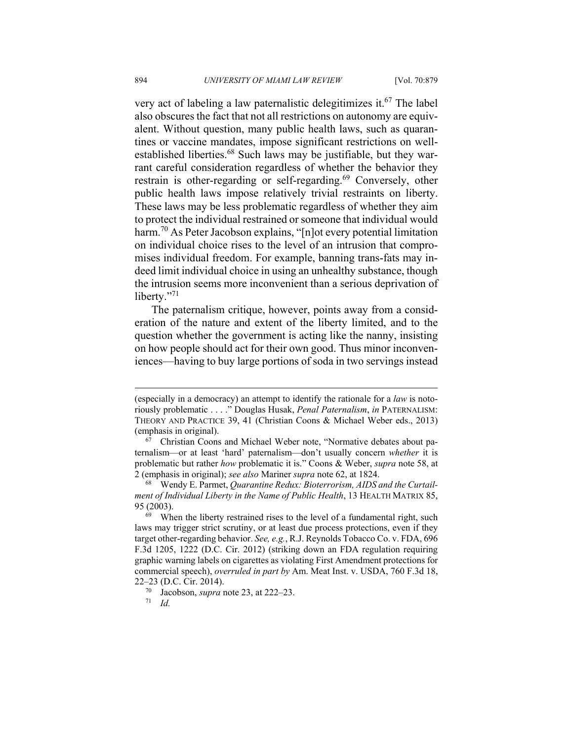very act of labeling a law paternalistic delegitimizes it.[67] The label also obscures the fact that not all restrictions on autonomy are equivalent. Without question, many public health laws, such as quarantines or vaccine mandates, impose significant restrictions on well-established liberties.[68] Such laws may be justifiable, but they warrant careful consideration regardless of whether the behavior they restrain is other-regarding or self-regarding.[69] Conversely, other public health laws impose relatively trivial restraints on liberty. These laws may be less problematic regardless of whether they aim to protect the individual restrained or someone that individual would harm.[70] As Peter Jacobson explains, "[n]ot every potential limitation on individual choice rises to the level of an intrusion that compromises individual freedom. For example, banning trans-fats may indeed limit individual choice in using an unhealthy substance, though the intrusion seems more inconvenient than a serious deprivation of liberty."[71]

The paternalism critique, however, points away from a consideration of the nature and extent of the liberty limited, and to the question whether the government is acting like the nanny, insisting on how people should act for their own good. Thus minor inconveniences—having to buy large portions of soda in two servings instead

---

(especially in a democracy) an attempt to identify the rationale for a *law* is notoriously problematic . . . ." Douglas Husak, *Penal Paternalism*, *in* PATERNALISM: THEORY AND PRACTICE 39, 41 (Christian Coons & Michael Weber eds., 2013) (emphasis in original).

[67] Christian Coons and Michael Weber note, "Normative debates about paternalism—or at least 'hard' paternalism—don't usually concern *whether* it is problematic but rather *how* problematic it is." Coons & Weber, *supra* note 58, at 2 (emphasis in original); *see also* Mariner *supra* note 62, at 1824.

[68] Wendy E. Parmet, *Quarantine Redux: Bioterrorism, AIDS and the Curtailment of Individual Liberty in the Name of Public Health*, 13 HEALTH MATRIX 85, 95 (2003).

[69] When the liberty restrained rises to the level of a fundamental right, such laws may trigger strict scrutiny, or at least due process protections, even if they target other-regarding behavior. *See, e.g.*, R.J. Reynolds Tobacco Co. v. FDA, 696 F.3d 1205, 1222 (D.C. Cir. 2012) (striking down an FDA regulation requiring graphic warning labels on cigarettes as violating First Amendment protections for commercial speech), *overruled in part by* Am. Meat Inst. v. USDA, 760 F.3d 18, 22–23 (D.C. Cir. 2014).

[70] Jacobson, *supra* note 23, at 222–23.

[71] *Id.*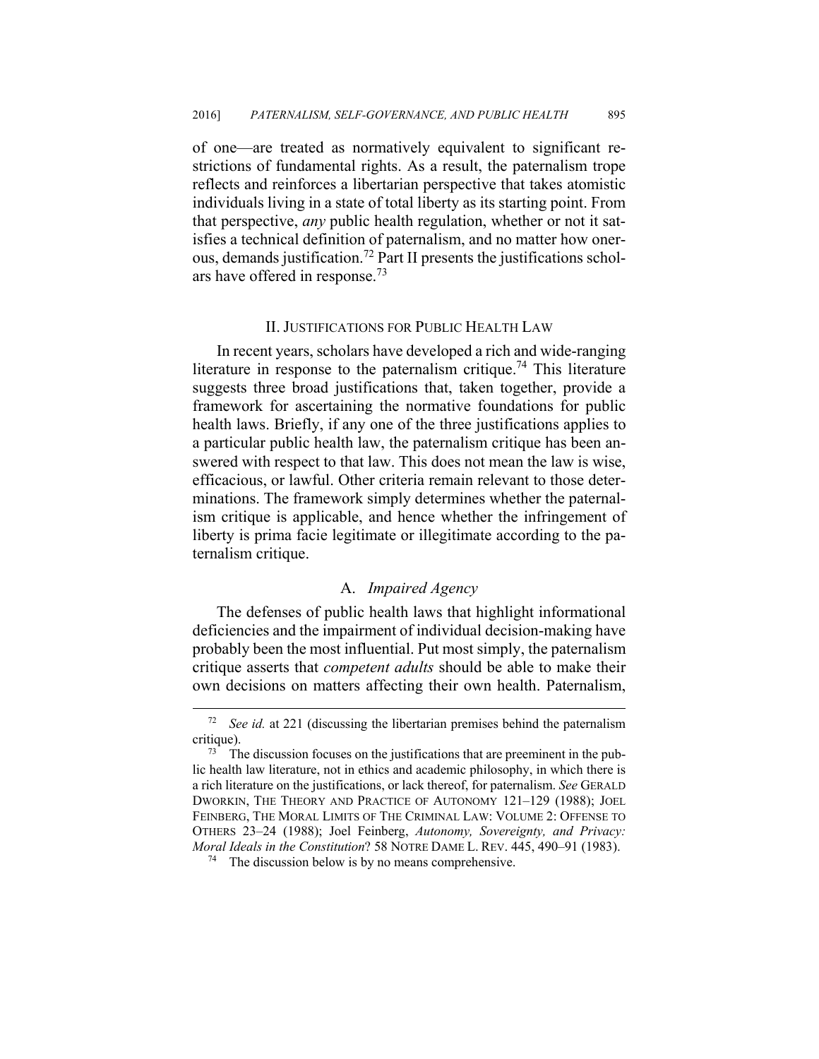of one—are treated as normatively equivalent to significant restrictions of fundamental rights. As a result, the paternalism trope reflects and reinforces a libertarian perspective that takes atomistic individuals living in a state of total liberty as its starting point. From that perspective, *any* public health regulation, whether or not it satisfies a technical definition of paternalism, and no matter how onerous, demands justification.[72] Part II presents the justifications scholars have offered in response.[73]

## II. Justifications for Public Health Law

In recent years, scholars have developed a rich and wide-ranging literature in response to the paternalism critique.[74] This literature suggests three broad justifications that, taken together, provide a framework for ascertaining the normative foundations for public health laws. Briefly, if any one of the three justifications applies to a particular public health law, the paternalism critique has been answered with respect to that law. This does not mean the law is wise, efficacious, or lawful. Other criteria remain relevant to those determinations. The framework simply determines whether the paternalism critique is applicable, and hence whether the infringement of liberty is prima facie legitimate or illegitimate according to the paternalism critique.

### A. *Impaired Agency*

The defenses of public health laws that highlight informational deficiencies and the impairment of individual decision-making have probably been the most influential. Put most simply, the paternalism critique asserts that *competent adults* should be able to make their own decisions on matters affecting their own health. Paternalism,

---

[72] *See id.* at 221 (discussing the libertarian premises behind the paternalism critique).

[73] The discussion focuses on the justifications that are preeminent in the public health law literature, not in ethics and academic philosophy, in which there is a rich literature on the justifications, or lack thereof, for paternalism. *See* Gerald Dworkin, The Theory and Practice of Autonomy 121–129 (1988); Joel Feinberg, The Moral Limits of The Criminal Law: Volume 2: Offense to Others 23–24 (1988); Joel Feinberg, *Autonomy, Sovereignty, and Privacy: Moral Ideals in the Constitution*? 58 Notre Dame L. Rev. 445, 490–91 (1983).

[74] The discussion below is by no means comprehensive.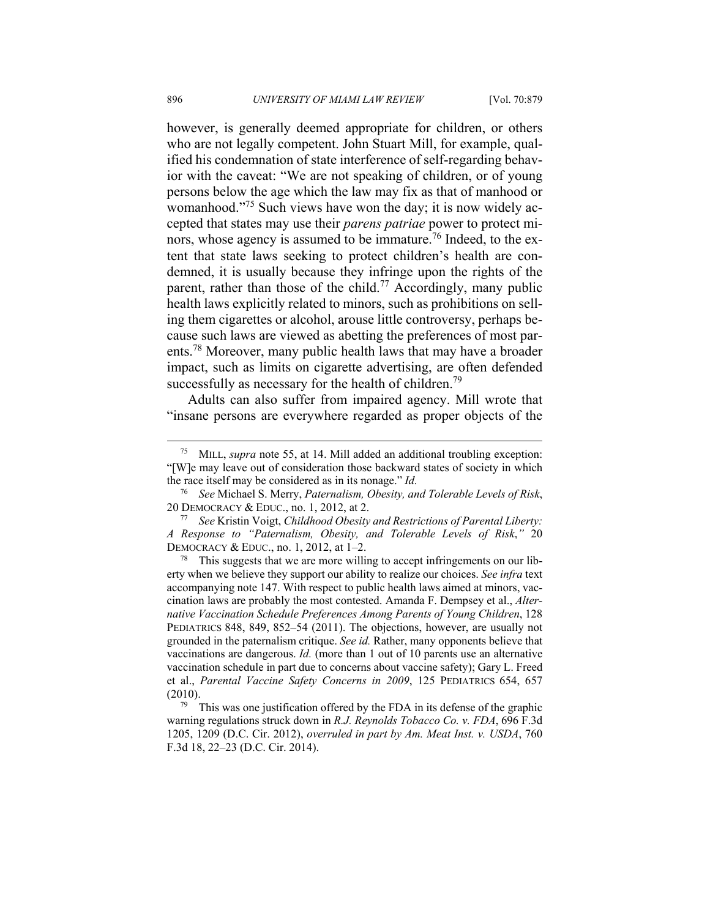however, is generally deemed appropriate for children, or others who are not legally competent. John Stuart Mill, for example, qualified his condemnation of state interference of self-regarding behavior with the caveat: "We are not speaking of children, or of young persons below the age which the law may fix as that of manhood or womanhood."[75] Such views have won the day; it is now widely accepted that states may use their *parens patriae* power to protect minors, whose agency is assumed to be immature.[76] Indeed, to the extent that state laws seeking to protect children's health are condemned, it is usually because they infringe upon the rights of the parent, rather than those of the child.[77] Accordingly, many public health laws explicitly related to minors, such as prohibitions on selling them cigarettes or alcohol, arouse little controversy, perhaps because such laws are viewed as abetting the preferences of most parents.[78] Moreover, many public health laws that may have a broader impact, such as limits on cigarette advertising, are often defended successfully as necessary for the health of children.[79]

Adults can also suffer from impaired agency. Mill wrote that "insane persons are everywhere regarded as proper objects of the

---

[75] MILL, *supra* note 55, at 14. Mill added an additional troubling exception: "[W]e may leave out of consideration those backward states of society in which the race itself may be considered as in its nonage." *Id.*

[76] *See* Michael S. Merry, *Paternalism, Obesity, and Tolerable Levels of Risk*, 20 DEMOCRACY & EDUC., no. 1, 2012, at 2.

[77] *See* Kristin Voigt, *Childhood Obesity and Restrictions of Parental Liberty: A Response to "Paternalism, Obesity, and Tolerable Levels of Risk*,*"* 20 DEMOCRACY & EDUC., no. 1, 2012, at 1–2.

[78] This suggests that we are more willing to accept infringements on our liberty when we believe they support our ability to realize our choices. *See infra* text accompanying note 147. With respect to public health laws aimed at minors, vaccination laws are probably the most contested. Amanda F. Dempsey et al., *Alternative Vaccination Schedule Preferences Among Parents of Young Children*, 128 PEDIATRICS 848, 849, 852–54 (2011). The objections, however, are usually not grounded in the paternalism critique. *See id.* Rather, many opponents believe that vaccinations are dangerous. *Id.* (more than 1 out of 10 parents use an alternative vaccination schedule in part due to concerns about vaccine safety); Gary L. Freed et al., *Parental Vaccine Safety Concerns in 2009*, 125 PEDIATRICS 654, 657 (2010).

[79] This was one justification offered by the FDA in its defense of the graphic warning regulations struck down in *R.J. Reynolds Tobacco Co. v. FDA*, 696 F.3d 1205, 1209 (D.C. Cir. 2012), *overruled in part by Am. Meat Inst. v. USDA*, 760 F.3d 18, 22–23 (D.C. Cir. 2014).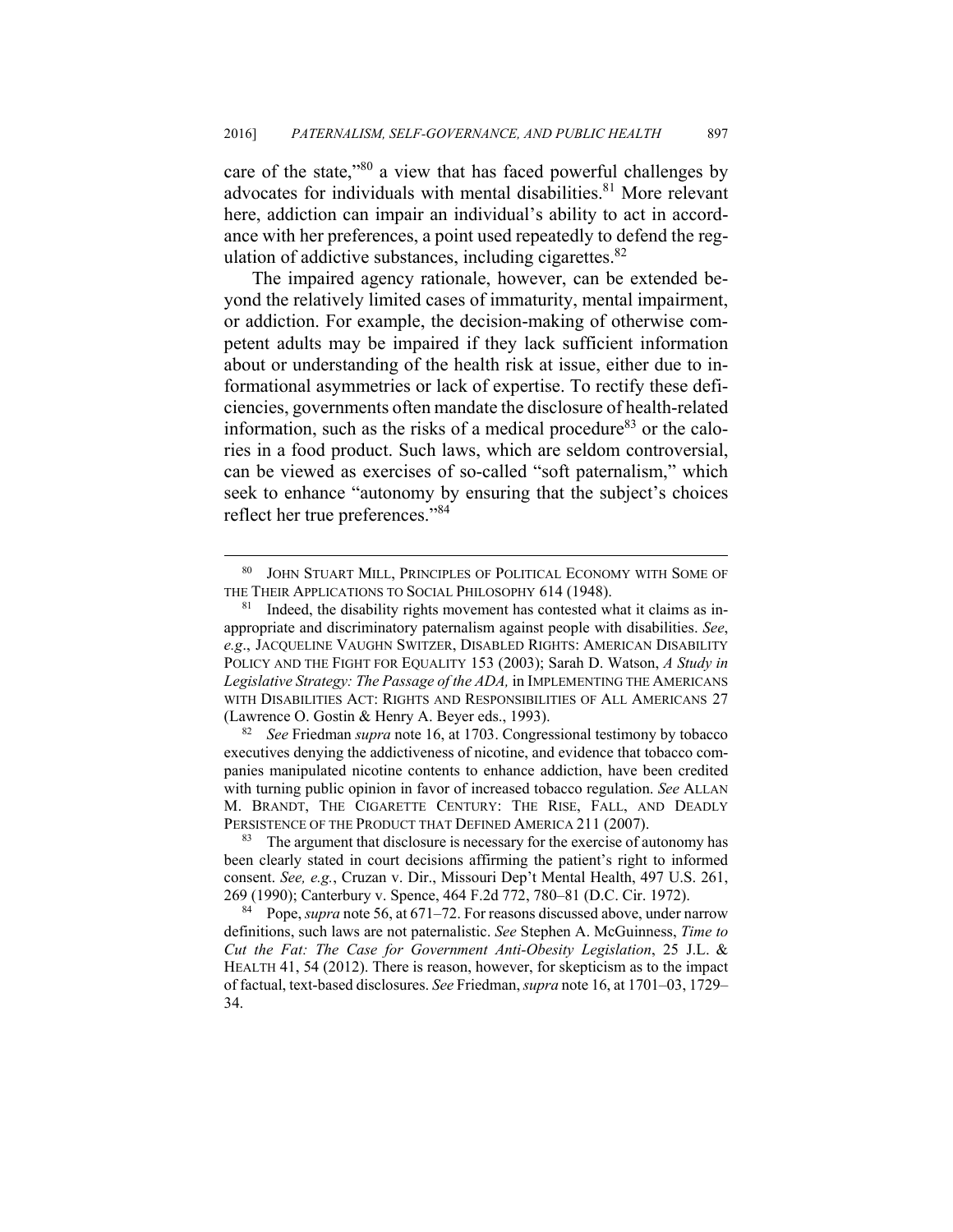care of the state,"[80] a view that has faced powerful challenges by advocates for individuals with mental disabilities.[81] More relevant here, addiction can impair an individual's ability to act in accordance with her preferences, a point used repeatedly to defend the regulation of addictive substances, including cigarettes.[82]

The impaired agency rationale, however, can be extended beyond the relatively limited cases of immaturity, mental impairment, or addiction. For example, the decision-making of otherwise competent adults may be impaired if they lack sufficient information about or understanding of the health risk at issue, either due to informational asymmetries or lack of expertise. To rectify these deficiencies, governments often mandate the disclosure of health-related information, such as the risks of a medical procedure[83] or the calories in a food product. Such laws, which are seldom controversial, can be viewed as exercises of so-called "soft paternalism," which seek to enhance "autonomy by ensuring that the subject's choices reflect her true preferences."[84]

---

[80] JOHN STUART MILL, PRINCIPLES OF POLITICAL ECONOMY WITH SOME OF THE THEIR APPLICATIONS TO SOCIAL PHILOSOPHY 614 (1948).

[81] Indeed, the disability rights movement has contested what it claims as inappropriate and discriminatory paternalism against people with disabilities. *See*, *e.g*., JACQUELINE VAUGHN SWITZER, DISABLED RIGHTS: AMERICAN DISABILITY POLICY AND THE FIGHT FOR EQUALITY 153 (2003); Sarah D. Watson, *A Study in Legislative Strategy: The Passage of the ADA,* in IMPLEMENTING THE AMERICANS WITH DISABILITIES ACT: RIGHTS AND RESPONSIBILITIES OF ALL AMERICANS 27 (Lawrence O. Gostin & Henry A. Beyer eds., 1993).

[82] *See* Friedman *supra* note 16, at 1703. Congressional testimony by tobacco executives denying the addictiveness of nicotine, and evidence that tobacco companies manipulated nicotine contents to enhance addiction, have been credited with turning public opinion in favor of increased tobacco regulation. *See* ALLAN M. BRANDT, THE CIGARETTE CENTURY: THE RISE, FALL, AND DEADLY PERSISTENCE OF THE PRODUCT THAT DEFINED AMERICA 211 (2007).

[83] The argument that disclosure is necessary for the exercise of autonomy has been clearly stated in court decisions affirming the patient's right to informed consent. *See, e.g.*, Cruzan v. Dir., Missouri Dep't Mental Health, 497 U.S. 261, 269 (1990); Canterbury v. Spence, 464 F.2d 772, 780–81 (D.C. Cir. 1972).

[84] Pope, *supra* note 56, at 671–72. For reasons discussed above, under narrow definitions, such laws are not paternalistic. *See* Stephen A. McGuinness, *Time to Cut the Fat: The Case for Government Anti-Obesity Legislation*, 25 J.L. & HEALTH 41, 54 (2012). There is reason, however, for skepticism as to the impact of factual, text-based disclosures. *See* Friedman, *supra* note 16, at 1701–03, 1729–34.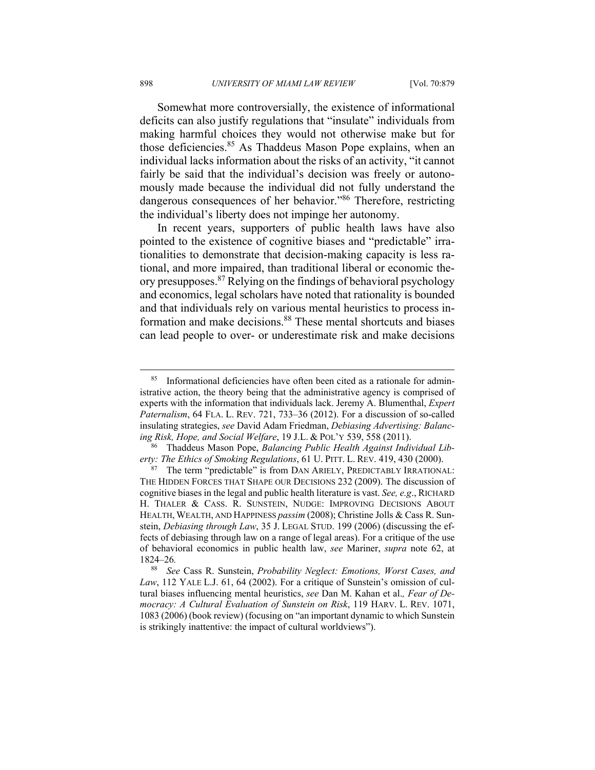Somewhat more controversially, the existence of informational deficits can also justify regulations that "insulate" individuals from making harmful choices they would not otherwise make but for those deficiencies.[85] As Thaddeus Mason Pope explains, when an individual lacks information about the risks of an activity, "it cannot fairly be said that the individual's decision was freely or autonomously made because the individual did not fully understand the dangerous consequences of her behavior."[86] Therefore, restricting the individual's liberty does not impinge her autonomy.

In recent years, supporters of public health laws have also pointed to the existence of cognitive biases and "predictable" irrationalities to demonstrate that decision-making capacity is less rational, and more impaired, than traditional liberal or economic theory presupposes.[87] Relying on the findings of behavioral psychology and economics, legal scholars have noted that rationality is bounded and that individuals rely on various mental heuristics to process information and make decisions.[88] These mental shortcuts and biases can lead people to over- or underestimate risk and make decisions

---

[85] Informational deficiencies have often been cited as a rationale for administrative action, the theory being that the administrative agency is comprised of experts with the information that individuals lack. Jeremy A. Blumenthal, *Expert Paternalism*, 64 FLA. L. REV. 721, 733–36 (2012). For a discussion of so-called insulating strategies, *see* David Adam Friedman, *Debiasing Advertising: Balancing Risk, Hope, and Social Welfare*, 19 J.L. & POL'Y 539, 558 (2011).

[86] Thaddeus Mason Pope, *Balancing Public Health Against Individual Liberty: The Ethics of Smoking Regulations*, 61 U. PITT. L. REV. 419, 430 (2000).

[87] The term "predictable" is from DAN ARIELY, PREDICTABLY IRRATIONAL: THE HIDDEN FORCES THAT SHAPE OUR DECISIONS 232 (2009). The discussion of cognitive biases in the legal and public health literature is vast. *See, e.g.*, RICHARD H. THALER & CASS. R. SUNSTEIN, NUDGE: IMPROVING DECISIONS ABOUT HEALTH, WEALTH, AND HAPPINESS *passim* (2008); Christine Jolls & Cass R. Sunstein, *Debiasing through Law*, 35 J. LEGAL STUD. 199 (2006) (discussing the effects of debiasing through law on a range of legal areas). For a critique of the use of behavioral economics in public health law, *see* Mariner, *supra* note 62, at 1824–26.

[88] *See* Cass R. Sunstein, *Probability Neglect: Emotions, Worst Cases, and Law*, 112 YALE L.J. 61, 64 (2002). For a critique of Sunstein's omission of cultural biases influencing mental heuristics, *see* Dan M. Kahan et al., *Fear of Democracy: A Cultural Evaluation of Sunstein on Risk*, 119 HARV. L. REV. 1071, 1083 (2006) (book review) (focusing on "an important dynamic to which Sunstein is strikingly inattentive: the impact of cultural worldviews").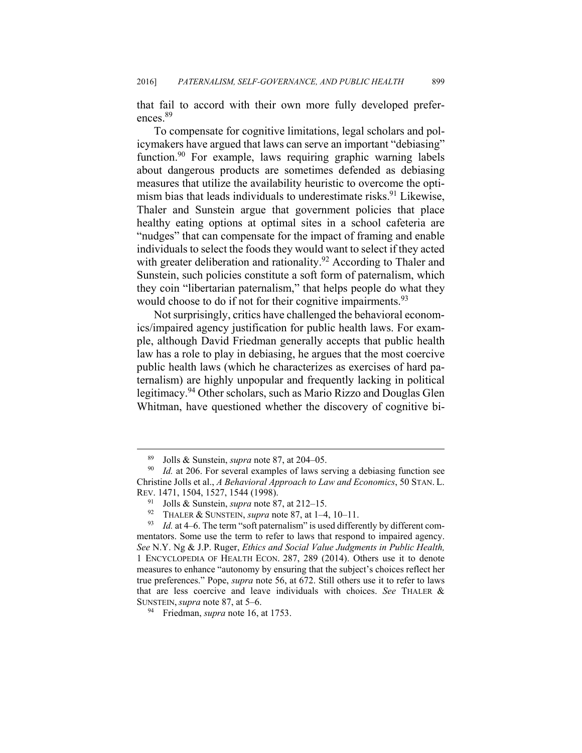that fail to accord with their own more fully developed preferences.[89]

To compensate for cognitive limitations, legal scholars and policymakers have argued that laws can serve an important "debiasing" function.[90] For example, laws requiring graphic warning labels about dangerous products are sometimes defended as debiasing measures that utilize the availability heuristic to overcome the optimism bias that leads individuals to underestimate risks.[91] Likewise, Thaler and Sunstein argue that government policies that place healthy eating options at optimal sites in a school cafeteria are "nudges" that can compensate for the impact of framing and enable individuals to select the foods they would want to select if they acted with greater deliberation and rationality.[92] According to Thaler and Sunstein, such policies constitute a soft form of paternalism, which they coin "libertarian paternalism," that helps people do what they would choose to do if not for their cognitive impairments.[93]

Not surprisingly, critics have challenged the behavioral economics/impaired agency justification for public health laws. For example, although David Friedman generally accepts that public health law has a role to play in debiasing, he argues that the most coercive public health laws (which he characterizes as exercises of hard paternalism) are highly unpopular and frequently lacking in political legitimacy.[94] Other scholars, such as Mario Rizzo and Douglas Glen Whitman, have questioned whether the discovery of cognitive bi-

---

[89] Jolls & Sunstein, *supra* note 87, at 204–05.

[90] *Id.* at 206. For several examples of laws serving a debiasing function see Christine Jolls et al., *A Behavioral Approach to Law and Economics*, 50 STAN. L. REV. 1471, 1504, 1527, 1544 (1998).

[91] Jolls & Sunstein, *supra* note 87, at 212–15.

[92] THALER & SUNSTEIN, *supra* note 87, at 1–4, 10–11.

[93] *Id.* at 4–6. The term "soft paternalism" is used differently by different commentators. Some use the term to refer to laws that respond to impaired agency. *See* N.Y. Ng & J.P. Ruger, *Ethics and Social Value Judgments in Public Health,* 1 ENCYCLOPEDIA OF HEALTH ECON. 287, 289 (2014). Others use it to denote measures to enhance "autonomy by ensuring that the subject's choices reflect her true preferences." Pope, *supra* note 56, at 672. Still others use it to refer to laws that are less coercive and leave individuals with choices. *See* THALER & SUNSTEIN, *supra* note 87, at 5–6.

[94] Friedman, *supra* note 16, at 1753.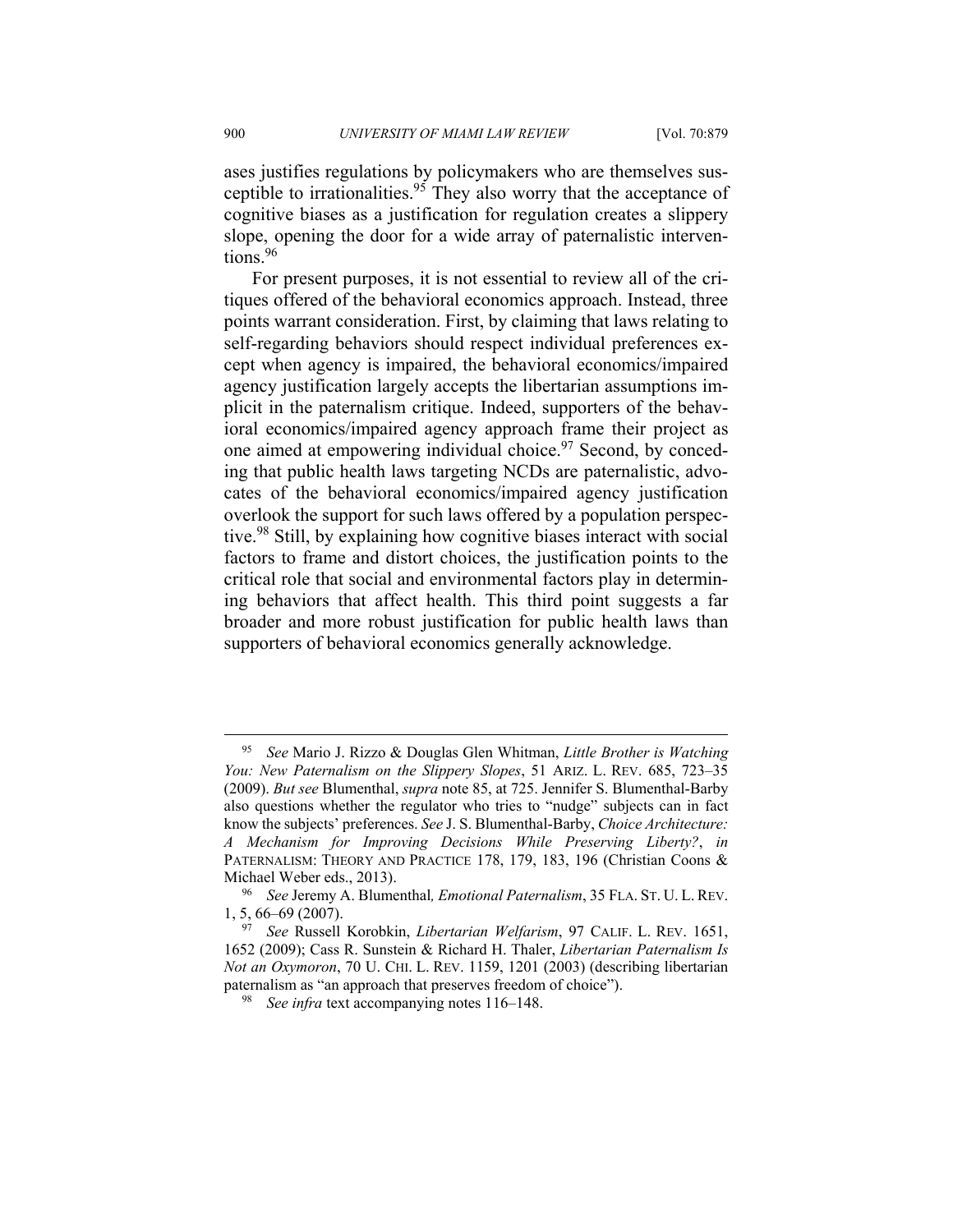ases justifies regulations by policymakers who are themselves susceptible to irrationalities.[95] They also worry that the acceptance of cognitive biases as a justification for regulation creates a slippery slope, opening the door for a wide array of paternalistic interventions.[96]

For present purposes, it is not essential to review all of the critiques offered of the behavioral economics approach. Instead, three points warrant consideration. First, by claiming that laws relating to self-regarding behaviors should respect individual preferences except when agency is impaired, the behavioral economics/impaired agency justification largely accepts the libertarian assumptions implicit in the paternalism critique. Indeed, supporters of the behavioral economics/impaired agency approach frame their project as one aimed at empowering individual choice.[97] Second, by conceding that public health laws targeting NCDs are paternalistic, advocates of the behavioral economics/impaired agency justification overlook the support for such laws offered by a population perspective.[98] Still, by explaining how cognitive biases interact with social factors to frame and distort choices, the justification points to the critical role that social and environmental factors play in determining behaviors that affect health. This third point suggests a far broader and more robust justification for public health laws than supporters of behavioral economics generally acknowledge.

---

[95] *See* Mario J. Rizzo & Douglas Glen Whitman, *Little Brother is Watching You: New Paternalism on the Slippery Slopes*, 51 ARIZ. L. REV. 685, 723–35 (2009). *But see* Blumenthal, *supra* note 85, at 725. Jennifer S. Blumenthal-Barby also questions whether the regulator who tries to "nudge" subjects can in fact know the subjects' preferences. *See* J. S. Blumenthal-Barby, *Choice Architecture: A Mechanism for Improving Decisions While Preserving Liberty?*, *in* PATERNALISM: THEORY AND PRACTICE 178, 179, 183, 196 (Christian Coons & Michael Weber eds., 2013).

[96] *See* Jeremy A. Blumenthal*, Emotional Paternalism*, 35 FLA. ST. U. L. REV. 1, 5, 66–69 (2007).

[97] *See* Russell Korobkin, *Libertarian Welfarism*, 97 CALIF. L. REV. 1651, 1652 (2009); Cass R. Sunstein & Richard H. Thaler, *Libertarian Paternalism Is Not an Oxymoron*, 70 U. CHI. L. REV. 1159, 1201 (2003) (describing libertarian paternalism as "an approach that preserves freedom of choice").

[98] *See infra* text accompanying notes 116–148.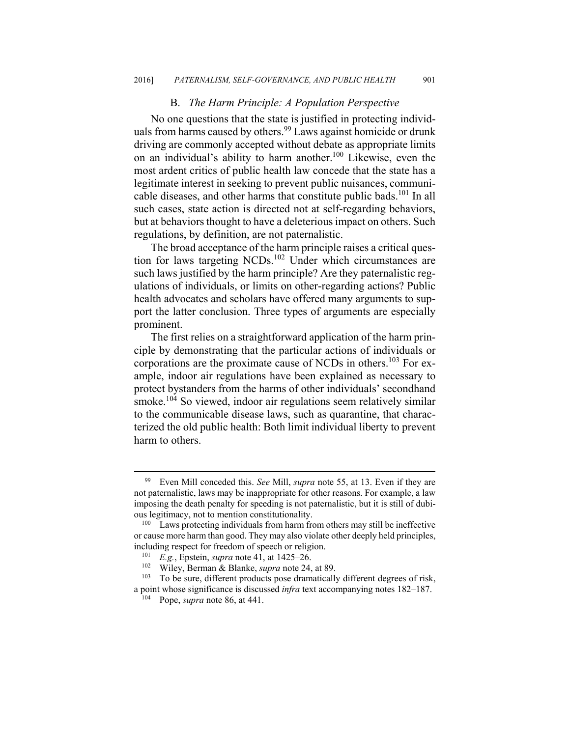### B. *The Harm Principle: A Population Perspective*

No one questions that the state is justified in protecting individuals from harms caused by others.[99] Laws against homicide or drunk driving are commonly accepted without debate as appropriate limits on an individual's ability to harm another.[100] Likewise, even the most ardent critics of public health law concede that the state has a legitimate interest in seeking to prevent public nuisances, communicable diseases, and other harms that constitute public bads.[101] In all such cases, state action is directed not at self-regarding behaviors, but at behaviors thought to have a deleterious impact on others. Such regulations, by definition, are not paternalistic.

The broad acceptance of the harm principle raises a critical question for laws targeting NCDs.[102] Under which circumstances are such laws justified by the harm principle? Are they paternalistic regulations of individuals, or limits on other-regarding actions? Public health advocates and scholars have offered many arguments to support the latter conclusion. Three types of arguments are especially prominent.

The first relies on a straightforward application of the harm principle by demonstrating that the particular actions of individuals or corporations are the proximate cause of NCDs in others.[103] For example, indoor air regulations have been explained as necessary to protect bystanders from the harms of other individuals' secondhand smoke.[104] So viewed, indoor air regulations seem relatively similar to the communicable disease laws, such as quarantine, that characterized the old public health: Both limit individual liberty to prevent harm to others.

---

[99] Even Mill conceded this. *See* Mill, *supra* note 55, at 13. Even if they are not paternalistic, laws may be inappropriate for other reasons. For example, a law imposing the death penalty for speeding is not paternalistic, but it is still of dubious legitimacy, not to mention constitutionality.

[100] Laws protecting individuals from harm from others may still be ineffective or cause more harm than good. They may also violate other deeply held principles, including respect for freedom of speech or religion.

[101] *E.g.*, Epstein, *supra* note 41, at 1425–26.

[102] Wiley, Berman & Blanke, *supra* note 24, at 89.

[103] To be sure, different products pose dramatically different degrees of risk, a point whose significance is discussed *infra* text accompanying notes 182–187.

[104] Pope, *supra* note 86, at 441.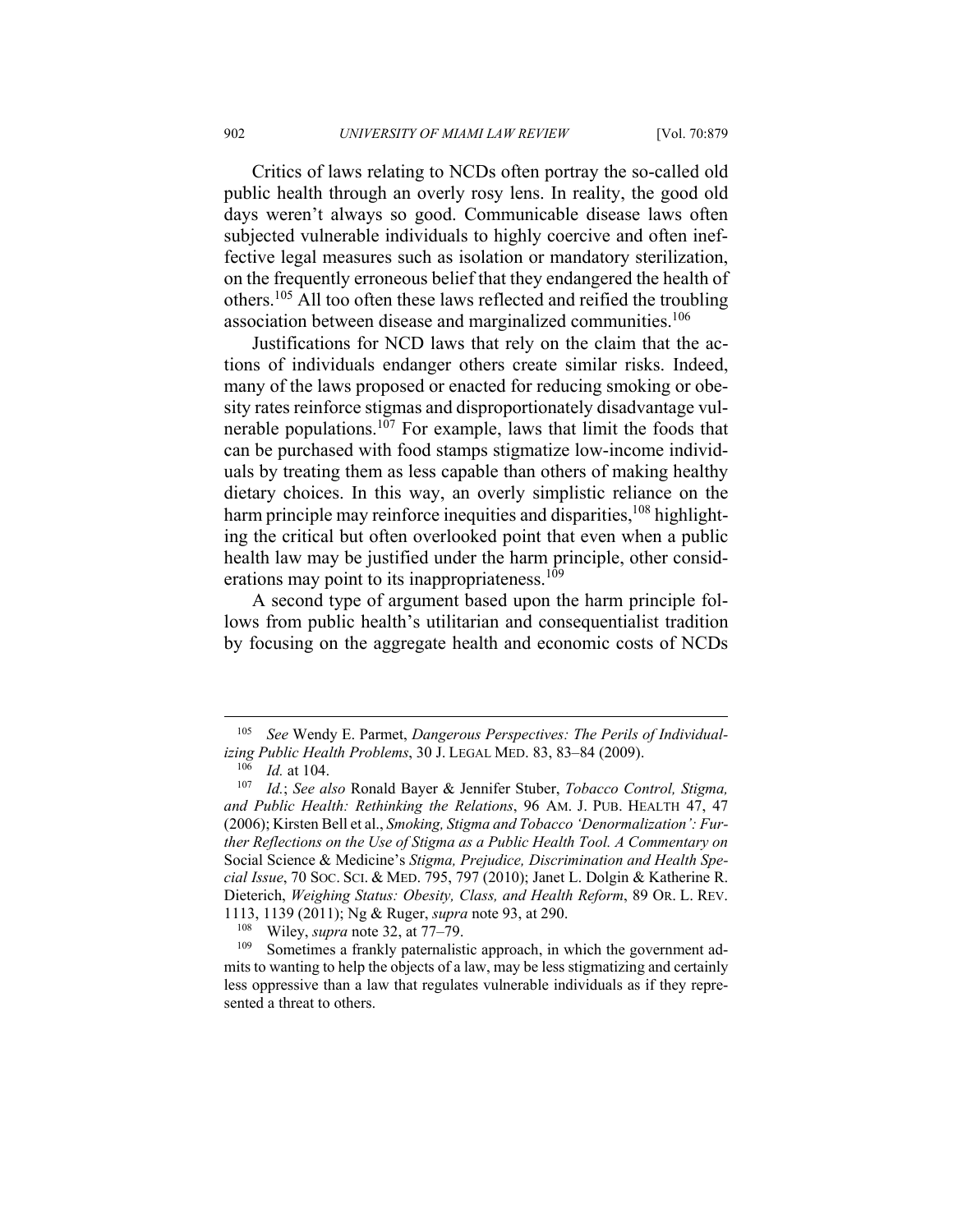Critics of laws relating to NCDs often portray the so-called old public health through an overly rosy lens. In reality, the good old days weren't always so good. Communicable disease laws often subjected vulnerable individuals to highly coercive and often ineffective legal measures such as isolation or mandatory sterilization, on the frequently erroneous belief that they endangered the health of others.[105] All too often these laws reflected and reified the troubling association between disease and marginalized communities.[106]

Justifications for NCD laws that rely on the claim that the actions of individuals endanger others create similar risks. Indeed, many of the laws proposed or enacted for reducing smoking or obesity rates reinforce stigmas and disproportionately disadvantage vulnerable populations.[107] For example, laws that limit the foods that can be purchased with food stamps stigmatize low-income individuals by treating them as less capable than others of making healthy dietary choices. In this way, an overly simplistic reliance on the harm principle may reinforce inequities and disparities,[108] highlighting the critical but often overlooked point that even when a public health law may be justified under the harm principle, other considerations may point to its inappropriateness.[109]

A second type of argument based upon the harm principle follows from public health's utilitarian and consequentialist tradition by focusing on the aggregate health and economic costs of NCDs

---

[105] *See* Wendy E. Parmet, *Dangerous Perspectives: The Perils of Individualizing Public Health Problems*, 30 J. LEGAL MED. 83, 83–84 (2009).

[106] *Id.* at 104.

[107] *Id.*; *See also* Ronald Bayer & Jennifer Stuber, *Tobacco Control, Stigma, and Public Health: Rethinking the Relations*, 96 AM. J. PUB. HEALTH 47, 47 (2006); Kirsten Bell et al., *Smoking, Stigma and Tobacco 'Denormalization': Further Reflections on the Use of Stigma as a Public Health Tool. A Commentary on* Social Science & Medicine's *Stigma, Prejudice, Discrimination and Health Special Issue*, 70 SOC. SCI. & MED. 795, 797 (2010); Janet L. Dolgin & Katherine R. Dieterich, *Weighing Status: Obesity, Class, and Health Reform*, 89 OR. L. REV. 1113, 1139 (2011); Ng & Ruger, *supra* note 93, at 290.

[108] Wiley, *supra* note 32, at 77–79.

[109] Sometimes a frankly paternalistic approach, in which the government admits to wanting to help the objects of a law, may be less stigmatizing and certainly less oppressive than a law that regulates vulnerable individuals as if they represented a threat to others.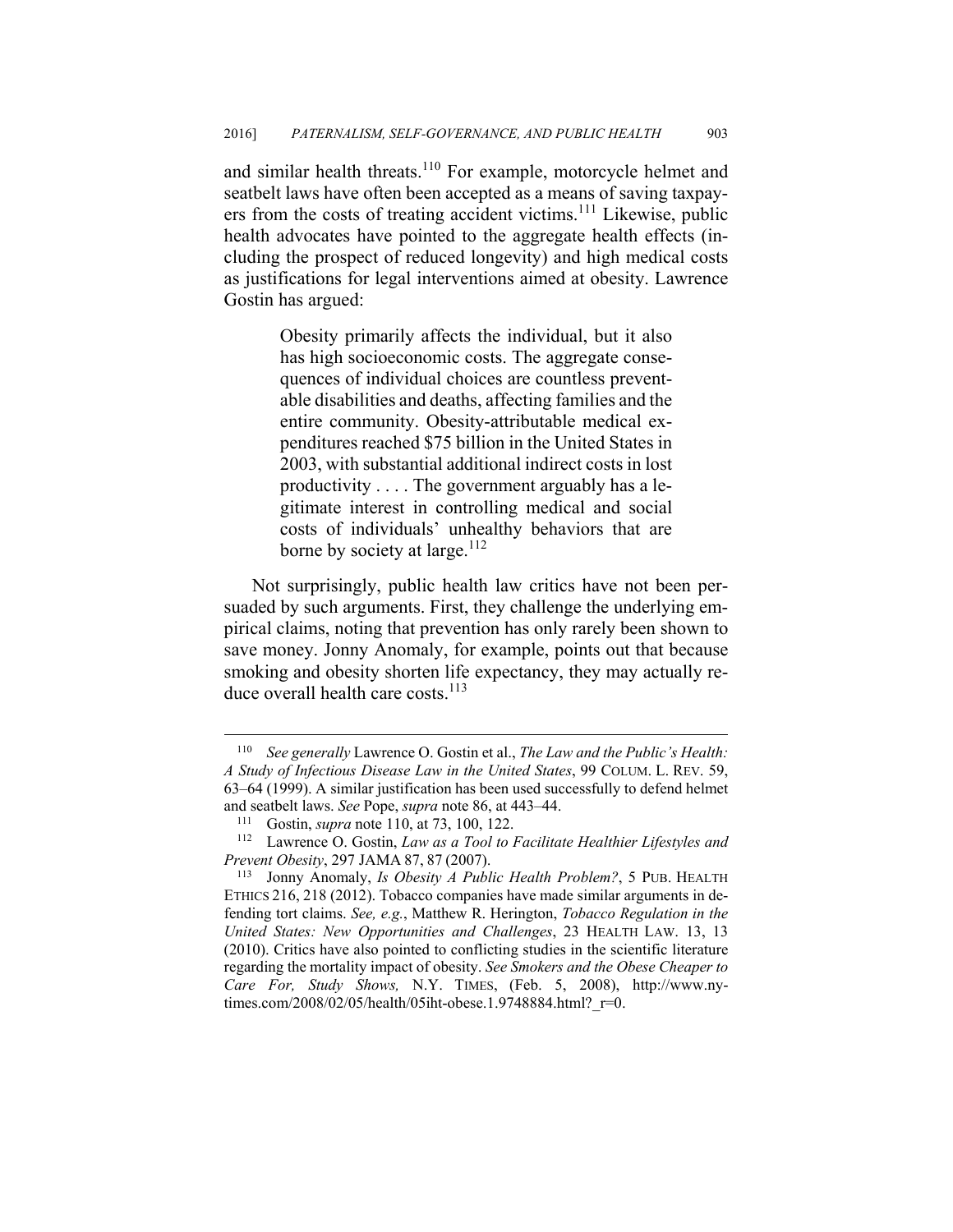and similar health threats.[110] For example, motorcycle helmet and seatbelt laws have often been accepted as a means of saving taxpayers from the costs of treating accident victims.[111] Likewise, public health advocates have pointed to the aggregate health effects (including the prospect of reduced longevity) and high medical costs as justifications for legal interventions aimed at obesity. Lawrence Gostin has argued:

> Obesity primarily affects the individual, but it also has high socioeconomic costs. The aggregate consequences of individual choices are countless preventable disabilities and deaths, affecting families and the entire community. Obesity-attributable medical expenditures reached $75 billion in the United States in 2003, with substantial additional indirect costs in lost productivity . . . . The government arguably has a legitimate interest in controlling medical and social costs of individuals' unhealthy behaviors that are borne by society at large.[112]

Not surprisingly, public health law critics have not been persuaded by such arguments. First, they challenge the underlying empirical claims, noting that prevention has only rarely been shown to save money. Jonny Anomaly, for example, points out that because smoking and obesity shorten life expectancy, they may actually reduce overall health care costs.[113]

---

[110] *See generally* Lawrence O. Gostin et al., *The Law and the Public's Health: A Study of Infectious Disease Law in the United States*, 99 COLUM. L. REV. 59, 63–64 (1999). A similar justification has been used successfully to defend helmet and seatbelt laws. *See* Pope, *supra* note 86, at 443–44.

[111] Gostin, *supra* note 110, at 73, 100, 122.

[112] Lawrence O. Gostin, *Law as a Tool to Facilitate Healthier Lifestyles and Prevent Obesity*, 297 JAMA 87, 87 (2007).

[113] Jonny Anomaly, *Is Obesity A Public Health Problem?*, 5 PUB. HEALTH ETHICS 216, 218 (2012). Tobacco companies have made similar arguments in defending tort claims. *See, e.g.*, Matthew R. Herington, *Tobacco Regulation in the United States: New Opportunities and Challenges*, 23 HEALTH LAW. 13, 13 (2010). Critics have also pointed to conflicting studies in the scientific literature regarding the mortality impact of obesity. *See Smokers and the Obese Cheaper to Care For, Study Shows,* N.Y. TIMES, (Feb. 5, 2008), http://www.nytimes.com/2008/02/05/health/05iht-obese.1.9748884.html?_r=0.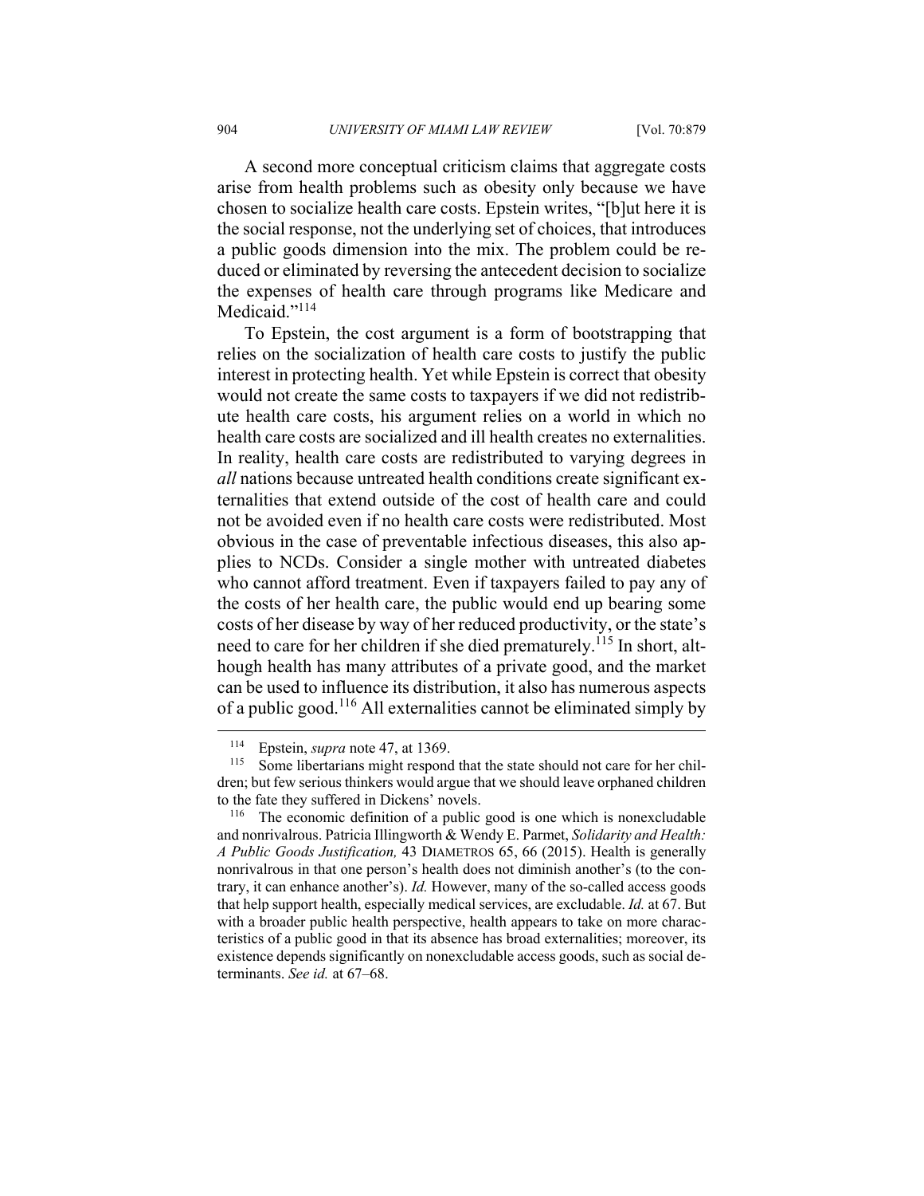A second more conceptual criticism claims that aggregate costs arise from health problems such as obesity only because we have chosen to socialize health care costs. Epstein writes, "[b]ut here it is the social response, not the underlying set of choices, that introduces a public goods dimension into the mix. The problem could be reduced or eliminated by reversing the antecedent decision to socialize the expenses of health care through programs like Medicare and Medicaid."[114]

To Epstein, the cost argument is a form of bootstrapping that relies on the socialization of health care costs to justify the public interest in protecting health. Yet while Epstein is correct that obesity would not create the same costs to taxpayers if we did not redistribute health care costs, his argument relies on a world in which no health care costs are socialized and ill health creates no externalities. In reality, health care costs are redistributed to varying degrees in *all* nations because untreated health conditions create significant externalities that extend outside of the cost of health care and could not be avoided even if no health care costs were redistributed. Most obvious in the case of preventable infectious diseases, this also applies to NCDs. Consider a single mother with untreated diabetes who cannot afford treatment. Even if taxpayers failed to pay any of the costs of her health care, the public would end up bearing some costs of her disease by way of her reduced productivity, or the state's need to care for her children if she died prematurely.[115] In short, although health has many attributes of a private good, and the market can be used to influence its distribution, it also has numerous aspects of a public good.[116] All externalities cannot be eliminated simply by

---

[114] Epstein, *supra* note 47, at 1369.

[115] Some libertarians might respond that the state should not care for her children; but few serious thinkers would argue that we should leave orphaned children to the fate they suffered in Dickens' novels.

[116] The economic definition of a public good is one which is nonexcludable and nonrivalrous. Patricia Illingworth & Wendy E. Parmet, *Solidarity and Health: A Public Goods Justification,* 43 DIAMETROS 65, 66 (2015). Health is generally nonrivalrous in that one person's health does not diminish another's (to the contrary, it can enhance another's). *Id.* However, many of the so-called access goods that help support health, especially medical services, are excludable. *Id.* at 67. But with a broader public health perspective, health appears to take on more characteristics of a public good in that its absence has broad externalities; moreover, its existence depends significantly on nonexcludable access goods, such as social determinants. *See id.* at 67–68.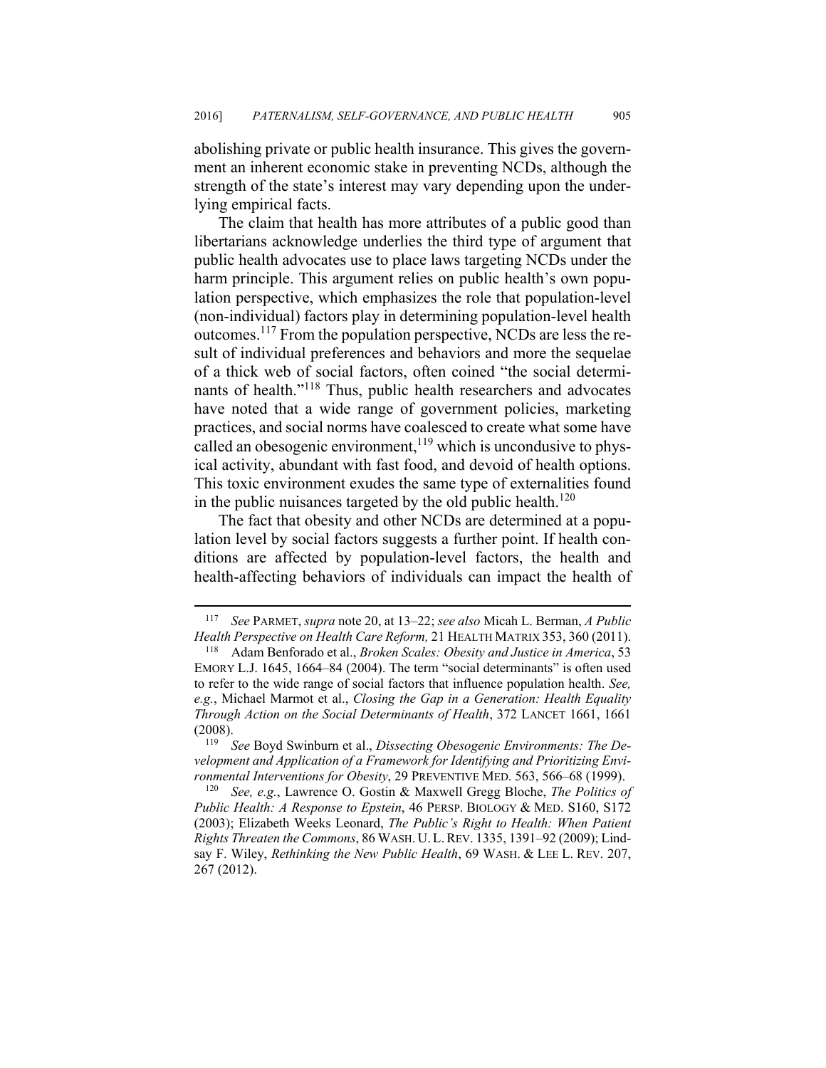abolishing private or public health insurance. This gives the government an inherent economic stake in preventing NCDs, although the strength of the state's interest may vary depending upon the underlying empirical facts.

The claim that health has more attributes of a public good than libertarians acknowledge underlies the third type of argument that public health advocates use to place laws targeting NCDs under the harm principle. This argument relies on public health's own population perspective, which emphasizes the role that population-level (non-individual) factors play in determining population-level health outcomes.[117] From the population perspective, NCDs are less the result of individual preferences and behaviors and more the sequelae of a thick web of social factors, often coined "the social determinants of health."[118] Thus, public health researchers and advocates have noted that a wide range of government policies, marketing practices, and social norms have coalesced to create what some have called an obesogenic environment,[119] which is uncondusive to physical activity, abundant with fast food, and devoid of health options. This toxic environment exudes the same type of externalities found in the public nuisances targeted by the old public health.[120]

The fact that obesity and other NCDs are determined at a population level by social factors suggests a further point. If health conditions are affected by population-level factors, the health and health-affecting behaviors of individuals can impact the health of

---

[117] *See* PARMET, *supra* note 20, at 13–22; *see also* Micah L. Berman, *A Public Health Perspective on Health Care Reform,* 21 HEALTH MATRIX 353, 360 (2011).

[118] Adam Benforado et al., *Broken Scales: Obesity and Justice in America*, 53 EMORY L.J. 1645, 1664–84 (2004). The term "social determinants" is often used to refer to the wide range of social factors that influence population health. *See, e.g.*, Michael Marmot et al., *Closing the Gap in a Generation: Health Equality Through Action on the Social Determinants of Health*, 372 LANCET 1661, 1661 (2008).

[119] *See* Boyd Swinburn et al., *Dissecting Obesogenic Environments: The Development and Application of a Framework for Identifying and Prioritizing Environmental Interventions for Obesity*, 29 PREVENTIVE MED. 563, 566–68 (1999).

[120] *See, e.g.*, Lawrence O. Gostin & Maxwell Gregg Bloche, *The Politics of Public Health: A Response to Epstein*, 46 PERSP. BIOLOGY & MED. S160, S172 (2003); Elizabeth Weeks Leonard, *The Public's Right to Health: When Patient Rights Threaten the Commons*, 86 WASH. U. L. REV. 1335, 1391–92 (2009); Lindsay F. Wiley, *Rethinking the New Public Health*, 69 WASH. & LEE L. REV. 207, 267 (2012).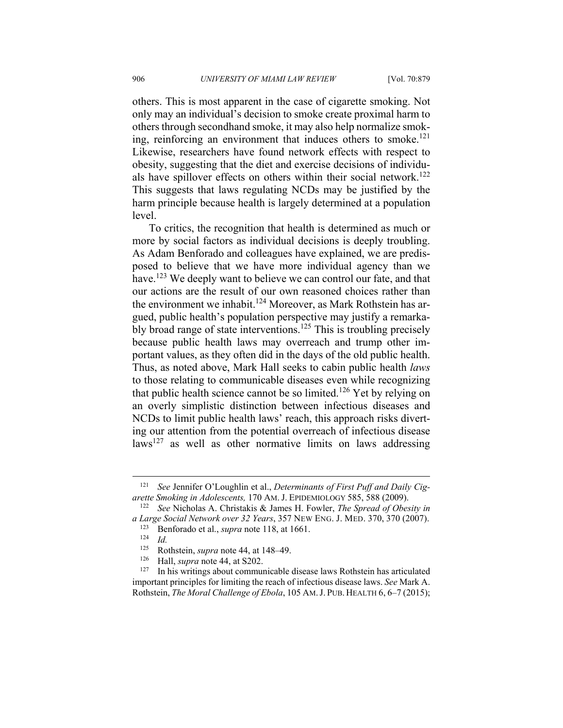others. This is most apparent in the case of cigarette smoking. Not only may an individual's decision to smoke create proximal harm to others through secondhand smoke, it may also help normalize smoking, reinforcing an environment that induces others to smoke.[121] Likewise, researchers have found network effects with respect to obesity, suggesting that the diet and exercise decisions of individuals have spillover effects on others within their social network.[122] This suggests that laws regulating NCDs may be justified by the harm principle because health is largely determined at a population level.

To critics, the recognition that health is determined as much or more by social factors as individual decisions is deeply troubling. As Adam Benforado and colleagues have explained, we are predisposed to believe that we have more individual agency than we have.[123] We deeply want to believe we can control our fate, and that our actions are the result of our own reasoned choices rather than the environment we inhabit.[124] Moreover, as Mark Rothstein has argued, public health's population perspective may justify a remarkably broad range of state interventions.[125] This is troubling precisely because public health laws may overreach and trump other important values, as they often did in the days of the old public health. Thus, as noted above, Mark Hall seeks to cabin public health *laws* to those relating to communicable diseases even while recognizing that public health science cannot be so limited.[126] Yet by relying on an overly simplistic distinction between infectious diseases and NCDs to limit public health laws' reach, this approach risks diverting our attention from the potential overreach of infectious disease laws[127] as well as other normative limits on laws addressing

---

[121] *See* Jennifer O'Loughlin et al., *Determinants of First Puff and Daily Cigarette Smoking in Adolescents,* 170 AM. J. EPIDEMIOLOGY 585, 588 (2009).

[122] *See* Nicholas A. Christakis & James H. Fowler, *The Spread of Obesity in a Large Social Network over 32 Years*, 357 NEW ENG. J. MED. 370, 370 (2007).

[123] Benforado et al., *supra* note 118, at 1661.

[124] *Id.*

[125] Rothstein, *supra* note 44, at 148–49.

[126] Hall, *supra* note 44, at S202.

[127] In his writings about communicable disease laws Rothstein has articulated important principles for limiting the reach of infectious disease laws. *See* Mark A. Rothstein, *The Moral Challenge of Ebola*, 105 AM. J. PUB. HEALTH 6, 6–7 (2015);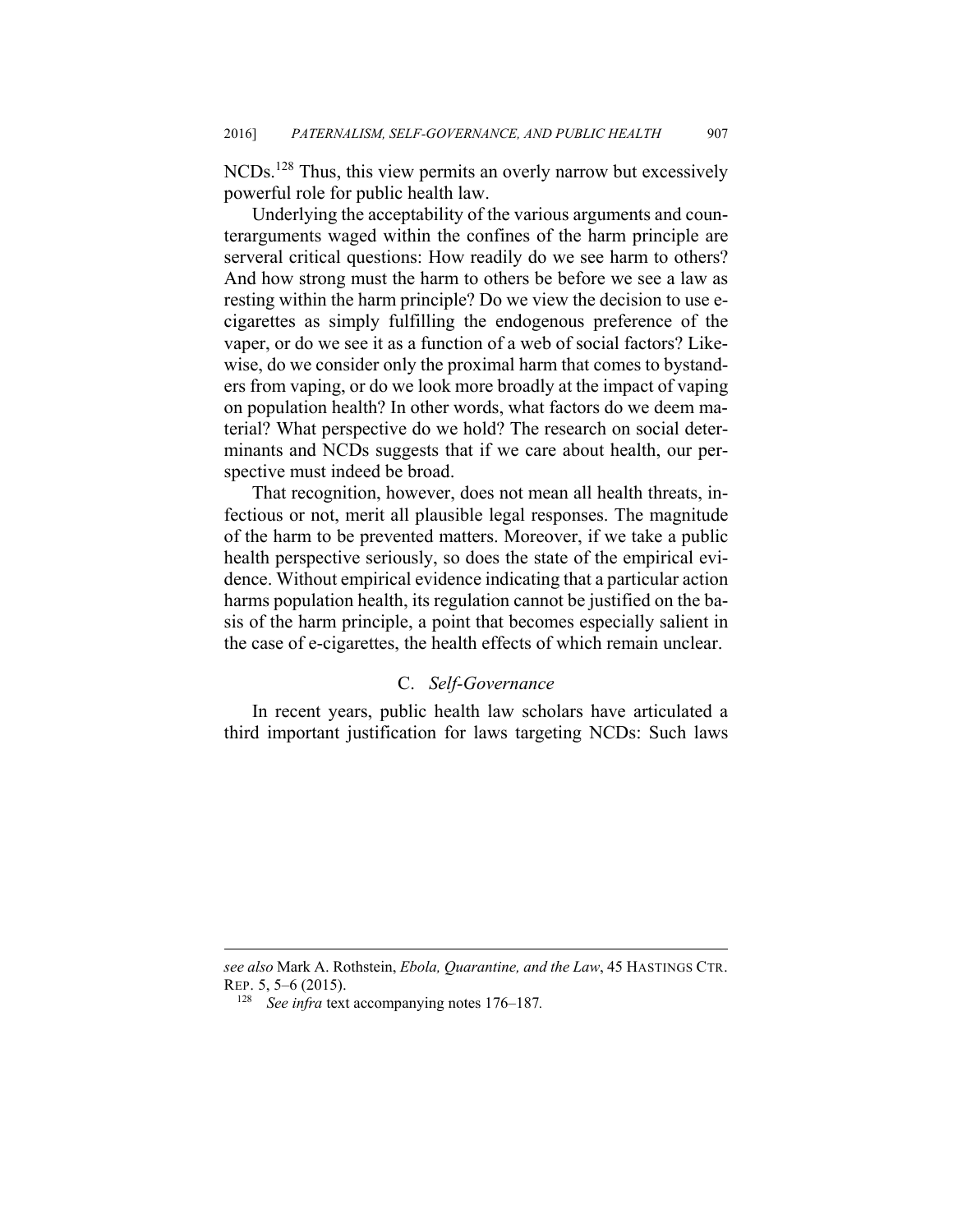NCDs.[128] Thus, this view permits an overly narrow but excessively powerful role for public health law.

Underlying the acceptability of the various arguments and counterarguments waged within the confines of the harm principle are serveral critical questions: How readily do we see harm to others? And how strong must the harm to others be before we see a law as resting within the harm principle? Do we view the decision to use e-cigarettes as simply fulfilling the endogenous preference of the vaper, or do we see it as a function of a web of social factors? Likewise, do we consider only the proximal harm that comes to bystanders from vaping, or do we look more broadly at the impact of vaping on population health? In other words, what factors do we deem material? What perspective do we hold? The research on social determinants and NCDs suggests that if we care about health, our perspective must indeed be broad.

That recognition, however, does not mean all health threats, infectious or not, merit all plausible legal responses. The magnitude of the harm to be prevented matters. Moreover, if we take a public health perspective seriously, so does the state of the empirical evidence. Without empirical evidence indicating that a particular action harms population health, its regulation cannot be justified on the basis of the harm principle, a point that becomes especially salient in the case of e-cigarettes, the health effects of which remain unclear.

### C. *Self-Governance*

In recent years, public health law scholars have articulated a third important justification for laws targeting NCDs: Such laws

---

*see also* Mark A. Rothstein, *Ebola, Quarantine, and the Law*, 45 HASTINGS CTR. REP. 5, 5–6 (2015).

[128] *See infra* text accompanying notes 176–187.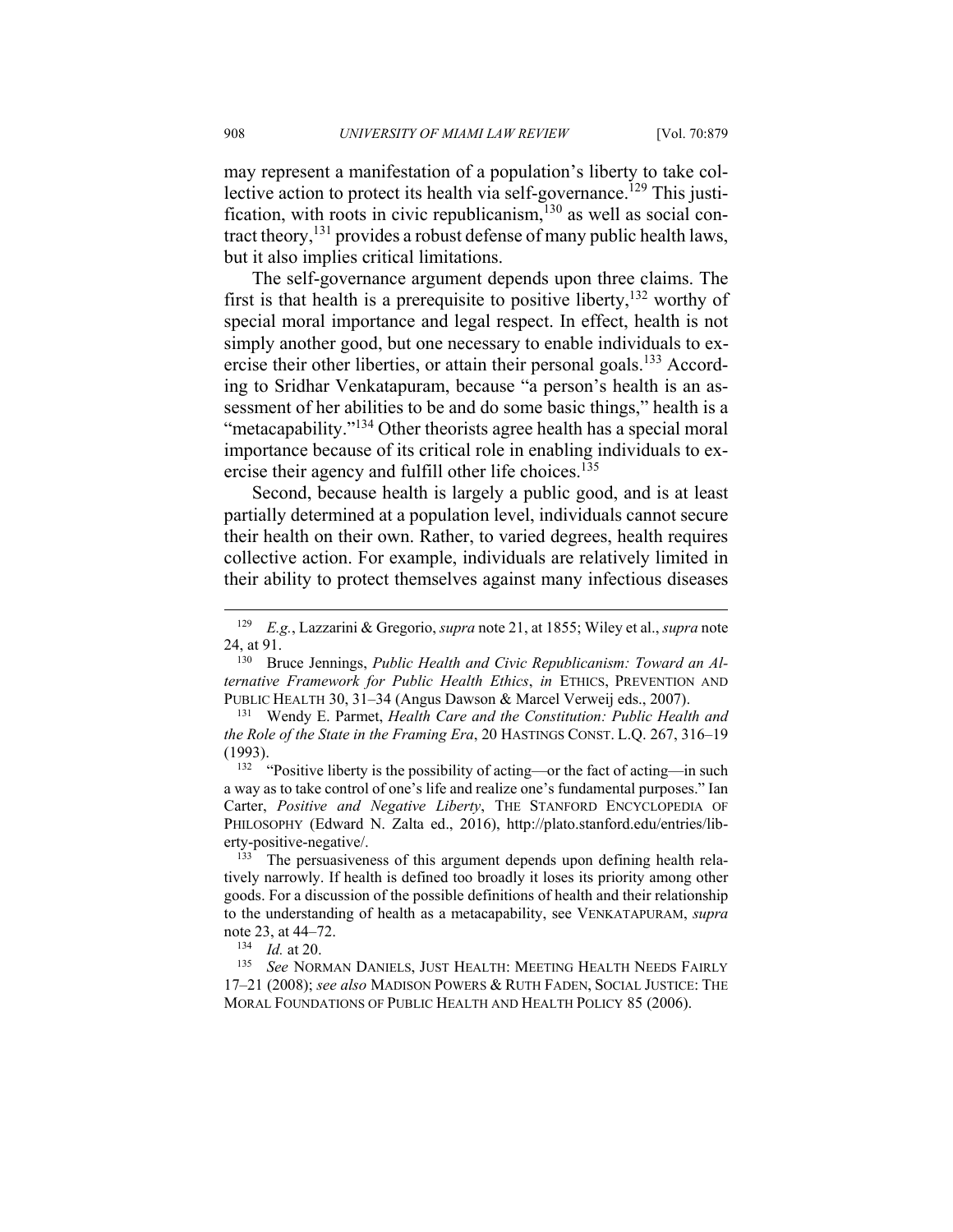may represent a manifestation of a population's liberty to take collective action to protect its health via self-governance.[129] This justification, with roots in civic republicanism,[130] as well as social contract theory,[131] provides a robust defense of many public health laws, but it also implies critical limitations.

The self-governance argument depends upon three claims. The first is that health is a prerequisite to positive liberty,[132] worthy of special moral importance and legal respect. In effect, health is not simply another good, but one necessary to enable individuals to exercise their other liberties, or attain their personal goals.[133] According to Sridhar Venkatapuram, because "a person's health is an assessment of her abilities to be and do some basic things," health is a "metacapability."[134] Other theorists agree health has a special moral importance because of its critical role in enabling individuals to exercise their agency and fulfill other life choices.[135]

Second, because health is largely a public good, and is at least partially determined at a population level, individuals cannot secure their health on their own. Rather, to varied degrees, health requires collective action. For example, individuals are relatively limited in their ability to protect themselves against many infectious diseases

---

[129] *E.g.*, Lazzarini & Gregorio, *supra* note 21, at 1855; Wiley et al., *supra* note 24, at 91.

[130] Bruce Jennings, *Public Health and Civic Republicanism: Toward an Alternative Framework for Public Health Ethics*, *in* ETHICS, PREVENTION AND PUBLIC HEALTH 30, 31–34 (Angus Dawson & Marcel Verweij eds., 2007).

[131] Wendy E. Parmet, *Health Care and the Constitution: Public Health and the Role of the State in the Framing Era*, 20 HASTINGS CONST. L.Q. 267, 316–19 (1993).

[132] "Positive liberty is the possibility of acting—or the fact of acting—in such a way as to take control of one's life and realize one's fundamental purposes." Ian Carter, *Positive and Negative Liberty*, THE STANFORD ENCYCLOPEDIA OF PHILOSOPHY (Edward N. Zalta ed., 2016), http://plato.stanford.edu/entries/liberty-positive-negative/.

[133] The persuasiveness of this argument depends upon defining health relatively narrowly. If health is defined too broadly it loses its priority among other goods. For a discussion of the possible definitions of health and their relationship to the understanding of health as a metacapability, see VENKATAPURAM, *supra* note 23, at 44–72.

[134] *Id.* at 20.

[135] *See* NORMAN DANIELS, JUST HEALTH: MEETING HEALTH NEEDS FAIRLY 17–21 (2008); *see also* MADISON POWERS & RUTH FADEN, SOCIAL JUSTICE: THE MORAL FOUNDATIONS OF PUBLIC HEALTH AND HEALTH POLICY 85 (2006).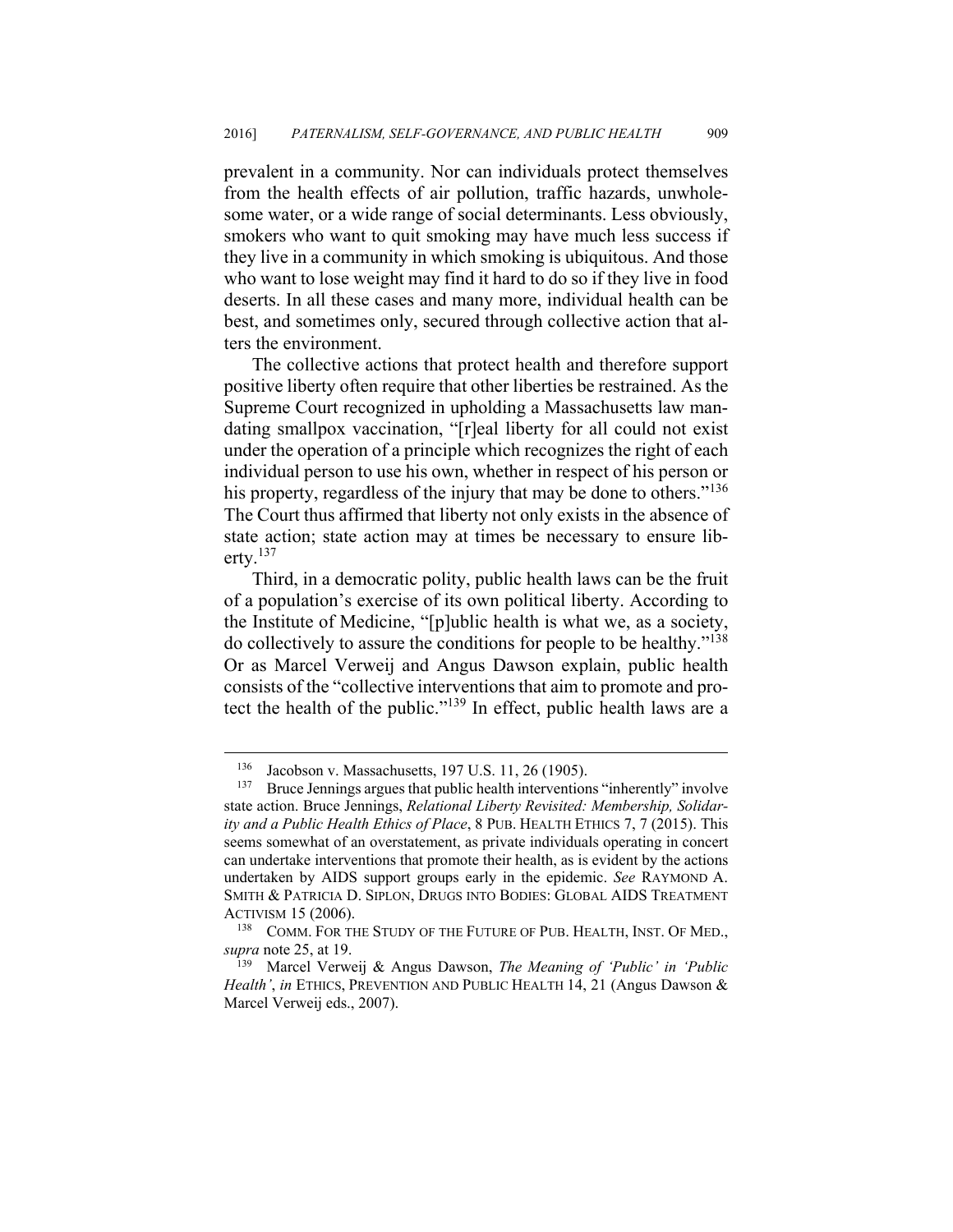prevalent in a community. Nor can individuals protect themselves from the health effects of air pollution, traffic hazards, unwholesome water, or a wide range of social determinants. Less obviously, smokers who want to quit smoking may have much less success if they live in a community in which smoking is ubiquitous. And those who want to lose weight may find it hard to do so if they live in food deserts. In all these cases and many more, individual health can be best, and sometimes only, secured through collective action that alters the environment.

The collective actions that protect health and therefore support positive liberty often require that other liberties be restrained. As the Supreme Court recognized in upholding a Massachusetts law mandating smallpox vaccination, "[r]eal liberty for all could not exist under the operation of a principle which recognizes the right of each individual person to use his own, whether in respect of his person or his property, regardless of the injury that may be done to others."[136] The Court thus affirmed that liberty not only exists in the absence of state action; state action may at times be necessary to ensure liberty.[137]

Third, in a democratic polity, public health laws can be the fruit of a population's exercise of its own political liberty. According to the Institute of Medicine, "[p]ublic health is what we, as a society, do collectively to assure the conditions for people to be healthy."[138] Or as Marcel Verweij and Angus Dawson explain, public health consists of the "collective interventions that aim to promote and protect the health of the public."[139] In effect, public health laws are a

---

[136] Jacobson v. Massachusetts, 197 U.S. 11, 26 (1905).

[137] Bruce Jennings argues that public health interventions "inherently" involve state action. Bruce Jennings, *Relational Liberty Revisited: Membership, Solidarity and a Public Health Ethics of Place*, 8 PUB. HEALTH ETHICS 7, 7 (2015). This seems somewhat of an overstatement, as private individuals operating in concert can undertake interventions that promote their health, as is evident by the actions undertaken by AIDS support groups early in the epidemic. *See* RAYMOND A. SMITH & PATRICIA D. SIPLON, DRUGS INTO BODIES: GLOBAL AIDS TREATMENT ACTIVISM 15 (2006).

[138] COMM. FOR THE STUDY OF THE FUTURE OF PUB. HEALTH, INST. OF MED., *supra* note 25, at 19.

[139] Marcel Verweij & Angus Dawson, *The Meaning of 'Public' in 'Public Health'*, *in* ETHICS, PREVENTION AND PUBLIC HEALTH 14, 21 (Angus Dawson & Marcel Verweij eds., 2007).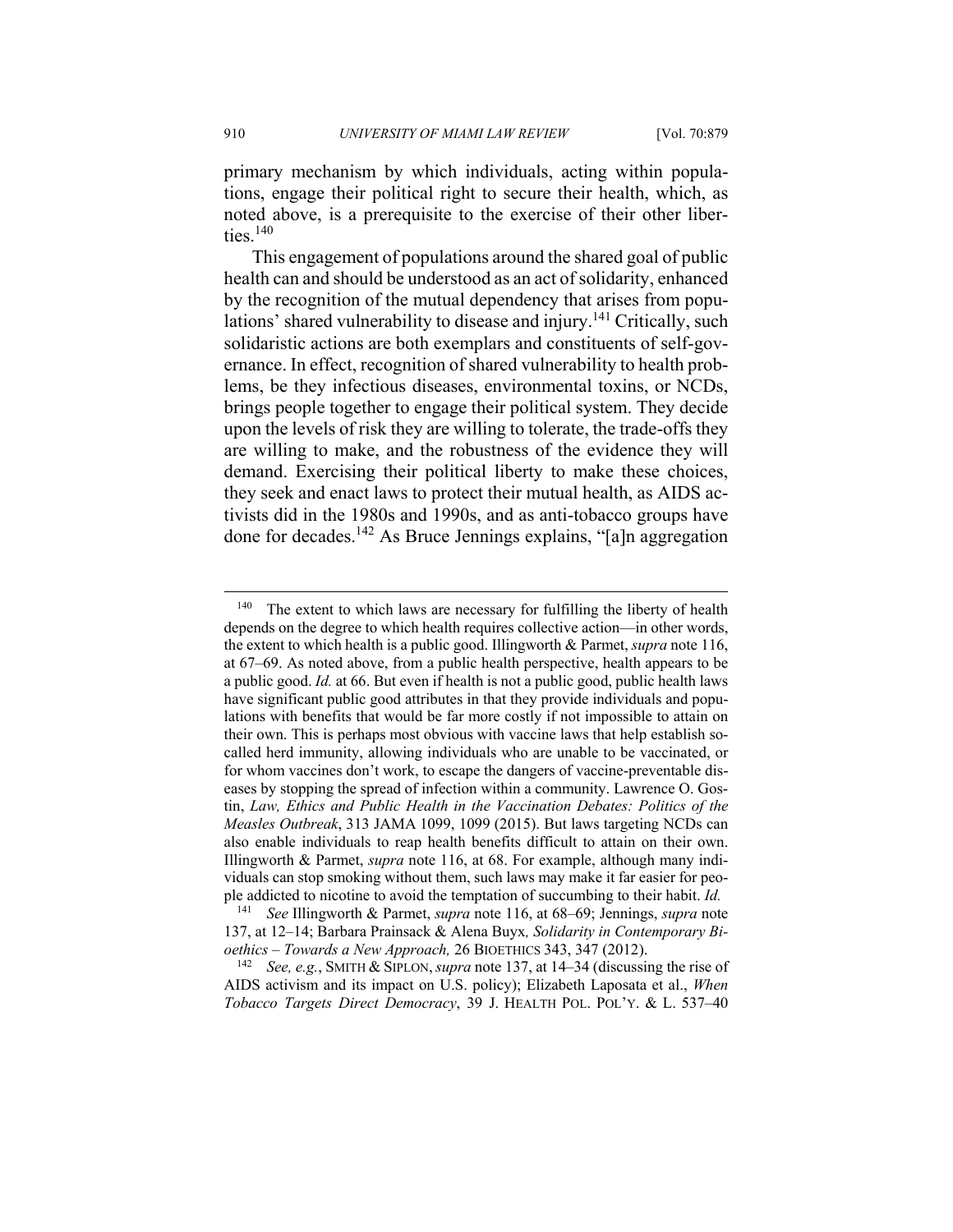primary mechanism by which individuals, acting within populations, engage their political right to secure their health, which, as noted above, is a prerequisite to the exercise of their other liberties.[140]

This engagement of populations around the shared goal of public health can and should be understood as an act of solidarity, enhanced by the recognition of the mutual dependency that arises from populations' shared vulnerability to disease and injury.[141] Critically, such solidaristic actions are both exemplars and constituents of self-governance. In effect, recognition of shared vulnerability to health problems, be they infectious diseases, environmental toxins, or NCDs, brings people together to engage their political system. They decide upon the levels of risk they are willing to tolerate, the trade-offs they are willing to make, and the robustness of the evidence they will demand. Exercising their political liberty to make these choices, they seek and enact laws to protect their mutual health, as AIDS activists did in the 1980s and 1990s, and as anti-tobacco groups have done for decades.[142] As Bruce Jennings explains, "[a]n aggregation

---

[140] The extent to which laws are necessary for fulfilling the liberty of health depends on the degree to which health requires collective action—in other words, the extent to which health is a public good. Illingworth & Parmet, *supra* note 116, at 67–69. As noted above, from a public health perspective, health appears to be a public good. *Id.* at 66. But even if health is not a public good, public health laws have significant public good attributes in that they provide individuals and populations with benefits that would be far more costly if not impossible to attain on their own. This is perhaps most obvious with vaccine laws that help establish so-called herd immunity, allowing individuals who are unable to be vaccinated, or for whom vaccines don't work, to escape the dangers of vaccine-preventable diseases by stopping the spread of infection within a community. Lawrence O. Gostin, *Law, Ethics and Public Health in the Vaccination Debates: Politics of the Measles Outbreak*, 313 JAMA 1099, 1099 (2015). But laws targeting NCDs can also enable individuals to reap health benefits difficult to attain on their own. Illingworth & Parmet, *supra* note 116, at 68. For example, although many individuals can stop smoking without them, such laws may make it far easier for people addicted to nicotine to avoid the temptation of succumbing to their habit. *Id.*

[141] *See* Illingworth & Parmet, *supra* note 116, at 68–69; Jennings, *supra* note 137, at 12–14; Barbara Prainsack & Alena Buyx, *Solidarity in Contemporary Bioethics – Towards a New Approach,* 26 BIOETHICS 343, 347 (2012).

[142] *See, e.g.*, SMITH & SIPLON, *supra* note 137, at 14–34 (discussing the rise of AIDS activism and its impact on U.S. policy); Elizabeth Laposata et al., *When Tobacco Targets Direct Democracy*, 39 J. HEALTH POL. POL'Y. & L. 537–40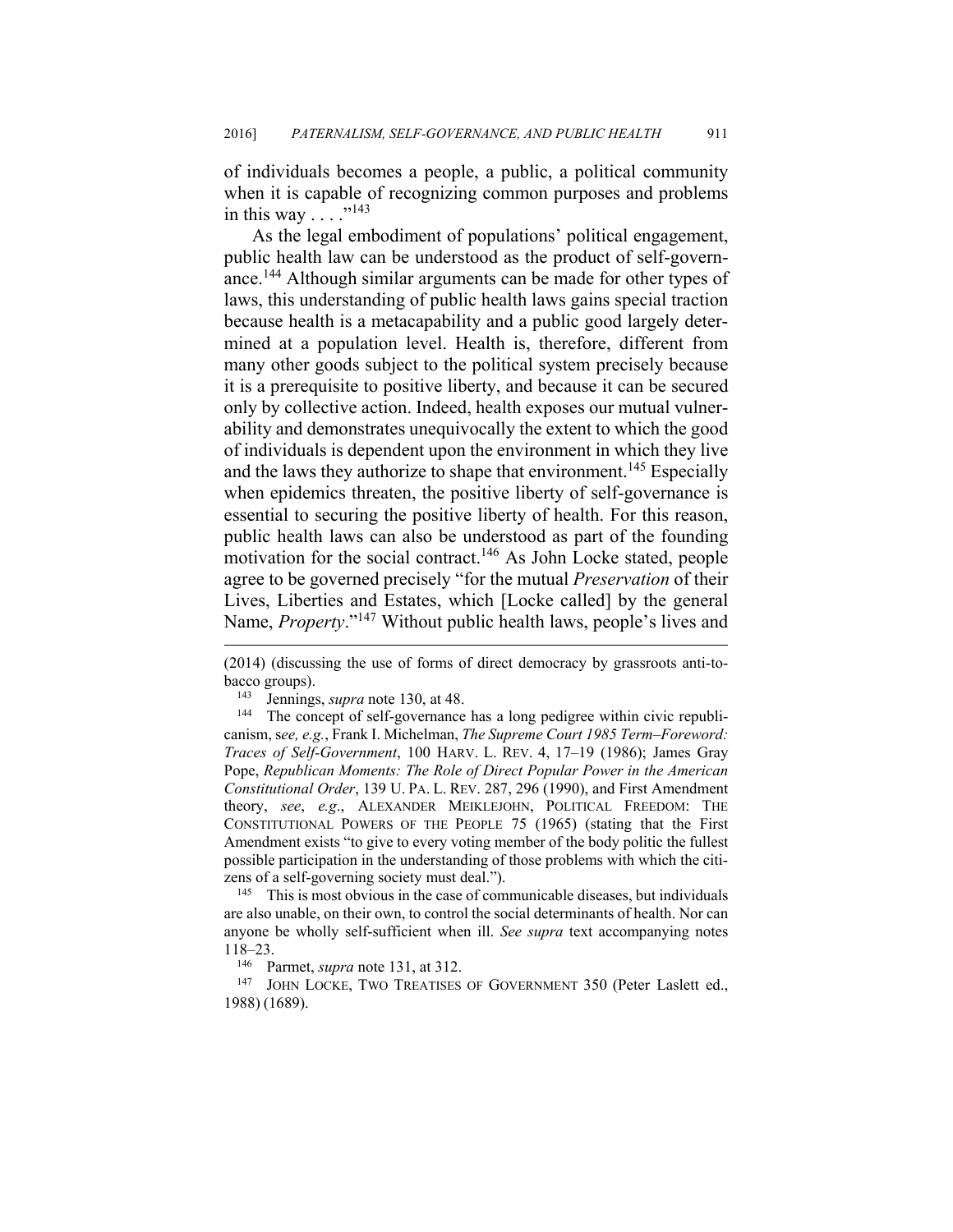of individuals becomes a people, a public, a political community when it is capable of recognizing common purposes and problems in this way . . . ."[143]

As the legal embodiment of populations' political engagement, public health law can be understood as the product of self-governance.[144] Although similar arguments can be made for other types of laws, this understanding of public health laws gains special traction because health is a metacapability and a public good largely determined at a population level. Health is, therefore, different from many other goods subject to the political system precisely because it is a prerequisite to positive liberty, and because it can be secured only by collective action. Indeed, health exposes our mutual vulnerability and demonstrates unequivocally the extent to which the good of individuals is dependent upon the environment in which they live and the laws they authorize to shape that environment.[145] Especially when epidemics threaten, the positive liberty of self-governance is essential to securing the positive liberty of health. For this reason, public health laws can also be understood as part of the founding motivation for the social contract.[146] As John Locke stated, people agree to be governed precisely "for the mutual *Preservation* of their Lives, Liberties and Estates, which [Locke called] by the general Name, *Property*."[147] Without public health laws, people's lives and

---

(2014) (discussing the use of forms of direct democracy by grassroots anti-tobacco groups).

[143] Jennings, *supra* note 130, at 48.

[144] The concept of self-governance has a long pedigree within civic republicanism, s*ee, e.g.*, Frank I. Michelman, *The Supreme Court 1985 Term–Foreword: Traces of Self-Government*, 100 HARV. L. REV. 4, 17–19 (1986); James Gray Pope, *Republican Moments: The Role of Direct Popular Power in the American Constitutional Order*, 139 U. PA. L. REV. 287, 296 (1990), and First Amendment theory, *see*, *e.g*., ALEXANDER MEIKLEJOHN, POLITICAL FREEDOM: THE CONSTITUTIONAL POWERS OF THE PEOPLE 75 (1965) (stating that the First Amendment exists "to give to every voting member of the body politic the fullest possible participation in the understanding of those problems with which the citizens of a self-governing society must deal.").

[145] This is most obvious in the case of communicable diseases, but individuals are also unable, on their own, to control the social determinants of health. Nor can anyone be wholly self-sufficient when ill. *See supra* text accompanying notes 118–23.

[146] Parmet, *supra* note 131, at 312.

[147] JOHN LOCKE, TWO TREATISES OF GOVERNMENT 350 (Peter Laslett ed., 1988) (1689).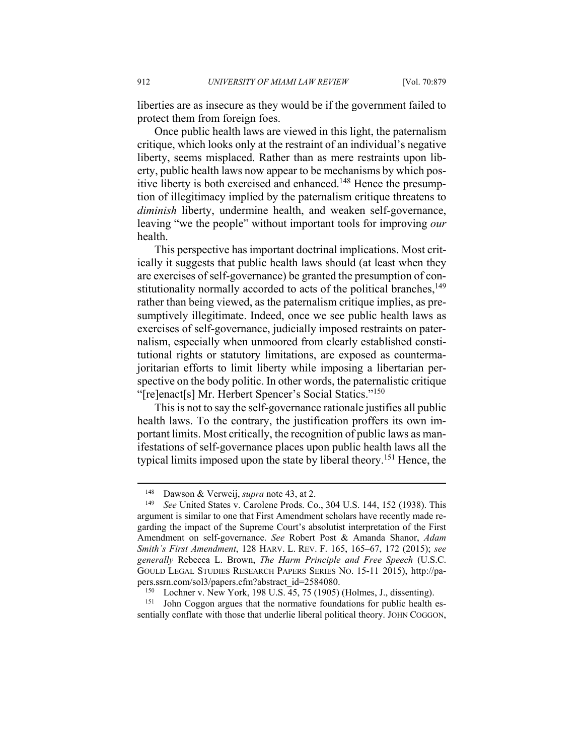liberties are as insecure as they would be if the government failed to protect them from foreign foes.

Once public health laws are viewed in this light, the paternalism critique, which looks only at the restraint of an individual's negative liberty, seems misplaced. Rather than as mere restraints upon liberty, public health laws now appear to be mechanisms by which positive liberty is both exercised and enhanced.[148] Hence the presumption of illegitimacy implied by the paternalism critique threatens to *diminish* liberty, undermine health, and weaken self-governance, leaving "we the people" without important tools for improving *our* health.

This perspective has important doctrinal implications. Most critically it suggests that public health laws should (at least when they are exercises of self-governance) be granted the presumption of constitutionality normally accorded to acts of the political branches,[149] rather than being viewed, as the paternalism critique implies, as presumptively illegitimate. Indeed, once we see public health laws as exercises of self-governance, judicially imposed restraints on paternalism, especially when unmoored from clearly established constitutional rights or statutory limitations, are exposed as countermajoritarian efforts to limit liberty while imposing a libertarian perspective on the body politic. In other words, the paternalistic critique "[re]enact[s] Mr. Herbert Spencer's Social Statics."[150]

This is not to say the self-governance rationale justifies all public health laws. To the contrary, the justification proffers its own important limits. Most critically, the recognition of public laws as manifestations of self-governance places upon public health laws all the typical limits imposed upon the state by liberal theory.[151] Hence, the

---

[148] Dawson & Verweij, *supra* note 43, at 2.

[149] *See* United States v. Carolene Prods. Co., 304 U.S. 144, 152 (1938). This argument is similar to one that First Amendment scholars have recently made regarding the impact of the Supreme Court's absolutist interpretation of the First Amendment on self-governance. *See* Robert Post & Amanda Shanor, *Adam Smith's First Amendment*, 128 HARV. L. REV. F. 165, 165–67, 172 (2015); *see generally* Rebecca L. Brown, *The Harm Principle and Free Speech* (U.S.C. GOULD LEGAL STUDIES RESEARCH PAPERS SERIES NO. 15-11 2015), http://papers.ssrn.com/sol3/papers.cfm?abstract_id=2584080.

[150] Lochner v. New York, 198 U.S. 45, 75 (1905) (Holmes, J., dissenting).

[151] John Coggon argues that the normative foundations for public health essentially conflate with those that underlie liberal political theory. JOHN COGGON,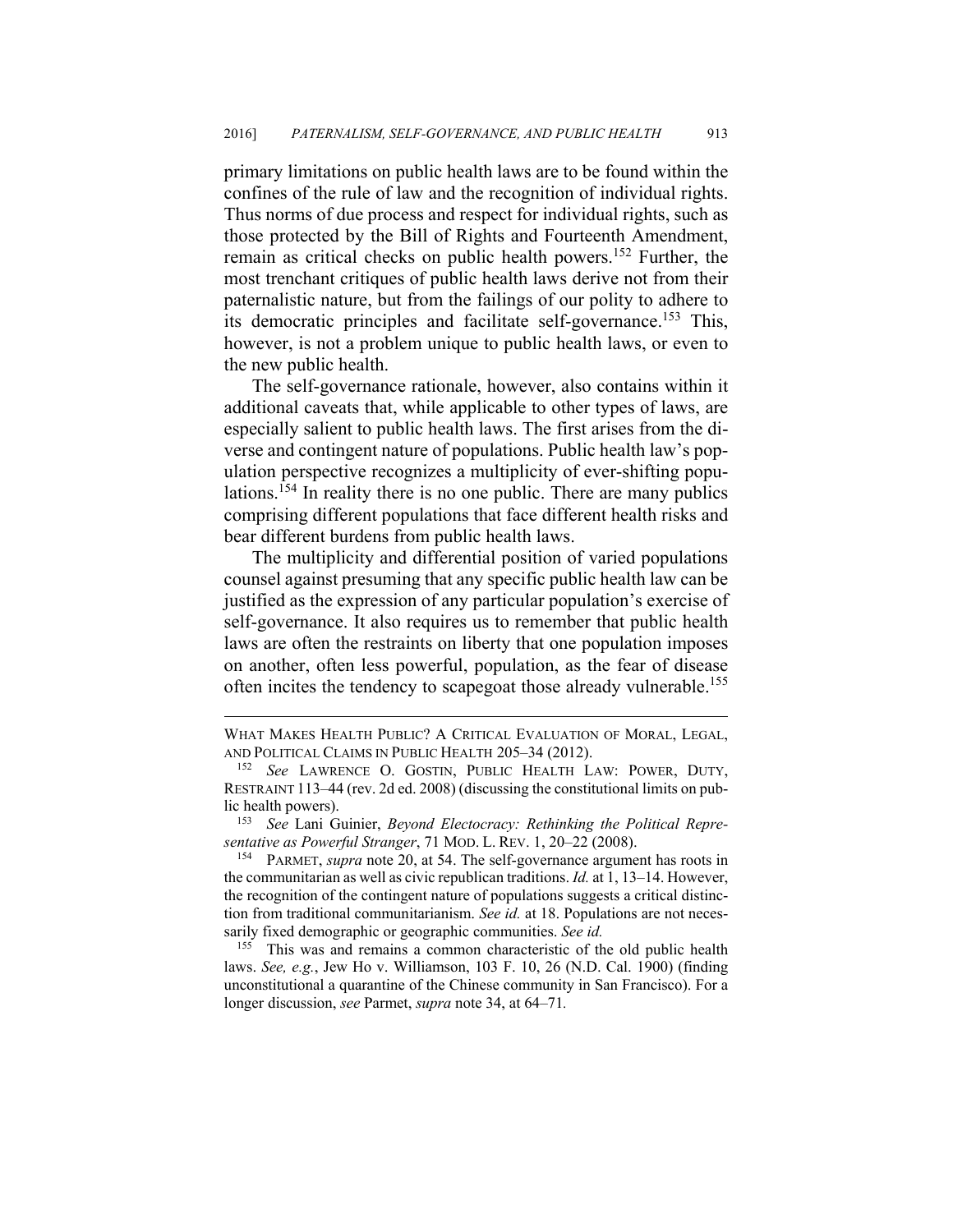primary limitations on public health laws are to be found within the confines of the rule of law and the recognition of individual rights. Thus norms of due process and respect for individual rights, such as those protected by the Bill of Rights and Fourteenth Amendment, remain as critical checks on public health powers.[152] Further, the most trenchant critiques of public health laws derive not from their paternalistic nature, but from the failings of our polity to adhere to its democratic principles and facilitate self-governance.[153] This, however, is not a problem unique to public health laws, or even to the new public health.

The self-governance rationale, however, also contains within it additional caveats that, while applicable to other types of laws, are especially salient to public health laws. The first arises from the diverse and contingent nature of populations. Public health law's population perspective recognizes a multiplicity of ever-shifting populations.[154] In reality there is no one public. There are many publics comprising different populations that face different health risks and bear different burdens from public health laws.

The multiplicity and differential position of varied populations counsel against presuming that any specific public health law can be justified as the expression of any particular population's exercise of self-governance. It also requires us to remember that public health laws are often the restraints on liberty that one population imposes on another, often less powerful, population, as the fear of disease often incites the tendency to scapegoat those already vulnerable.[155]

---

WHAT MAKES HEALTH PUBLIC? A CRITICAL EVALUATION OF MORAL, LEGAL, AND POLITICAL CLAIMS IN PUBLIC HEALTH 205–34 (2012).

[152] *See* LAWRENCE O. GOSTIN, PUBLIC HEALTH LAW: POWER, DUTY, RESTRAINT 113–44 (rev. 2d ed. 2008) (discussing the constitutional limits on public health powers).

[153] *See* Lani Guinier, *Beyond Electocracy: Rethinking the Political Representative as Powerful Stranger*, 71 MOD. L. REV. 1, 20–22 (2008).

[154] PARMET, *supra* note 20, at 54. The self-governance argument has roots in the communitarian as well as civic republican traditions. *Id.* at 1, 13–14. However, the recognition of the contingent nature of populations suggests a critical distinction from traditional communitarianism. *See id.* at 18. Populations are not necessarily fixed demographic or geographic communities. *See id.*

[155] This was and remains a common characteristic of the old public health laws. *See, e.g.*, Jew Ho v. Williamson, 103 F. 10, 26 (N.D. Cal. 1900) (finding unconstitutional a quarantine of the Chinese community in San Francisco). For a longer discussion, *see* Parmet, *supra* note 34, at 64–71.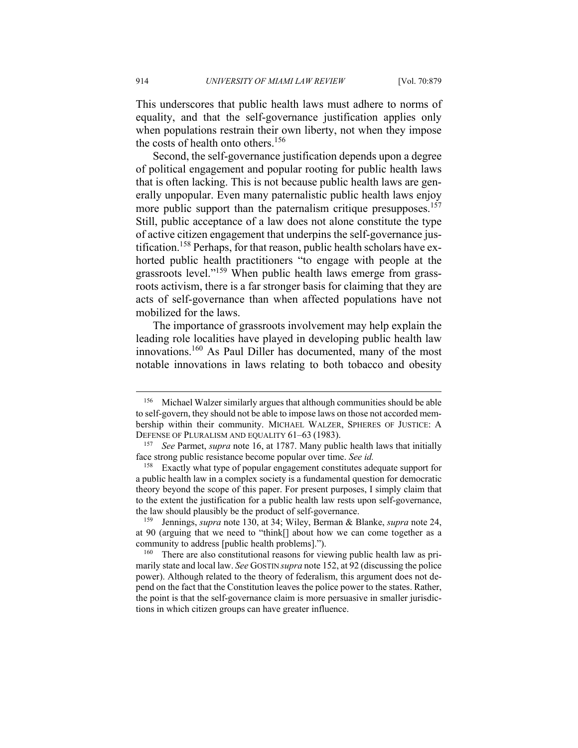This underscores that public health laws must adhere to norms of equality, and that the self-governance justification applies only when populations restrain their own liberty, not when they impose the costs of health onto others.[156]

Second, the self-governance justification depends upon a degree of political engagement and popular rooting for public health laws that is often lacking. This is not because public health laws are generally unpopular. Even many paternalistic public health laws enjoy more public support than the paternalism critique presupposes.[157] Still, public acceptance of a law does not alone constitute the type of active citizen engagement that underpins the self-governance justification.[158] Perhaps, for that reason, public health scholars have exhorted public health practitioners "to engage with people at the grassroots level."[159] When public health laws emerge from grassroots activism, there is a far stronger basis for claiming that they are acts of self-governance than when affected populations have not mobilized for the laws.

The importance of grassroots involvement may help explain the leading role localities have played in developing public health law innovations.[160] As Paul Diller has documented, many of the most notable innovations in laws relating to both tobacco and obesity

---

[156] Michael Walzer similarly argues that although communities should be able to self-govern, they should not be able to impose laws on those not accorded membership within their community. MICHAEL WALZER, SPHERES OF JUSTICE: A DEFENSE OF PLURALISM AND EQUALITY 61–63 (1983).

[157] *See* Parmet, *supra* note 16, at 1787. Many public health laws that initially face strong public resistance become popular over time. *See id.*

[158] Exactly what type of popular engagement constitutes adequate support for a public health law in a complex society is a fundamental question for democratic theory beyond the scope of this paper. For present purposes, I simply claim that to the extent the justification for a public health law rests upon self-governance, the law should plausibly be the product of self-governance.

[159] Jennings, *supra* note 130, at 34; Wiley, Berman & Blanke, *supra* note 24, at 90 (arguing that we need to "think[] about how we can come together as a community to address [public health problems].").

[160] There are also constitutional reasons for viewing public health law as primarily state and local law. *See* GOSTIN *supra* note 152, at 92 (discussing the police power). Although related to the theory of federalism, this argument does not depend on the fact that the Constitution leaves the police power to the states. Rather, the point is that the self-governance claim is more persuasive in smaller jurisdictions in which citizen groups can have greater influence.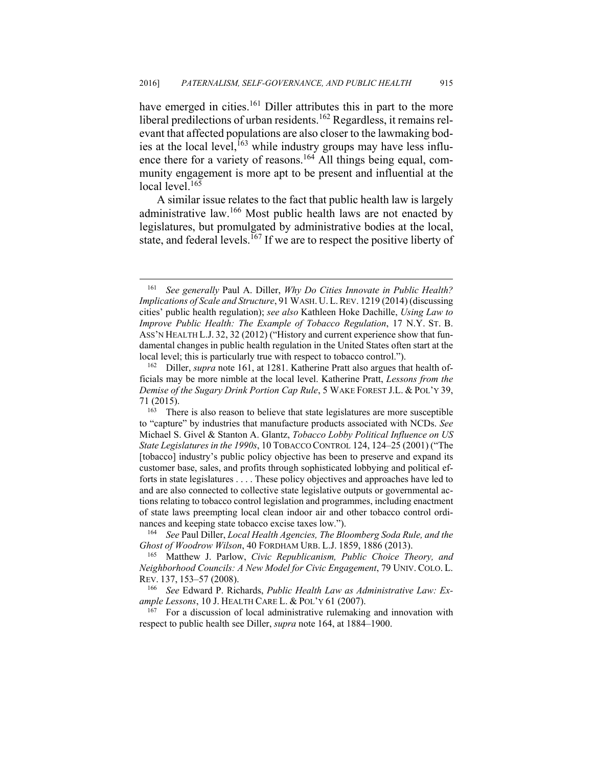have emerged in cities.[161] Diller attributes this in part to the more liberal predilections of urban residents.[162] Regardless, it remains relevant that affected populations are also closer to the lawmaking bodies at the local level,[163] while industry groups may have less influence there for a variety of reasons.[164] All things being equal, community engagement is more apt to be present and influential at the local level.[165]

A similar issue relates to the fact that public health law is largely administrative law.[166] Most public health laws are not enacted by legislatures, but promulgated by administrative bodies at the local, state, and federal levels.[167] If we are to respect the positive liberty of

---

[161] *See generally* Paul A. Diller, *Why Do Cities Innovate in Public Health? Implications of Scale and Structure*, 91 WASH. U. L. REV. 1219 (2014) (discussing cities' public health regulation); *see also* Kathleen Hoke Dachille, *Using Law to Improve Public Health: The Example of Tobacco Regulation*, 17 N.Y. ST. B. ASS'N HEALTH L.J. 32, 32 (2012) ("History and current experience show that fundamental changes in public health regulation in the United States often start at the local level; this is particularly true with respect to tobacco control.").

[162] Diller, *supra* note 161, at 1281. Katherine Pratt also argues that health officials may be more nimble at the local level. Katherine Pratt, *Lessons from the Demise of the Sugary Drink Portion Cap Rule*, 5 WAKE FOREST J.L. & POL'Y 39, 71 (2015).

[163] There is also reason to believe that state legislatures are more susceptible to "capture" by industries that manufacture products associated with NCDs. *See* Michael S. Givel & Stanton A. Glantz, *Tobacco Lobby Political Influence on US State Legislatures in the 1990s*, 10 TOBACCO CONTROL 124, 124–25 (2001) ("The [tobacco] industry's public policy objective has been to preserve and expand its customer base, sales, and profits through sophisticated lobbying and political efforts in state legislatures . . . . These policy objectives and approaches have led to and are also connected to collective state legislative outputs or governmental actions relating to tobacco control legislation and programmes, including enactment of state laws preempting local clean indoor air and other tobacco control ordinances and keeping state tobacco excise taxes low.").

[164] *See* Paul Diller, *Local Health Agencies, The Bloomberg Soda Rule, and the Ghost of Woodrow Wilson*, 40 FORDHAM URB. L.J. 1859, 1886 (2013).

[165] Matthew J. Parlow, *Civic Republicanism, Public Choice Theory, and Neighborhood Councils: A New Model for Civic Engagement*, 79 UNIV. COLO. L. REV. 137, 153–57 (2008).

[166] *See* Edward P. Richards, *Public Health Law as Administrative Law: Example Lessons*, 10 J. HEALTH CARE L. & POL'Y 61 (2007).

[167] For a discussion of local administrative rulemaking and innovation with respect to public health see Diller, *supra* note 164, at 1884–1900.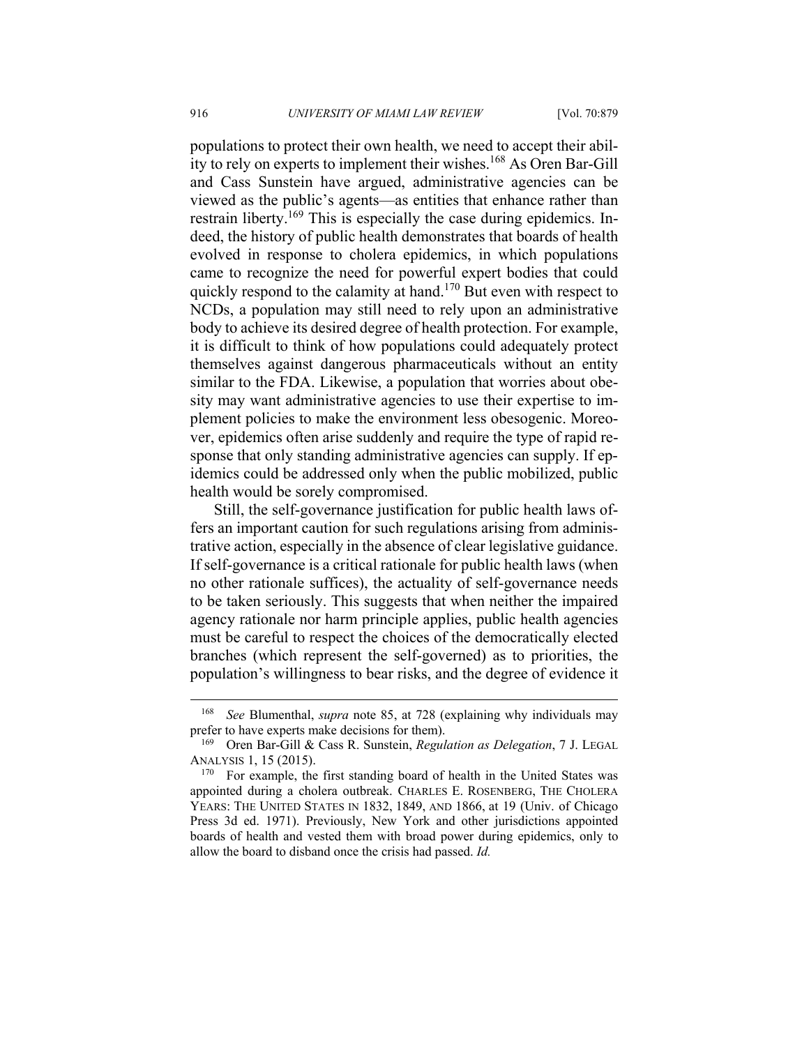populations to protect their own health, we need to accept their ability to rely on experts to implement their wishes.[168] As Oren Bar-Gill and Cass Sunstein have argued, administrative agencies can be viewed as the public's agents—as entities that enhance rather than restrain liberty.[169] This is especially the case during epidemics. Indeed, the history of public health demonstrates that boards of health evolved in response to cholera epidemics, in which populations came to recognize the need for powerful expert bodies that could quickly respond to the calamity at hand.[170] But even with respect to NCDs, a population may still need to rely upon an administrative body to achieve its desired degree of health protection. For example, it is difficult to think of how populations could adequately protect themselves against dangerous pharmaceuticals without an entity similar to the FDA. Likewise, a population that worries about obesity may want administrative agencies to use their expertise to implement policies to make the environment less obesogenic. Moreover, epidemics often arise suddenly and require the type of rapid response that only standing administrative agencies can supply. If epidemics could be addressed only when the public mobilized, public health would be sorely compromised.

Still, the self-governance justification for public health laws offers an important caution for such regulations arising from administrative action, especially in the absence of clear legislative guidance. If self-governance is a critical rationale for public health laws (when no other rationale suffices), the actuality of self-governance needs to be taken seriously. This suggests that when neither the impaired agency rationale nor harm principle applies, public health agencies must be careful to respect the choices of the democratically elected branches (which represent the self-governed) as to priorities, the population's willingness to bear risks, and the degree of evidence it

---

[168] *See* Blumenthal, *supra* note 85, at 728 (explaining why individuals may prefer to have experts make decisions for them).

[169] Oren Bar-Gill & Cass R. Sunstein, *Regulation as Delegation*, 7 J. LEGAL ANALYSIS 1, 15 (2015).

[170] For example, the first standing board of health in the United States was appointed during a cholera outbreak. CHARLES E. ROSENBERG, THE CHOLERA YEARS: THE UNITED STATES IN 1832, 1849, AND 1866, at 19 (Univ. of Chicago Press 3d ed. 1971). Previously, New York and other jurisdictions appointed boards of health and vested them with broad power during epidemics, only to allow the board to disband once the crisis had passed. *Id.*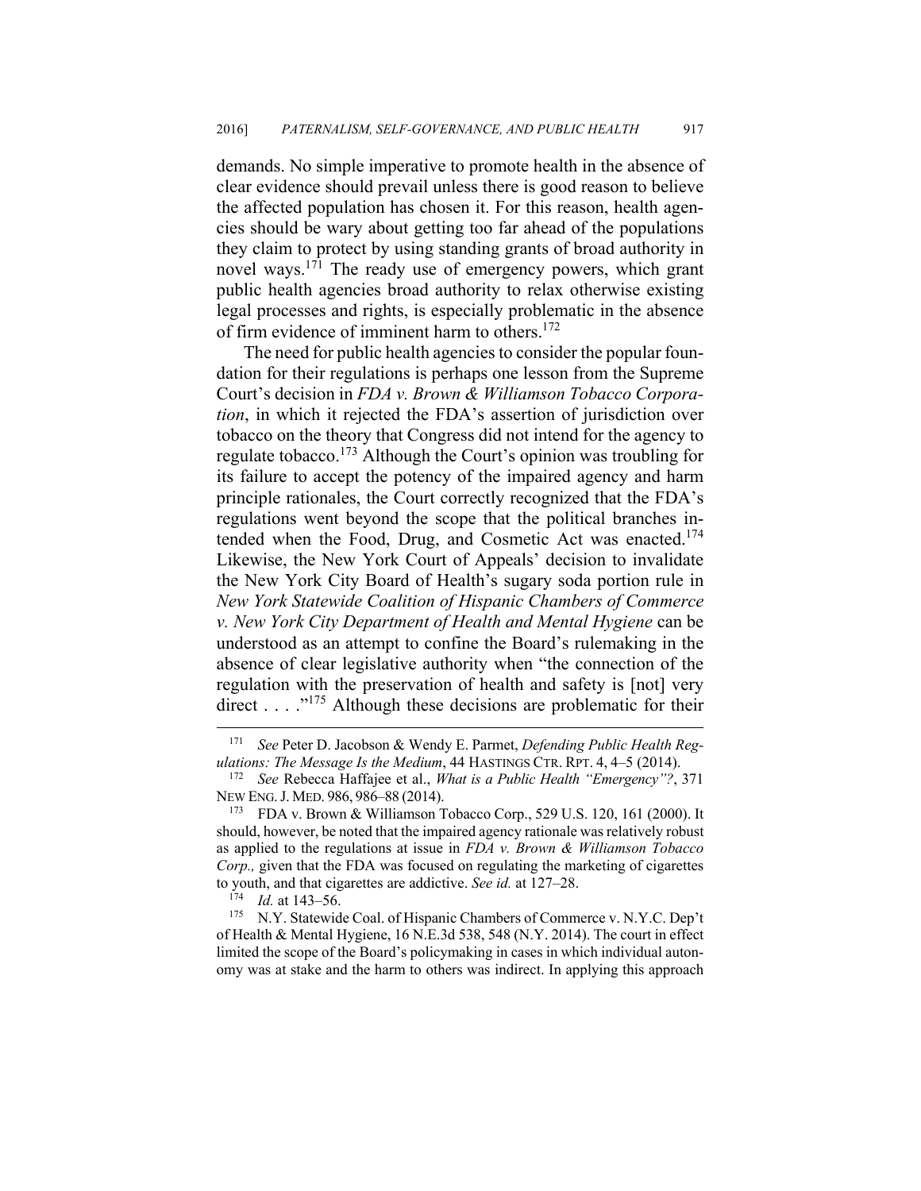demands. No simple imperative to promote health in the absence of clear evidence should prevail unless there is good reason to believe the affected population has chosen it. For this reason, health agencies should be wary about getting too far ahead of the populations they claim to protect by using standing grants of broad authority in novel ways.[171] The ready use of emergency powers, which grant public health agencies broad authority to relax otherwise existing legal processes and rights, is especially problematic in the absence of firm evidence of imminent harm to others.[172]

The need for public health agencies to consider the popular foundation for their regulations is perhaps one lesson from the Supreme Court's decision in *FDA v. Brown & Williamson Tobacco Corporation*, in which it rejected the FDA's assertion of jurisdiction over tobacco on the theory that Congress did not intend for the agency to regulate tobacco.[173] Although the Court's opinion was troubling for its failure to accept the potency of the impaired agency and harm principle rationales, the Court correctly recognized that the FDA's regulations went beyond the scope that the political branches intended when the Food, Drug, and Cosmetic Act was enacted.[174] Likewise, the New York Court of Appeals' decision to invalidate the New York City Board of Health's sugary soda portion rule in *New York Statewide Coalition of Hispanic Chambers of Commerce v. New York City Department of Health and Mental Hygiene* can be understood as an attempt to confine the Board's rulemaking in the absence of clear legislative authority when "the connection of the regulation with the preservation of health and safety is [not] very direct . . . ."[175] Although these decisions are problematic for their

---

[171] *See* Peter D. Jacobson & Wendy E. Parmet, *Defending Public Health Regulations: The Message Is the Medium*, 44 HASTINGS CTR. RPT. 4, 4–5 (2014).

[172] *See* Rebecca Haffajee et al., *What is a Public Health "Emergency"?*, 371 NEW ENG. J. MED. 986, 986–88 (2014).

[173] FDA v. Brown & Williamson Tobacco Corp., 529 U.S. 120, 161 (2000). It should, however, be noted that the impaired agency rationale was relatively robust as applied to the regulations at issue in *FDA v. Brown & Williamson Tobacco Corp.,* given that the FDA was focused on regulating the marketing of cigarettes to youth, and that cigarettes are addictive. *See id.* at 127–28.

[174] *Id.* at 143–56.

[175] N.Y. Statewide Coal. of Hispanic Chambers of Commerce v. N.Y.C. Dep't of Health & Mental Hygiene, 16 N.E.3d 538, 548 (N.Y. 2014). The court in effect limited the scope of the Board's policymaking in cases in which individual autonomy was at stake and the harm to others was indirect. In applying this approach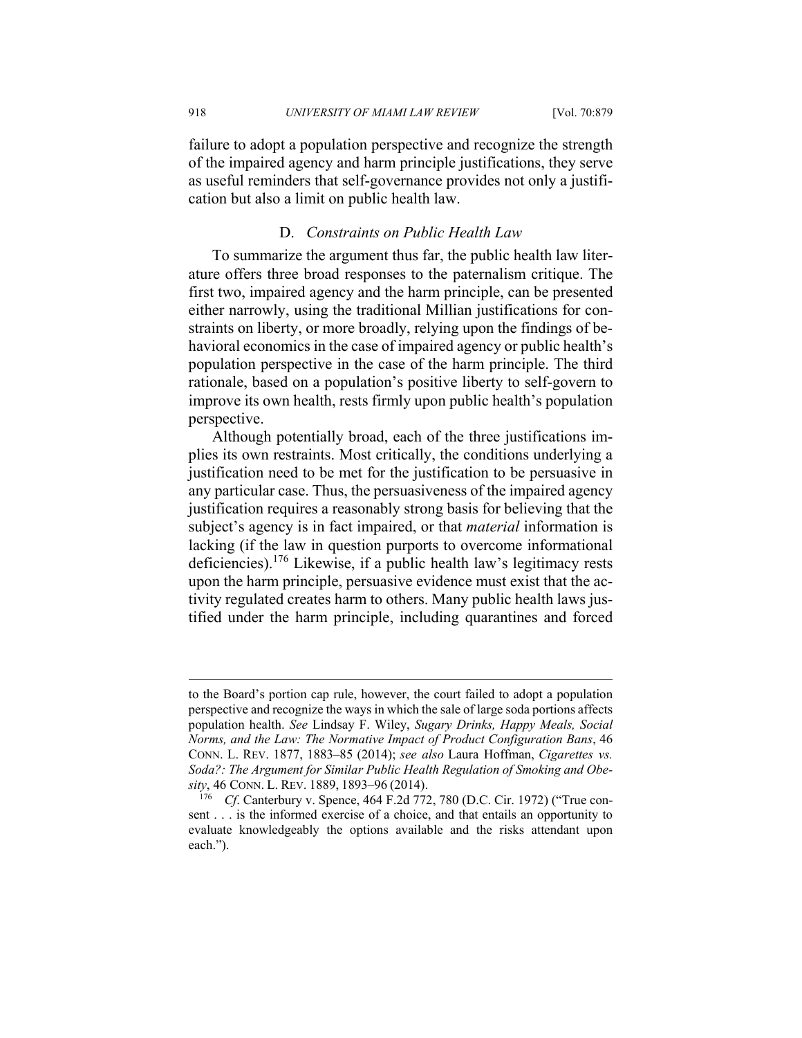failure to adopt a population perspective and recognize the strength of the impaired agency and harm principle justifications, they serve as useful reminders that self-governance provides not only a justification but also a limit on public health law.

### D. *Constraints on Public Health Law*

To summarize the argument thus far, the public health law literature offers three broad responses to the paternalism critique. The first two, impaired agency and the harm principle, can be presented either narrowly, using the traditional Millian justifications for constraints on liberty, or more broadly, relying upon the findings of behavioral economics in the case of impaired agency or public health's population perspective in the case of the harm principle. The third rationale, based on a population's positive liberty to self-govern to improve its own health, rests firmly upon public health's population perspective.

Although potentially broad, each of the three justifications implies its own restraints. Most critically, the conditions underlying a justification need to be met for the justification to be persuasive in any particular case. Thus, the persuasiveness of the impaired agency justification requires a reasonably strong basis for believing that the subject's agency is in fact impaired, or that *material* information is lacking (if the law in question purports to overcome informational deficiencies).[176] Likewise, if a public health law's legitimacy rests upon the harm principle, persuasive evidence must exist that the activity regulated creates harm to others. Many public health laws justified under the harm principle, including quarantines and forced

---

to the Board's portion cap rule, however, the court failed to adopt a population perspective and recognize the ways in which the sale of large soda portions affects population health. *See* Lindsay F. Wiley, *Sugary Drinks, Happy Meals, Social Norms, and the Law: The Normative Impact of Product Configuration Bans*, 46 CONN. L. REV. 1877, 1883–85 (2014); *see also* Laura Hoffman, *Cigarettes vs. Soda?: The Argument for Similar Public Health Regulation of Smoking and Obesity*, 46 CONN. L. REV. 1889, 1893–96 (2014).

[176] *Cf*. Canterbury v. Spence, 464 F.2d 772, 780 (D.C. Cir. 1972) ("True consent . . . is the informed exercise of a choice, and that entails an opportunity to evaluate knowledgeably the options available and the risks attendant upon each.").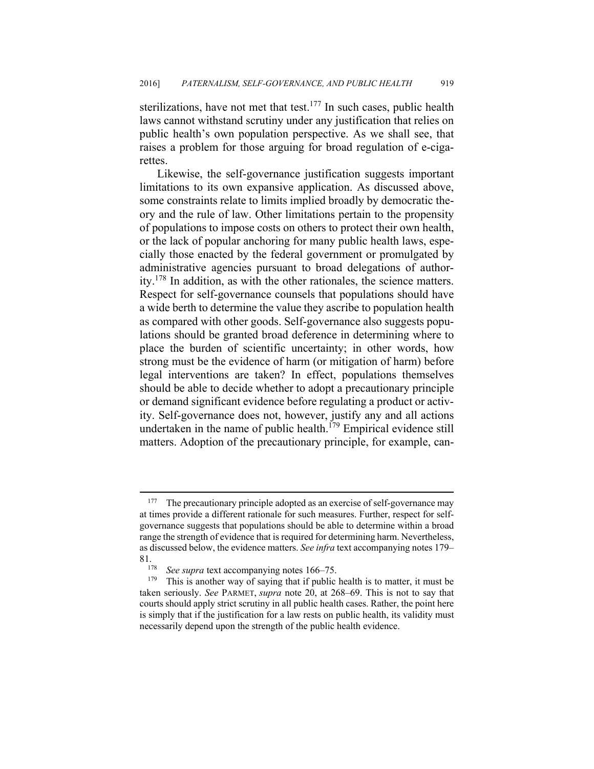sterilizations, have not met that test.[177] In such cases, public health laws cannot withstand scrutiny under any justification that relies on public health's own population perspective. As we shall see, that raises a problem for those arguing for broad regulation of e-cigarettes.

Likewise, the self-governance justification suggests important limitations to its own expansive application. As discussed above, some constraints relate to limits implied broadly by democratic theory and the rule of law. Other limitations pertain to the propensity of populations to impose costs on others to protect their own health, or the lack of popular anchoring for many public health laws, especially those enacted by the federal government or promulgated by administrative agencies pursuant to broad delegations of authority.[178] In addition, as with the other rationales, the science matters. Respect for self-governance counsels that populations should have a wide berth to determine the value they ascribe to population health as compared with other goods. Self-governance also suggests populations should be granted broad deference in determining where to place the burden of scientific uncertainty; in other words, how strong must be the evidence of harm (or mitigation of harm) before legal interventions are taken? In effect, populations themselves should be able to decide whether to adopt a precautionary principle or demand significant evidence before regulating a product or activity. Self-governance does not, however, justify any and all actions undertaken in the name of public health.[179] Empirical evidence still matters. Adoption of the precautionary principle, for example, can-

---

[177] The precautionary principle adopted as an exercise of self-governance may at times provide a different rationale for such measures. Further, respect for self-governance suggests that populations should be able to determine within a broad range the strength of evidence that is required for determining harm. Nevertheless, as discussed below, the evidence matters. *See infra* text accompanying notes 179–81.

[178] *See supra* text accompanying notes 166–75.

[179] This is another way of saying that if public health is to matter, it must be taken seriously. *See* PARMET, *supra* note 20, at 268–69. This is not to say that courts should apply strict scrutiny in all public health cases. Rather, the point here is simply that if the justification for a law rests on public health, its validity must necessarily depend upon the strength of the public health evidence.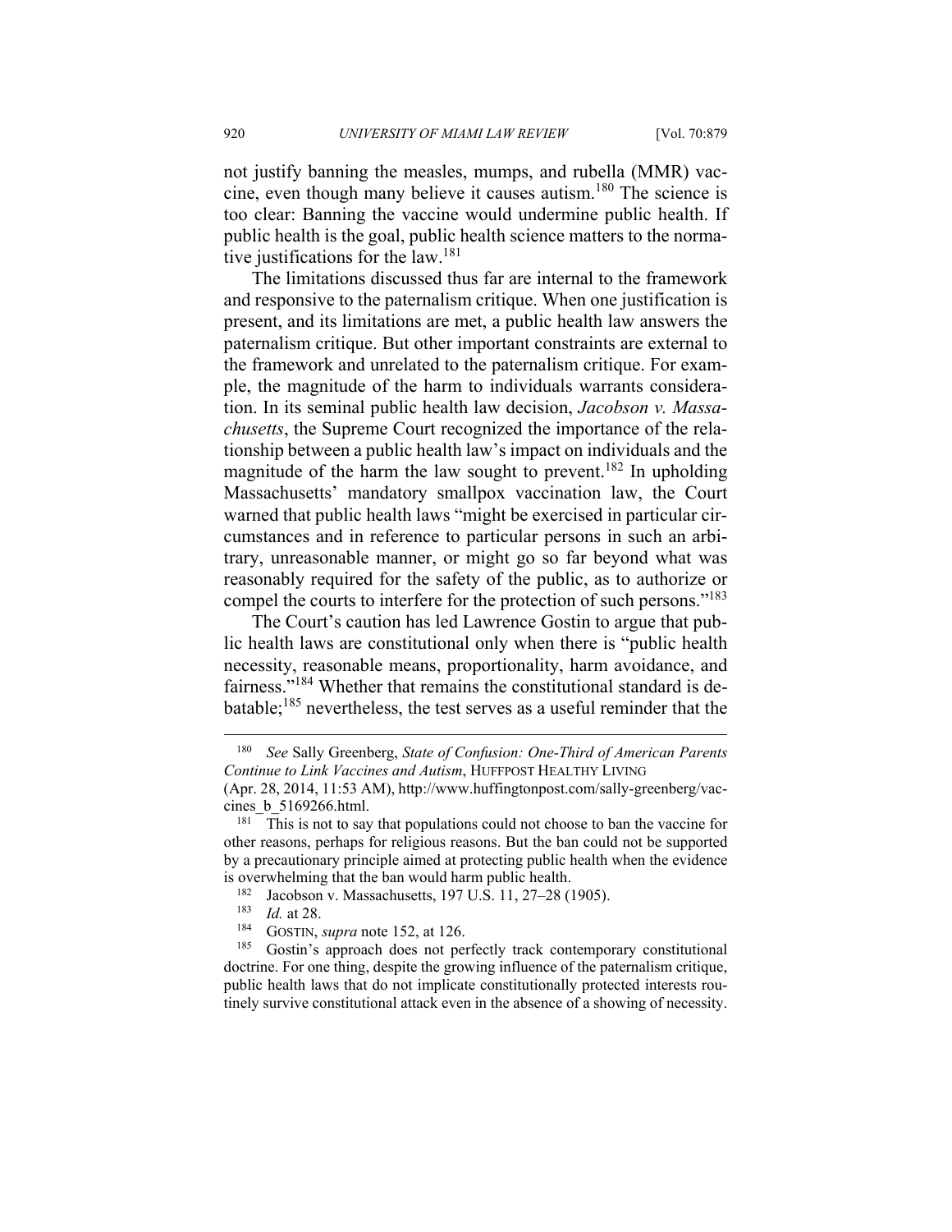not justify banning the measles, mumps, and rubella (MMR) vaccine, even though many believe it causes autism.[180] The science is too clear: Banning the vaccine would undermine public health. If public health is the goal, public health science matters to the normative justifications for the law.[181]

The limitations discussed thus far are internal to the framework and responsive to the paternalism critique. When one justification is present, and its limitations are met, a public health law answers the paternalism critique. But other important constraints are external to the framework and unrelated to the paternalism critique. For example, the magnitude of the harm to individuals warrants consideration. In its seminal public health law decision, *Jacobson v. Massachusetts*, the Supreme Court recognized the importance of the relationship between a public health law's impact on individuals and the magnitude of the harm the law sought to prevent.[182] In upholding Massachusetts' mandatory smallpox vaccination law, the Court warned that public health laws "might be exercised in particular circumstances and in reference to particular persons in such an arbitrary, unreasonable manner, or might go so far beyond what was reasonably required for the safety of the public, as to authorize or compel the courts to interfere for the protection of such persons."[183]

The Court's caution has led Lawrence Gostin to argue that public health laws are constitutional only when there is "public health necessity, reasonable means, proportionality, harm avoidance, and fairness."[184] Whether that remains the constitutional standard is debatable;[185] nevertheless, the test serves as a useful reminder that the

---

[180] *See* Sally Greenberg, *State of Confusion: One-Third of American Parents Continue to Link Vaccines and Autism*, HUFFPOST HEALTHY LIVING (Apr. 28, 2014, 11:53 AM), http://www.huffingtonpost.com/sally-greenberg/vaccines_b_5169266.html.

[181] This is not to say that populations could not choose to ban the vaccine for other reasons, perhaps for religious reasons. But the ban could not be supported by a precautionary principle aimed at protecting public health when the evidence is overwhelming that the ban would harm public health.

[182] Jacobson v. Massachusetts, 197 U.S. 11, 27–28 (1905).

[183] *Id.* at 28.

[184] GOSTIN, *supra* note 152, at 126.

[185] Gostin's approach does not perfectly track contemporary constitutional doctrine. For one thing, despite the growing influence of the paternalism critique, public health laws that do not implicate constitutionally protected interests routinely survive constitutional attack even in the absence of a showing of necessity.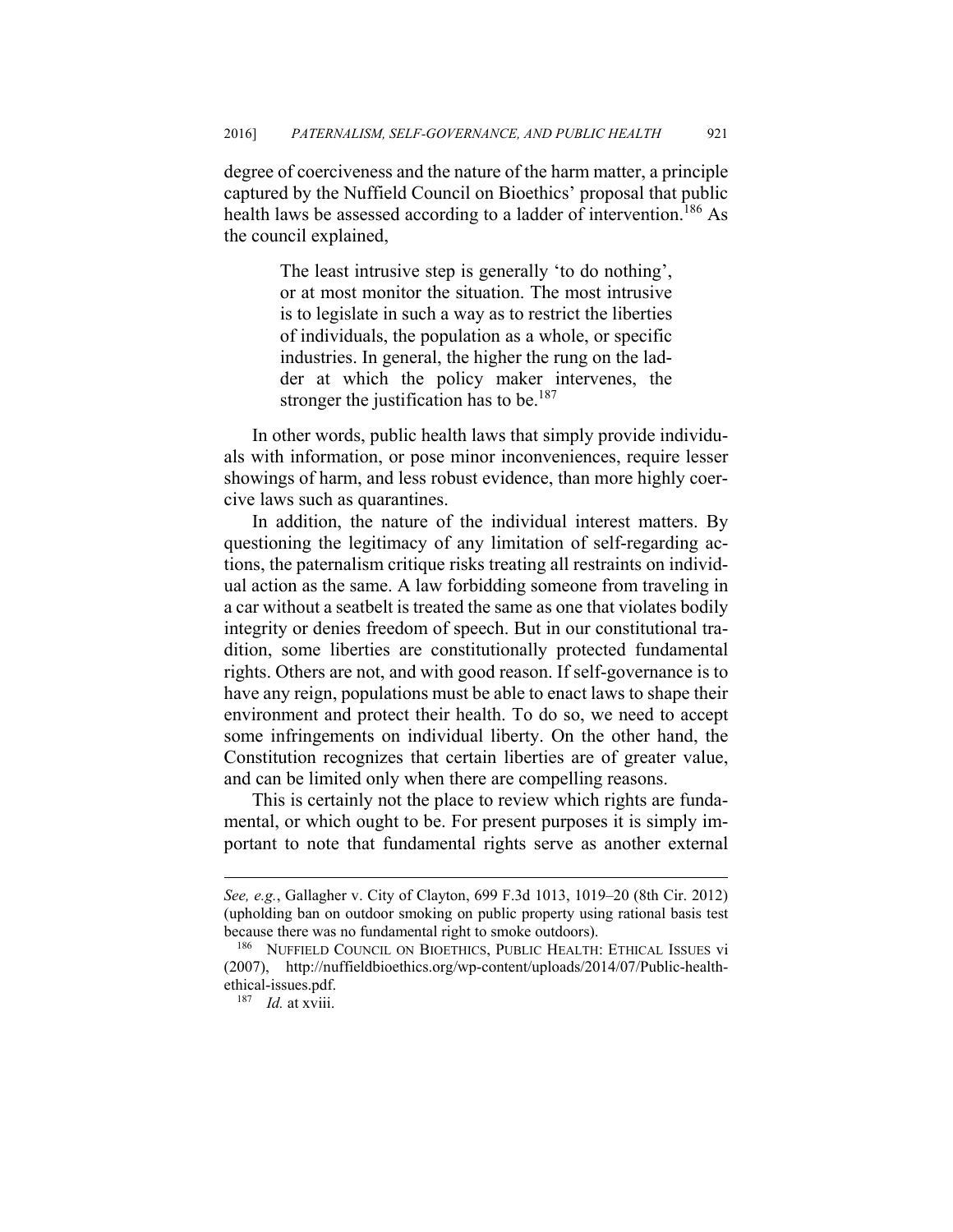degree of coerciveness and the nature of the harm matter, a principle captured by the Nuffield Council on Bioethics' proposal that public health laws be assessed according to a ladder of intervention.[186] As the council explained,

> The least intrusive step is generally 'to do nothing', or at most monitor the situation. The most intrusive is to legislate in such a way as to restrict the liberties of individuals, the population as a whole, or specific industries. In general, the higher the rung on the ladder at which the policy maker intervenes, the stronger the justification has to be.[187]

In other words, public health laws that simply provide individuals with information, or pose minor inconveniences, require lesser showings of harm, and less robust evidence, than more highly coercive laws such as quarantines.

In addition, the nature of the individual interest matters. By questioning the legitimacy of any limitation of self-regarding actions, the paternalism critique risks treating all restraints on individual action as the same. A law forbidding someone from traveling in a car without a seatbelt is treated the same as one that violates bodily integrity or denies freedom of speech. But in our constitutional tradition, some liberties are constitutionally protected fundamental rights. Others are not, and with good reason. If self-governance is to have any reign, populations must be able to enact laws to shape their environment and protect their health. To do so, we need to accept some infringements on individual liberty. On the other hand, the Constitution recognizes that certain liberties are of greater value, and can be limited only when there are compelling reasons.

This is certainly not the place to review which rights are fundamental, or which ought to be. For present purposes it is simply important to note that fundamental rights serve as another external

---

*See, e.g.*, Gallagher v. City of Clayton, 699 F.3d 1013, 1019–20 (8th Cir. 2012) (upholding ban on outdoor smoking on public property using rational basis test because there was no fundamental right to smoke outdoors).

[186] NUFFIELD COUNCIL ON BIOETHICS, PUBLIC HEALTH: ETHICAL ISSUES vi (2007), http://nuffieldbioethics.org/wp-content/uploads/2014/07/Public-health-ethical-issues.pdf.

[187] *Id.* at xviii.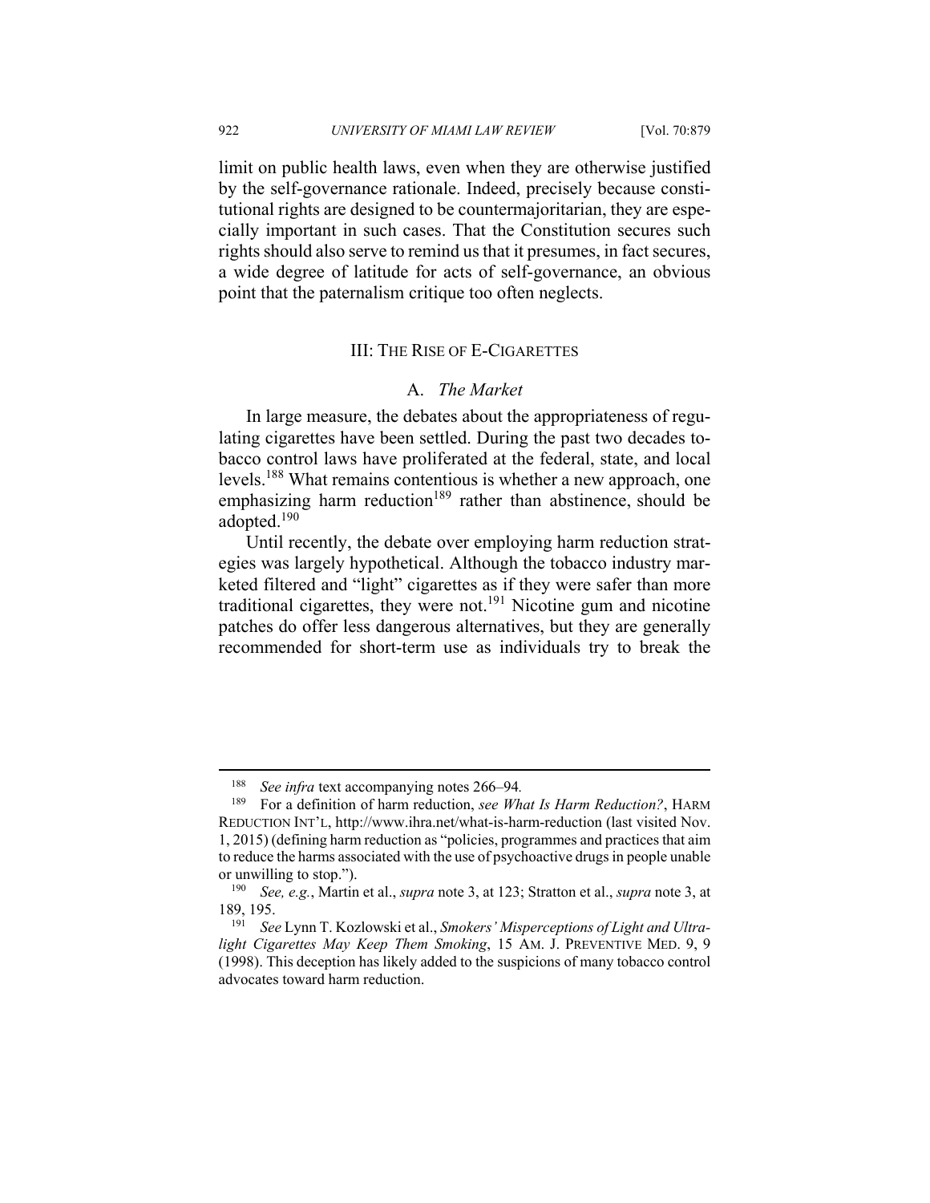limit on public health laws, even when they are otherwise justified by the self-governance rationale. Indeed, precisely because constitutional rights are designed to be countermajoritarian, they are especially important in such cases. That the Constitution secures such rights should also serve to remind us that it presumes, in fact secures, a wide degree of latitude for acts of self-governance, an obvious point that the paternalism critique too often neglects.

## III: The Rise of E-Cigarettes

### A. *The Market*

In large measure, the debates about the appropriateness of regulating cigarettes have been settled. During the past two decades tobacco control laws have proliferated at the federal, state, and local levels.[188] What remains contentious is whether a new approach, one emphasizing harm reduction[189] rather than abstinence, should be adopted.[190]

Until recently, the debate over employing harm reduction strategies was largely hypothetical. Although the tobacco industry marketed filtered and "light" cigarettes as if they were safer than more traditional cigarettes, they were not.[191] Nicotine gum and nicotine patches do offer less dangerous alternatives, but they are generally recommended for short-term use as individuals try to break the

---

[188] *See infra* text accompanying notes 266–94.

[189] For a definition of harm reduction, *see What Is Harm Reduction?*, Harm Reduction Int'l, http://www.ihra.net/what-is-harm-reduction (last visited Nov. 1, 2015) (defining harm reduction as "policies, programmes and practices that aim to reduce the harms associated with the use of psychoactive drugs in people unable or unwilling to stop.").

[190] *See, e.g.*, Martin et al., *supra* note 3, at 123; Stratton et al., *supra* note 3, at 189, 195.

[191] *See* Lynn T. Kozlowski et al., *Smokers' Misperceptions of Light and Ultra-light Cigarettes May Keep Them Smoking*, 15 Am. J. Preventive Med. 9, 9 (1998). This deception has likely added to the suspicions of many tobacco control advocates toward harm reduction.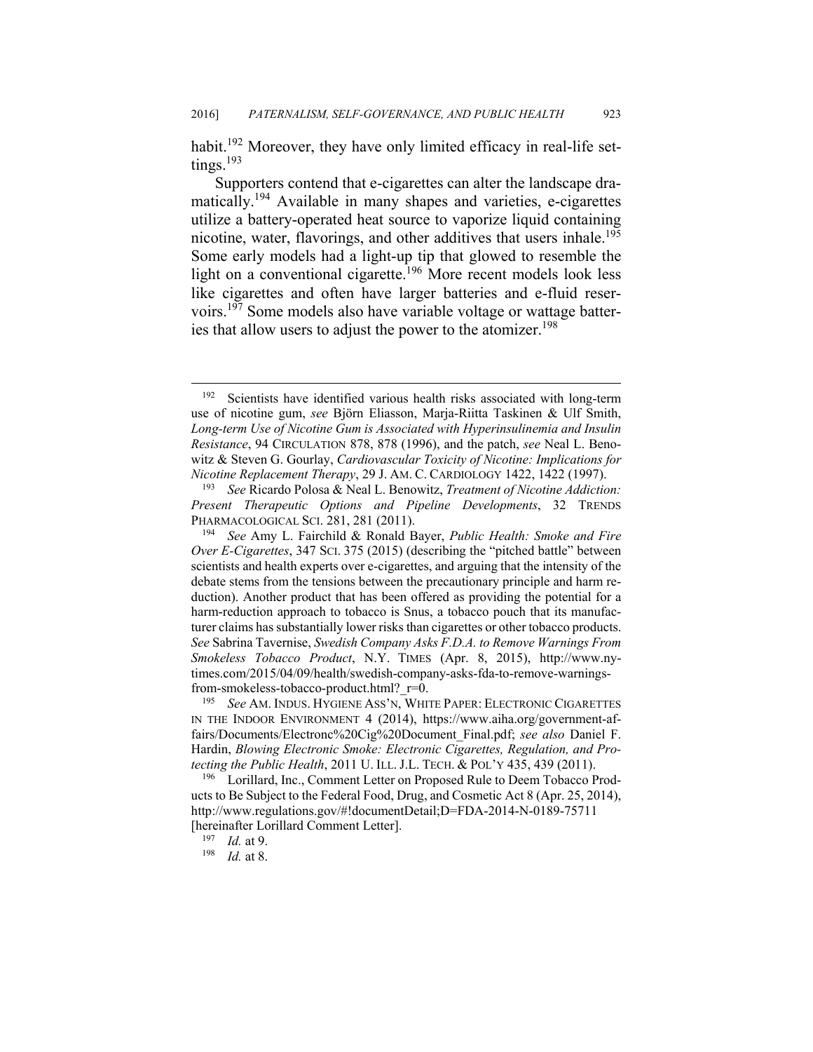habit.[192] Moreover, they have only limited efficacy in real-life settings.[193]

Supporters contend that e-cigarettes can alter the landscape dramatically.[194] Available in many shapes and varieties, e-cigarettes utilize a battery-operated heat source to vaporize liquid containing nicotine, water, flavorings, and other additives that users inhale.[195] Some early models had a light-up tip that glowed to resemble the light on a conventional cigarette.[196] More recent models look less like cigarettes and often have larger batteries and e-fluid reservoirs.[197] Some models also have variable voltage or wattage batteries that allow users to adjust the power to the atomizer.[198]

---

[192] Scientists have identified various health risks associated with long-term use of nicotine gum, *see* Björn Eliasson, Marja-Riitta Taskinen & Ulf Smith, *Long-term Use of Nicotine Gum is Associated with Hyperinsulinemia and Insulin Resistance*, 94 CIRCULATION 878, 878 (1996), and the patch, *see* Neal L. Benowitz & Steven G. Gourlay, *Cardiovascular Toxicity of Nicotine: Implications for Nicotine Replacement Therapy*, 29 J. AM. C. CARDIOLOGY 1422, 1422 (1997).

[193] *See* Ricardo Polosa & Neal L. Benowitz, *Treatment of Nicotine Addiction: Present Therapeutic Options and Pipeline Developments*, 32 TRENDS PHARMACOLOGICAL SCI. 281, 281 (2011).

[194] *See* Amy L. Fairchild & Ronald Bayer, *Public Health: Smoke and Fire Over E-Cigarettes*, 347 SCI. 375 (2015) (describing the "pitched battle" between scientists and health experts over e-cigarettes, and arguing that the intensity of the debate stems from the tensions between the precautionary principle and harm reduction). Another product that has been offered as providing the potential for a harm-reduction approach to tobacco is Snus, a tobacco pouch that its manufacturer claims has substantially lower risks than cigarettes or other tobacco products. *See* Sabrina Tavernise, *Swedish Company Asks F.D.A. to Remove Warnings From Smokeless Tobacco Product*, N.Y. TIMES (Apr. 8, 2015), http://www.nytimes.com/2015/04/09/health/swedish-company-asks-fda-to-remove-warnings-from-smokeless-tobacco-product.html?_r=0.

[195] *See* AM. INDUS. HYGIENE ASS'N, WHITE PAPER: ELECTRONIC CIGARETTES IN THE INDOOR ENVIRONMENT 4 (2014), https://www.aiha.org/government-affairs/Documents/Electronc%20Cig%20Document_Final.pdf; *see also* Daniel F. Hardin, *Blowing Electronic Smoke: Electronic Cigarettes, Regulation, and Protecting the Public Health*, 2011 U. ILL. J.L. TECH. & POL'Y 435, 439 (2011).

[196] Lorillard, Inc., Comment Letter on Proposed Rule to Deem Tobacco Products to Be Subject to the Federal Food, Drug, and Cosmetic Act 8 (Apr. 25, 2014), http://www.regulations.gov/#!documentDetail;D=FDA-2014-N-0189-75711 [hereinafter Lorillard Comment Letter].

[197] *Id.* at 9.

[198] *Id.* at 8.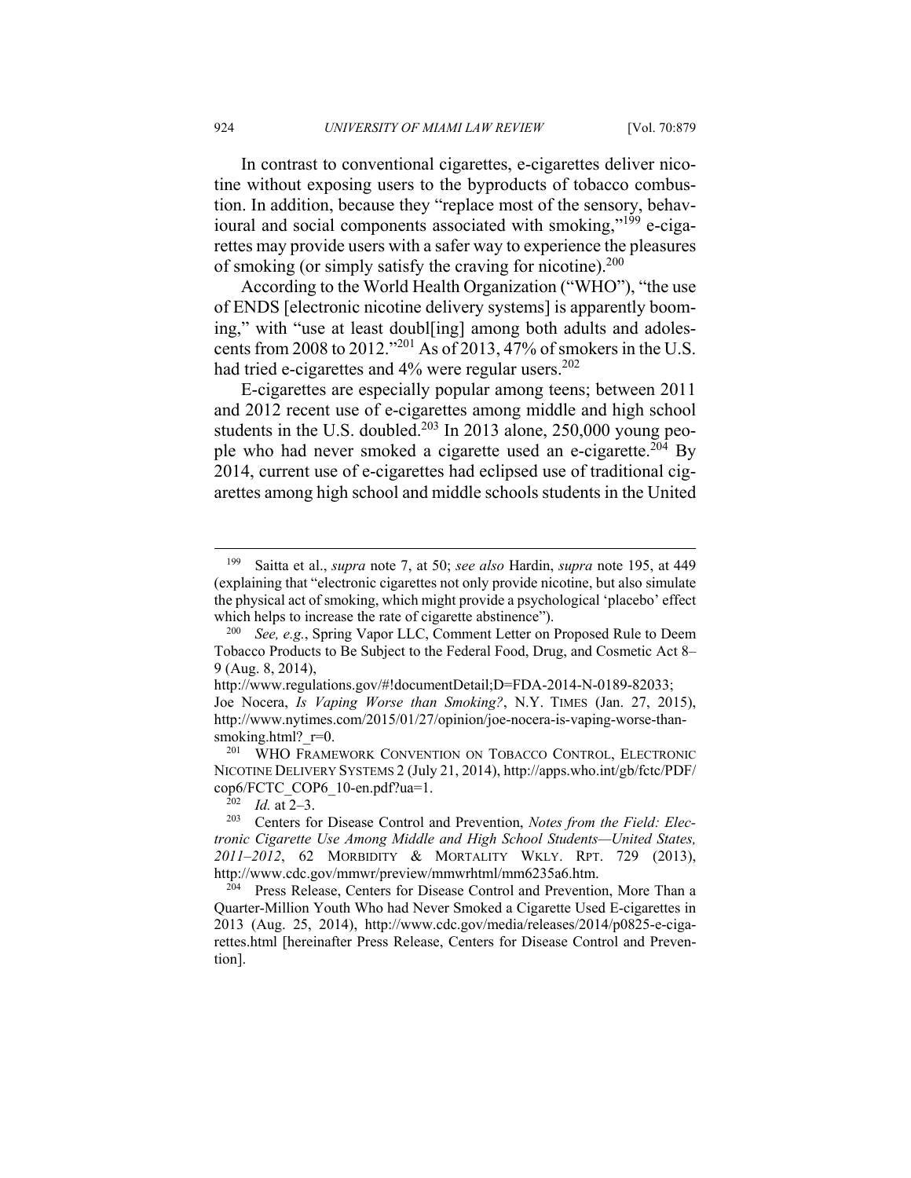In contrast to conventional cigarettes, e-cigarettes deliver nicotine without exposing users to the byproducts of tobacco combustion. In addition, because they "replace most of the sensory, behavioural and social components associated with smoking,"[199] e-cigarettes may provide users with a safer way to experience the pleasures of smoking (or simply satisfy the craving for nicotine).[200]

According to the World Health Organization ("WHO"), "the use of ENDS [electronic nicotine delivery systems] is apparently booming," with "use at least doubl[ing] among both adults and adolescents from 2008 to 2012."[201] As of 2013, 47% of smokers in the U.S. had tried e-cigarettes and 4% were regular users.[202]

E-cigarettes are especially popular among teens; between 2011 and 2012 recent use of e-cigarettes among middle and high school students in the U.S. doubled.[203] In 2013 alone, 250,000 young people who had never smoked a cigarette used an e-cigarette.[204] By 2014, current use of e-cigarettes had eclipsed use of traditional cigarettes among high school and middle schools students in the United

---

[199] Saitta et al., *supra* note 7, at 50; *see also* Hardin, *supra* note 195, at 449 (explaining that "electronic cigarettes not only provide nicotine, but also simulate the physical act of smoking, which might provide a psychological 'placebo' effect which helps to increase the rate of cigarette abstinence").

[200] *See, e.g.*, Spring Vapor LLC, Comment Letter on Proposed Rule to Deem Tobacco Products to Be Subject to the Federal Food, Drug, and Cosmetic Act 8–9 (Aug. 8, 2014), http://www.regulations.gov/#!documentDetail;D=FDA-2014-N-0189-82033; Joe Nocera, *Is Vaping Worse than Smoking?*, N.Y. TIMES (Jan. 27, 2015), http://www.nytimes.com/2015/01/27/opinion/joe-nocera-is-vaping-worse-than-smoking.html?_r=0.

[201] WHO FRAMEWORK CONVENTION ON TOBACCO CONTROL, ELECTRONIC NICOTINE DELIVERY SYSTEMS 2 (July 21, 2014), http://apps.who.int/gb/fctc/PDF/cop6/FCTC_COP6_10-en.pdf?ua=1.

[202] *Id.* at 2–3.

[203] Centers for Disease Control and Prevention, *Notes from the Field: Electronic Cigarette Use Among Middle and High School Students—United States, 2011–2012*, 62 MORBIDITY & MORTALITY WKLY. RPT. 729 (2013), http://www.cdc.gov/mmwr/preview/mmwrhtml/mm6235a6.htm.

[204] Press Release, Centers for Disease Control and Prevention, More Than a Quarter-Million Youth Who had Never Smoked a Cigarette Used E-cigarettes in 2013 (Aug. 25, 2014), http://www.cdc.gov/media/releases/2014/p0825-e-cigarettes.html [hereinafter Press Release, Centers for Disease Control and Prevention].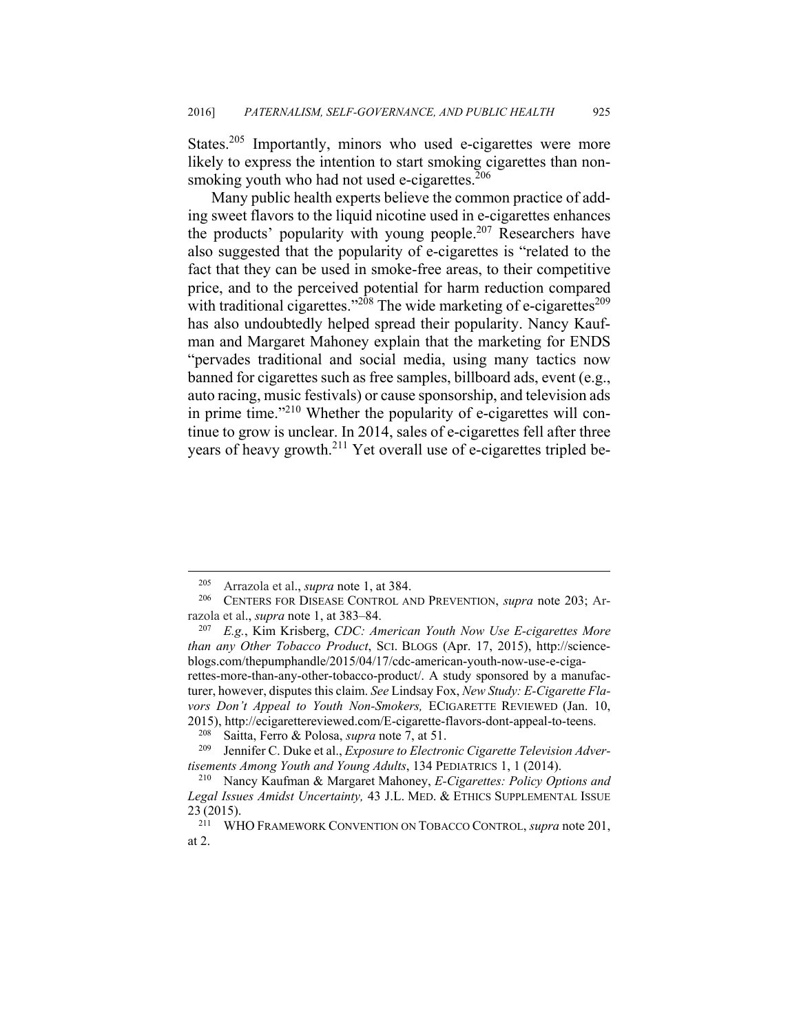States.[205] Importantly, minors who used e-cigarettes were more likely to express the intention to start smoking cigarettes than non-smoking youth who had not used e-cigarettes.[206]

Many public health experts believe the common practice of adding sweet flavors to the liquid nicotine used in e-cigarettes enhances the products' popularity with young people.[207] Researchers have also suggested that the popularity of e-cigarettes is "related to the fact that they can be used in smoke-free areas, to their competitive price, and to the perceived potential for harm reduction compared with traditional cigarettes."[208] The wide marketing of e-cigarettes[209] has also undoubtedly helped spread their popularity. Nancy Kaufman and Margaret Mahoney explain that the marketing for ENDS "pervades traditional and social media, using many tactics now banned for cigarettes such as free samples, billboard ads, event (e.g., auto racing, music festivals) or cause sponsorship, and television ads in prime time."[210] Whether the popularity of e-cigarettes will continue to grow is unclear. In 2014, sales of e-cigarettes fell after three years of heavy growth.[211] Yet overall use of e-cigarettes tripled be-

---

[205] Arrazola et al., *supra* note 1, at 384.

[206] CENTERS FOR DISEASE CONTROL AND PREVENTION, *supra* note 203; Arrazola et al., *supra* note 1, at 383–84.

[207] *E.g.*, Kim Krisberg, *CDC: American Youth Now Use E-cigarettes More than any Other Tobacco Product*, SCI. BLOGS (Apr. 17, 2015), http://scienceblogs.com/thepumphandle/2015/04/17/cdc-american-youth-now-use-e-cigarettes-more-than-any-other-tobacco-product/. A study sponsored by a manufacturer, however, disputes this claim. *See* Lindsay Fox, *New Study: E-Cigarette Flavors Don't Appeal to Youth Non-Smokers,* ECIGARETTE REVIEWED (Jan. 10, 2015), http://ecigarettereviewed.com/E-cigarette-flavors-dont-appeal-to-teens.

[208] Saitta, Ferro & Polosa, *supra* note 7, at 51.

[209] Jennifer C. Duke et al., *Exposure to Electronic Cigarette Television Advertisements Among Youth and Young Adults*, 134 PEDIATRICS 1, 1 (2014).

[210] Nancy Kaufman & Margaret Mahoney, *E-Cigarettes: Policy Options and Legal Issues Amidst Uncertainty,* 43 J.L. MED. & ETHICS SUPPLEMENTAL ISSUE 23 (2015).

[211] WHO FRAMEWORK CONVENTION ON TOBACCO CONTROL, *supra* note 201, at 2.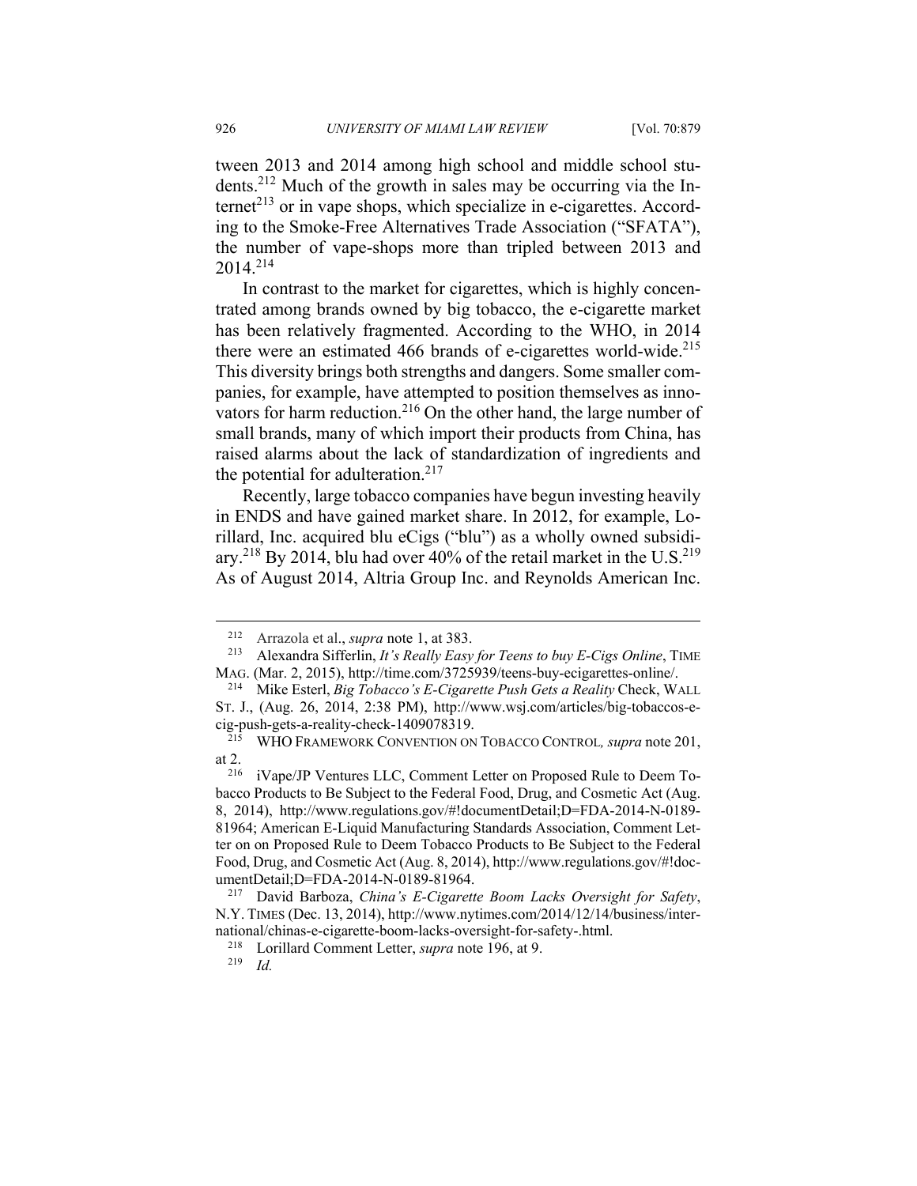tween 2013 and 2014 among high school and middle school students.[212] Much of the growth in sales may be occurring via the Internet[213] or in vape shops, which specialize in e-cigarettes. According to the Smoke-Free Alternatives Trade Association ("SFATA"), the number of vape-shops more than tripled between 2013 and 2014.[214]

In contrast to the market for cigarettes, which is highly concentrated among brands owned by big tobacco, the e-cigarette market has been relatively fragmented. According to the WHO, in 2014 there were an estimated 466 brands of e-cigarettes world-wide.[215] This diversity brings both strengths and dangers. Some smaller companies, for example, have attempted to position themselves as innovators for harm reduction.[216] On the other hand, the large number of small brands, many of which import their products from China, has raised alarms about the lack of standardization of ingredients and the potential for adulteration.[217]

Recently, large tobacco companies have begun investing heavily in ENDS and have gained market share. In 2012, for example, Lorillard, Inc. acquired blu eCigs ("blu") as a wholly owned subsidiary.[218] By 2014, blu had over 40% of the retail market in the U.S.[219] As of August 2014, Altria Group Inc. and Reynolds American Inc.

---

[212] Arrazola et al., *supra* note 1, at 383.

[213] Alexandra Sifferlin, *It's Really Easy for Teens to buy E-Cigs Online*, TIME MAG. (Mar. 2, 2015), http://time.com/3725939/teens-buy-ecigarettes-online/.

[214] Mike Esterl, *Big Tobacco's E-Cigarette Push Gets a Reality* Check, WALL ST. J., (Aug. 26, 2014, 2:38 PM), http://www.wsj.com/articles/big-tobaccos-e-cig-push-gets-a-reality-check-1409078319.

[215] WHO FRAMEWORK CONVENTION ON TOBACCO CONTROL*, supra* note 201, at 2.

[216] iVape/JP Ventures LLC, Comment Letter on Proposed Rule to Deem Tobacco Products to Be Subject to the Federal Food, Drug, and Cosmetic Act (Aug. 8, 2014), http://www.regulations.gov/#!documentDetail;D=FDA-2014-N-0189-81964; American E-Liquid Manufacturing Standards Association, Comment Letter on on Proposed Rule to Deem Tobacco Products to Be Subject to the Federal Food, Drug, and Cosmetic Act (Aug. 8, 2014), http://www.regulations.gov/#!documentDetail;D=FDA-2014-N-0189-81964.

[217] David Barboza, *China's E-Cigarette Boom Lacks Oversight for Safety*, N.Y. TIMES (Dec. 13, 2014), http://www.nytimes.com/2014/12/14/business/international/chinas-e-cigarette-boom-lacks-oversight-for-safety-.html.

[218] Lorillard Comment Letter, *supra* note 196, at 9.

[219] *Id.*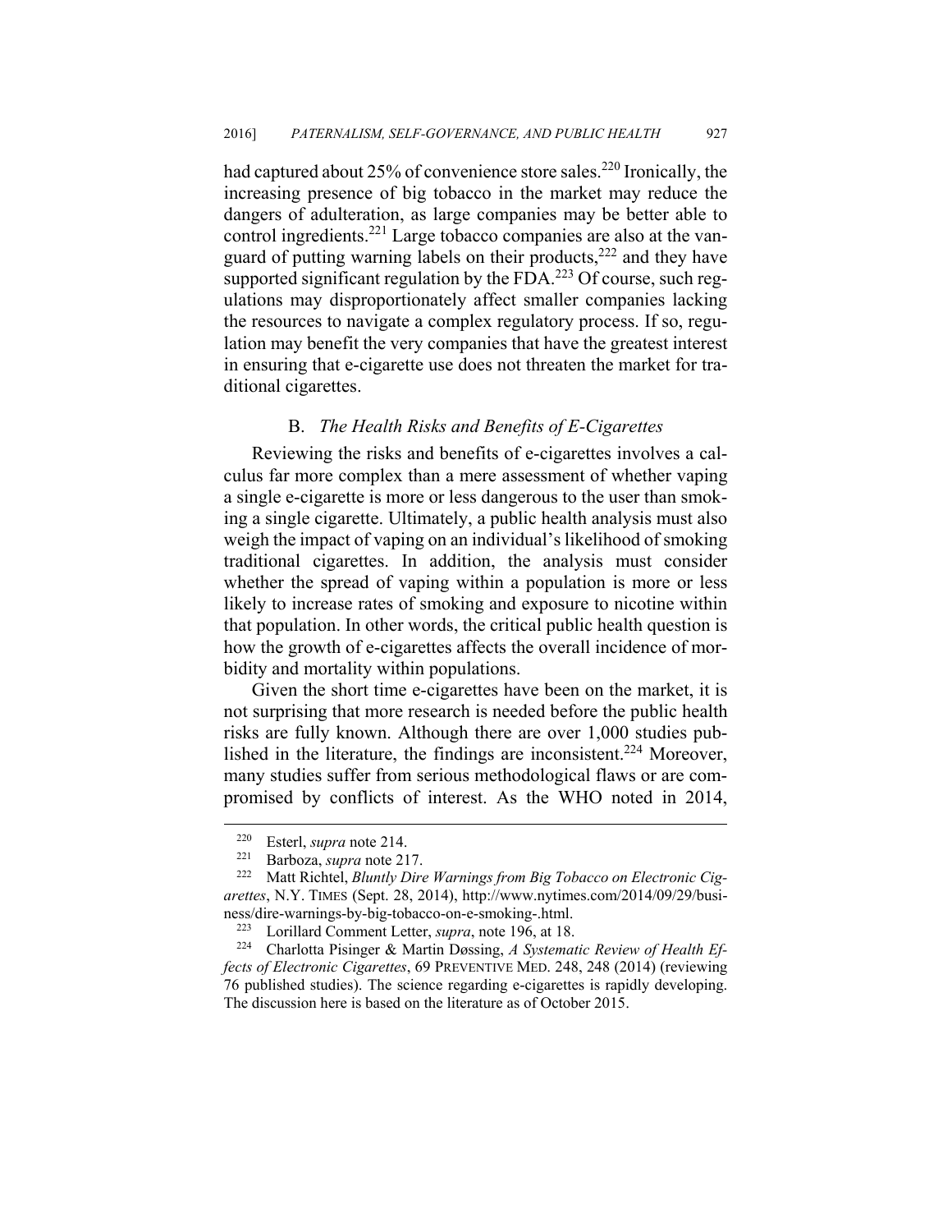had captured about 25% of convenience store sales.[220] Ironically, the increasing presence of big tobacco in the market may reduce the dangers of adulteration, as large companies may be better able to control ingredients.[221] Large tobacco companies are also at the vanguard of putting warning labels on their products,[222] and they have supported significant regulation by the FDA.[223] Of course, such regulations may disproportionately affect smaller companies lacking the resources to navigate a complex regulatory process. If so, regulation may benefit the very companies that have the greatest interest in ensuring that e-cigarette use does not threaten the market for traditional cigarettes.

### B. *The Health Risks and Benefits of E-Cigarettes*

Reviewing the risks and benefits of e-cigarettes involves a calculus far more complex than a mere assessment of whether vaping a single e-cigarette is more or less dangerous to the user than smoking a single cigarette. Ultimately, a public health analysis must also weigh the impact of vaping on an individual's likelihood of smoking traditional cigarettes. In addition, the analysis must consider whether the spread of vaping within a population is more or less likely to increase rates of smoking and exposure to nicotine within that population. In other words, the critical public health question is how the growth of e-cigarettes affects the overall incidence of morbidity and mortality within populations.

Given the short time e-cigarettes have been on the market, it is not surprising that more research is needed before the public health risks are fully known. Although there are over 1,000 studies published in the literature, the findings are inconsistent.[224] Moreover, many studies suffer from serious methodological flaws or are compromised by conflicts of interest. As the WHO noted in 2014,

---

[220] Esterl, *supra* note 214.

[221] Barboza, *supra* note 217.

[222] Matt Richtel, *Bluntly Dire Warnings from Big Tobacco on Electronic Cigarettes*, N.Y. TIMES (Sept. 28, 2014), http://www.nytimes.com/2014/09/29/business/dire-warnings-by-big-tobacco-on-e-smoking-.html.

[223] Lorillard Comment Letter, *supra*, note 196, at 18.

[224] Charlotta Pisinger & Martin Døssing, *A Systematic Review of Health Effects of Electronic Cigarettes*, 69 PREVENTIVE MED. 248, 248 (2014) (reviewing 76 published studies). The science regarding e-cigarettes is rapidly developing. The discussion here is based on the literature as of October 2015.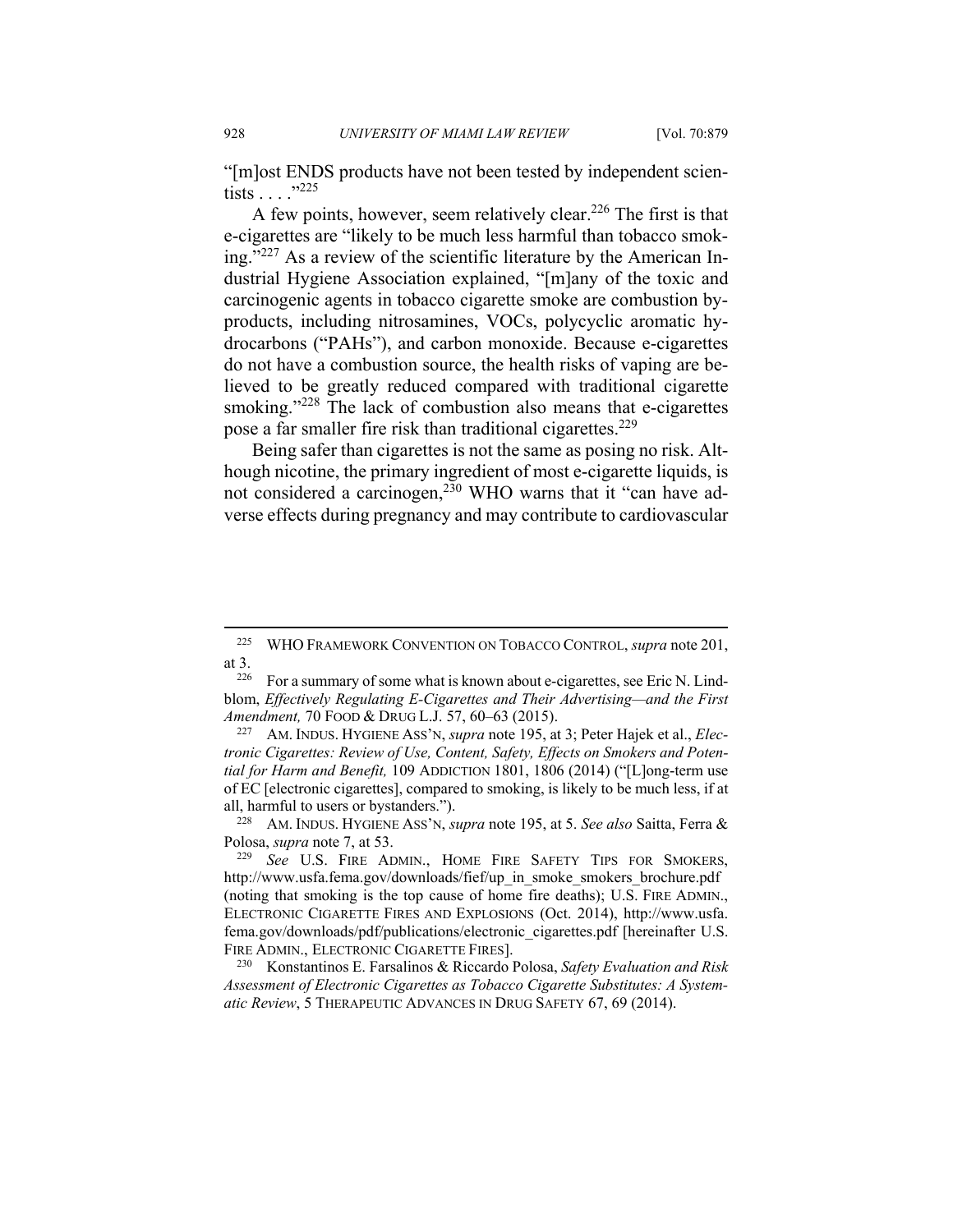"[m]ost ENDS products have not been tested by independent scientists . . . ."[225]

A few points, however, seem relatively clear.[226] The first is that e-cigarettes are "likely to be much less harmful than tobacco smoking."[227] As a review of the scientific literature by the American Industrial Hygiene Association explained, "[m]any of the toxic and carcinogenic agents in tobacco cigarette smoke are combustion byproducts, including nitrosamines, VOCs, polycyclic aromatic hydrocarbons ("PAHs"), and carbon monoxide. Because e-cigarettes do not have a combustion source, the health risks of vaping are believed to be greatly reduced compared with traditional cigarette smoking."[228] The lack of combustion also means that e-cigarettes pose a far smaller fire risk than traditional cigarettes.[229]

Being safer than cigarettes is not the same as posing no risk. Although nicotine, the primary ingredient of most e-cigarette liquids, is not considered a carcinogen,[230] WHO warns that it "can have adverse effects during pregnancy and may contribute to cardiovascular

---

[225] WHO FRAMEWORK CONVENTION ON TOBACCO CONTROL, *supra* note 201, at 3.

[226] For a summary of some what is known about e-cigarettes, see Eric N. Lindblom, *Effectively Regulating E-Cigarettes and Their Advertising—and the First Amendment,* 70 FOOD & DRUG L.J. 57, 60–63 (2015).

[227] AM. INDUS. HYGIENE ASS'N, *supra* note 195, at 3; Peter Hajek et al., *Electronic Cigarettes: Review of Use, Content, Safety, Effects on Smokers and Potential for Harm and Benefit,* 109 ADDICTION 1801, 1806 (2014) ("[L]ong-term use of EC [electronic cigarettes], compared to smoking, is likely to be much less, if at all, harmful to users or bystanders.").

[228] AM. INDUS. HYGIENE ASS'N, *supra* note 195, at 5. *See also* Saitta, Ferra & Polosa, *supra* note 7, at 53.

[229] *See* U.S. FIRE ADMIN., HOME FIRE SAFETY TIPS FOR SMOKERS, http://www.usfa.fema.gov/downloads/fief/up_in_smoke_smokers_brochure.pdf (noting that smoking is the top cause of home fire deaths); U.S. FIRE ADMIN., ELECTRONIC CIGARETTE FIRES AND EXPLOSIONS (Oct. 2014), http://www.usfa.fema.gov/downloads/pdf/publications/electronic_cigarettes.pdf [hereinafter U.S. FIRE ADMIN., ELECTRONIC CIGARETTE FIRES].

[230] Konstantinos E. Farsalinos & Riccardo Polosa, *Safety Evaluation and Risk Assessment of Electronic Cigarettes as Tobacco Cigarette Substitutes: A Systematic Review*, 5 THERAPEUTIC ADVANCES IN DRUG SAFETY 67, 69 (2014).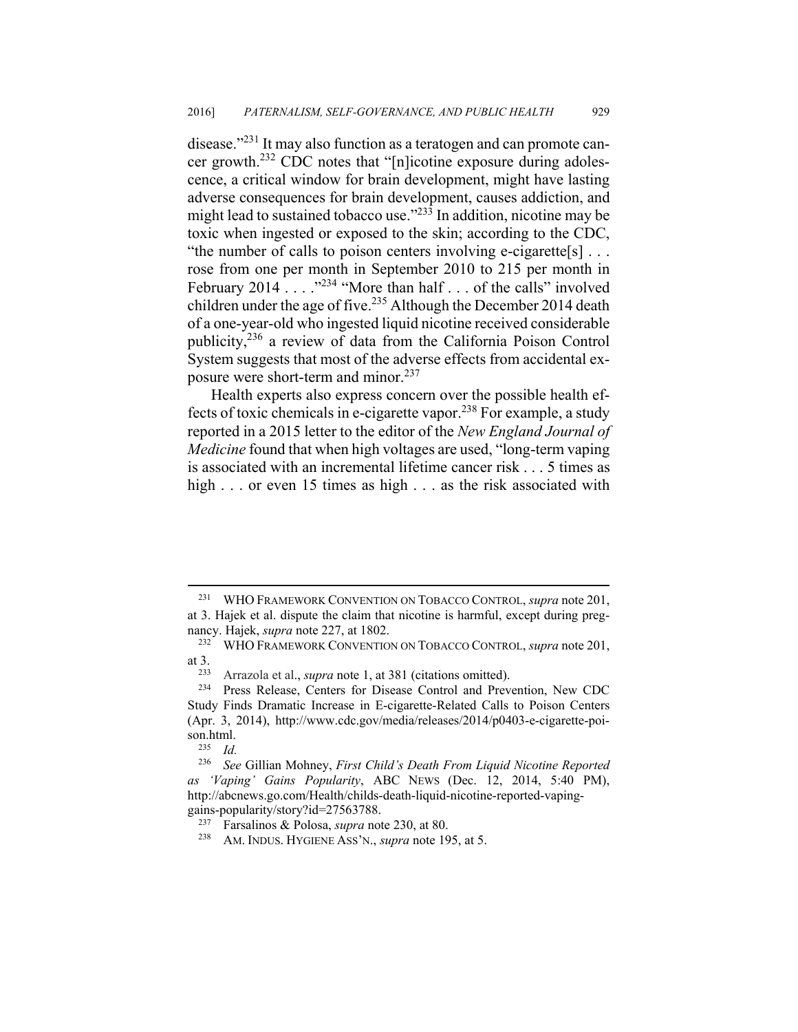disease."[231] It may also function as a teratogen and can promote cancer growth.[232] CDC notes that "[n]icotine exposure during adolescence, a critical window for brain development, might have lasting adverse consequences for brain development, causes addiction, and might lead to sustained tobacco use."[233] In addition, nicotine may be toxic when ingested or exposed to the skin; according to the CDC, "the number of calls to poison centers involving e-cigarette[s] . . . rose from one per month in September 2010 to 215 per month in February 2014 . . . ."[234] "More than half . . . of the calls" involved children under the age of five.[235] Although the December 2014 death of a one-year-old who ingested liquid nicotine received considerable publicity,[236] a review of data from the California Poison Control System suggests that most of the adverse effects from accidental exposure were short-term and minor.[237]

Health experts also express concern over the possible health effects of toxic chemicals in e-cigarette vapor.[238] For example, a study reported in a 2015 letter to the editor of the *New England Journal of Medicine* found that when high voltages are used, "long-term vaping is associated with an incremental lifetime cancer risk . . . 5 times as high . . . or even 15 times as high . . . as the risk associated with

---

[231] WHO FRAMEWORK CONVENTION ON TOBACCO CONTROL, *supra* note 201, at 3. Hajek et al. dispute the claim that nicotine is harmful, except during pregnancy. Hajek, *supra* note 227, at 1802.

[232] WHO FRAMEWORK CONVENTION ON TOBACCO CONTROL, *supra* note 201, at 3.

[233] Arrazola et al., *supra* note 1, at 381 (citations omitted).

[234] Press Release, Centers for Disease Control and Prevention, New CDC Study Finds Dramatic Increase in E-cigarette-Related Calls to Poison Centers (Apr. 3, 2014), http://www.cdc.gov/media/releases/2014/p0403-e-cigarette-poison.html.

[235] *Id.*

[236] *See* Gillian Mohney, *First Child's Death From Liquid Nicotine Reported as 'Vaping' Gains Popularity*, ABC NEWS (Dec. 12, 2014, 5:40 PM), http://abcnews.go.com/Health/childs-death-liquid-nicotine-reported-vaping-gains-popularity/story?id=27563788.

[237] Farsalinos & Polosa, *supra* note 230, at 80.

[238] AM. INDUS. HYGIENE ASS'N., *supra* note 195, at 5.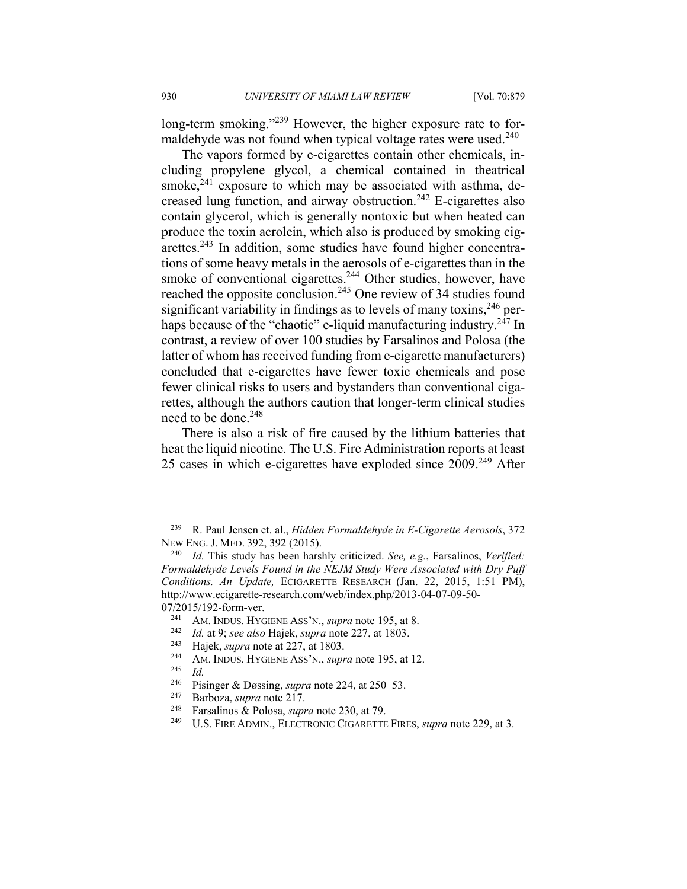long-term smoking."[239] However, the higher exposure rate to formaldehyde was not found when typical voltage rates were used.[240]

The vapors formed by e-cigarettes contain other chemicals, including propylene glycol, a chemical contained in theatrical smoke,[241] exposure to which may be associated with asthma, decreased lung function, and airway obstruction.[242] E-cigarettes also contain glycerol, which is generally nontoxic but when heated can produce the toxin acrolein, which also is produced by smoking cigarettes.[243] In addition, some studies have found higher concentrations of some heavy metals in the aerosols of e-cigarettes than in the smoke of conventional cigarettes.[244] Other studies, however, have reached the opposite conclusion.[245] One review of 34 studies found significant variability in findings as to levels of many toxins,[246] perhaps because of the "chaotic" e-liquid manufacturing industry.[247] In contrast, a review of over 100 studies by Farsalinos and Polosa (the latter of whom has received funding from e-cigarette manufacturers) concluded that e-cigarettes have fewer toxic chemicals and pose fewer clinical risks to users and bystanders than conventional cigarettes, although the authors caution that longer-term clinical studies need to be done.[248]

There is also a risk of fire caused by the lithium batteries that heat the liquid nicotine. The U.S. Fire Administration reports at least 25 cases in which e-cigarettes have exploded since 2009.[249] After

---

[239] R. Paul Jensen et. al., *Hidden Formaldehyde in E-Cigarette Aerosols*, 372 NEW ENG. J. MED. 392, 392 (2015).

[240] *Id.* This study has been harshly criticized. *See, e.g.*, Farsalinos, *Verified: Formaldehyde Levels Found in the NEJM Study Were Associated with Dry Puff Conditions. An Update,* ECIGARETTE RESEARCH (Jan. 22, 2015, 1:51 PM), http://www.ecigarette-research.com/web/index.php/2013-04-07-09-50-07/2015/192-form-ver.

[241] AM. INDUS. HYGIENE ASS'N., *supra* note 195, at 8.

[242] *Id.* at 9; *see also* Hajek, *supra* note 227, at 1803.

[243] Hajek, *supra* note at 227, at 1803.

[244] AM. INDUS. HYGIENE ASS'N., *supra* note 195, at 12.

[245] *Id.*

[246] Pisinger & Døssing, *supra* note 224, at 250–53.

[247] Barboza, *supra* note 217.

[248] Farsalinos & Polosa, *supra* note 230, at 79.

[249] U.S. FIRE ADMIN., ELECTRONIC CIGARETTE FIRES, *supra* note 229, at 3.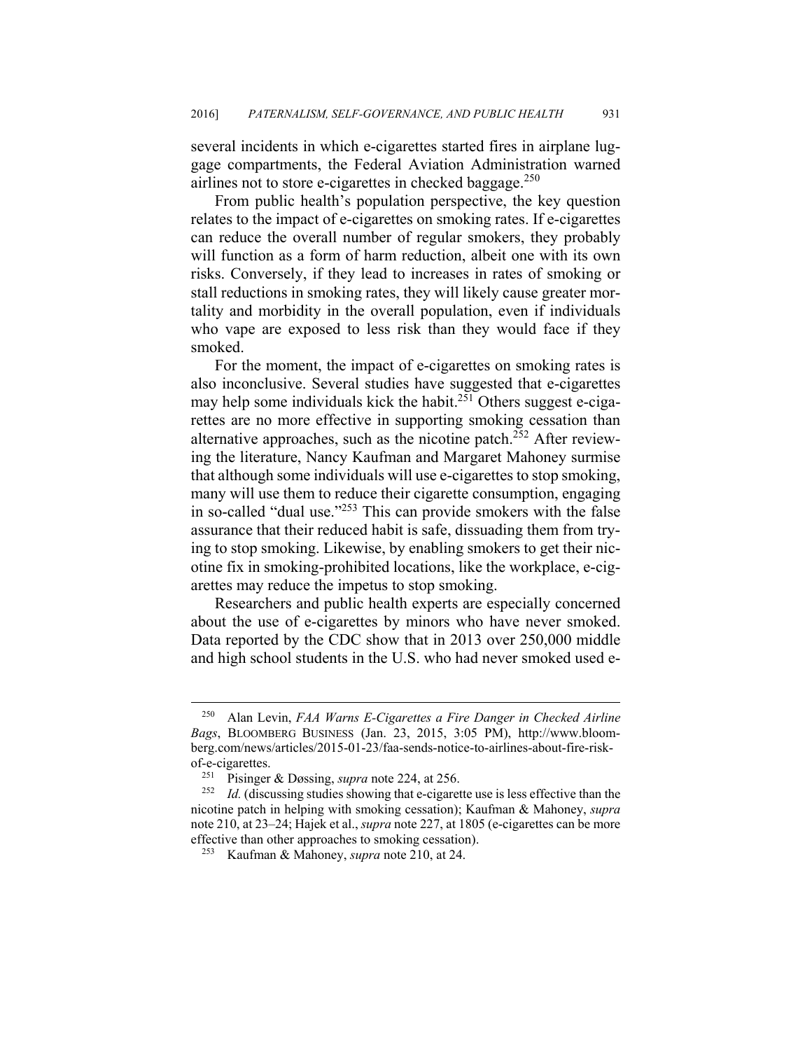several incidents in which e-cigarettes started fires in airplane luggage compartments, the Federal Aviation Administration warned airlines not to store e-cigarettes in checked baggage.[250]

From public health's population perspective, the key question relates to the impact of e-cigarettes on smoking rates. If e-cigarettes can reduce the overall number of regular smokers, they probably will function as a form of harm reduction, albeit one with its own risks. Conversely, if they lead to increases in rates of smoking or stall reductions in smoking rates, they will likely cause greater mortality and morbidity in the overall population, even if individuals who vape are exposed to less risk than they would face if they smoked.

For the moment, the impact of e-cigarettes on smoking rates is also inconclusive. Several studies have suggested that e-cigarettes may help some individuals kick the habit.[251] Others suggest e-cigarettes are no more effective in supporting smoking cessation than alternative approaches, such as the nicotine patch.[252] After reviewing the literature, Nancy Kaufman and Margaret Mahoney surmise that although some individuals will use e-cigarettes to stop smoking, many will use them to reduce their cigarette consumption, engaging in so-called "dual use."[253] This can provide smokers with the false assurance that their reduced habit is safe, dissuading them from trying to stop smoking. Likewise, by enabling smokers to get their nicotine fix in smoking-prohibited locations, like the workplace, e-cigarettes may reduce the impetus to stop smoking.

Researchers and public health experts are especially concerned about the use of e-cigarettes by minors who have never smoked. Data reported by the CDC show that in 2013 over 250,000 middle and high school students in the U.S. who had never smoked used e-

---

[250] Alan Levin, *FAA Warns E-Cigarettes a Fire Danger in Checked Airline Bags*, BLOOMBERG BUSINESS (Jan. 23, 2015, 3:05 PM), http://www.bloomberg.com/news/articles/2015-01-23/faa-sends-notice-to-airlines-about-fire-risk-of-e-cigarettes.

[251] Pisinger & Døssing, *supra* note 224, at 256.

[252] *Id.* (discussing studies showing that e-cigarette use is less effective than the nicotine patch in helping with smoking cessation); Kaufman & Mahoney, *supra* note 210, at 23–24; Hajek et al., *supra* note 227, at 1805 (e-cigarettes can be more effective than other approaches to smoking cessation).

[253] Kaufman & Mahoney, *supra* note 210, at 24.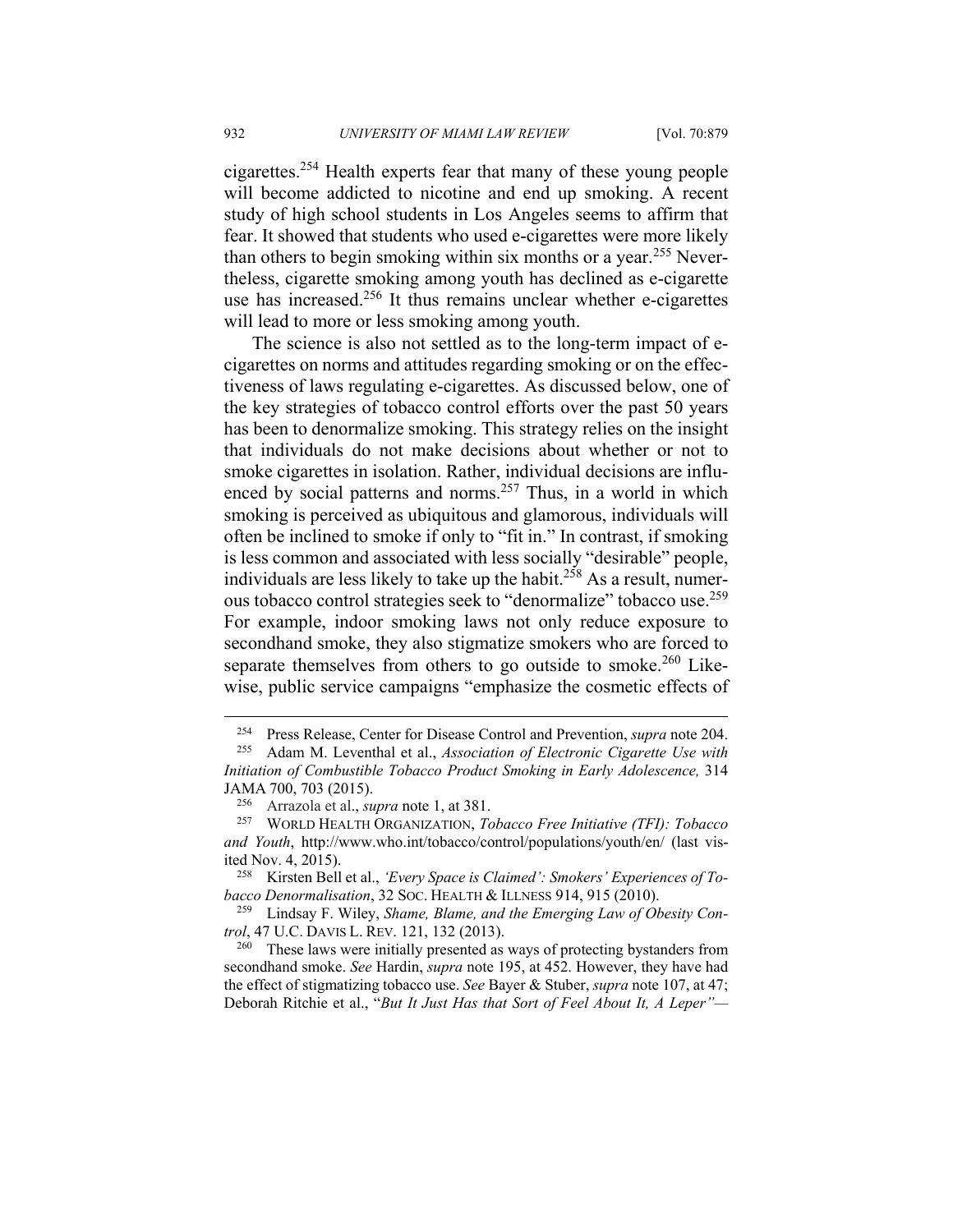cigarettes.[254] Health experts fear that many of these young people will become addicted to nicotine and end up smoking. A recent study of high school students in Los Angeles seems to affirm that fear. It showed that students who used e-cigarettes were more likely than others to begin smoking within six months or a year.[255] Nevertheless, cigarette smoking among youth has declined as e-cigarette use has increased.[256] It thus remains unclear whether e-cigarettes will lead to more or less smoking among youth.

The science is also not settled as to the long-term impact of e-cigarettes on norms and attitudes regarding smoking or on the effectiveness of laws regulating e-cigarettes. As discussed below, one of the key strategies of tobacco control efforts over the past 50 years has been to denormalize smoking. This strategy relies on the insight that individuals do not make decisions about whether or not to smoke cigarettes in isolation. Rather, individual decisions are influenced by social patterns and norms.[257] Thus, in a world in which smoking is perceived as ubiquitous and glamorous, individuals will often be inclined to smoke if only to "fit in." In contrast, if smoking is less common and associated with less socially "desirable" people, individuals are less likely to take up the habit.[258] As a result, numerous tobacco control strategies seek to "denormalize" tobacco use.[259] For example, indoor smoking laws not only reduce exposure to secondhand smoke, they also stigmatize smokers who are forced to separate themselves from others to go outside to smoke.[260] Likewise, public service campaigns "emphasize the cosmetic effects of

---

[254] Press Release, Center for Disease Control and Prevention, *supra* note 204.

[255] Adam M. Leventhal et al., *Association of Electronic Cigarette Use with Initiation of Combustible Tobacco Product Smoking in Early Adolescence,* 314 JAMA 700, 703 (2015).

[256] Arrazola et al., *supra* note 1, at 381.

[257] WORLD HEALTH ORGANIZATION, *Tobacco Free Initiative (TFI): Tobacco and Youth*, http://www.who.int/tobacco/control/populations/youth/en/ (last visited Nov. 4, 2015).

[258] Kirsten Bell et al., *'Every Space is Claimed': Smokers' Experiences of Tobacco Denormalisation*, 32 SOC. HEALTH & ILLNESS 914, 915 (2010).

[259] Lindsay F. Wiley, *Shame, Blame, and the Emerging Law of Obesity Control*, 47 U.C. DAVIS L. REV. 121, 132 (2013).

[260] These laws were initially presented as ways of protecting bystanders from secondhand smoke. *See* Hardin, *supra* note 195, at 452. However, they have had the effect of stigmatizing tobacco use. *See* Bayer & Stuber, *supra* note 107, at 47; Deborah Ritchie et al., "*But It Just Has that Sort of Feel About It, A Leper"*—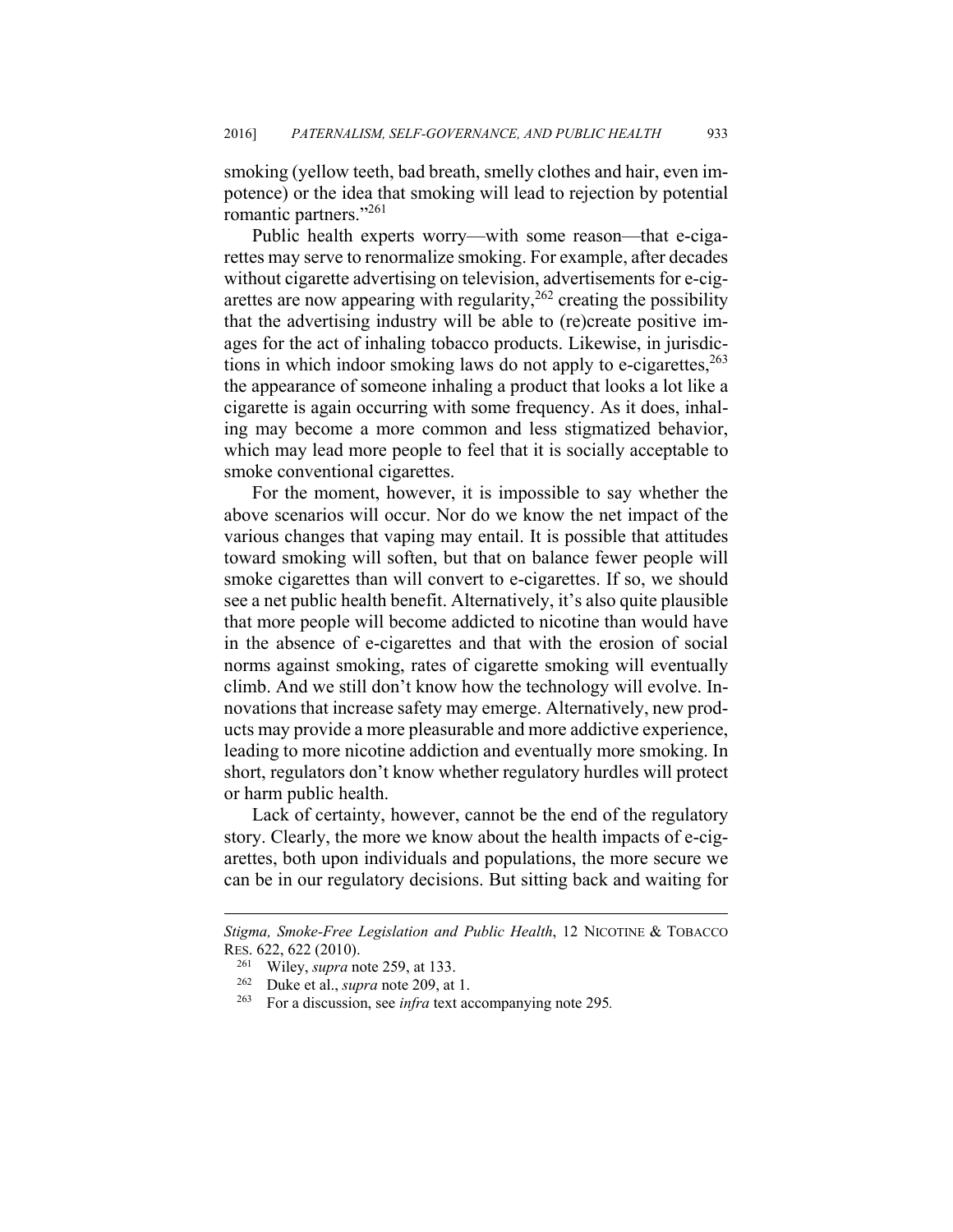smoking (yellow teeth, bad breath, smelly clothes and hair, even impotence) or the idea that smoking will lead to rejection by potential romantic partners."[261]

Public health experts worry—with some reason—that e-cigarettes may serve to renormalize smoking. For example, after decades without cigarette advertising on television, advertisements for e-cigarettes are now appearing with regularity,[262] creating the possibility that the advertising industry will be able to (re)create positive images for the act of inhaling tobacco products. Likewise, in jurisdictions in which indoor smoking laws do not apply to e-cigarettes,[263] the appearance of someone inhaling a product that looks a lot like a cigarette is again occurring with some frequency. As it does, inhaling may become a more common and less stigmatized behavior, which may lead more people to feel that it is socially acceptable to smoke conventional cigarettes.

For the moment, however, it is impossible to say whether the above scenarios will occur. Nor do we know the net impact of the various changes that vaping may entail. It is possible that attitudes toward smoking will soften, but that on balance fewer people will smoke cigarettes than will convert to e-cigarettes. If so, we should see a net public health benefit. Alternatively, it's also quite plausible that more people will become addicted to nicotine than would have in the absence of e-cigarettes and that with the erosion of social norms against smoking, rates of cigarette smoking will eventually climb. And we still don't know how the technology will evolve. Innovations that increase safety may emerge. Alternatively, new products may provide a more pleasurable and more addictive experience, leading to more nicotine addiction and eventually more smoking. In short, regulators don't know whether regulatory hurdles will protect or harm public health.

Lack of certainty, however, cannot be the end of the regulatory story. Clearly, the more we know about the health impacts of e-cigarettes, both upon individuals and populations, the more secure we can be in our regulatory decisions. But sitting back and waiting for

---

*Stigma, Smoke-Free Legislation and Public Health*, 12 NICOTINE & TOBACCO RES. 622, 622 (2010).

[261] Wiley, *supra* note 259, at 133.

[262] Duke et al., *supra* note 209, at 1.

[263] For a discussion, see *infra* text accompanying note 295.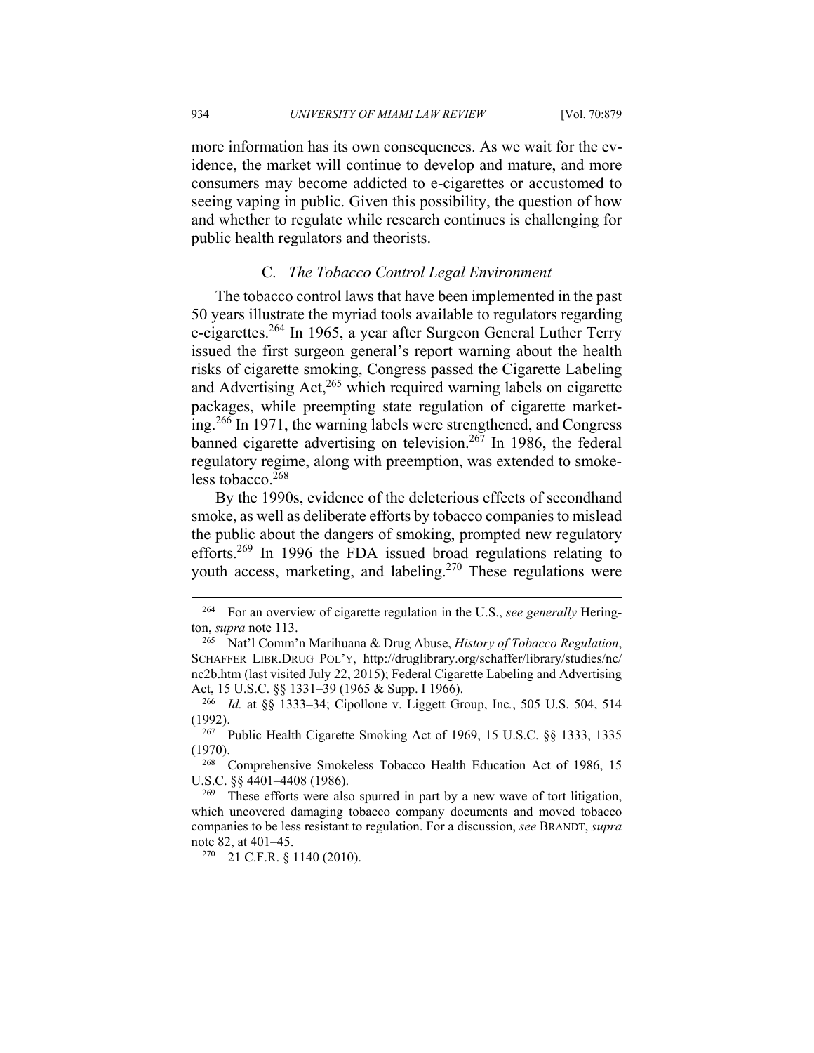more information has its own consequences. As we wait for the evidence, the market will continue to develop and mature, and more consumers may become addicted to e-cigarettes or accustomed to seeing vaping in public. Given this possibility, the question of how and whether to regulate while research continues is challenging for public health regulators and theorists.

### C. *The Tobacco Control Legal Environment*

The tobacco control laws that have been implemented in the past 50 years illustrate the myriad tools available to regulators regarding e-cigarettes.[264] In 1965, a year after Surgeon General Luther Terry issued the first surgeon general's report warning about the health risks of cigarette smoking, Congress passed the Cigarette Labeling and Advertising Act,[265] which required warning labels on cigarette packages, while preempting state regulation of cigarette marketing.[266] In 1971, the warning labels were strengthened, and Congress banned cigarette advertising on television.[267] In 1986, the federal regulatory regime, along with preemption, was extended to smokeless tobacco.[268]

By the 1990s, evidence of the deleterious effects of secondhand smoke, as well as deliberate efforts by tobacco companies to mislead the public about the dangers of smoking, prompted new regulatory efforts.[269] In 1996 the FDA issued broad regulations relating to youth access, marketing, and labeling.[270] These regulations were

---

[264] For an overview of cigarette regulation in the U.S., *see generally* Herington, *supra* note 113.

[265] Nat'l Comm'n Marihuana & Drug Abuse, *History of Tobacco Regulation*, SCHAFFER LIBR.DRUG POL'Y, http://druglibrary.org/schaffer/library/studies/nc/nc2b.htm (last visited July 22, 2015); Federal Cigarette Labeling and Advertising Act, 15 U.S.C. §§ 1331–39 (1965 & Supp. I 1966).

[266] *Id.* at §§ 1333–34; Cipollone v. Liggett Group, Inc*.*, 505 U.S. 504, 514 (1992).

[267] Public Health Cigarette Smoking Act of 1969, 15 U.S.C. §§ 1333, 1335 (1970).

[268] Comprehensive Smokeless Tobacco Health Education Act of 1986, 15 U.S.C. §§ 4401–4408 (1986).

[269] These efforts were also spurred in part by a new wave of tort litigation, which uncovered damaging tobacco company documents and moved tobacco companies to be less resistant to regulation. For a discussion, *see* BRANDT, *supra* note 82, at 401–45.

[270] 21 C.F.R. § 1140 (2010).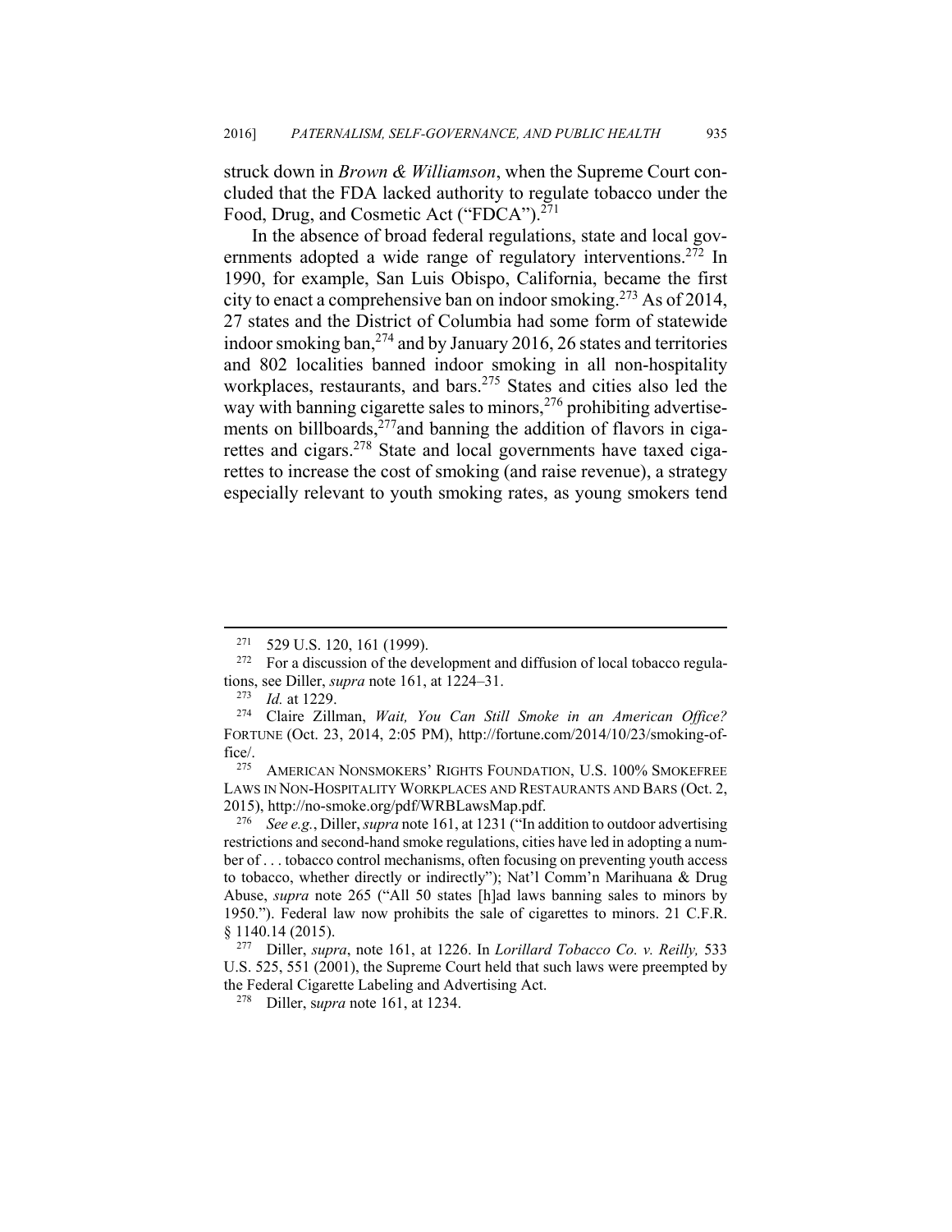struck down in *Brown & Williamson*, when the Supreme Court concluded that the FDA lacked authority to regulate tobacco under the Food, Drug, and Cosmetic Act ("FDCA").[271]

In the absence of broad federal regulations, state and local governments adopted a wide range of regulatory interventions.[272] In 1990, for example, San Luis Obispo, California, became the first city to enact a comprehensive ban on indoor smoking.[273] As of 2014, 27 states and the District of Columbia had some form of statewide indoor smoking ban,[274] and by January 2016, 26 states and territories and 802 localities banned indoor smoking in all non-hospitality workplaces, restaurants, and bars.[275] States and cities also led the way with banning cigarette sales to minors,[276] prohibiting advertisements on billboards,[277]and banning the addition of flavors in cigarettes and cigars.[278] State and local governments have taxed cigarettes to increase the cost of smoking (and raise revenue), a strategy especially relevant to youth smoking rates, as young smokers tend

---

[271] 529 U.S. 120, 161 (1999).

[272] For a discussion of the development and diffusion of local tobacco regulations, see Diller, *supra* note 161, at 1224–31.

[273] *Id.* at 1229.

[274] Claire Zillman, *Wait, You Can Still Smoke in an American Office?* FORTUNE (Oct. 23, 2014, 2:05 PM), http://fortune.com/2014/10/23/smoking-office/.

[275] AMERICAN NONSMOKERS' RIGHTS FOUNDATION, U.S. 100% SMOKEFREE LAWS IN NON-HOSPITALITY WORKPLACES AND RESTAURANTS AND BARS (Oct. 2, 2015), http://no-smoke.org/pdf/WRBLawsMap.pdf.

[276] *See e.g.*, Diller, *supra* note 161, at 1231 ("In addition to outdoor advertising restrictions and second-hand smoke regulations, cities have led in adopting a number of . . . tobacco control mechanisms, often focusing on preventing youth access to tobacco, whether directly or indirectly"); Nat'l Comm'n Marihuana & Drug Abuse, *supra* note 265 ("All 50 states [h]ad laws banning sales to minors by 1950."). Federal law now prohibits the sale of cigarettes to minors. 21 C.F.R. § 1140.14 (2015).

[277] Diller, *supra*, note 161, at 1226. In *Lorillard Tobacco Co. v. Reilly,* 533 U.S. 525, 551 (2001), the Supreme Court held that such laws were preempted by the Federal Cigarette Labeling and Advertising Act.

[278] Diller, s*upra* note 161, at 1234.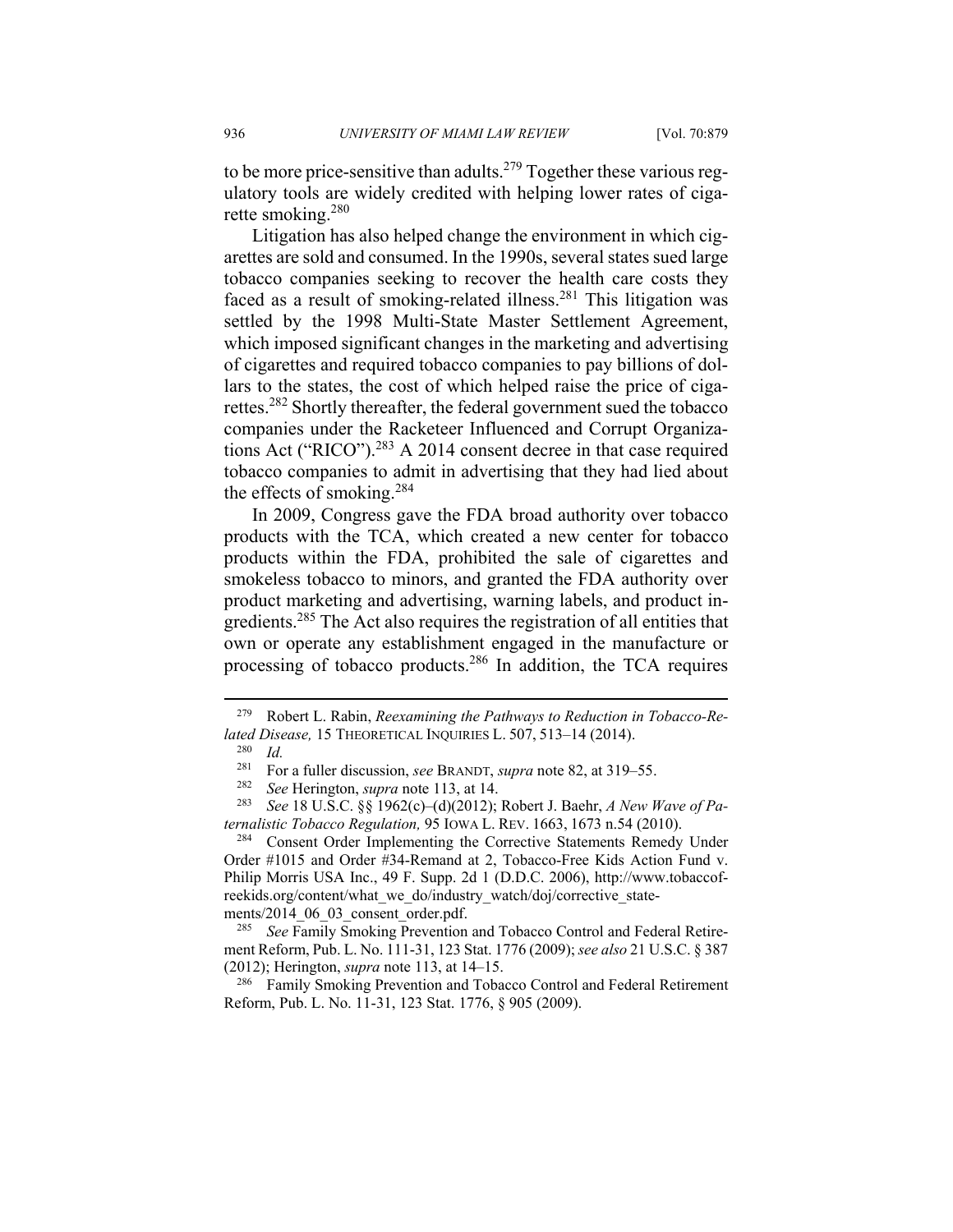to be more price-sensitive than adults.[279] Together these various regulatory tools are widely credited with helping lower rates of cigarette smoking.[280]

Litigation has also helped change the environment in which cigarettes are sold and consumed. In the 1990s, several states sued large tobacco companies seeking to recover the health care costs they faced as a result of smoking-related illness.[281] This litigation was settled by the 1998 Multi-State Master Settlement Agreement, which imposed significant changes in the marketing and advertising of cigarettes and required tobacco companies to pay billions of dollars to the states, the cost of which helped raise the price of cigarettes.[282] Shortly thereafter, the federal government sued the tobacco companies under the Racketeer Influenced and Corrupt Organizations Act ("RICO").[283] A 2014 consent decree in that case required tobacco companies to admit in advertising that they had lied about the effects of smoking.[284]

In 2009, Congress gave the FDA broad authority over tobacco products with the TCA, which created a new center for tobacco products within the FDA, prohibited the sale of cigarettes and smokeless tobacco to minors, and granted the FDA authority over product marketing and advertising, warning labels, and product ingredients.[285] The Act also requires the registration of all entities that own or operate any establishment engaged in the manufacture or processing of tobacco products.[286] In addition, the TCA requires

---

[279] Robert L. Rabin, *Reexamining the Pathways to Reduction in Tobacco-Related Disease,* 15 THEORETICAL INQUIRIES L. 507, 513–14 (2014).

[280] *Id.*

[281] For a fuller discussion, *see* BRANDT, *supra* note 82, at 319–55.

[282] *See* Herington, *supra* note 113, at 14.

[283] *See* 18 U.S.C. §§ 1962(c)–(d)(2012); Robert J. Baehr, *A New Wave of Paternalistic Tobacco Regulation,* 95 IOWA L. REV. 1663, 1673 n.54 (2010).

[284] Consent Order Implementing the Corrective Statements Remedy Under Order #1015 and Order #34-Remand at 2, Tobacco-Free Kids Action Fund v. Philip Morris USA Inc., 49 F. Supp. 2d 1 (D.D.C. 2006), http://www.tobaccofreekids.org/content/what_we_do/industry_watch/doj/corrective_statements/2014_06_03_consent_order.pdf.

[285] *See* Family Smoking Prevention and Tobacco Control and Federal Retirement Reform, Pub. L. No. 111-31, 123 Stat. 1776 (2009); *see also* 21 U.S.C. § 387 (2012); Herington, *supra* note 113, at 14–15.

[286] Family Smoking Prevention and Tobacco Control and Federal Retirement Reform, Pub. L. No. 11-31, 123 Stat. 1776, § 905 (2009).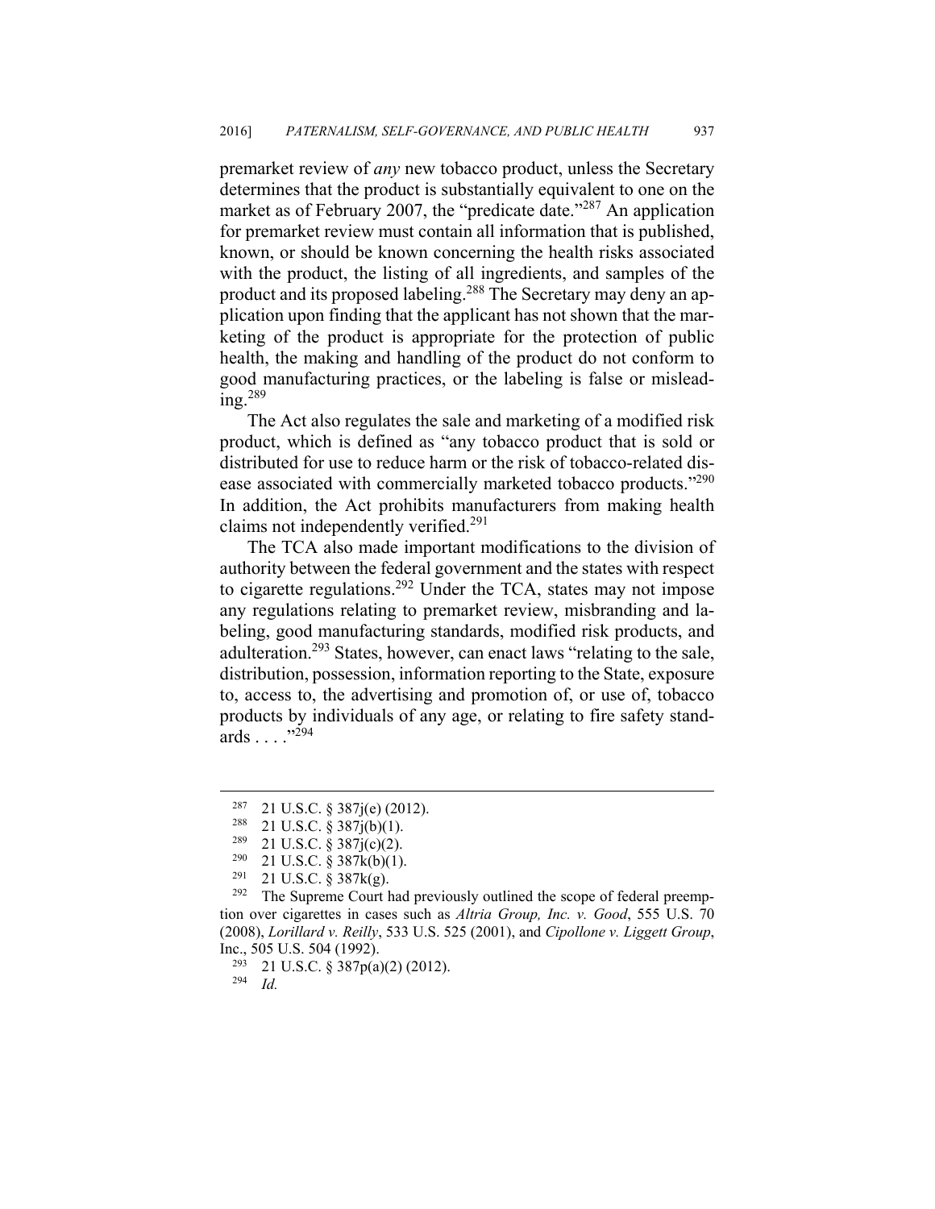premarket review of *any* new tobacco product, unless the Secretary determines that the product is substantially equivalent to one on the market as of February 2007, the "predicate date."[287] An application for premarket review must contain all information that is published, known, or should be known concerning the health risks associated with the product, the listing of all ingredients, and samples of the product and its proposed labeling.[288] The Secretary may deny an application upon finding that the applicant has not shown that the marketing of the product is appropriate for the protection of public health, the making and handling of the product do not conform to good manufacturing practices, or the labeling is false or misleading.[289]

The Act also regulates the sale and marketing of a modified risk product, which is defined as "any tobacco product that is sold or distributed for use to reduce harm or the risk of tobacco-related disease associated with commercially marketed tobacco products."[290] In addition, the Act prohibits manufacturers from making health claims not independently verified.[291]

The TCA also made important modifications to the division of authority between the federal government and the states with respect to cigarette regulations.[292] Under the TCA, states may not impose any regulations relating to premarket review, misbranding and labeling, good manufacturing standards, modified risk products, and adulteration.[293] States, however, can enact laws "relating to the sale, distribution, possession, information reporting to the State, exposure to, access to, the advertising and promotion of, or use of, tobacco products by individuals of any age, or relating to fire safety standards . . . ."[294]

---

[287] 21 U.S.C. § 387j(e) (2012).

[288] 21 U.S.C. § 387j(b)(1).

[289] 21 U.S.C. § 387j(c)(2).

[290] 21 U.S.C. § 387k(b)(1).

[291] 21 U.S.C. § 387k(g).

[292] The Supreme Court had previously outlined the scope of federal preemption over cigarettes in cases such as *Altria Group, Inc. v. Good*, 555 U.S. 70 (2008), *Lorillard v. Reilly*, 533 U.S. 525 (2001), and *Cipollone v. Liggett Group*, Inc., 505 U.S. 504 (1992).

[293] 21 U.S.C. § 387p(a)(2) (2012).

[294] *Id.*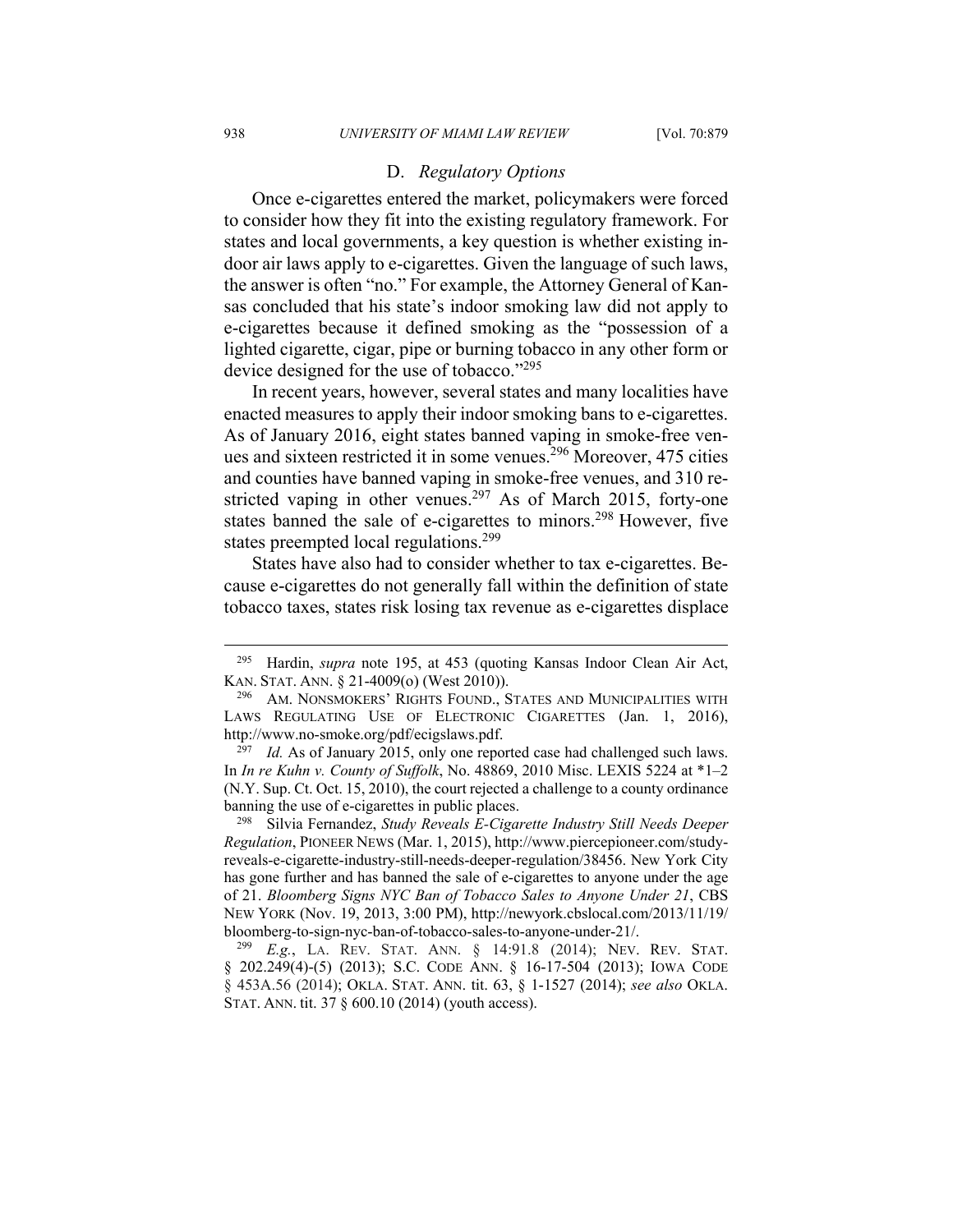### D. *Regulatory Options*

Once e-cigarettes entered the market, policymakers were forced to consider how they fit into the existing regulatory framework. For states and local governments, a key question is whether existing indoor air laws apply to e-cigarettes. Given the language of such laws, the answer is often "no." For example, the Attorney General of Kansas concluded that his state's indoor smoking law did not apply to e-cigarettes because it defined smoking as the "possession of a lighted cigarette, cigar, pipe or burning tobacco in any other form or device designed for the use of tobacco."[295]

In recent years, however, several states and many localities have enacted measures to apply their indoor smoking bans to e-cigarettes. As of January 2016, eight states banned vaping in smoke-free venues and sixteen restricted it in some venues.[296] Moreover, 475 cities and counties have banned vaping in smoke-free venues, and 310 restricted vaping in other venues.[297] As of March 2015, forty-one states banned the sale of e-cigarettes to minors.[298] However, five states preempted local regulations.[299]

States have also had to consider whether to tax e-cigarettes. Because e-cigarettes do not generally fall within the definition of state tobacco taxes, states risk losing tax revenue as e-cigarettes displace

---

[295] Hardin, *supra* note 195, at 453 (quoting Kansas Indoor Clean Air Act, KAN. STAT. ANN. § 21-4009(o) (West 2010)).

[296] AM. NONSMOKERS' RIGHTS FOUND., STATES AND MUNICIPALITIES WITH LAWS REGULATING USE OF ELECTRONIC CIGARETTES (Jan. 1, 2016), http://www.no-smoke.org/pdf/ecigslaws.pdf.

[297] *Id.* As of January 2015, only one reported case had challenged such laws. In *In re Kuhn v. County of Suffolk*, No. 48869, 2010 Misc. LEXIS 5224 at *1–2 (N.Y. Sup. Ct. Oct. 15, 2010), the court rejected a challenge to a county ordinance banning the use of e-cigarettes in public places.

[298] Silvia Fernandez, *Study Reveals E-Cigarette Industry Still Needs Deeper Regulation*, PIONEER NEWS (Mar. 1, 2015), http://www.piercepioneer.com/study-reveals-e-cigarette-industry-still-needs-deeper-regulation/38456. New York City has gone further and has banned the sale of e-cigarettes to anyone under the age of 21. *Bloomberg Signs NYC Ban of Tobacco Sales to Anyone Under 21*, CBS NEW YORK (Nov. 19, 2013, 3:00 PM), http://newyork.cbslocal.com/2013/11/19/bloomberg-to-sign-nyc-ban-of-tobacco-sales-to-anyone-under-21/.

[299] *E.g.*, LA. REV. STAT. ANN. § 14:91.8 (2014); NEV. REV. STAT. § 202.249(4)-(5) (2013); S.C. CODE ANN. § 16-17-504 (2013); IOWA CODE § 453A.56 (2014); OKLA. STAT. ANN. tit. 63, § 1-1527 (2014); *see also* OKLA. STAT. ANN. tit. 37 § 600.10 (2014) (youth access).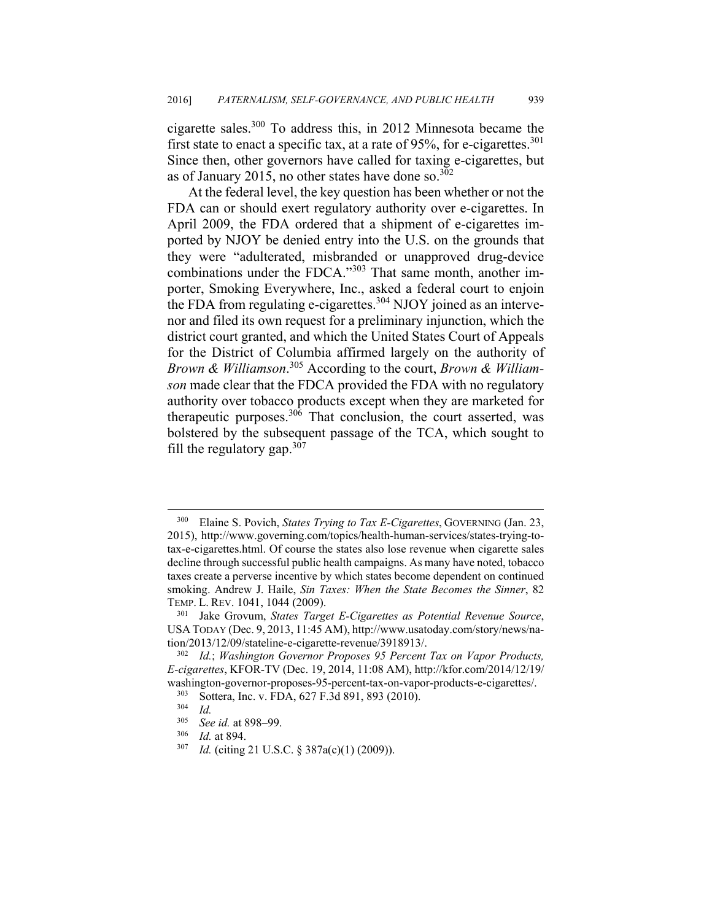cigarette sales.[300] To address this, in 2012 Minnesota became the first state to enact a specific tax, at a rate of 95%, for e-cigarettes.[301] Since then, other governors have called for taxing e-cigarettes, but as of January 2015, no other states have done so.[302]

At the federal level, the key question has been whether or not the FDA can or should exert regulatory authority over e-cigarettes. In April 2009, the FDA ordered that a shipment of e-cigarettes imported by NJOY be denied entry into the U.S. on the grounds that they were "adulterated, misbranded or unapproved drug-device combinations under the FDCA."[303] That same month, another importer, Smoking Everywhere, Inc., asked a federal court to enjoin the FDA from regulating e-cigarettes.[304] NJOY joined as an intervenor and filed its own request for a preliminary injunction, which the district court granted, and which the United States Court of Appeals for the District of Columbia affirmed largely on the authority of *Brown & Williamson*.[305] According to the court, *Brown & Williamson* made clear that the FDCA provided the FDA with no regulatory authority over tobacco products except when they are marketed for therapeutic purposes.[306] That conclusion, the court asserted, was bolstered by the subsequent passage of the TCA, which sought to fill the regulatory gap.[307]

---

[300] Elaine S. Povich, *States Trying to Tax E-Cigarettes*, GOVERNING (Jan. 23, 2015), http://www.governing.com/topics/health-human-services/states-trying-to-tax-e-cigarettes.html. Of course the states also lose revenue when cigarette sales decline through successful public health campaigns. As many have noted, tobacco taxes create a perverse incentive by which states become dependent on continued smoking. Andrew J. Haile, *Sin Taxes: When the State Becomes the Sinner*, 82 TEMP. L. REV. 1041, 1044 (2009).

[301] Jake Grovum, *States Target E-Cigarettes as Potential Revenue Source*, USA TODAY (Dec. 9, 2013, 11:45 AM), http://www.usatoday.com/story/news/nation/2013/12/09/stateline-e-cigarette-revenue/3918913/.

[302] *Id.*; *Washington Governor Proposes 95 Percent Tax on Vapor Products, E-cigarettes*, KFOR-TV (Dec. 19, 2014, 11:08 AM), http://kfor.com/2014/12/19/washington-governor-proposes-95-percent-tax-on-vapor-products-e-cigarettes/.

[303] Sottera, Inc. v. FDA, 627 F.3d 891, 893 (2010).

[304] *Id.*

[305] *See id.* at 898–99.

[306] *Id.* at 894.

[307] *Id.* (citing 21 U.S.C. § 387a(c)(1) (2009)).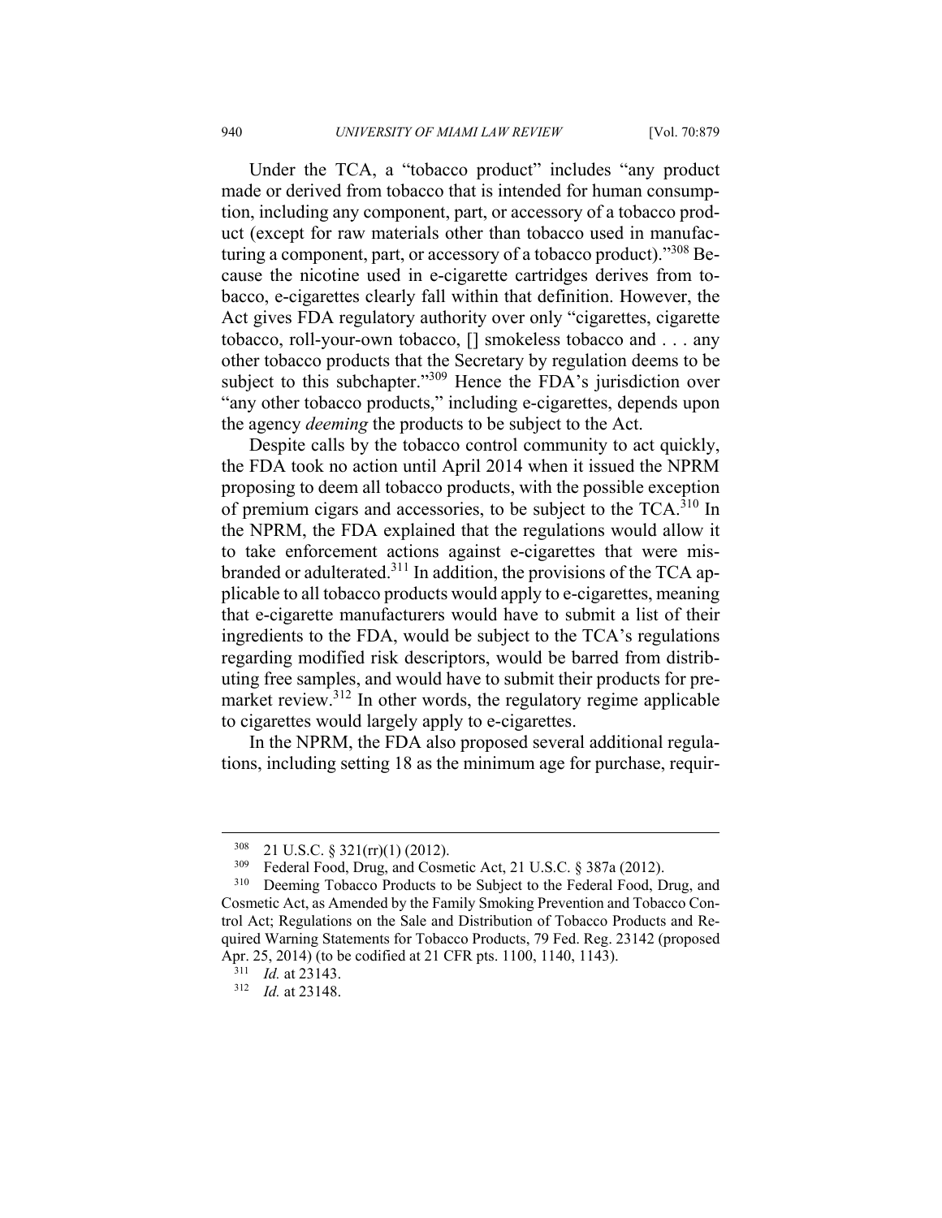Under the TCA, a "tobacco product" includes "any product made or derived from tobacco that is intended for human consumption, including any component, part, or accessory of a tobacco product (except for raw materials other than tobacco used in manufacturing a component, part, or accessory of a tobacco product)."[308] Because the nicotine used in e-cigarette cartridges derives from tobacco, e-cigarettes clearly fall within that definition. However, the Act gives FDA regulatory authority over only "cigarettes, cigarette tobacco, roll-your-own tobacco, [] smokeless tobacco and . . . any other tobacco products that the Secretary by regulation deems to be subject to this subchapter."[309] Hence the FDA's jurisdiction over "any other tobacco products," including e-cigarettes, depends upon the agency *deeming* the products to be subject to the Act.

Despite calls by the tobacco control community to act quickly, the FDA took no action until April 2014 when it issued the NPRM proposing to deem all tobacco products, with the possible exception of premium cigars and accessories, to be subject to the TCA.[310] In the NPRM, the FDA explained that the regulations would allow it to take enforcement actions against e-cigarettes that were misbranded or adulterated.[311] In addition, the provisions of the TCA applicable to all tobacco products would apply to e-cigarettes, meaning that e-cigarette manufacturers would have to submit a list of their ingredients to the FDA, would be subject to the TCA's regulations regarding modified risk descriptors, would be barred from distributing free samples, and would have to submit their products for premarket review.[312] In other words, the regulatory regime applicable to cigarettes would largely apply to e-cigarettes.

In the NPRM, the FDA also proposed several additional regulations, including setting 18 as the minimum age for purchase, requir-

---

[308] 21 U.S.C. § 321(rr)(1) (2012).

[309] Federal Food, Drug, and Cosmetic Act, 21 U.S.C. § 387a (2012).

[310] Deeming Tobacco Products to be Subject to the Federal Food, Drug, and Cosmetic Act, as Amended by the Family Smoking Prevention and Tobacco Control Act; Regulations on the Sale and Distribution of Tobacco Products and Required Warning Statements for Tobacco Products, 79 Fed. Reg. 23142 (proposed Apr. 25, 2014) (to be codified at 21 CFR pts. 1100, 1140, 1143).

[311] *Id.* at 23143.

[312] *Id.* at 23148.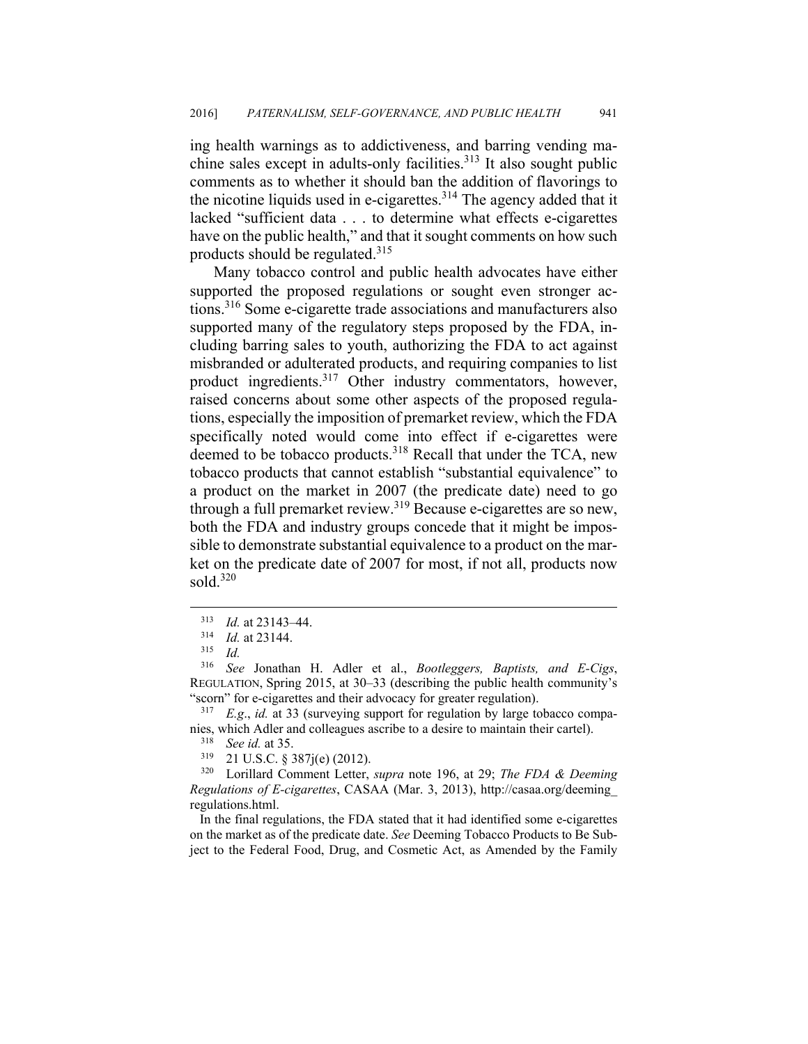ing health warnings as to addictiveness, and barring vending machine sales except in adults-only facilities.[313] It also sought public comments as to whether it should ban the addition of flavorings to the nicotine liquids used in e-cigarettes.[314] The agency added that it lacked "sufficient data . . . to determine what effects e-cigarettes have on the public health," and that it sought comments on how such products should be regulated.[315]

Many tobacco control and public health advocates have either supported the proposed regulations or sought even stronger actions.[316] Some e-cigarette trade associations and manufacturers also supported many of the regulatory steps proposed by the FDA, including barring sales to youth, authorizing the FDA to act against misbranded or adulterated products, and requiring companies to list product ingredients.[317] Other industry commentators, however, raised concerns about some other aspects of the proposed regulations, especially the imposition of premarket review, which the FDA specifically noted would come into effect if e-cigarettes were deemed to be tobacco products.[318] Recall that under the TCA, new tobacco products that cannot establish "substantial equivalence" to a product on the market in 2007 (the predicate date) need to go through a full premarket review.[319] Because e-cigarettes are so new, both the FDA and industry groups concede that it might be impossible to demonstrate substantial equivalence to a product on the market on the predicate date of 2007 for most, if not all, products now sold.[320]

---

[313] *Id.* at 23143–44.

[314] *Id.* at 23144.

[315] *Id.*

[316] *See* Jonathan H. Adler et al., *Bootleggers, Baptists, and E-Cigs*, REGULATION, Spring 2015, at 30–33 (describing the public health community's "scorn" for e-cigarettes and their advocacy for greater regulation).

[317] *E.g.*, *id.* at 33 (surveying support for regulation by large tobacco companies, which Adler and colleagues ascribe to a desire to maintain their cartel).

[318] *See id.* at 35.

[319] 21 U.S.C. § 387j(e) (2012).

[320] Lorillard Comment Letter, *supra* note 196, at 29; *The FDA & Deeming Regulations of E-cigarettes*, CASAA (Mar. 3, 2013), http://casaa.org/deeming_regulations.html.

In the final regulations, the FDA stated that it had identified some e-cigarettes on the market as of the predicate date. *See* Deeming Tobacco Products to Be Subject to the Federal Food, Drug, and Cosmetic Act, as Amended by the Family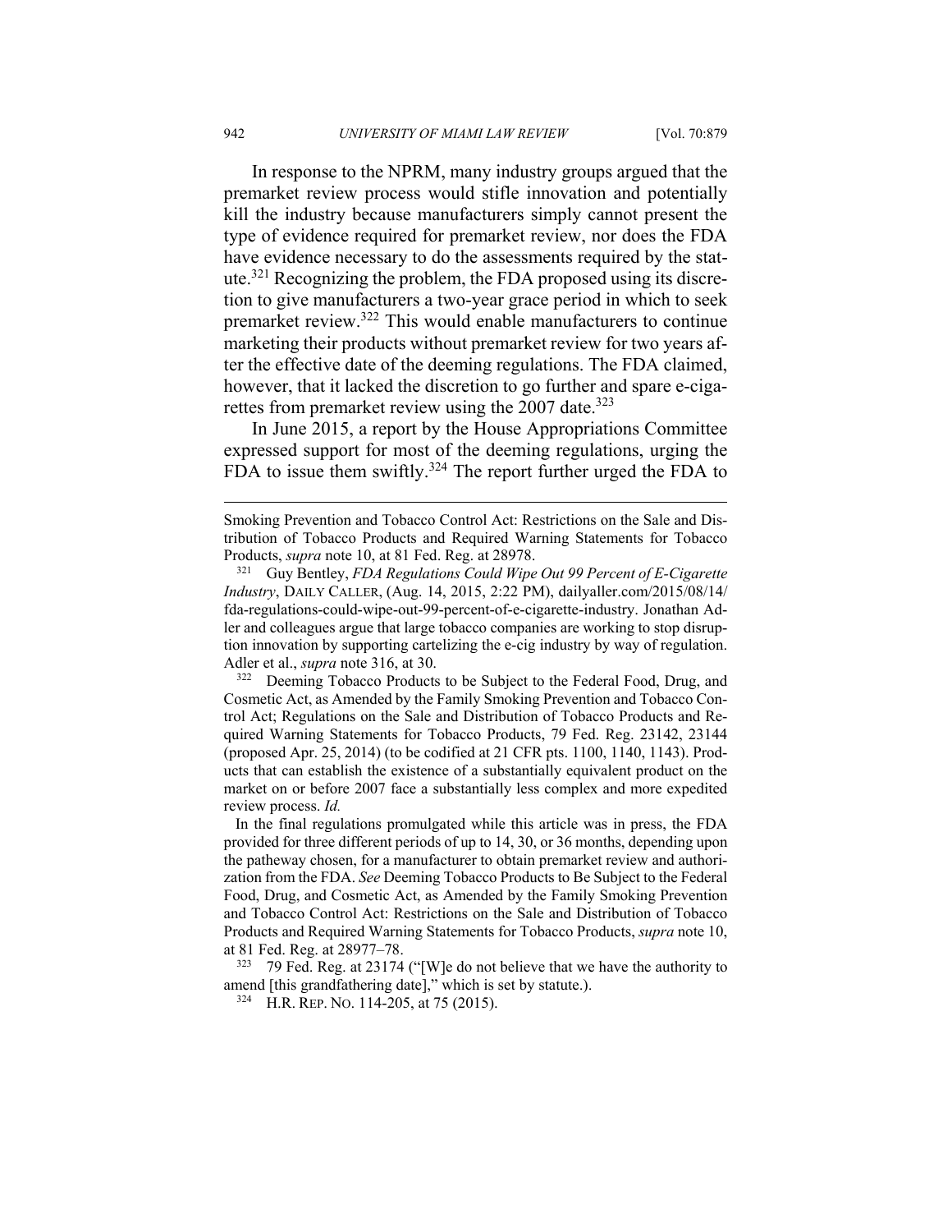In response to the NPRM, many industry groups argued that the premarket review process would stifle innovation and potentially kill the industry because manufacturers simply cannot present the type of evidence required for premarket review, nor does the FDA have evidence necessary to do the assessments required by the statute.[321] Recognizing the problem, the FDA proposed using its discretion to give manufacturers a two-year grace period in which to seek premarket review.[322] This would enable manufacturers to continue marketing their products without premarket review for two years after the effective date of the deeming regulations. The FDA claimed, however, that it lacked the discretion to go further and spare e-cigarettes from premarket review using the 2007 date.[323]

In June 2015, a report by the House Appropriations Committee expressed support for most of the deeming regulations, urging the FDA to issue them swiftly.[324] The report further urged the FDA to

---

Smoking Prevention and Tobacco Control Act: Restrictions on the Sale and Distribution of Tobacco Products and Required Warning Statements for Tobacco Products, *supra* note 10, at 81 Fed. Reg. at 28978.

[321] Guy Bentley, *FDA Regulations Could Wipe Out 99 Percent of E-Cigarette Industry*, DAILY CALLER, (Aug. 14, 2015, 2:22 PM), dailyaller.com/2015/08/14/fda-regulations-could-wipe-out-99-percent-of-e-cigarette-industry. Jonathan Adler and colleagues argue that large tobacco companies are working to stop disruption innovation by supporting cartelizing the e-cig industry by way of regulation. Adler et al., *supra* note 316, at 30.

[322] Deeming Tobacco Products to be Subject to the Federal Food, Drug, and Cosmetic Act, as Amended by the Family Smoking Prevention and Tobacco Control Act; Regulations on the Sale and Distribution of Tobacco Products and Required Warning Statements for Tobacco Products, 79 Fed. Reg. 23142, 23144 (proposed Apr. 25, 2014) (to be codified at 21 CFR pts. 1100, 1140, 1143). Products that can establish the existence of a substantially equivalent product on the market on or before 2007 face a substantially less complex and more expedited review process. *Id.*

In the final regulations promulgated while this article was in press, the FDA provided for three different periods of up to 14, 30, or 36 months, depending upon the pathway chosen, for a manufacturer to obtain premarket review and authorization from the FDA. *See* Deeming Tobacco Products to Be Subject to the Federal Food, Drug, and Cosmetic Act, as Amended by the Family Smoking Prevention and Tobacco Control Act: Restrictions on the Sale and Distribution of Tobacco Products and Required Warning Statements for Tobacco Products, *supra* note 10, at 81 Fed. Reg. at 28977–78.

[323] 79 Fed. Reg. at 23174 ("[W]e do not believe that we have the authority to amend [this grandfathering date]," which is set by statute.).

[324] H.R. REP. NO. 114-205, at 75 (2015).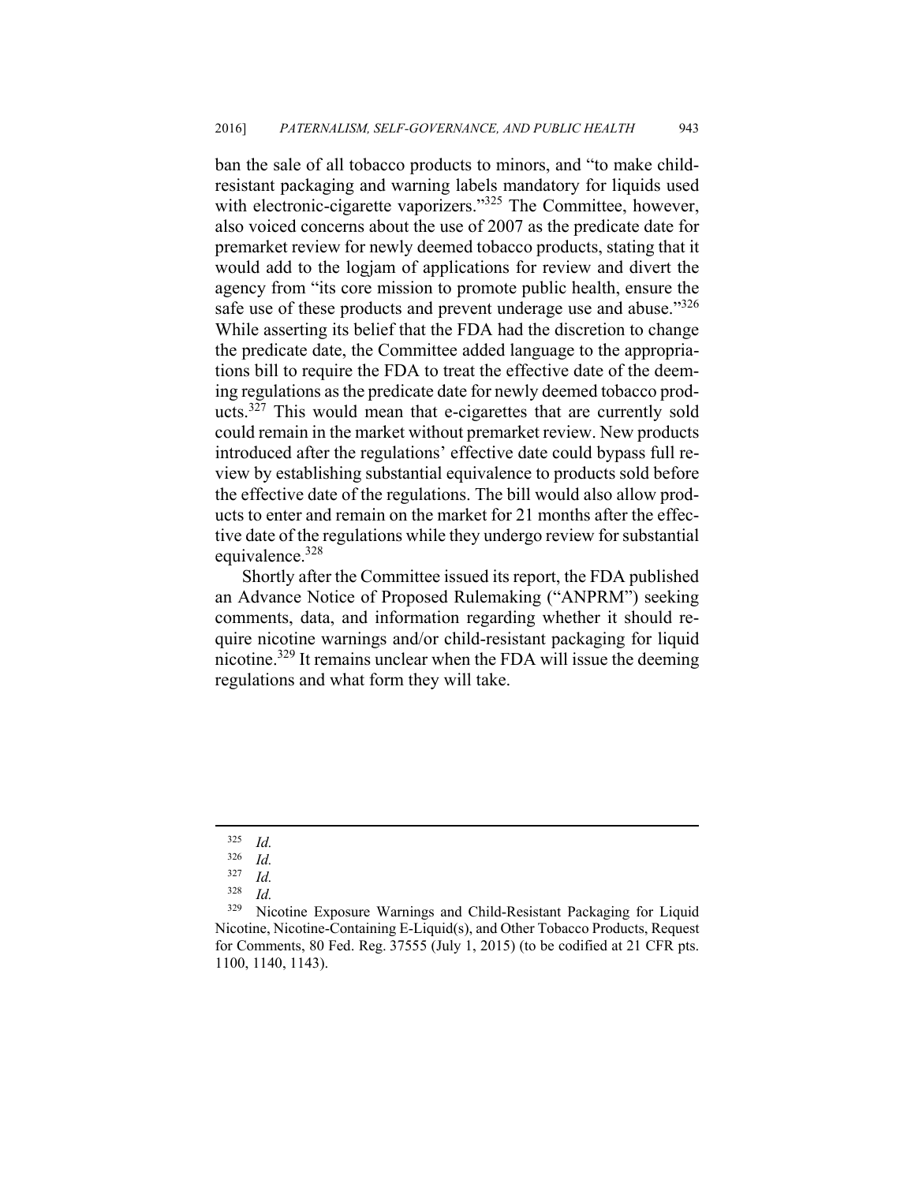ban the sale of all tobacco products to minors, and "to make child-resistant packaging and warning labels mandatory for liquids used with electronic-cigarette vaporizers."[325] The Committee, however, also voiced concerns about the use of 2007 as the predicate date for premarket review for newly deemed tobacco products, stating that it would add to the logjam of applications for review and divert the agency from "its core mission to promote public health, ensure the safe use of these products and prevent underage use and abuse."[326] While asserting its belief that the FDA had the discretion to change the predicate date, the Committee added language to the appropriations bill to require the FDA to treat the effective date of the deeming regulations as the predicate date for newly deemed tobacco products.[327] This would mean that e-cigarettes that are currently sold could remain in the market without premarket review. New products introduced after the regulations' effective date could bypass full review by establishing substantial equivalence to products sold before the effective date of the regulations. The bill would also allow products to enter and remain on the market for 21 months after the effective date of the regulations while they undergo review for substantial equivalence.[328]

Shortly after the Committee issued its report, the FDA published an Advance Notice of Proposed Rulemaking ("ANPRM") seeking comments, data, and information regarding whether it should require nicotine warnings and/or child-resistant packaging for liquid nicotine.[329] It remains unclear when the FDA will issue the deeming regulations and what form they will take.

---

[325] *Id.*

[326] *Id.*

[327] *Id.*

[328] *Id.*

[329] Nicotine Exposure Warnings and Child-Resistant Packaging for Liquid Nicotine, Nicotine-Containing E-Liquid(s), and Other Tobacco Products, Request for Comments, 80 Fed. Reg. 37555 (July 1, 2015) (to be codified at 21 CFR pts. 1100, 1140, 1143).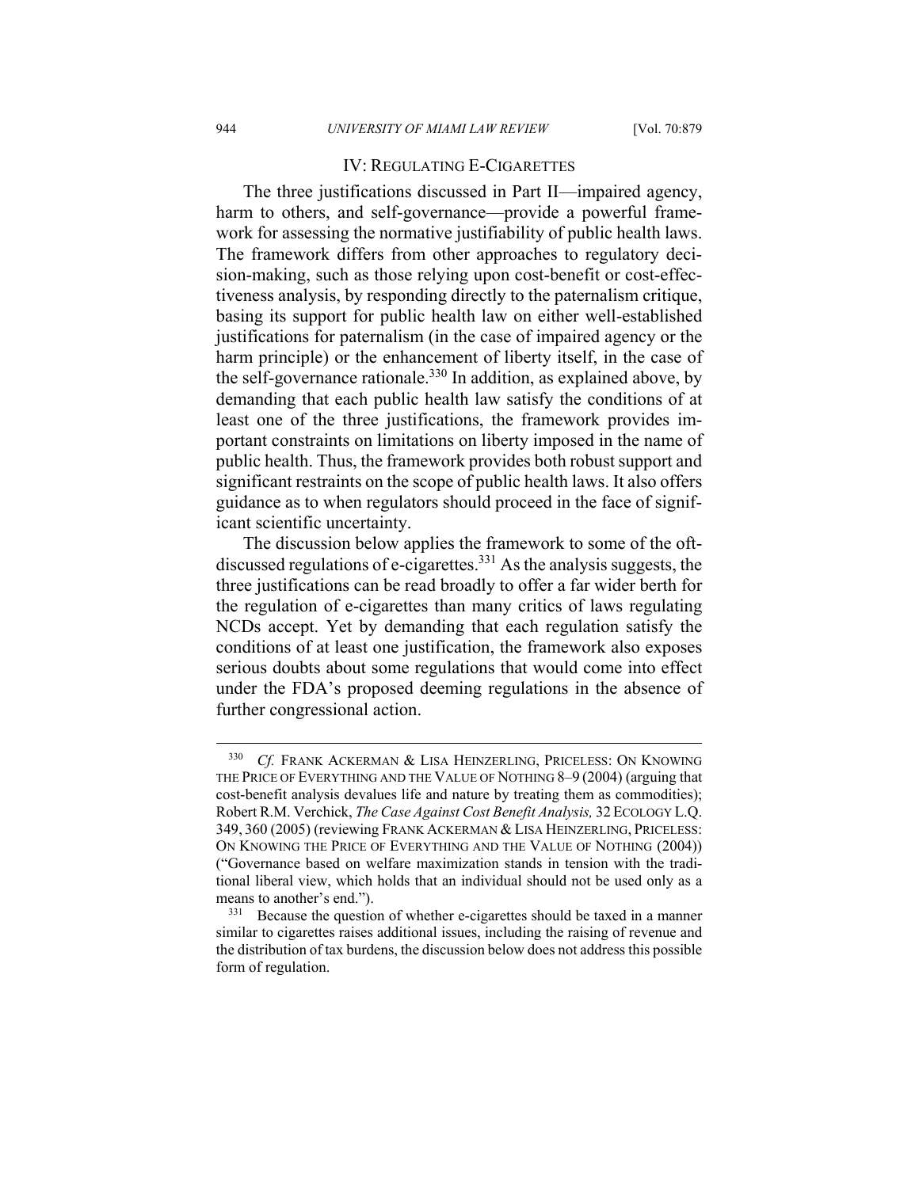## IV: Regulating E-Cigarettes

The three justifications discussed in Part II—impaired agency, harm to others, and self-governance—provide a powerful framework for assessing the normative justifiability of public health laws. The framework differs from other approaches to regulatory decision-making, such as those relying upon cost-benefit or cost-effectiveness analysis, by responding directly to the paternalism critique, basing its support for public health law on either well-established justifications for paternalism (in the case of impaired agency or the harm principle) or the enhancement of liberty itself, in the case of the self-governance rationale.[330] In addition, as explained above, by demanding that each public health law satisfy the conditions of at least one of the three justifications, the framework provides important constraints on limitations on liberty imposed in the name of public health. Thus, the framework provides both robust support and significant restraints on the scope of public health laws. It also offers guidance as to when regulators should proceed in the face of significant scientific uncertainty.

The discussion below applies the framework to some of the oft-discussed regulations of e-cigarettes.[331] As the analysis suggests, the three justifications can be read broadly to offer a far wider berth for the regulation of e-cigarettes than many critics of laws regulating NCDs accept. Yet by demanding that each regulation satisfy the conditions of at least one justification, the framework also exposes serious doubts about some regulations that would come into effect under the FDA's proposed deeming regulations in the absence of further congressional action.

---

[330] *Cf.* Frank Ackerman & Lisa Heinzerling, Priceless: On Knowing the Price of Everything and the Value of Nothing 8–9 (2004) (arguing that cost-benefit analysis devalues life and nature by treating them as commodities); Robert R.M. Verchick, *The Case Against Cost Benefit Analysis,* 32 Ecology L.Q. 349, 360 (2005) (reviewing Frank Ackerman & Lisa Heinzerling, Priceless: On Knowing the Price of Everything and the Value of Nothing (2004)) ("Governance based on welfare maximization stands in tension with the traditional liberal view, which holds that an individual should not be used only as a means to another's end.").

[331] Because the question of whether e-cigarettes should be taxed in a manner similar to cigarettes raises additional issues, including the raising of revenue and the distribution of tax burdens, the discussion below does not address this possible form of regulation.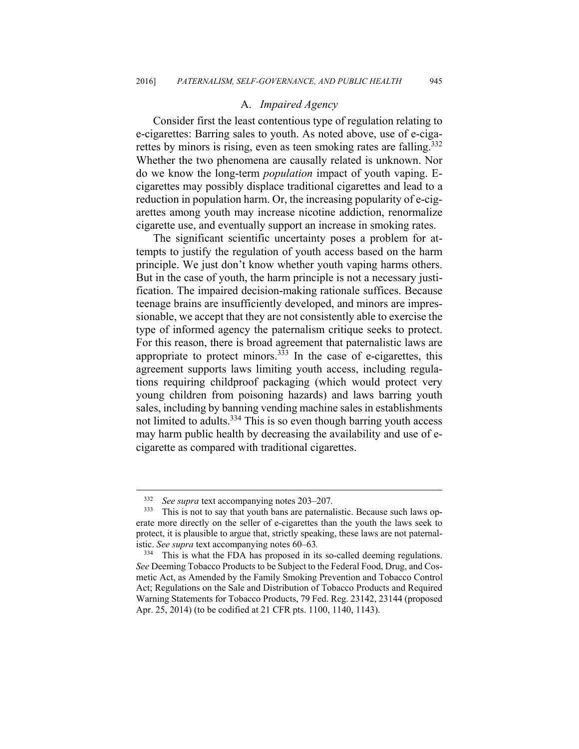### A. *Impaired Agency*

Consider first the least contentious type of regulation relating to e-cigarettes: Barring sales to youth. As noted above, use of e-cigarettes by minors is rising, even as teen smoking rates are falling.[332] Whether the two phenomena are causally related is unknown. Nor do we know the long-term *population* impact of youth vaping. E-cigarettes may possibly displace traditional cigarettes and lead to a reduction in population harm. Or, the increasing popularity of e-cigarettes among youth may increase nicotine addiction, renormalize cigarette use, and eventually support an increase in smoking rates.

The significant scientific uncertainty poses a problem for attempts to justify the regulation of youth access based on the harm principle. We just don't know whether youth vaping harms others. But in the case of youth, the harm principle is not a necessary justification. The impaired decision-making rationale suffices. Because teenage brains are insufficiently developed, and minors are impressionable, we accept that they are not consistently able to exercise the type of informed agency the paternalism critique seeks to protect. For this reason, there is broad agreement that paternalistic laws are appropriate to protect minors.[333] In the case of e-cigarettes, this agreement supports laws limiting youth access, including regulations requiring childproof packaging (which would protect very young children from poisoning hazards) and laws barring youth sales, including by banning vending machine sales in establishments not limited to adults.[334] This is so even though barring youth access may harm public health by decreasing the availability and use of e-cigarette as compared with traditional cigarettes.

---

[332] *See supra* text accompanying notes 203–207.

[333] This is not to say that youth bans are paternalistic. Because such laws operate more directly on the seller of e-cigarettes than the youth the laws seek to protect, it is plausible to argue that, strictly speaking, these laws are not paternalistic. *See supra* text accompanying notes 60–63.

[334] This is what the FDA has proposed in its so-called deeming regulations. *See* Deeming Tobacco Products to be Subject to the Federal Food, Drug, and Cosmetic Act, as Amended by the Family Smoking Prevention and Tobacco Control Act; Regulations on the Sale and Distribution of Tobacco Products and Required Warning Statements for Tobacco Products, 79 Fed. Reg. 23142, 23144 (proposed Apr. 25, 2014) (to be codified at 21 CFR pts. 1100, 1140, 1143).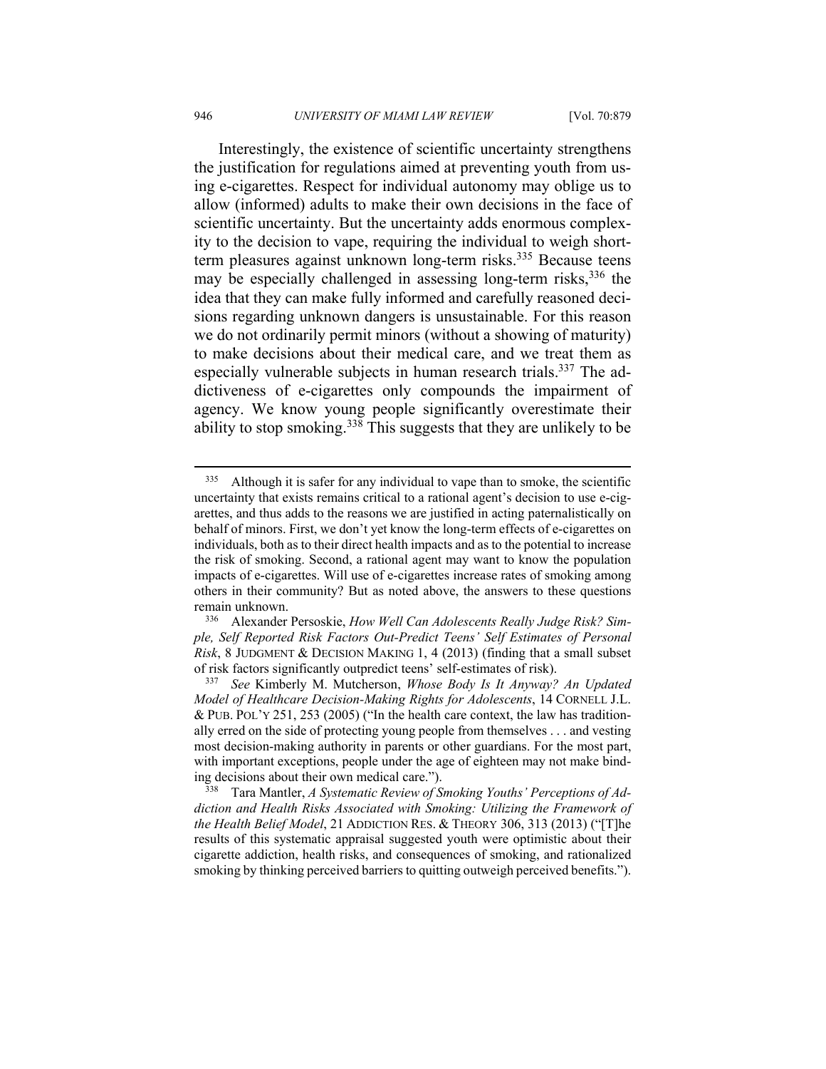Interestingly, the existence of scientific uncertainty strengthens the justification for regulations aimed at preventing youth from using e-cigarettes. Respect for individual autonomy may oblige us to allow (informed) adults to make their own decisions in the face of scientific uncertainty. But the uncertainty adds enormous complexity to the decision to vape, requiring the individual to weigh short-term pleasures against unknown long-term risks.[335] Because teens may be especially challenged in assessing long-term risks,[336] the idea that they can make fully informed and carefully reasoned decisions regarding unknown dangers is unsustainable. For this reason we do not ordinarily permit minors (without a showing of maturity) to make decisions about their medical care, and we treat them as especially vulnerable subjects in human research trials.[337] The addictiveness of e-cigarettes only compounds the impairment of agency. We know young people significantly overestimate their ability to stop smoking.[338] This suggests that they are unlikely to be

---

[335] Although it is safer for any individual to vape than to smoke, the scientific uncertainty that exists remains critical to a rational agent's decision to use e-cigarettes, and thus adds to the reasons we are justified in acting paternalistically on behalf of minors. First, we don't yet know the long-term effects of e-cigarettes on individuals, both as to their direct health impacts and as to the potential to increase the risk of smoking. Second, a rational agent may want to know the population impacts of e-cigarettes. Will use of e-cigarettes increase rates of smoking among others in their community? But as noted above, the answers to these questions remain unknown.

[336] Alexander Persoskie, *How Well Can Adolescents Really Judge Risk? Simple, Self Reported Risk Factors Out-Predict Teens' Self Estimates of Personal Risk*, 8 JUDGMENT & DECISION MAKING 1, 4 (2013) (finding that a small subset of risk factors significantly outpredict teens' self-estimates of risk).

[337] *See* Kimberly M. Mutcherson, *Whose Body Is It Anyway? An Updated Model of Healthcare Decision-Making Rights for Adolescents*, 14 CORNELL J.L. & PUB. POL'Y 251, 253 (2005) ("In the health care context, the law has traditionally erred on the side of protecting young people from themselves . . . and vesting most decision-making authority in parents or other guardians. For the most part, with important exceptions, people under the age of eighteen may not make binding decisions about their own medical care.").

[338] Tara Mantler, *A Systematic Review of Smoking Youths' Perceptions of Addiction and Health Risks Associated with Smoking: Utilizing the Framework of the Health Belief Model*, 21 ADDICTION RES. & THEORY 306, 313 (2013) ("[T]he results of this systematic appraisal suggested youth were optimistic about their cigarette addiction, health risks, and consequences of smoking, and rationalized smoking by thinking perceived barriers to quitting outweigh perceived benefits.").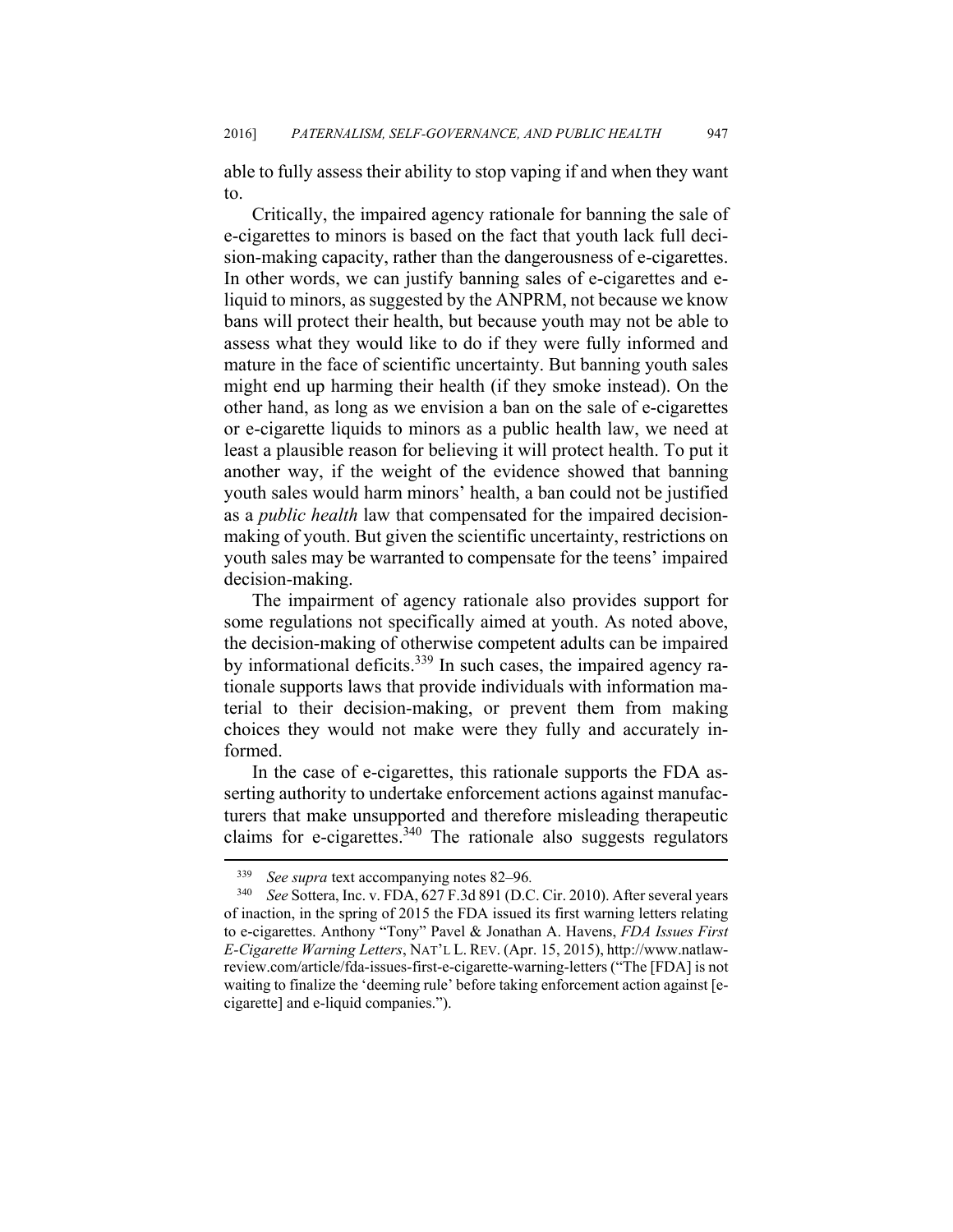able to fully assess their ability to stop vaping if and when they want to.

Critically, the impaired agency rationale for banning the sale of e-cigarettes to minors is based on the fact that youth lack full decision-making capacity, rather than the dangerousness of e-cigarettes. In other words, we can justify banning sales of e-cigarettes and e-liquid to minors, as suggested by the ANPRM, not because we know bans will protect their health, but because youth may not be able to assess what they would like to do if they were fully informed and mature in the face of scientific uncertainty. But banning youth sales might end up harming their health (if they smoke instead). On the other hand, as long as we envision a ban on the sale of e-cigarettes or e-cigarette liquids to minors as a public health law, we need at least a plausible reason for believing it will protect health. To put it another way, if the weight of the evidence showed that banning youth sales would harm minors' health, a ban could not be justified as a *public health* law that compensated for the impaired decision-making of youth. But given the scientific uncertainty, restrictions on youth sales may be warranted to compensate for the teens' impaired decision-making.

The impairment of agency rationale also provides support for some regulations not specifically aimed at youth. As noted above, the decision-making of otherwise competent adults can be impaired by informational deficits.[339] In such cases, the impaired agency rationale supports laws that provide individuals with information material to their decision-making, or prevent them from making choices they would not make were they fully and accurately informed.

In the case of e-cigarettes, this rationale supports the FDA asserting authority to undertake enforcement actions against manufacturers that make unsupported and therefore misleading therapeutic claims for e-cigarettes.[340] The rationale also suggests regulators

---

[339] *See supra* text accompanying notes 82–96.

[340] *See* Sottera, Inc. v. FDA, 627 F.3d 891 (D.C. Cir. 2010). After several years of inaction, in the spring of 2015 the FDA issued its first warning letters relating to e-cigarettes. Anthony "Tony" Pavel & Jonathan A. Havens, *FDA Issues First E-Cigarette Warning Letters*, NAT'L L. REV. (Apr. 15, 2015), http://www.natlawreview.com/article/fda-issues-first-e-cigarette-warning-letters ("The [FDA] is not waiting to finalize the 'deeming rule' before taking enforcement action against [e-cigarette] and e-liquid companies.").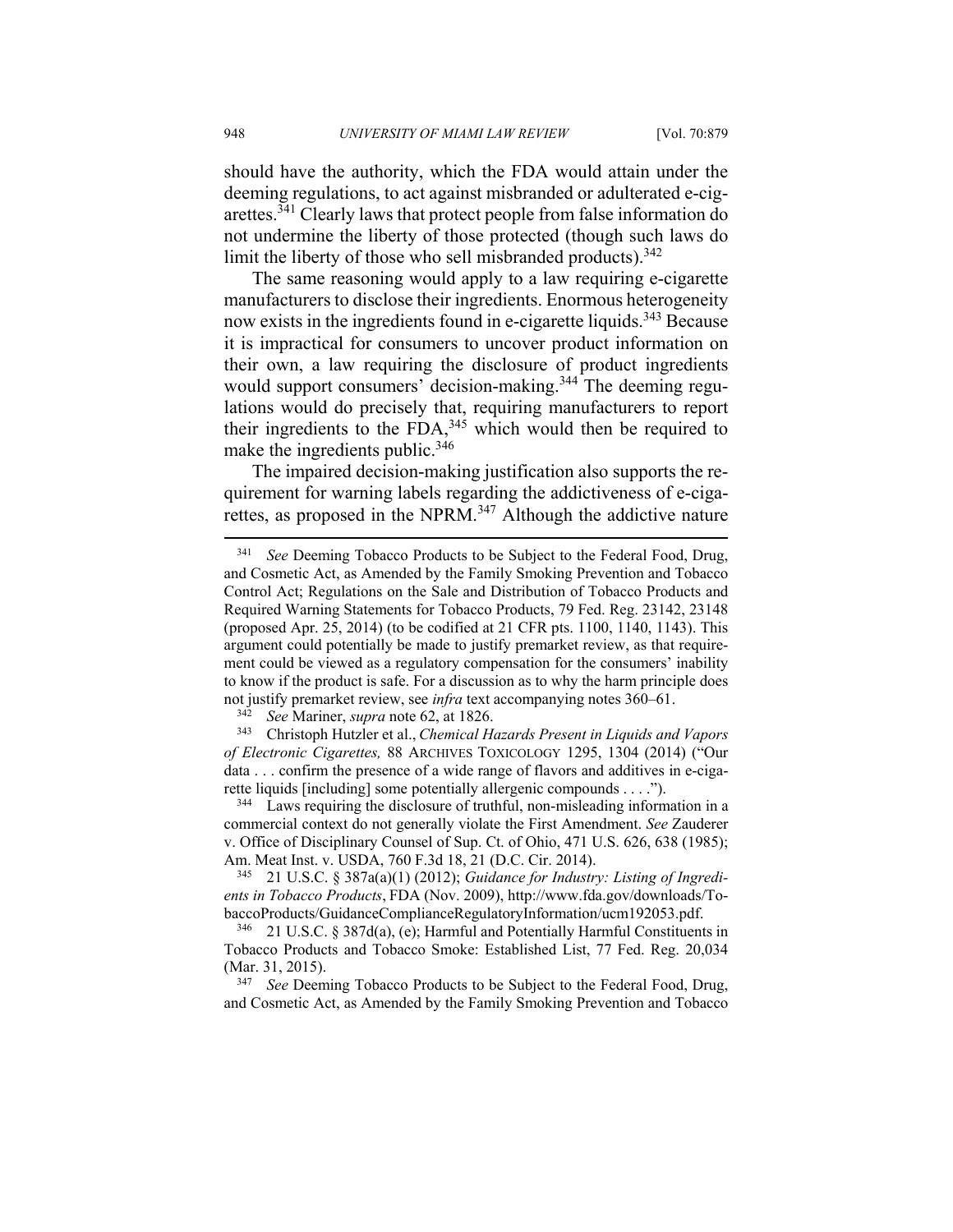should have the authority, which the FDA would attain under the deeming regulations, to act against misbranded or adulterated e-cigarettes.[341] Clearly laws that protect people from false information do not undermine the liberty of those protected (though such laws do limit the liberty of those who sell misbranded products).[342]

The same reasoning would apply to a law requiring e-cigarette manufacturers to disclose their ingredients. Enormous heterogeneity now exists in the ingredients found in e-cigarette liquids.[343] Because it is impractical for consumers to uncover product information on their own, a law requiring the disclosure of product ingredients would support consumers' decision-making.[344] The deeming regulations would do precisely that, requiring manufacturers to report their ingredients to the FDA,[345] which would then be required to make the ingredients public.[346]

The impaired decision-making justification also supports the requirement for warning labels regarding the addictiveness of e-cigarettes, as proposed in the NPRM.[347] Although the addictive nature

---

[341] *See* Deeming Tobacco Products to be Subject to the Federal Food, Drug, and Cosmetic Act, as Amended by the Family Smoking Prevention and Tobacco Control Act; Regulations on the Sale and Distribution of Tobacco Products and Required Warning Statements for Tobacco Products, 79 Fed. Reg. 23142, 23148 (proposed Apr. 25, 2014) (to be codified at 21 CFR pts. 1100, 1140, 1143). This argument could potentially be made to justify premarket review, as that requirement could be viewed as a regulatory compensation for the consumers' inability to know if the product is safe. For a discussion as to why the harm principle does not justify premarket review, see *infra* text accompanying notes 360–61.

[342] *See* Mariner, *supra* note 62, at 1826.

[343] Christoph Hutzler et al., *Chemical Hazards Present in Liquids and Vapors of Electronic Cigarettes,* 88 ARCHIVES TOXICOLOGY 1295, 1304 (2014) ("Our data . . . confirm the presence of a wide range of flavors and additives in e-cigarette liquids [including] some potentially allergenic compounds . . . .").

[344] Laws requiring the disclosure of truthful, non-misleading information in a commercial context do not generally violate the First Amendment. *See* Zauderer v. Office of Disciplinary Counsel of Sup. Ct. of Ohio, 471 U.S. 626, 638 (1985); Am. Meat Inst. v. USDA, 760 F.3d 18, 21 (D.C. Cir. 2014).

[345] 21 U.S.C. § 387a(a)(1) (2012); *Guidance for Industry: Listing of Ingredients in Tobacco Products*, FDA (Nov. 2009), http://www.fda.gov/downloads/TobaccoProducts/GuidanceComplianceRegulatoryInformation/ucm192053.pdf.

[346] 21 U.S.C. § 387d(a), (e); Harmful and Potentially Harmful Constituents in Tobacco Products and Tobacco Smoke: Established List, 77 Fed. Reg. 20,034 (Mar. 31, 2015).

[347] *See* Deeming Tobacco Products to be Subject to the Federal Food, Drug, and Cosmetic Act, as Amended by the Family Smoking Prevention and Tobacco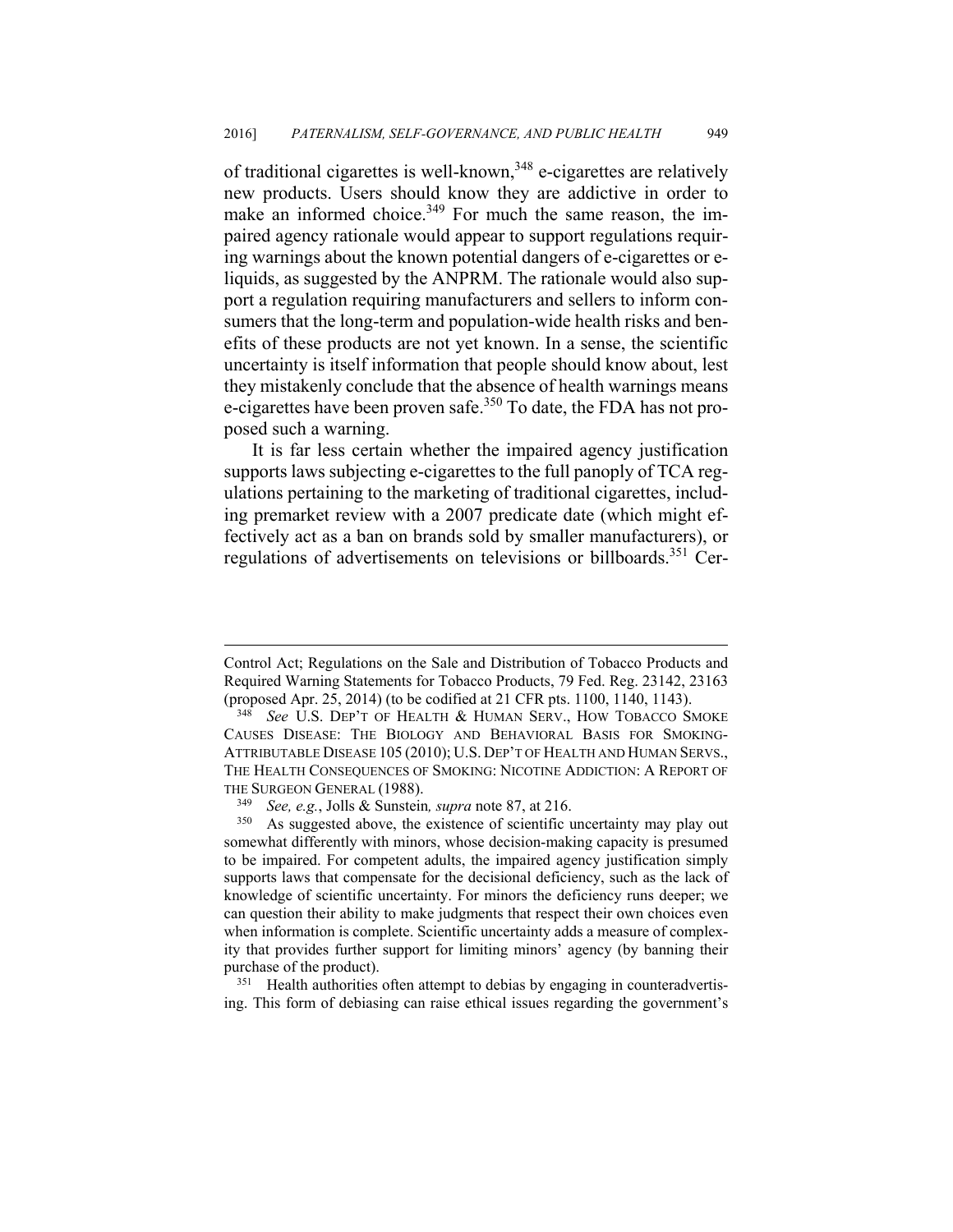of traditional cigarettes is well-known,[348] e-cigarettes are relatively new products. Users should know they are addictive in order to make an informed choice.[349] For much the same reason, the impaired agency rationale would appear to support regulations requiring warnings about the known potential dangers of e-cigarettes or e-liquids, as suggested by the ANPRM. The rationale would also support a regulation requiring manufacturers and sellers to inform consumers that the long-term and population-wide health risks and benefits of these products are not yet known. In a sense, the scientific uncertainty is itself information that people should know about, lest they mistakenly conclude that the absence of health warnings means e-cigarettes have been proven safe.[350] To date, the FDA has not proposed such a warning.

It is far less certain whether the impaired agency justification supports laws subjecting e-cigarettes to the full panoply of TCA regulations pertaining to the marketing of traditional cigarettes, including premarket review with a 2007 predicate date (which might effectively act as a ban on brands sold by smaller manufacturers), or regulations of advertisements on televisions or billboards.[351] Cer-

---

Control Act; Regulations on the Sale and Distribution of Tobacco Products and Required Warning Statements for Tobacco Products, 79 Fed. Reg. 23142, 23163 (proposed Apr. 25, 2014) (to be codified at 21 CFR pts. 1100, 1140, 1143).

[348] *See* U.S. DEP'T OF HEALTH & HUMAN SERV., HOW TOBACCO SMOKE CAUSES DISEASE: THE BIOLOGY AND BEHAVIORAL BASIS FOR SMOKING-ATTRIBUTABLE DISEASE 105 (2010); U.S. DEP'T OF HEALTH AND HUMAN SERVS., THE HEALTH CONSEQUENCES OF SMOKING: NICOTINE ADDICTION: A REPORT OF THE SURGEON GENERAL (1988).

[349] *See, e.g.*, Jolls & Sunstein*, supra* note 87, at 216.

[350] As suggested above, the existence of scientific uncertainty may play out somewhat differently with minors, whose decision-making capacity is presumed to be impaired. For competent adults, the impaired agency justification simply supports laws that compensate for the decisional deficiency, such as the lack of knowledge of scientific uncertainty. For minors the deficiency runs deeper; we can question their ability to make judgments that respect their own choices even when information is complete. Scientific uncertainty adds a measure of complexity that provides further support for limiting minors' agency (by banning their purchase of the product).

[351] Health authorities often attempt to debias by engaging in counteradvertising. This form of debiasing can raise ethical issues regarding the government's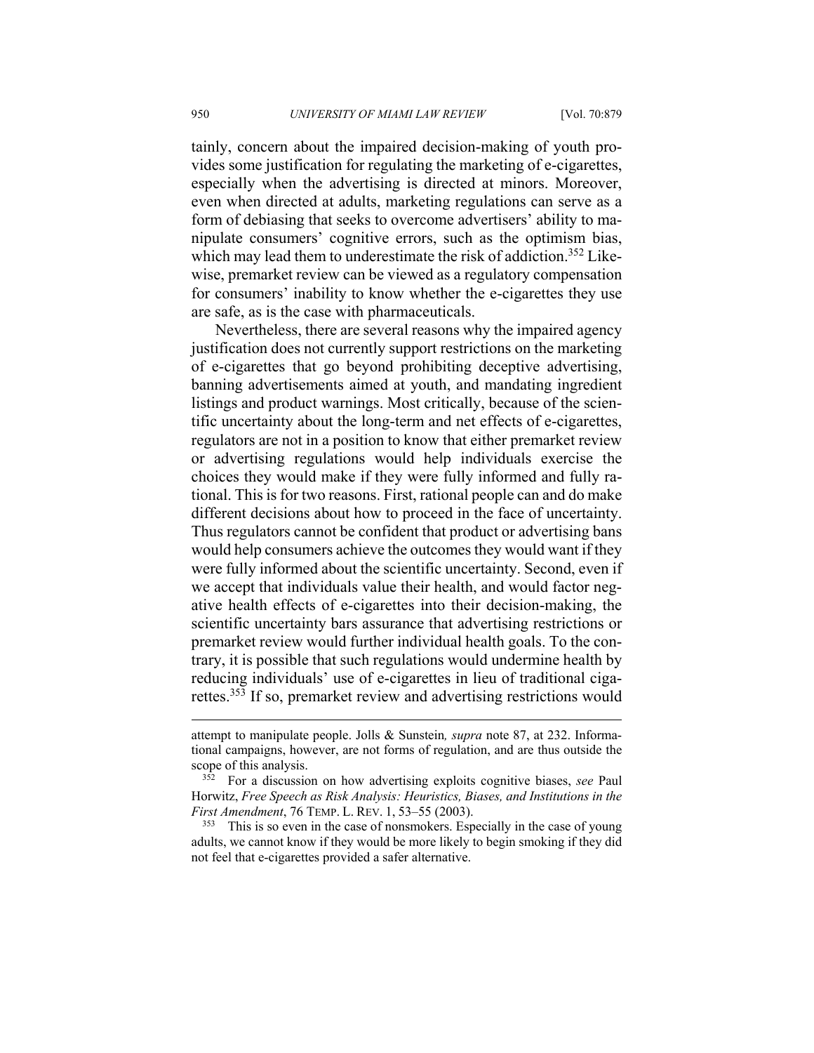tainly, concern about the impaired decision-making of youth provides some justification for regulating the marketing of e-cigarettes, especially when the advertising is directed at minors. Moreover, even when directed at adults, marketing regulations can serve as a form of debiasing that seeks to overcome advertisers' ability to manipulate consumers' cognitive errors, such as the optimism bias, which may lead them to underestimate the risk of addiction.[352] Likewise, premarket review can be viewed as a regulatory compensation for consumers' inability to know whether the e-cigarettes they use are safe, as is the case with pharmaceuticals.

Nevertheless, there are several reasons why the impaired agency justification does not currently support restrictions on the marketing of e-cigarettes that go beyond prohibiting deceptive advertising, banning advertisements aimed at youth, and mandating ingredient listings and product warnings. Most critically, because of the scientific uncertainty about the long-term and net effects of e-cigarettes, regulators are not in a position to know that either premarket review or advertising regulations would help individuals exercise the choices they would make if they were fully informed and fully rational. This is for two reasons. First, rational people can and do make different decisions about how to proceed in the face of uncertainty. Thus regulators cannot be confident that product or advertising bans would help consumers achieve the outcomes they would want if they were fully informed about the scientific uncertainty. Second, even if we accept that individuals value their health, and would factor negative health effects of e-cigarettes into their decision-making, the scientific uncertainty bars assurance that advertising restrictions or premarket review would further individual health goals. To the contrary, it is possible that such regulations would undermine health by reducing individuals' use of e-cigarettes in lieu of traditional cigarettes.[353] If so, premarket review and advertising restrictions would

---

attempt to manipulate people. Jolls & Sunstein, *supra* note 87, at 232. Informational campaigns, however, are not forms of regulation, and are thus outside the scope of this analysis.

[352] For a discussion on how advertising exploits cognitive biases, *see* Paul Horwitz, *Free Speech as Risk Analysis: Heuristics, Biases, and Institutions in the First Amendment*, 76 TEMP. L. REV. 1, 53–55 (2003).

[353] This is so even in the case of nonsmokers. Especially in the case of young adults, we cannot know if they would be more likely to begin smoking if they did not feel that e-cigarettes provided a safer alternative.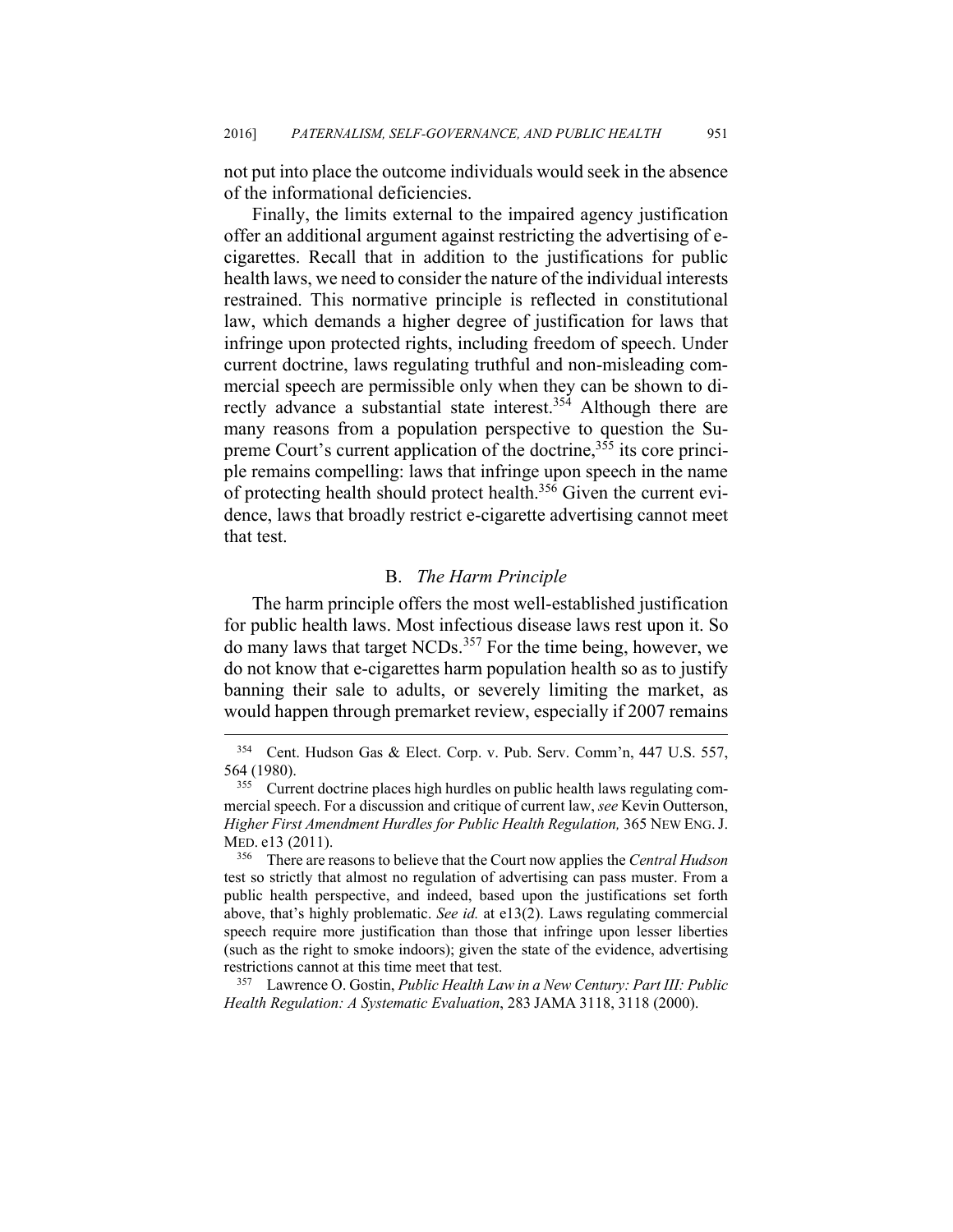not put into place the outcome individuals would seek in the absence of the informational deficiencies.

Finally, the limits external to the impaired agency justification offer an additional argument against restricting the advertising of e-cigarettes. Recall that in addition to the justifications for public health laws, we need to consider the nature of the individual interests restrained. This normative principle is reflected in constitutional law, which demands a higher degree of justification for laws that infringe upon protected rights, including freedom of speech. Under current doctrine, laws regulating truthful and non-misleading commercial speech are permissible only when they can be shown to directly advance a substantial state interest.[354] Although there are many reasons from a population perspective to question the Supreme Court's current application of the doctrine,[355] its core principle remains compelling: laws that infringe upon speech in the name of protecting health should protect health.[356] Given the current evidence, laws that broadly restrict e-cigarette advertising cannot meet that test.

### B. *The Harm Principle*

The harm principle offers the most well-established justification for public health laws. Most infectious disease laws rest upon it. So do many laws that target NCDs.[357] For the time being, however, we do not know that e-cigarettes harm population health so as to justify banning their sale to adults, or severely limiting the market, as would happen through premarket review, especially if 2007 remains

---

[354] Cent. Hudson Gas & Elect. Corp. v. Pub. Serv. Comm'n, 447 U.S. 557, 564 (1980).

[355] Current doctrine places high hurdles on public health laws regulating commercial speech. For a discussion and critique of current law, *see* Kevin Outterson, *Higher First Amendment Hurdles for Public Health Regulation,* 365 NEW ENG. J. MED. e13 (2011).

[356] There are reasons to believe that the Court now applies the *Central Hudson* test so strictly that almost no regulation of advertising can pass muster. From a public health perspective, and indeed, based upon the justifications set forth above, that's highly problematic. *See id.* at e13(2). Laws regulating commercial speech require more justification than those that infringe upon lesser liberties (such as the right to smoke indoors); given the state of the evidence, advertising restrictions cannot at this time meet that test.

[357] Lawrence O. Gostin, *Public Health Law in a New Century: Part III: Public Health Regulation: A Systematic Evaluation*, 283 JAMA 3118, 3118 (2000).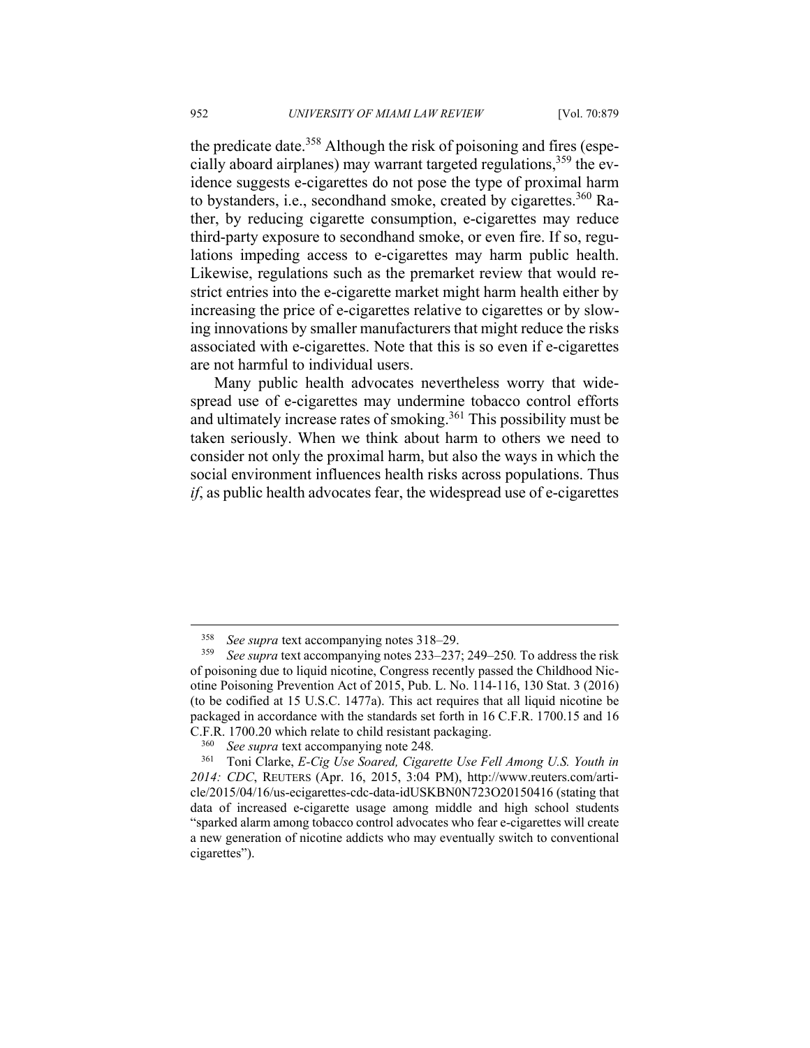the predicate date.[358] Although the risk of poisoning and fires (especially aboard airplanes) may warrant targeted regulations,[359] the evidence suggests e-cigarettes do not pose the type of proximal harm to bystanders, i.e., secondhand smoke, created by cigarettes.[360] Rather, by reducing cigarette consumption, e-cigarettes may reduce third-party exposure to secondhand smoke, or even fire. If so, regulations impeding access to e-cigarettes may harm public health. Likewise, regulations such as the premarket review that would restrict entries into the e-cigarette market might harm health either by increasing the price of e-cigarettes relative to cigarettes or by slowing innovations by smaller manufacturers that might reduce the risks associated with e-cigarettes. Note that this is so even if e-cigarettes are not harmful to individual users.

Many public health advocates nevertheless worry that widespread use of e-cigarettes may undermine tobacco control efforts and ultimately increase rates of smoking.[361] This possibility must be taken seriously. When we think about harm to others we need to consider not only the proximal harm, but also the ways in which the social environment influences health risks across populations. Thus *if*, as public health advocates fear, the widespread use of e-cigarettes

---

[358] *See supra* text accompanying notes 318–29.

[359] *See supra* text accompanying notes 233–237; 249–250*.* To address the risk of poisoning due to liquid nicotine, Congress recently passed the Childhood Nicotine Poisoning Prevention Act of 2015, Pub. L. No. 114-116, 130 Stat. 3 (2016) (to be codified at 15 U.S.C. 1477a). This act requires that all liquid nicotine be packaged in accordance with the standards set forth in 16 C.F.R. 1700.15 and 16 C.F.R. 1700.20 which relate to child resistant packaging.

[360] *See supra* text accompanying note 248.

[361] Toni Clarke, *E-Cig Use Soared, Cigarette Use Fell Among U.S. Youth in 2014: CDC*, REUTERS (Apr. 16, 2015, 3:04 PM), http://www.reuters.com/article/2015/04/16/us-ecigarettes-cdc-data-idUSKBN0N723O20150416 (stating that data of increased e-cigarette usage among middle and high school students "sparked alarm among tobacco control advocates who fear e-cigarettes will create a new generation of nicotine addicts who may eventually switch to conventional cigarettes").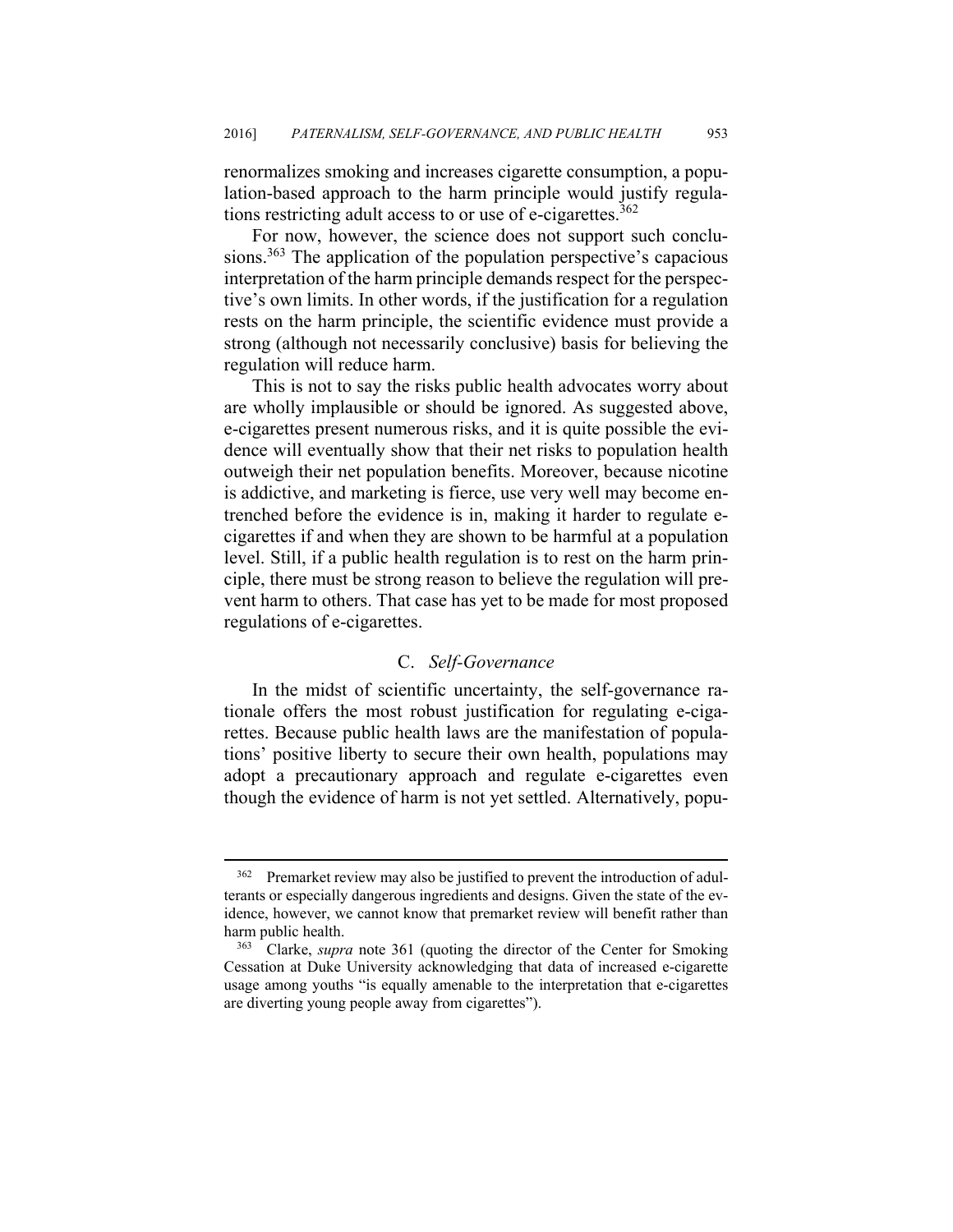renormalizes smoking and increases cigarette consumption, a population-based approach to the harm principle would justify regulations restricting adult access to or use of e-cigarettes.[362]

For now, however, the science does not support such conclusions.[363] The application of the population perspective's capacious interpretation of the harm principle demands respect for the perspective's own limits. In other words, if the justification for a regulation rests on the harm principle, the scientific evidence must provide a strong (although not necessarily conclusive) basis for believing the regulation will reduce harm.

This is not to say the risks public health advocates worry about are wholly implausible or should be ignored. As suggested above, e-cigarettes present numerous risks, and it is quite possible the evidence will eventually show that their net risks to population health outweigh their net population benefits. Moreover, because nicotine is addictive, and marketing is fierce, use very well may become entrenched before the evidence is in, making it harder to regulate e-cigarettes if and when they are shown to be harmful at a population level. Still, if a public health regulation is to rest on the harm principle, there must be strong reason to believe the regulation will prevent harm to others. That case has yet to be made for most proposed regulations of e-cigarettes.

### C. *Self-Governance*

In the midst of scientific uncertainty, the self-governance rationale offers the most robust justification for regulating e-cigarettes. Because public health laws are the manifestation of populations' positive liberty to secure their own health, populations may adopt a precautionary approach and regulate e-cigarettes even though the evidence of harm is not yet settled. Alternatively, popu-

---

[362] Premarket review may also be justified to prevent the introduction of adulterants or especially dangerous ingredients and designs. Given the state of the evidence, however, we cannot know that premarket review will benefit rather than harm public health.

[363] Clarke, *supra* note 361 (quoting the director of the Center for Smoking Cessation at Duke University acknowledging that data of increased e-cigarette usage among youths "is equally amenable to the interpretation that e-cigarettes are diverting young people away from cigarettes").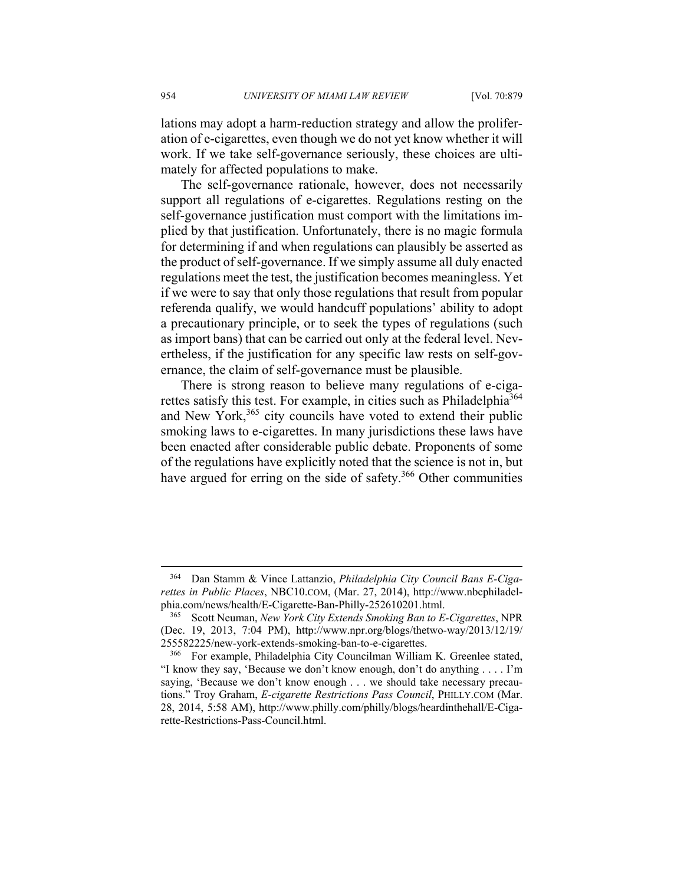lations may adopt a harm-reduction strategy and allow the proliferation of e-cigarettes, even though we do not yet know whether it will work. If we take self-governance seriously, these choices are ultimately for affected populations to make.

The self-governance rationale, however, does not necessarily support all regulations of e-cigarettes. Regulations resting on the self-governance justification must comport with the limitations implied by that justification. Unfortunately, there is no magic formula for determining if and when regulations can plausibly be asserted as the product of self-governance. If we simply assume all duly enacted regulations meet the test, the justification becomes meaningless. Yet if we were to say that only those regulations that result from popular referenda qualify, we would handcuff populations' ability to adopt a precautionary principle, or to seek the types of regulations (such as import bans) that can be carried out only at the federal level. Nevertheless, if the justification for any specific law rests on self-governance, the claim of self-governance must be plausible.

There is strong reason to believe many regulations of e-cigarettes satisfy this test. For example, in cities such as Philadelphia[364] and New York,[365] city councils have voted to extend their public smoking laws to e-cigarettes. In many jurisdictions these laws have been enacted after considerable public debate. Proponents of some of the regulations have explicitly noted that the science is not in, but have argued for erring on the side of safety.[366] Other communities

---

[364] Dan Stamm & Vince Lattanzio, *Philadelphia City Council Bans E-Cigarettes in Public Places*, NBC10.COM, (Mar. 27, 2014), http://www.nbcphiladelphia.com/news/health/E-Cigarette-Ban-Philly-252610201.html.

[365] Scott Neuman, *New York City Extends Smoking Ban to E-Cigarettes*, NPR (Dec. 19, 2013, 7:04 PM), http://www.npr.org/blogs/thetwo-way/2013/12/19/255582225/new-york-extends-smoking-ban-to-e-cigarettes.

[366] For example, Philadelphia City Councilman William K. Greenlee stated, "I know they say, 'Because we don't know enough, don't do anything . . . . I'm saying, 'Because we don't know enough . . . we should take necessary precautions." Troy Graham, *E-cigarette Restrictions Pass Council*, PHILLY.COM (Mar. 28, 2014, 5:58 AM), http://www.philly.com/philly/blogs/heardinthehall/E-Cigarette-Restrictions-Pass-Council.html.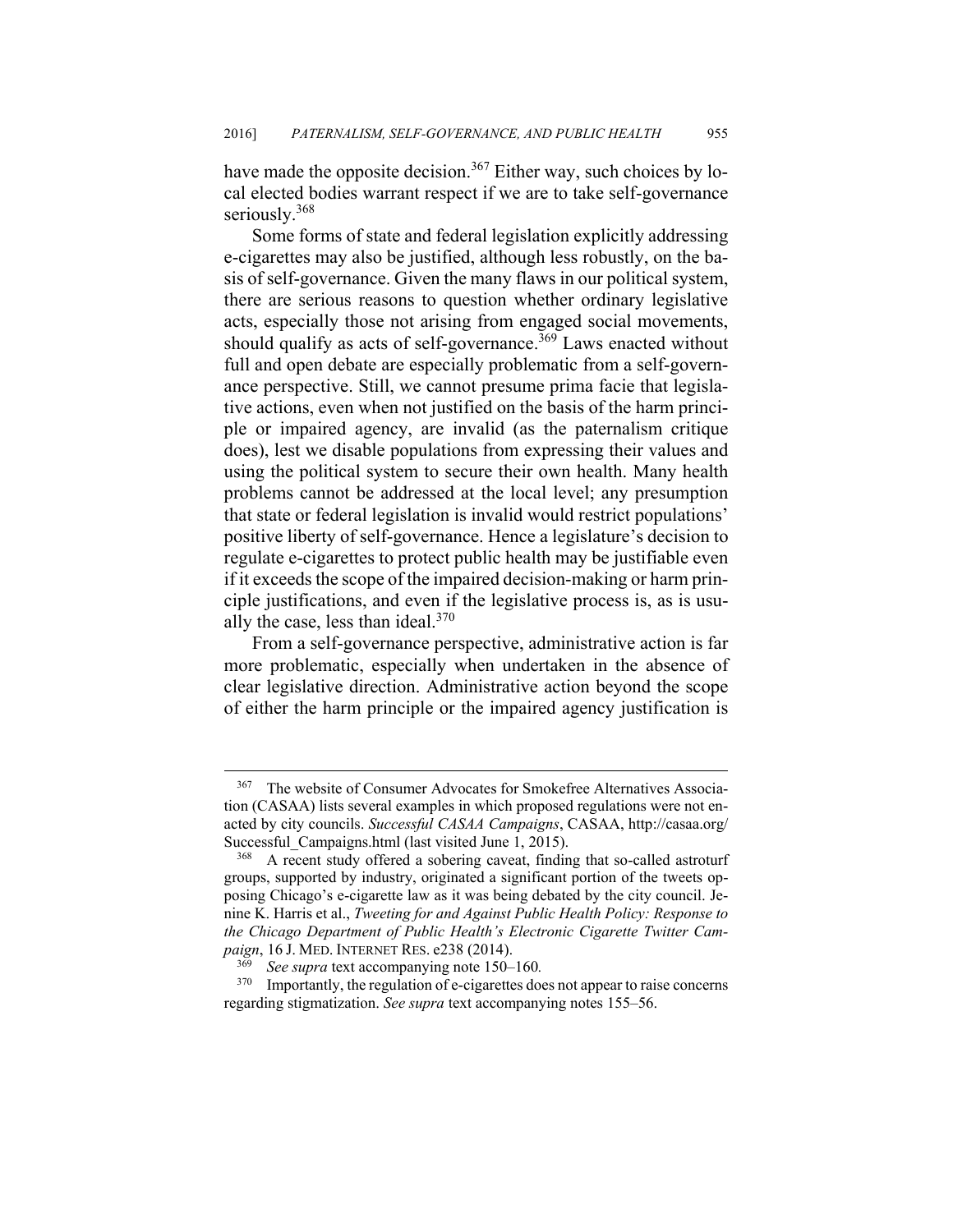have made the opposite decision.[367] Either way, such choices by local elected bodies warrant respect if we are to take self-governance seriously.[368]

Some forms of state and federal legislation explicitly addressing e-cigarettes may also be justified, although less robustly, on the basis of self-governance. Given the many flaws in our political system, there are serious reasons to question whether ordinary legislative acts, especially those not arising from engaged social movements, should qualify as acts of self-governance.[369] Laws enacted without full and open debate are especially problematic from a self-governance perspective. Still, we cannot presume prima facie that legislative actions, even when not justified on the basis of the harm principle or impaired agency, are invalid (as the paternalism critique does), lest we disable populations from expressing their values and using the political system to secure their own health. Many health problems cannot be addressed at the local level; any presumption that state or federal legislation is invalid would restrict populations' positive liberty of self-governance. Hence a legislature's decision to regulate e-cigarettes to protect public health may be justifiable even if it exceeds the scope of the impaired decision-making or harm principle justifications, and even if the legislative process is, as is usually the case, less than ideal.[370]

From a self-governance perspective, administrative action is far more problematic, especially when undertaken in the absence of clear legislative direction. Administrative action beyond the scope of either the harm principle or the impaired agency justification is

---

[367] The website of Consumer Advocates for Smokefree Alternatives Association (CASAA) lists several examples in which proposed regulations were not enacted by city councils. *Successful CASAA Campaigns*, CASAA, http://casaa.org/Successful_Campaigns.html (last visited June 1, 2015).

[368] A recent study offered a sobering caveat, finding that so-called astroturf groups, supported by industry, originated a significant portion of the tweets opposing Chicago's e-cigarette law as it was being debated by the city council. Jenine K. Harris et al., *Tweeting for and Against Public Health Policy: Response to the Chicago Department of Public Health's Electronic Cigarette Twitter Campaign*, 16 J. MED. INTERNET RES. e238 (2014).

[369] *See supra* text accompanying note 150–160.

[370] Importantly, the regulation of e-cigarettes does not appear to raise concerns regarding stigmatization. *See supra* text accompanying notes 155–56.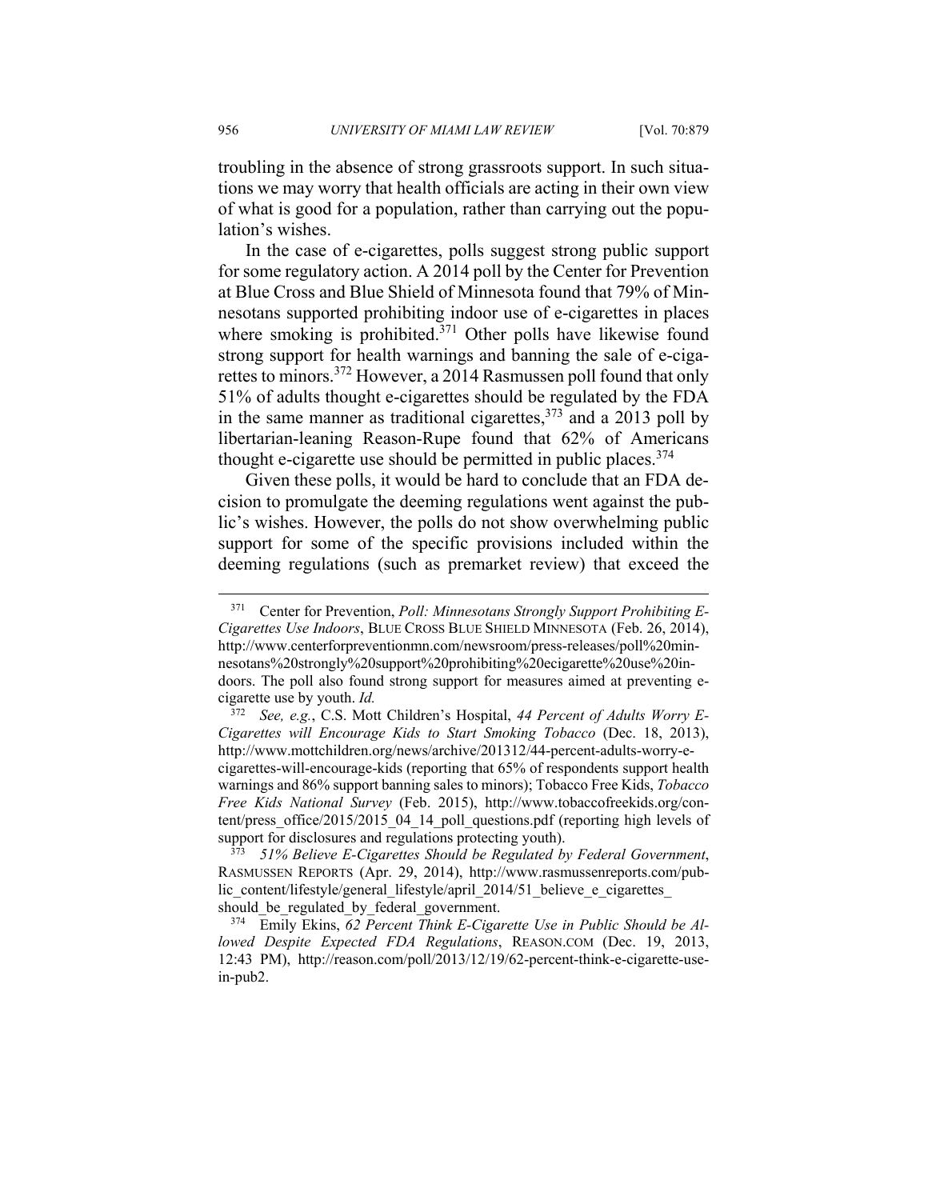troubling in the absence of strong grassroots support. In such situations we may worry that health officials are acting in their own view of what is good for a population, rather than carrying out the population's wishes.

In the case of e-cigarettes, polls suggest strong public support for some regulatory action. A 2014 poll by the Center for Prevention at Blue Cross and Blue Shield of Minnesota found that 79% of Minnesotans supported prohibiting indoor use of e-cigarettes in places where smoking is prohibited.[371] Other polls have likewise found strong support for health warnings and banning the sale of e-cigarettes to minors.[372] However, a 2014 Rasmussen poll found that only 51% of adults thought e-cigarettes should be regulated by the FDA in the same manner as traditional cigarettes,[373] and a 2013 poll by libertarian-leaning Reason-Rupe found that 62% of Americans thought e-cigarette use should be permitted in public places.[374]

Given these polls, it would be hard to conclude that an FDA decision to promulgate the deeming regulations went against the public's wishes. However, the polls do not show overwhelming public support for some of the specific provisions included within the deeming regulations (such as premarket review) that exceed the

---

[371] Center for Prevention, *Poll: Minnesotans Strongly Support Prohibiting E-Cigarettes Use Indoors*, BLUE CROSS BLUE SHIELD MINNESOTA (Feb. 26, 2014), http://www.centerforpreventionmn.com/newsroom/press-releases/poll%20minnesotans%20strongly%20support%20prohibiting%20ecigarette%20use%20indoors. The poll also found strong support for measures aimed at preventing e-cigarette use by youth. *Id.*

[372] *See, e.g.*, C.S. Mott Children's Hospital, *44 Percent of Adults Worry E-Cigarettes will Encourage Kids to Start Smoking Tobacco* (Dec. 18, 2013), http://www.mottchildren.org/news/archive/201312/44-percent-adults-worry-e-cigarettes-will-encourage-kids (reporting that 65% of respondents support health warnings and 86% support banning sales to minors); Tobacco Free Kids, *Tobacco Free Kids National Survey* (Feb. 2015), http://www.tobaccofreekids.org/content/press_office/2015/2015_04_14_poll_questions.pdf (reporting high levels of support for disclosures and regulations protecting youth).

[373] *51% Believe E-Cigarettes Should be Regulated by Federal Government*, RASMUSSEN REPORTS (Apr. 29, 2014), http://www.rasmussenreports.com/public_content/lifestyle/general_lifestyle/april_2014/51_believe_e_cigarettes_should_be_regulated_by_federal_government.

[374] Emily Ekins, *62 Percent Think E-Cigarette Use in Public Should be Allowed Despite Expected FDA Regulations*, REASON.COM (Dec. 19, 2013, 12:43 PM), http://reason.com/poll/2013/12/19/62-percent-think-e-cigarette-use-in-pub2.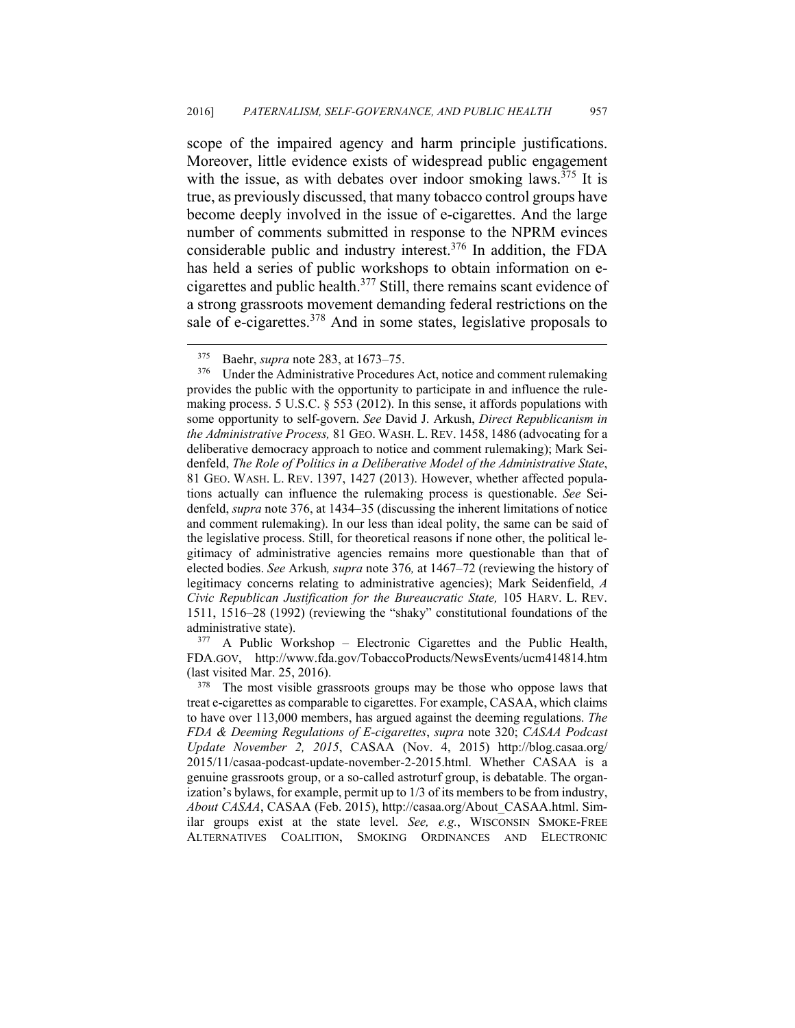scope of the impaired agency and harm principle justifications. Moreover, little evidence exists of widespread public engagement with the issue, as with debates over indoor smoking laws.[375] It is true, as previously discussed, that many tobacco control groups have become deeply involved in the issue of e-cigarettes. And the large number of comments submitted in response to the NPRM evinces considerable public and industry interest.[376] In addition, the FDA has held a series of public workshops to obtain information on e-cigarettes and public health.[377] Still, there remains scant evidence of a strong grassroots movement demanding federal restrictions on the sale of e-cigarettes.[378] And in some states, legislative proposals to

---

[375] Baehr, *supra* note 283, at 1673–75.

[376] Under the Administrative Procedures Act, notice and comment rulemaking provides the public with the opportunity to participate in and influence the rulemaking process. 5 U.S.C. § 553 (2012). In this sense, it affords populations with some opportunity to self-govern. *See* David J. Arkush, *Direct Republicanism in the Administrative Process,* 81 GEO. WASH. L. REV. 1458, 1486 (advocating for a deliberative democracy approach to notice and comment rulemaking); Mark Seidenfeld, *The Role of Politics in a Deliberative Model of the Administrative State*, 81 GEO. WASH. L. REV. 1397, 1427 (2013). However, whether affected populations actually can influence the rulemaking process is questionable. *See* Seidenfeld, *supra* note 376, at 1434–35 (discussing the inherent limitations of notice and comment rulemaking). In our less than ideal polity, the same can be said of the legislative process. Still, for theoretical reasons if none other, the political legitimacy of administrative agencies remains more questionable than that of elected bodies. *See* Arkush*, supra* note 376*,* at 1467–72 (reviewing the history of legitimacy concerns relating to administrative agencies); Mark Seidenfeld, *A Civic Republican Justification for the Bureaucratic State,* 105 HARV. L. REV. 1511, 1516–28 (1992) (reviewing the "shaky" constitutional foundations of the administrative state).

[377] A Public Workshop – Electronic Cigarettes and the Public Health, FDA.GOV, http://www.fda.gov/TobaccoProducts/NewsEvents/ucm414814.htm (last visited Mar. 25, 2016).

[378] The most visible grassroots groups may be those who oppose laws that treat e-cigarettes as comparable to cigarettes. For example, CASAA, which claims to have over 113,000 members, has argued against the deeming regulations. *The FDA & Deeming Regulations of E-cigarettes*, *supra* note 320; *CASAA Podcast Update November 2, 2015*, CASAA (Nov. 4, 2015) http://blog.casaa.org/2015/11/casaa-podcast-update-november-2-2015.html. Whether CASAA is a genuine grassroots group, or a so-called astroturf group, is debatable. The organization's bylaws, for example, permit up to 1/3 of its members to be from industry, *About CASAA*, CASAA (Feb. 2015), http://casaa.org/About_CASAA.html. Similar groups exist at the state level. *See, e.g.*, WISCONSIN SMOKE-FREE ALTERNATIVES COALITION, SMOKING ORDINANCES AND ELECTRONIC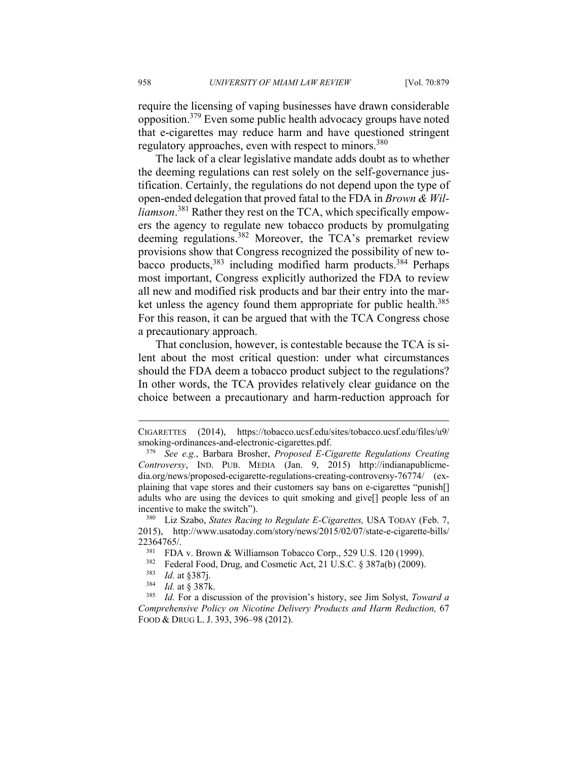require the licensing of vaping businesses have drawn considerable opposition.[379] Even some public health advocacy groups have noted that e-cigarettes may reduce harm and have questioned stringent regulatory approaches, even with respect to minors.[380]

The lack of a clear legislative mandate adds doubt as to whether the deeming regulations can rest solely on the self-governance justification. Certainly, the regulations do not depend upon the type of open-ended delegation that proved fatal to the FDA in *Brown & Williamson*.[381] Rather they rest on the TCA, which specifically empowers the agency to regulate new tobacco products by promulgating deeming regulations.[382] Moreover, the TCA's premarket review provisions show that Congress recognized the possibility of new tobacco products,[383] including modified harm products.[384] Perhaps most important, Congress explicitly authorized the FDA to review all new and modified risk products and bar their entry into the market unless the agency found them appropriate for public health.[385] For this reason, it can be argued that with the TCA Congress chose a precautionary approach.

That conclusion, however, is contestable because the TCA is silent about the most critical question: under what circumstances should the FDA deem a tobacco product subject to the regulations? In other words, the TCA provides relatively clear guidance on the choice between a precautionary and harm-reduction approach for

---

CIGARETTES (2014), https://tobacco.ucsf.edu/sites/tobacco.ucsf.edu/files/u9/smoking-ordinances-and-electronic-cigarettes.pdf.

[379] *See e.g.*, Barbara Brosher, *Proposed E-Cigarette Regulations Creating Controversy*, IND. PUB. MEDIA (Jan. 9, 2015) http://indianapublicmedia.org/news/proposed-ecigarette-regulations-creating-controversy-76774/ (explaining that vape stores and their customers say bans on e-cigarettes "punish[] adults who are using the devices to quit smoking and give[] people less of an incentive to make the switch").

[380] Liz Szabo, *States Racing to Regulate E-Cigarettes,* USA TODAY (Feb. 7, 2015), http://www.usatoday.com/story/news/2015/02/07/state-e-cigarette-bills/22364765/.

[381] FDA v. Brown & Williamson Tobacco Corp., 529 U.S. 120 (1999).

[382] Federal Food, Drug, and Cosmetic Act, 21 U.S.C. § 387a(b) (2009).

[383] *Id.* at §387j.

[384] *Id.* at § 387k.

[385] *Id.* For a discussion of the provision's history, see Jim Solyst, *Toward a Comprehensive Policy on Nicotine Delivery Products and Harm Reduction,* 67 FOOD & DRUG L. J. 393, 396–98 (2012).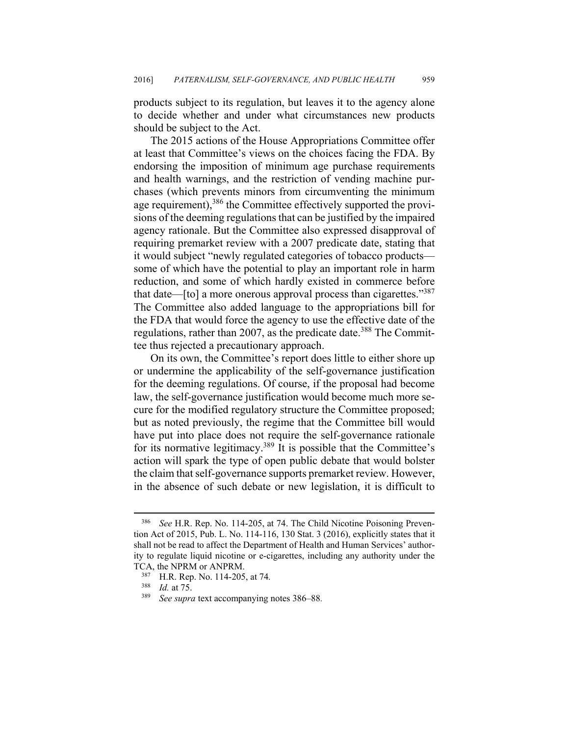products subject to its regulation, but leaves it to the agency alone to decide whether and under what circumstances new products should be subject to the Act.

The 2015 actions of the House Appropriations Committee offer at least that Committee's views on the choices facing the FDA. By endorsing the imposition of minimum age purchase requirements and health warnings, and the restriction of vending machine purchases (which prevents minors from circumventing the minimum age requirement),[386] the Committee effectively supported the provisions of the deeming regulations that can be justified by the impaired agency rationale. But the Committee also expressed disapproval of requiring premarket review with a 2007 predicate date, stating that it would subject "newly regulated categories of tobacco products—some of which have the potential to play an important role in harm reduction, and some of which hardly existed in commerce before that date—[to] a more onerous approval process than cigarettes."[387] The Committee also added language to the appropriations bill for the FDA that would force the agency to use the effective date of the regulations, rather than 2007, as the predicate date.[388] The Committee thus rejected a precautionary approach.

On its own, the Committee's report does little to either shore up or undermine the applicability of the self-governance justification for the deeming regulations. Of course, if the proposal had become law, the self-governance justification would become much more secure for the modified regulatory structure the Committee proposed; but as noted previously, the regime that the Committee bill would have put into place does not require the self-governance rationale for its normative legitimacy.[389] It is possible that the Committee's action will spark the type of open public debate that would bolster the claim that self-governance supports premarket review. However, in the absence of such debate or new legislation, it is difficult to

---

[386] *See* H.R. Rep. No. 114-205, at 74. The Child Nicotine Poisoning Prevention Act of 2015, Pub. L. No. 114-116, 130 Stat. 3 (2016), explicitly states that it shall not be read to affect the Department of Health and Human Services' authority to regulate liquid nicotine or e-cigarettes, including any authority under the TCA, the NPRM or ANPRM.

[387] H.R. Rep. No. 114-205, at 74.

[388] *Id.* at 75.

[389] *See supra* text accompanying notes 386–88.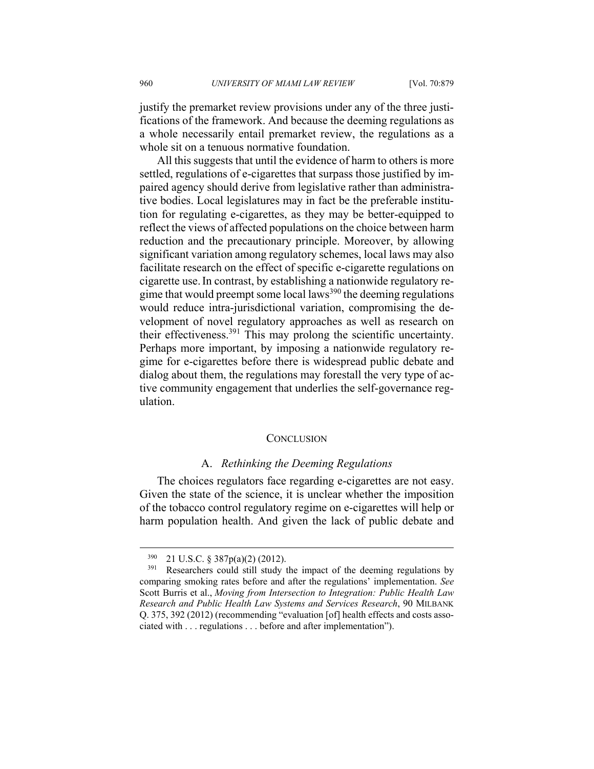justify the premarket review provisions under any of the three justifications of the framework. And because the deeming regulations as a whole necessarily entail premarket review, the regulations as a whole sit on a tenuous normative foundation.

All this suggests that until the evidence of harm to others is more settled, regulations of e-cigarettes that surpass those justified by impaired agency should derive from legislative rather than administrative bodies. Local legislatures may in fact be the preferable institution for regulating e-cigarettes, as they may be better-equipped to reflect the views of affected populations on the choice between harm reduction and the precautionary principle. Moreover, by allowing significant variation among regulatory schemes, local laws may also facilitate research on the effect of specific e-cigarette regulations on cigarette use. In contrast, by establishing a nationwide regulatory regime that would preempt some local laws[390] the deeming regulations would reduce intra-jurisdictional variation, compromising the development of novel regulatory approaches as well as research on their effectiveness.[391] This may prolong the scientific uncertainty. Perhaps more important, by imposing a nationwide regulatory regime for e-cigarettes before there is widespread public debate and dialog about them, the regulations may forestall the very type of active community engagement that underlies the self-governance regulation.

## CONCLUSION

### A. *Rethinking the Deeming Regulations*

The choices regulators face regarding e-cigarettes are not easy. Given the state of the science, it is unclear whether the imposition of the tobacco control regulatory regime on e-cigarettes will help or harm population health. And given the lack of public debate and

---

[390] 21 U.S.C. § 387p(a)(2) (2012).

[391] Researchers could still study the impact of the deeming regulations by comparing smoking rates before and after the regulations' implementation. *See* Scott Burris et al., *Moving from Intersection to Integration: Public Health Law Research and Public Health Law Systems and Services Research*, 90 MILBANK Q. 375, 392 (2012) (recommending "evaluation [of] health effects and costs associated with . . . regulations . . . before and after implementation").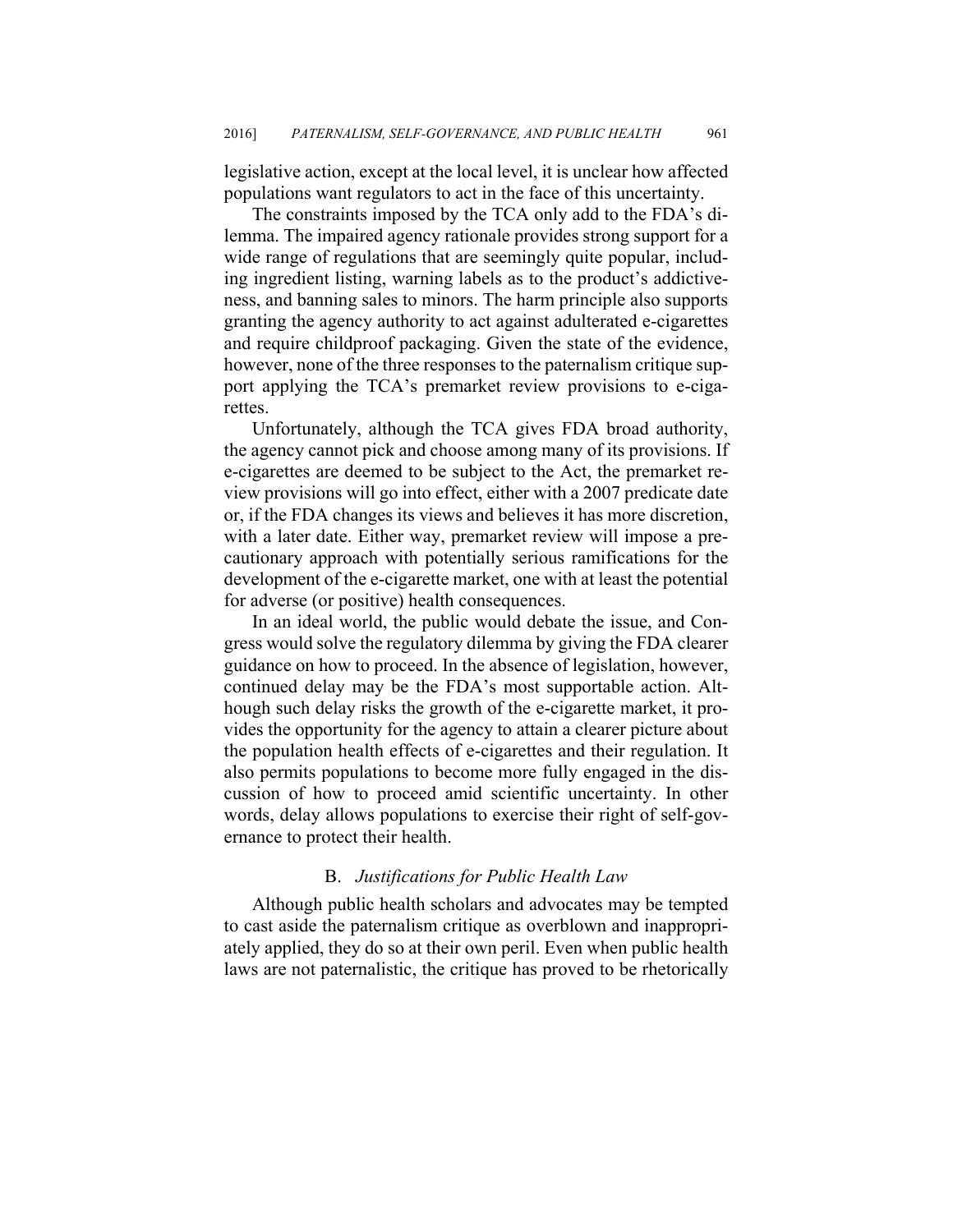legislative action, except at the local level, it is unclear how affected populations want regulators to act in the face of this uncertainty.

The constraints imposed by the TCA only add to the FDA's dilemma. The impaired agency rationale provides strong support for a wide range of regulations that are seemingly quite popular, including ingredient listing, warning labels as to the product's addictiveness, and banning sales to minors. The harm principle also supports granting the agency authority to act against adulterated e-cigarettes and require childproof packaging. Given the state of the evidence, however, none of the three responses to the paternalism critique support applying the TCA's premarket review provisions to e-cigarettes.

Unfortunately, although the TCA gives FDA broad authority, the agency cannot pick and choose among many of its provisions. If e-cigarettes are deemed to be subject to the Act, the premarket review provisions will go into effect, either with a 2007 predicate date or, if the FDA changes its views and believes it has more discretion, with a later date. Either way, premarket review will impose a precautionary approach with potentially serious ramifications for the development of the e-cigarette market, one with at least the potential for adverse (or positive) health consequences.

In an ideal world, the public would debate the issue, and Congress would solve the regulatory dilemma by giving the FDA clearer guidance on how to proceed. In the absence of legislation, however, continued delay may be the FDA's most supportable action. Although such delay risks the growth of the e-cigarette market, it provides the opportunity for the agency to attain a clearer picture about the population health effects of e-cigarettes and their regulation. It also permits populations to become more fully engaged in the discussion of how to proceed amid scientific uncertainty. In other words, delay allows populations to exercise their right of self-governance to protect their health.

### B. *Justifications for Public Health Law*

Although public health scholars and advocates may be tempted to cast aside the paternalism critique as overblown and inappropriately applied, they do so at their own peril. Even when public health laws are not paternalistic, the critique has proved to be rhetorically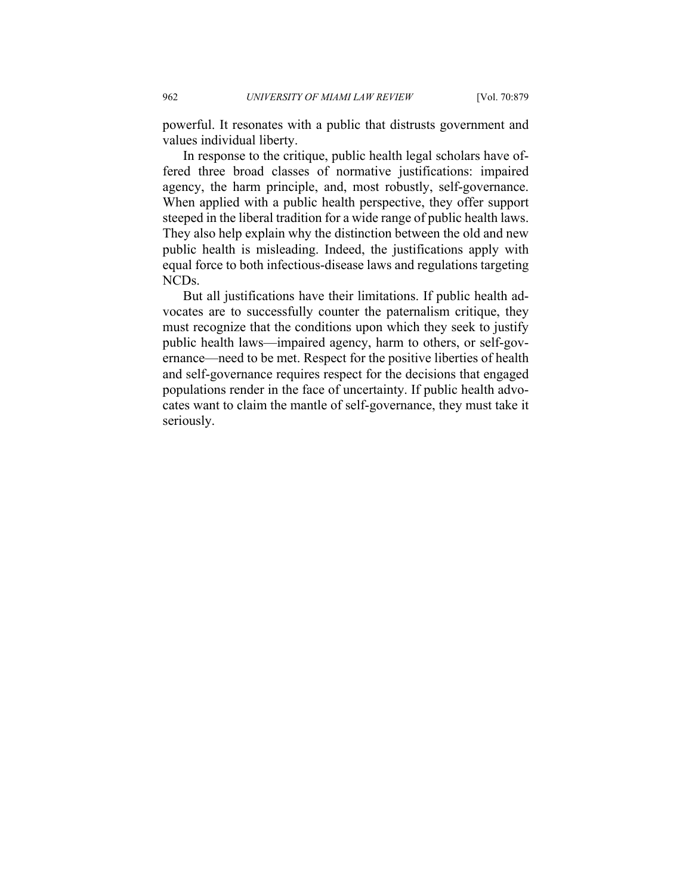powerful. It resonates with a public that distrusts government and values individual liberty.

In response to the critique, public health legal scholars have offered three broad classes of normative justifications: impaired agency, the harm principle, and, most robustly, self-governance. When applied with a public health perspective, they offer support steeped in the liberal tradition for a wide range of public health laws. They also help explain why the distinction between the old and new public health is misleading. Indeed, the justifications apply with equal force to both infectious-disease laws and regulations targeting NCDs.

But all justifications have their limitations. If public health advocates are to successfully counter the paternalism critique, they must recognize that the conditions upon which they seek to justify public health laws—impaired agency, harm to others, or self-governance—need to be met. Respect for the positive liberties of health and self-governance requires respect for the decisions that engaged populations render in the face of uncertainty. If public health advocates want to claim the mantle of self-governance, they must take it seriously.